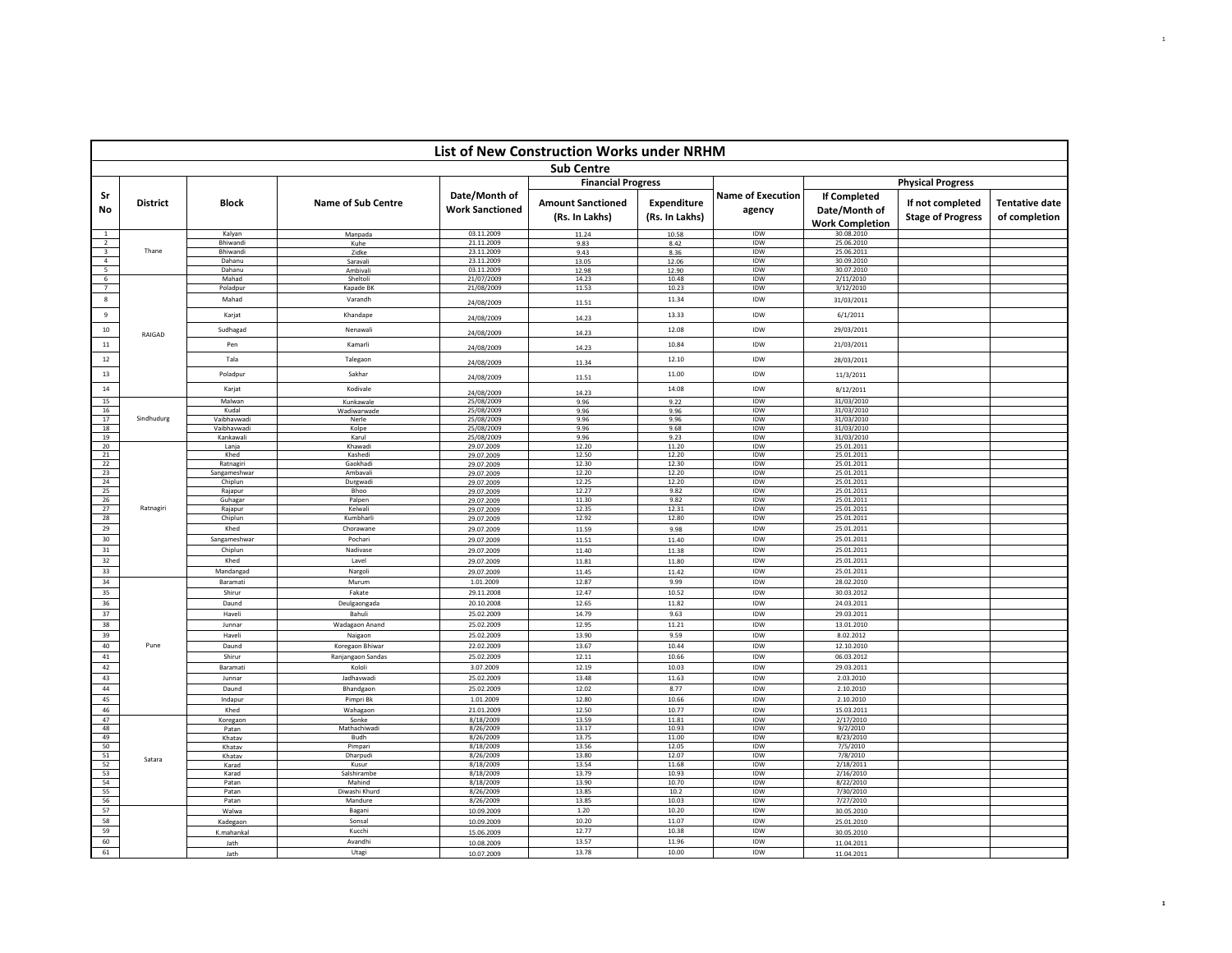# List of New Construction Works under NRHM

## Sub Centre

| Sr No | District | Block | Name of Sub Centre | Date/Month of Work Sanctioned | Financial Progress | | Name of Execution agency | Physical Progress | | |
|---|---|---|---|---|---|---|---|---|---|---|
| | | | | | Amount Sanctioned (Rs. In Lakhs) | Expenditure (Rs. In Lakhs) | | If Completed Date/Month of Work Completion | If not completed Stage of Progress | Tentative date of completion |
| 1 | Thane | Kalyan | Manpada | 03.11.2009 | 11.24 | 10.58 | IDW | 30.08.2010 | | |
| 2 | | Bhiwandi | Kuhe | 21.11.2009 | 9.83 | 8.42 | IDW | 25.06.2010 | | |
| 3 | | Bhiwandi | Zidke | 23.11.2009 | 9.43 | 8.36 | IDW | 25.06.2011 | | |
| 4 | | Dahanu | Saravali | 23.11.2009 | 13.05 | 12.06 | IDW | 30.09.2010 | | |
| 5 | | Dahanu | Ambivali | 03.11.2009 | 12.98 | 12.90 | IDW | 30.07.2010 | | |
| 6 | RAIGAD | Mahad | Sheltoli | 21/07/2009 | 14.23 | 10.48 | IDW | 2/11/2010 | | |
| 7 | | Poladpur | Kapade BK | 21/08/2009 | 11.53 | 10.23 | IDW | 3/12/2010 | | |
| 8 | | Mahad | Varandh | 24/08/2009 | 11.51 | 11.34 | IDW | 31/03/2011 | | |
| 9 | | Karjat | Khandape | 24/08/2009 | 14.23 | 13.33 | IDW | 6/1/2011 | | |
| 10 | | Sudhagad | Nenawali | 24/08/2009 | 14.23 | 12.08 | IDW | 29/03/2011 | | |
| 11 | | Pen | Kamarli | 24/08/2009 | 14.23 | 10.84 | IDW | 21/03/2011 | | |
| 12 | | Tala | Talegaon | 24/08/2009 | 11.34 | 12.10 | IDW | 28/03/2011 | | |
| 13 | | Poladpur | Sakhar | 24/08/2009 | 11.51 | 11.00 | IDW | 11/3/2011 | | |
| 14 | | Karjat | Kodivale | 24/08/2009 | 14.23 | 14.08 | IDW | 8/12/2011 | | |
| 15 | Sindhudurg | Malwan | Kunkawale | 25/08/2009 | 9.96 | 9.22 | IDW | 31/03/2010 | | |
| 16 | | Kudal | Wadiwarwade | 25/08/2009 | 9.96 | 9.96 | IDW | 31/03/2010 | | |
| 17 | | Vaibhavwadi | Nerle | 25/08/2009 | 9.96 | 9.96 | IDW | 31/03/2010 | | |
| 18 | | Vaibhavwadi | Kolpe | 25/08/2009 | 9.96 | 9.68 | IDW | 31/03/2010 | | |
| 19 | | Kankawali | Karul | 25/08/2009 | 9.96 | 9.23 | IDW | 31/03/2010 | | |
| 20 | Ratnagiri | Lanja | Khawadi | 29.07.2009 | 12.20 | 11.20 | IDW | 25.01.2011 | | |
| 21 | | Khed | Kashedi | 29.07.2009 | 12.50 | 12.20 | IDW | 25.01.2011 | | |
| 22 | | Ratnagiri | Gaokhadi | 29.07.2009 | 12.30 | 12.30 | IDW | 25.01.2011 | | |
| 23 | | Sangameshwar | Ambavali | 29.07.2009 | 12.20 | 12.20 | IDW | 25.01.2011 | | |
| 24 | | Chiplun | Dungwadi | 29.07.2009 | 12.25 | 12.20 | IDW | 25.01.2011 | | |
| 25 | | Rajapur | Bhoo | 29.07.2009 | 12.27 | 9.82 | IDW | 25.01.2011 | | |
| 26 | | Guhagar | Palpen | 29.07.2009 | 11.30 | 9.82 | IDW | 25.01.2011 | | |
| 27 | | Rajapur | Kelwali | 29.07.2009 | 12.35 | 12.31 | IDW | 25.01.2011 | | |
| 28 | | Chiplun | Kumbharli | 29.07.2009 | 12.92 | 12.80 | IDW | 25.01.2011 | | |
| 29 | | Khed | Chorawane | 29.07.2009 | 11.59 | 9.98 | IDW | 25.01.2011 | | |
| 30 | | Sangameshwar | Pochari | 29.07.2009 | 11.51 | 11.40 | IDW | 25.01.2011 | | |
| 31 | | Chiplun | Nadivase | 29.07.2009 | 11.40 | 11.38 | IDW | 25.01.2011 | | |
| 32 | | Khed | Lavel | 29.07.2009 | 11.81 | 11.80 | IDW | 25.01.2011 | | |
| 33 | | Mandangad | Nargoli | 29.07.2009 | 11.45 | 11.42 | IDW | 25.01.2011 | | |
| 34 | Pune | Baramati | Murum | 1.01.2009 | 12.87 | 9.99 | IDW | 28.02.2010 | | |
| 35 | | Shirur | Fakate | 29.11.2008 | 12.47 | 10.52 | IDW | 30.03.2012 | | |
| 36 | | Daund | Deulgaongada | 20.10.2008 | 12.65 | 11.82 | IDW | 24.03.2011 | | |
| 37 | | Haveli | Bahuli | 25.02.2009 | 14.79 | 9.63 | IDW | 29.03.2011 | | |
| 38 | | Junnar | Wadagaon Anand | 25.02.2009 | 12.95 | 11.21 | IDW | 13.01.2010 | | |
| 39 | | Haveli | Naigaon | 25.02.2009 | 13.90 | 9.59 | IDW | 8.02.2012 | | |
| 40 | | Daund | Koregaon Bhiwar | 22.02.2009 | 13.67 | 10.44 | IDW | 12.10.2010 | | |
| 41 | | Shirur | Ranjangaon Sandas | 25.02.2009 | 12.11 | 10.66 | IDW | 06.03.2012 | | |
| 42 | | Baramati | Kololi | 3.07.2009 | 12.19 | 10.03 | IDW | 29.03.2011 | | |
| 43 | | Junnar | Jadhavwadi | 25.02.2009 | 13.48 | 11.63 | IDW | 2.03.2010 | | |
| 44 | | Daund | Bhandgaon | 25.02.2009 | 12.02 | 8.77 | IDW | 2.10.2010 | | |
| 45 | | Indapur | Pimpri Bk | 1.01.2009 | 12.80 | 10.66 | IDW | 2.10.2010 | | |
| 46 | | Khed | Wahagaon | 21.01.2009 | 12.50 | 10.77 | IDW | 15.03.2011 | | |
| 47 | Satara | Koregaon | Sonke | 8/18/2009 | 13.59 | 11.81 | IDW | 2/17/2010 | | |
| 48 | | Patan | Mathachiwadi | 8/26/2009 | 13.17 | 10.93 | IDW | 9/2/2010 | | |
| 49 | | Khatav | Budh | 8/26/2009 | 13.75 | 11.00 | IDW | 8/23/2010 | | |
| 50 | | Khatav | Pimpari | 8/18/2009 | 13.56 | 12.05 | IDW | 7/5/2010 | | |
| 51 | | Khatav | Dharpudi | 8/26/2009 | 13.80 | 12.07 | IDW | 7/8/2010 | | |
| 52 | | Karad | Kusur | 8/18/2009 | 13.54 | 11.68 | IDW | 2/18/2011 | | |
| 53 | | Karad | Salshirambe | 8/18/2009 | 13.79 | 10.93 | IDW | 2/16/2010 | | |
| 54 | | Patan | Mahind | 8/18/2009 | 13.90 | 10.70 | IDW | 8/22/2010 | | |
| 55 | | Patan | Diwashi Khurd | 8/26/2009 | 13.85 | 10.2 | IDW | 7/30/2010 | | |
| 56 | | Patan | Mandure | 8/26/2009 | 13.85 | 10.03 | IDW | 7/27/2010 | | |
| 57 | | Walwa | Bagani | 10.09.2009 | 1.20 | 10.20 | IDW | 30.05.2010 | | |
| 58 | | Kadegaon | Sonsal | 10.09.2009 | 10.20 | 11.07 | IDW | 25.01.2010 | | |
| 59 | | K.mahankal | Kucchi | 15.06.2009 | 12.77 | 10.38 | IDW | 30.05.2010 | | |
| 60 | | Jath | Avandhi | 10.08.2009 | 13.57 | 11.96 | IDW | 11.04.2011 | | |
| 61 | | Jath | Utagi | 10.07.2009 | 13.78 | 10.00 | IDW | 11.04.2011 | | |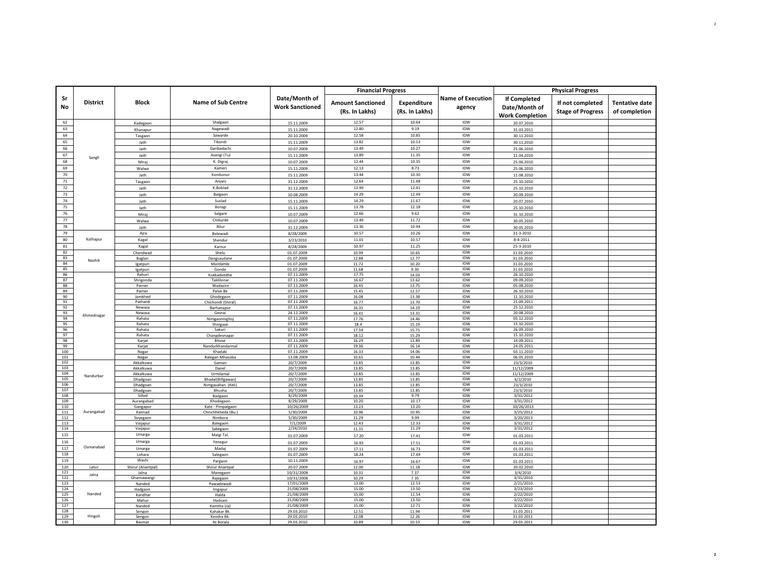| Sr No | District | Block | Name of Sub Centre | Date/Month of Work Sanctioned | Financial Progress | | Name of Execution agency | Physical Progress | | |
|---|---|---|---|---|---|---|---|---|---|---|
| | | | | | Amount Sanctioned (Rs. In Lakhs) | Expenditure (Rs. In Lakhs) | | If Completed Date/Month of Work Completion | If not completed Stage of Progress | Tentative date of completion |
| 62 | Sangli | Kadegaon | Shalgaon | 15.11.2009 | 12.57 | 10.64 | IDW | 20.07.2010 | | |
| 63 | | Khanapur | Nagewadi | 15.11.2009 | 12.80 | 9.19 | IDW | 31.03.2011 | | |
| 64 | | Tasgaon | Sawarde | 20.10.2009 | 12.58 | 10.85 | IDW | 30.11.2010 | | |
| 65 | | Jath | Tikondi | 15.11.2009 | 13.82 | 10.53 | IDW | 30.11.2010 | | |
| 66 | | Jath | Daribadachi | 10.07.2009 | 13.49 | 10.27 | IDW | 25.06.2010 | | |
| 67 | | Jath | Asangi (Tu) | 15.11.2009 | 13.89 | 11.35 | IDW | 11.04.2010 | | |
| 68 | | Miraj | K. Digraj | 10.07.2009 | 12.44 | 10.35 | IDW | 25.06.2010 | | |
| 69 | | Walwa | Kameri | 15.11.2009 | 12.13 | 8.73 | IDW | 25.06.2010 | | |
| 70 | | Jath | Konikonur | 15.11.2009 | 13.44 | 10.30 | IDW | 11.08.2010 | | |
| 71 | | Tasgaon | Anjani | 31.12.2009 | 12.64 | 11.48 | IDW | 25.10.2010 | | |
| 72 | | Jath | K.Boblad | 31.12.2009 | 13.99 | 12.41 | IDW | 25.10.2010 | | |
| 73 | | Jath | Balgaon | 10.08.2009 | 14.29 | 12.49 | IDW | 20.09.2010 | | |
| 74 | | Jath | Suslad | 15.11.2009 | 14.29 | 11.67 | IDW | 20.07.2010 | | |
| 75 | | Jath | Boragi | 15.11.2009 | 13.78 | 12.18 | IDW | 25.10.2010 | | |
| 76 | | Miraj | Salgare | 10.07.2009 | 12.66 | 9.62 | IDW | 31.10.2010 | | |
| 77 | | Walwa | Chikurde | 10.07.2009 | 13.49 | 11.72 | IDW | 30.05.2010 | | |
| 78 | | Jath | Bilur | 31.12.2009 | 13.36 | 10.94 | IDW | 30.05.2010 | | |
| 79 | Kolhapur | Ajra | Belewadi | 8/28/2009 | 10.57 | 10.26 | IDW | 31-3-2010 | | |
| 80 | | Kagal | Shendur | 3/23/2010 | 11.01 | 10.57 | IDW | 8-4-2011 | | |
| 81 | | Kagal | Karnur | 8/28/2009 | 10.97 | 11.25 | IDW | 25-3-2010 | | |
| 82 | Nashik | Chandwad | Shelu | 01.07.2009 | 10.99 | 10.65 | IDW | 31.03.2010 | | |
| 83 | | Baglan | Dangsaudane | 01.07.2009 | 12.88 | 12.77 | IDW | 31.03.2010 | | |
| 84 | | Igatpuri | Murdambi | 01.07.2009 | 11.72 | 10.20 | IDW | 31.03.2010 | | |
| 85 | | Igatpuri | Gonde | 01.07.2009 | 11.68 | 9.30 | IDW | 31.03.2010 | | |
| 86 | Ahmednagar | Rahuri | Kukkadvedhe | 07.11.2009 | 17.75 | 14.03 | IDW | 26.10.2010 | | |
| 87 | | Shrigonda | Taklilonar | 07.11.2009 | 16.67 | 13.62 | IDW | 09.09.2010 | | |
| 88 | | Parner | Wadazire | 07.11.2009 | 16.45 | 13.75 | IDW | 05.08.2010 | | |
| 89 | | Parner | Palve Bk | 07.11.2009 | 15.45 | 12.57 | IDW | 26.10.2010 | | |
| 90 | | Jamkhed | Ghodegaon | 07.11.2009 | 16.08 | 13.38 | IDW | 11.10.2010 | | |
| 91 | | Pathardi | Chichondi (Shiral) | 07.11.2009 | 16.77 | 13.70 | IDW | 21.09.2011 | | |
| 92 | | Newasa | Barhanapur | 07.11.2009 | 16.35 | 14.19 | IDW | 25.12.2010 | | |
| 93 | | Newasa | Gevrai | 24.12.2009 | 16.41 | 13.31 | IDW | 20.08.2010 | | |
| 94 | | Rahata | Nimgaonnighoj | 07.11.2009 | 17.76 | 14.46 | IDW | 05.12.2010 | | |
| 95 | | Rahata | Shingave | 07.11.2009 | 18.4 | 15.19 | IDW | 15.10.2010 | | |
| 96 | | Rahata | Sakuri | 07.11.2009 | 17.59 | 15.71 | IDW | 26.09.2010 | | |
| 97 | | Rahata | Changdevnagar | 07.11.2009 | 18.12 | 15.29 | IDW | 15.10.2010 | | |
| 98 | | Karjat | Bhose | 07.11.2009 | 16.29 | 13.89 | IDW | 14.09.2011 | | |
| 99 | | Karjat | Nandurkhandarmal | 07.11.2009 | 19.36 | 16.14 | IDW | 24.05.2011 | | |
| 100 | | Nagar | Khadaki | 07.11.2009 | 16.33 | 14.06 | IDW | 03.11.2010 | | |
| 101 | | Nagar | Ralegan Mhasoba | 13.08.2009 | 10.65 | 10.44 | IDW | 06.05.2010 | | |
| 102 | Nandurbar | Akkalkuwa | Gaman | 20/7/2009 | 13.85 | 13.85 | IDW | 23/3/2010 | | |
| 103 | | Akkalkuwa | Danel | 20/7/2009 | 13.85 | 13.85 | IDW | 11/12/2009 | | |
| 104 | | Akkalkuwa | Urmilamal | 20/7/2009 | 13.85 | 13.85 | IDW | 11/12/2009 | | |
| 105 | | Dhadgoan | Bhadal(Billgawan) | 20/7/2009 | 13.85 | 13.85 | IDW | 6/2/2010 | | |
| 106 | | Dhadgoan | Nimgavahan (Keli) | 20/7/2009 | 13.85 | 13.85 | IDW | 23/3/2010 | | |
| 107 | | Dhadgoan | Bhusha | 20/7/2009 | 13.85 | 13.85 | IDW | 23/3/2010 | | |
| 108 | Aurangabad | Sillod | Railgaon | 8/29/2009 | 10.39 | 9.79 | IDW | 3/31/2012 | | |
| 109 | | Aurangabad | Khodegaon | 8/29/2009 | 10.20 | 10.17 | IDW | 3/31/2012 | | |
| 110 | | Gangapur | Kate - Pimpalgaon | 10/26/2009 | 13.23 | 13.20 | IDW | 10/26/2013 | | |
| 111 | | Kannad | Chinchhkheda (Bu.) | 5/30/2009 | 10.96 | 10.95 | IDW | 3/25/2012 | | |
| 112 | | Soyegaon | Nimbora | 5/30/2009 | 11.29 | 9.99 | IDW | 3/20/2013 | | |
| 113 | | Vaijapur | Balegaon | 7/1/2009 | 12.43 | 12.33 | IDW | 3/31/2012 | | |
| 114 | | Vaijapur | Sakegaon | 2/24/2010 | 11.31 | 11.29 | IDW | 3/31/2012 | | |
| 115 | Osmanabad | Umarga | Malgi Tal. | 01.07.2009 | 17.20 | 17.41 | IDW | 01.03.2011 | | |
| 116 | | Umarga | Yenegur | 01.07.2009 | 16.93 | 17.51 | IDW | 01.03.2011 | | |
| 117 | | Umarga | Madaj | 01.07.2009 | 17.11 | 16.73 | IDW | 01.03.2011 | | |
| 118 | | Lohara | Salegaon | 01.07.2009 | 18.24 | 17.49 | IDW | 01.03.2011 | | |
| 119 | | Washi | Pargaon | 10.11.2009 | 16.97 | 16.67 | IDW | 01.03.2011 | | |
| 120 | Latur | Shirur (Anantpal) | Shirur Anantpal | 20.07.2009 | 12.00 | 11.18 | IDW | 20.02.2010 | | |
| 121 | Jalna | Jalna | Manegaon | 10/31/2008 | 10.31 | 7.37 | IDW | 3/4/2010 | | |
| 122 | | Ghansawangi | Rajegaon | 10/31/2008 | 10.29 | 7.35 | IDW | 3/31/2010 | | |
| 123 | Nanded | Nanded | Pawadewadi | 17/01/2009 | 13.00 | 12.53 | IDW | 2/21/2010 | | |
| 124 | | Hadgaon | lingapur | 21/08/2009 | 15.00 | 13.50 | IDW | 3/23/2010 | | |
| 125 | | Kandhar | Halda | 21/08/2009 | 15.00 | 11.54 | IDW | 2/22/2010 | | |
| 126 | | Mahur | Hadsani | 21/08/2009 | 15.00 | 13.50 | IDW | 3/22/2010 | | |
| 127 | | Nanded | Kamtha (Ja) | 21/08/2009 | 15.00 | 12.71 | IDW | 3/22/2010 | | |
| 128 | Hingoli | Sengon | Kahakar Bk. | 29.03.2010 | 12.51 | 11.94 | IDW | 31.03.2011 | | |
| 129 | | Sengon | Kendra Bk. | 29.03.2010 | 12.08 | 12.26 | IDW | 31.03.2011 | | |
| 130 | | Basmat | At Borala | 29.03.2010 | 10.89 | 10.53 | IDW | 29.03.2011 | | |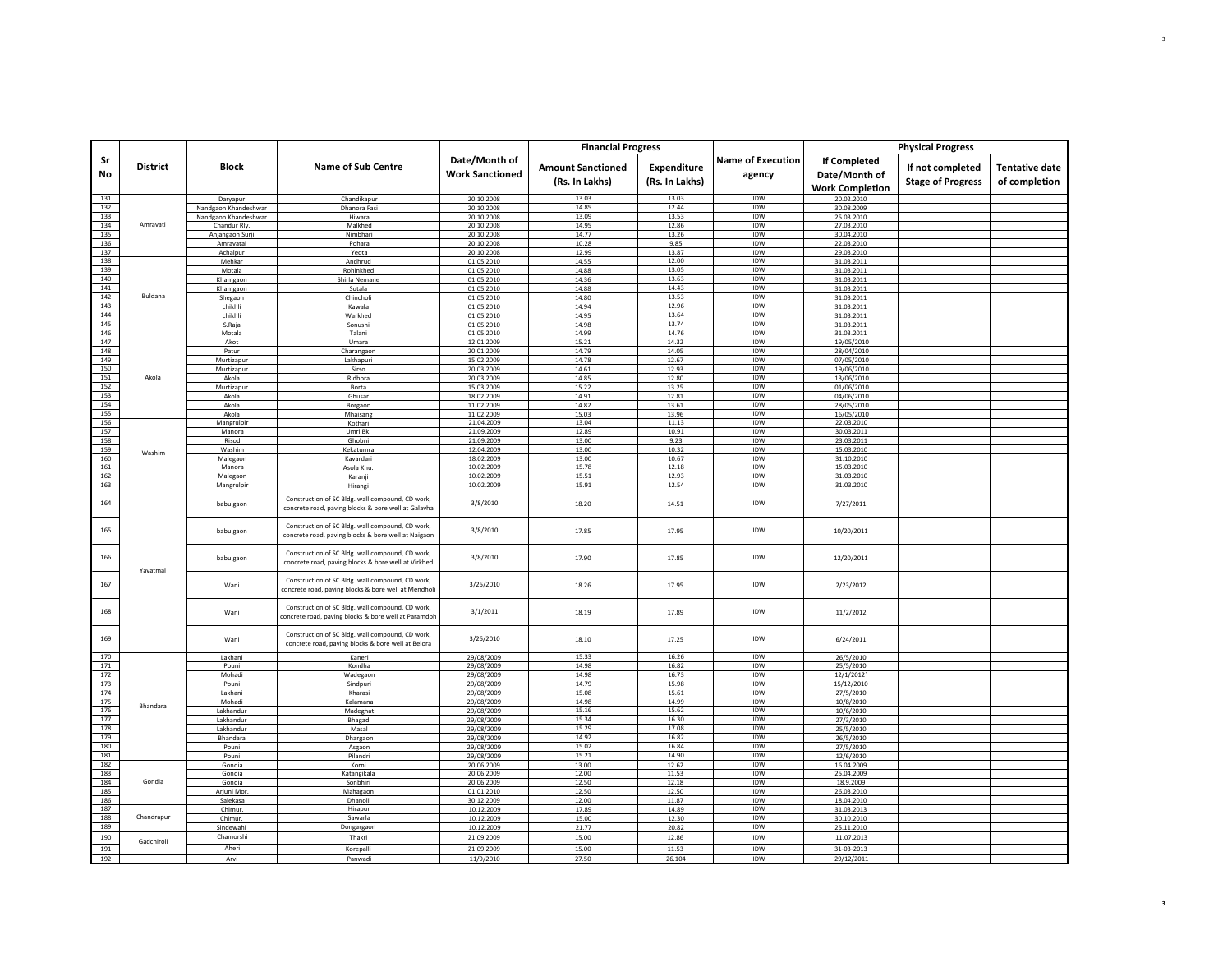| Sr No | District | Block | Name of Sub Centre | Date/Month of Work Sanctioned | Financial Progress | | Name of Execution agency | Physical Progress | | |
|---|---|---|---|---|---|---|---|---|---|---|
| | | | | | Amount Sanctioned (Rs. In Lakhs) | Expenditure (Rs. In Lakhs) | | If Completed Date/Month of Work Completion | If not completed Stage of Progress | Tentative date of completion |
| 131 | Amravati | Daryapur | Chandikapur | 20.10.2008 | 13.03 | 13.03 | IDW | 20.02.2010 | | |
| 132 | | Nandgaon Khandeshwar | Dhanora Fasi | 20.10.2008 | 14.85 | 12.44 | IDW | 30.08.2009 | | |
| 133 | | Nandgaon Khandeshwar | Hiwara | 20.10.2008 | 13.09 | 13.53 | IDW | 25.03.2010 | | |
| 134 | | Chandur Rly. | Malkhed | 20.10.2008 | 14.95 | 12.86 | IDW | 27.03.2010 | | |
| 135 | | Anjangaon Surji | Nimbhari | 20.10.2008 | 14.77 | 13.26 | IDW | 30.04.2010 | | |
| 136 | | Amravatai | Pohara | 20.10.2008 | 10.28 | 9.85 | IDW | 22.03.2010 | | |
| 137 | | Achalpur | Yeota | 20.10.2008 | 12.99 | 13.87 | IDW | 29.03.2010 | | |
| 138 | Buldana | Mehkar | Andhrud | 01.05.2010 | 14.55 | 12.00 | IDW | 31.03.2011 | | |
| 139 | | Motala | Rohinkhed | 01.05.2010 | 14.88 | 13.05 | IDW | 31.03.2011 | | |
| 140 | | Khamgaon | Shirla Nemane | 01.05.2010 | 14.36 | 13.63 | IDW | 31.03.2011 | | |
| 141 | | Khamgaon | Sutala | 01.05.2010 | 14.88 | 14.43 | IDW | 31.03.2011 | | |
| 142 | | Shegaon | Chincholi | 01.05.2010 | 14.80 | 13.53 | IDW | 31.03.2011 | | |
| 143 | | chikhli | Kawala | 01.05.2010 | 14.94 | 12.96 | IDW | 31.03.2011 | | |
| 144 | | chikhli | Warkhed | 01.05.2010 | 14.95 | 13.64 | IDW | 31.03.2011 | | |
| 145 | | S.Raja | Sonushi | 01.05.2010 | 14.98 | 13.74 | IDW | 31.03.2011 | | |
| 146 | | Motala | Talani | 01.05.2010 | 14.99 | 14.76 | IDW | 31.03.2011 | | |
| 147 | Akola | Akot | Umara | 12.01.2009 | 15.21 | 14.32 | IDW | 19/05/2010 | | |
| 148 | | Patur | Charangaon | 20.01.2009 | 14.79 | 14.05 | IDW | 28/04/2010 | | |
| 149 | | Murtizapur | Lakhapuri | 15.02.2009 | 14.78 | 12.67 | IDW | 07/05/2010 | | |
| 150 | | Murtizapur | Sirso | 20.03.2009 | 14.61 | 12.93 | IDW | 19/06/2010 | | |
| 151 | | Akola | Ridhora | 20.03.2009 | 14.85 | 12.80 | IDW | 13/06/2010 | | |
| 152 | | Murtizapur | Borta | 15.03.2009 | 15.22 | 13.25 | IDW | 01/06/2010 | | |
| 153 | | Akola | Ghusar | 18.02.2009 | 14.91 | 12.81 | IDW | 04/06/2010 | | |
| 154 | | Akola | Borgaon | 11.02.2009 | 14.82 | 13.61 | IDW | 28/05/2010 | | |
| 155 | | Akola | Mhaisang | 11.02.2009 | 15.03 | 13.96 | IDW | 16/05/2010 | | |
| 156 | Washim | Mangrulpir | Kothari | 21.04.2009 | 13.04 | 11.13 | IDW | 22.03.2010 | | |
| 157 | | Manora | Umri Bk. | 21.09.2009 | 12.89 | 10.91 | IDW | 30.03.2011 | | |
| 158 | | Risod | Ghobni | 21.09.2009 | 13.00 | 9.23 | IDW | 23.03.2011 | | |
| 159 | | Washim | Kekatumra | 12.04.2009 | 13.00 | 10.32 | IDW | 15.03.2010 | | |
| 160 | | Malegaon | Kavardari | 18.02.2009 | 13.00 | 10.67 | IDW | 31.10.2010 | | |
| 161 | | Manora | Asola Khu. | 10.02.2009 | 15.78 | 12.18 | IDW | 15.03.2010 | | |
| 162 | | Malegaon | Karanji | 10.02.2009 | 15.51 | 12.93 | IDW | 31.03.2010 | | |
| 163 | | Mangrulpir | Hirangi | 10.02.2009 | 15.91 | 12.54 | IDW | 31.03.2010 | | |
| 164 | Yavatmal | babulgaon | Construction of SC Bldg. wall compound, CD work, concrete road, paving blocks & bore well at Galavha | 3/8/2010 | 18.20 | 14.51 | IDW | 7/27/2011 | | |
| 165 | | babulgaon | Construction of SC Bldg. wall compound, CD work, concrete road, paving blocks & bore well at Naigaon | 3/8/2010 | 17.85 | 17.95 | IDW | 10/20/2011 | | |
| 166 | | babulgaon | Construction of SC Bldg. wall compound, CD work, concrete road, paving blocks & bore well at Virkhed | 3/8/2010 | 17.90 | 17.85 | IDW | 12/20/2011 | | |
| 167 | | Wani | Construction of SC Bldg. wall compound, CD work, concrete road, paving blocks & bore well at Mendholi | 3/26/2010 | 18.26 | 17.95 | IDW | 2/23/2012 | | |
| 168 | | Wani | Construction of SC Bldg. wall compound, CD work, concrete road, paving blocks & bore well at Paramdoh | 3/1/2011 | 18.19 | 17.89 | IDW | 11/2/2012 | | |
| 169 | | Wani | Construction of SC Bldg. wall compound, CD work, concrete road, paving blocks & bore well at Belora | 3/26/2010 | 18.10 | 17.25 | IDW | 6/24/2011 | | |
| 170 | Bhandara | Lakhani | Kaneri | 29/08/2009 | 15.33 | 16.26 | IDW | 26/5/2010 | | |
| 171 | | Pouni | Kondha | 29/08/2009 | 14.98 | 16.82 | IDW | 25/5/2010 | | |
| 172 | | Mohadi | Wadegaon | 29/08/2009 | 14.98 | 16.73 | IDW | 12/1/2012` | | |
| 173 | | Pouni | Sindpuri | 29/08/2009 | 14.79 | 15.98 | IDW | 15/12/2010 | | |
| 174 | | Lakhani | Kharasi | 29/08/2009 | 15.08 | 15.61 | IDW | 27/5/2010 | | |
| 175 | | Mohadi | Kalamana | 29/08/2009 | 14.98 | 14.99 | IDW | 10/8/2010 | | |
| 176 | | Lakhandur | Madeghat | 29/08/2009 | 15.16 | 15.62 | IDW | 10/6/2010 | | |
| 177 | | Lakhandur | Bhagadi | 29/08/2009 | 15.34 | 16.30 | IDW | 27/3/2010 | | |
| 178 | | Lakhandur | Masal | 29/08/2009 | 15.29 | 17.08 | IDW | 25/5/2010 | | |
| 179 | | Bhandara | Dhargaon | 29/08/2009 | 14.92 | 16.82 | IDW | 26/5/2010 | | |
| 180 | | Pouni | Asgaon | 29/08/2009 | 15.02 | 16.84 | IDW | 27/5/2010 | | |
| 181 | | Pouni | Pilandri | 29/08/2009 | 15.21 | 14.90 | IDW | 12/6/2010 | | |
| 182 | Gondia | Gondia | Korni | 20.06.2009 | 13.00 | 12.62 | IDW | 16.04.2009 | | |
| 183 | | Gondia | Katangikala | 20.06.2009 | 12.00 | 11.53 | IDW | 25.04.2009 | | |
| 184 | | Gondia | Sonbhiri | 20.06.2009 | 12.50 | 12.18 | IDW | 18.9.2009 | | |
| 185 | | Arjuni Mor. | Mahagaon | 01.01.2010 | 12.50 | 12.50 | IDW | 26.03.2010 | | |
| 186 | | Salekasa | Dhanoli | 30.12.2009 | 12.00 | 11.87 | IDW | 18.04.2010 | | |
| 187 | Chandrapur | Chimur. | Hirapur | 10.12.2009 | 17.89 | 14.89 | IDW | 31.03.2013 | | |
| 188 | | Chimur. | Sawarla | 10.12.2009 | 15.00 | 12.30 | IDW | 30.10.2010 | | |
| 189 | | Sindewahi | Dongargaon | 10.12.2009 | 21.77 | 20.82 | IDW | 25.11.2010 | | |
| 190 | Gadchiroli | Chamorshi | Thakri | 21.09.2009 | 15.00 | 12.86 | IDW | 11.07.2013 | | |
| 191 | | Aheri | Korepalli | 21.09.2009 | 15.00 | 11.53 | IDW | 31-03-2013 | | |
| 192 | | Arvi | Panwadi | 11/9/2010 | 27.50 | 26.104 | IDW | 29/12/2011 | | |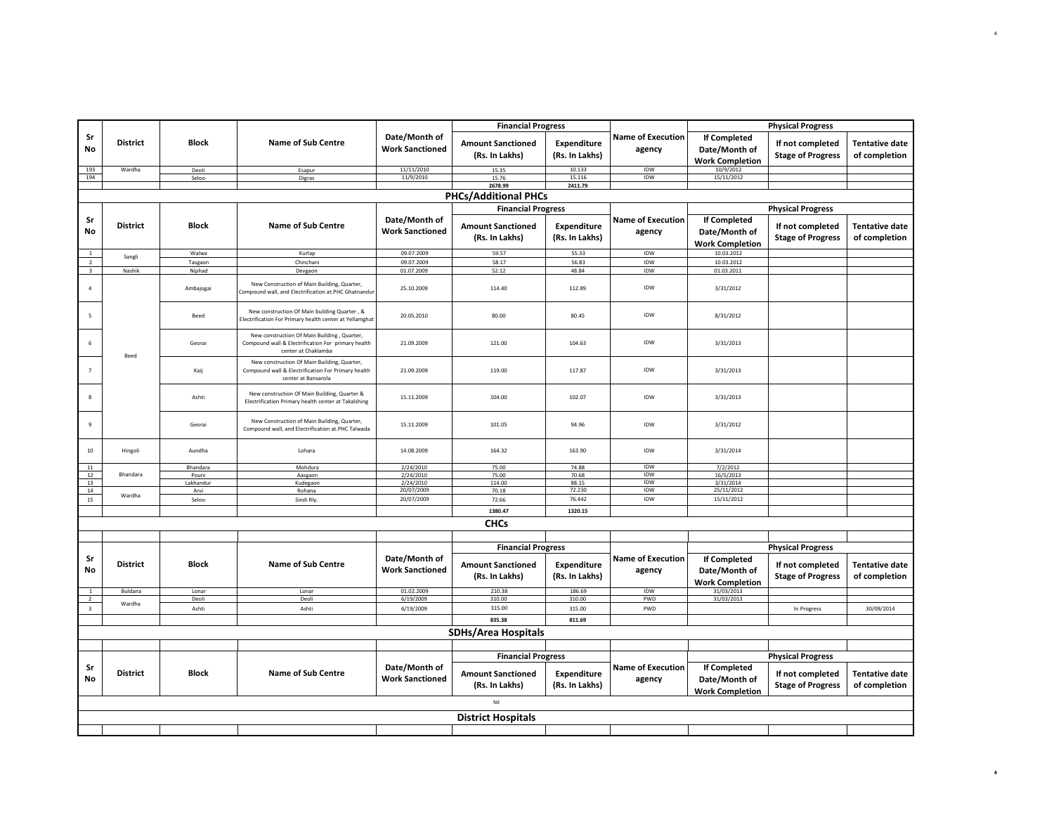| Sr No | District | Block | Name of Sub Centre | Date/Month of Work Sanctioned | Financial Progress | | Name of Execution agency | Physical Progress | | |
|---|---|---|---|---|---|---|---|---|---|---|
| | | | | | Amount Sanctioned (Rs. In Lakhs) | Expenditure (Rs. In Lakhs) | | If Completed Date/Month of Work Completion | If not completed Stage of Progress | Tentative date of completion |
| 193 | Wardha | Deoli | Esapur | 11/11/2010 | 15.35 | 10.133 | IDW | 10/9/2012 | | |
| 194 | | Seloo | Digras | 11/9/2010 | 15.76 | 15.116 | IDW | 15/11/2012 | | |
| | | | | | 2678.99 | 2411.79 | | | | |

## PHCs/Additional PHCs

| Sr No | District | Block | Name of Sub Centre | Date/Month of Work Sanctioned | Financial Progress | | Name of Execution agency | Physical Progress | | |
|---|---|---|---|---|---|---|---|---|---|---|
| | | | | | Amount Sanctioned (Rs. In Lakhs) | Expenditure (Rs. In Lakhs) | | If Completed Date/Month of Work Completion | If not completed Stage of Progress | Tentative date of completion |
| 1 | Sangli | Walwa | Kurlap | 09.07.2009 | 59.57 | 55.33 | IDW | 10.03.2012 | | |
| 2 | | Tasgaon | Chinchani | 09.07.2009 | 58.17 | 56.83 | IDW | 10.03.2012 | | |
| 3 | Nashik | Niphad | Devgaon | 01.07.2009 | 52.12 | 48.84 | IDW | 01.03.2011 | | |
| 4 | Beed | Ambajogai | New Construction of Main Building, Quarter, Compound wall, and Electrification at.PHC Ghatnandur | 25.10.2009 | 114.40 | 112.89 | IDW | 3/31/2012 | | |
| 5 | | Beed | New construction Of Main building Quarter , & Electrification For Primary health center at Yellamghat | 20.05.2010 | 80.00 | 80.45 | IDW | 8/31/2012 | | |
| 6 | | Georai | New construction Of Main Building , Quarter, Compound wall & Electrification For primary health center at Chaklamba | 21.09.2009 | 121.00 | 104.63 | IDW | 3/31/2013 | | |
| 7 | | Kaij | New construction Of Main Building, Quarter, Compound wall & Electrification For Primary health center at Bansarola | 21.09.2009 | 119.00 | 117.87 | IDW | 3/31/2013 | | |
| 8 | | Ashti | New construction Of Main Building, Quarter & Electrification Primary health center at Takalshing | 15.11.2009 | 104.00 | 102.07 | IDW | 3/31/2013 | | |
| 9 | | Georai | New Construction of Main Building, Quarter, Compound wall, and Electrification at.PHC Talwada | 15.11.2009 | 101.05 | 94.96 | IDW | 3/31/2012 | | |
| 10 | Hingoli | Aundha | Lohara | 14.08.2009 | 164.32 | 163.90 | IDW | 3/31/2014 | | |
| 11 | Bhandara | Bhandara | Mohdura | 2/24/2010 | 75.00 | 74.88 | IDW | 7/2/2012 | | |
| 12 | | Pouni | Aasgaon | 2/24/2010 | 75.00 | 70.68 | IDW | 16/5/2013 | | |
| 13 | | Lakhandur | Kudegaon | 2/24/2010 | 114.00 | 88.15 | IDW | 3/31/2014 | | |
| 14 | Wardha | Arvi | Rohana | 20/07/2009 | 70.18 | 72.230 | IDW | 25/11/2012 | | |
| 15 | | Seloo | Sindi Rly. | 20/07/2009 | 72.66 | 76.442 | IDW | 15/11/2012 | | |
| | | | | | 1380.47 | 1320.15 | | | | |

## CHCs

| Sr No | District | Block | Name of Sub Centre | Date/Month of Work Sanctioned | Financial Progress | | Name of Execution agency | Physical Progress | | |
|---|---|---|---|---|---|---|---|---|---|---|
| | | | | | Amount Sanctioned (Rs. In Lakhs) | Expenditure (Rs. In Lakhs) | | If Completed Date/Month of Work Completion | If not completed Stage of Progress | Tentative date of completion |
| 1 | Buldana | Lonar | Lonar | 01.02.2009 | 210.38 | 186.69 | IDW | 31/03/2013 | | |
| 2 | Wardha | Deoli | Deoli | 6/19/2009 | 310.00 | 310.00 | PWD | 31/03/2013 | | |
| 3 | | Ashti | Ashti | 6/19/2009 | 315.00 | 315.00 | PWD | | In Progress | 30/09/2014 |
| | | | | | 835.38 | 811.69 | | | | |

## SDHs/Area Hospitals

| Sr No | District | Block | Name of Sub Centre | Date/Month of Work Sanctioned | Financial Progress | | Name of Execution agency | Physical Progress | | |
|---|---|---|---|---|---|---|---|---|---|---|
| | | | | | Amount Sanctioned (Rs. In Lakhs) | Expenditure (Rs. In Lakhs) | | If Completed Date/Month of Work Completion | If not completed Stage of Progress | Tentative date of completion |
| | | | | | Nil | | | | | |

## District Hospitals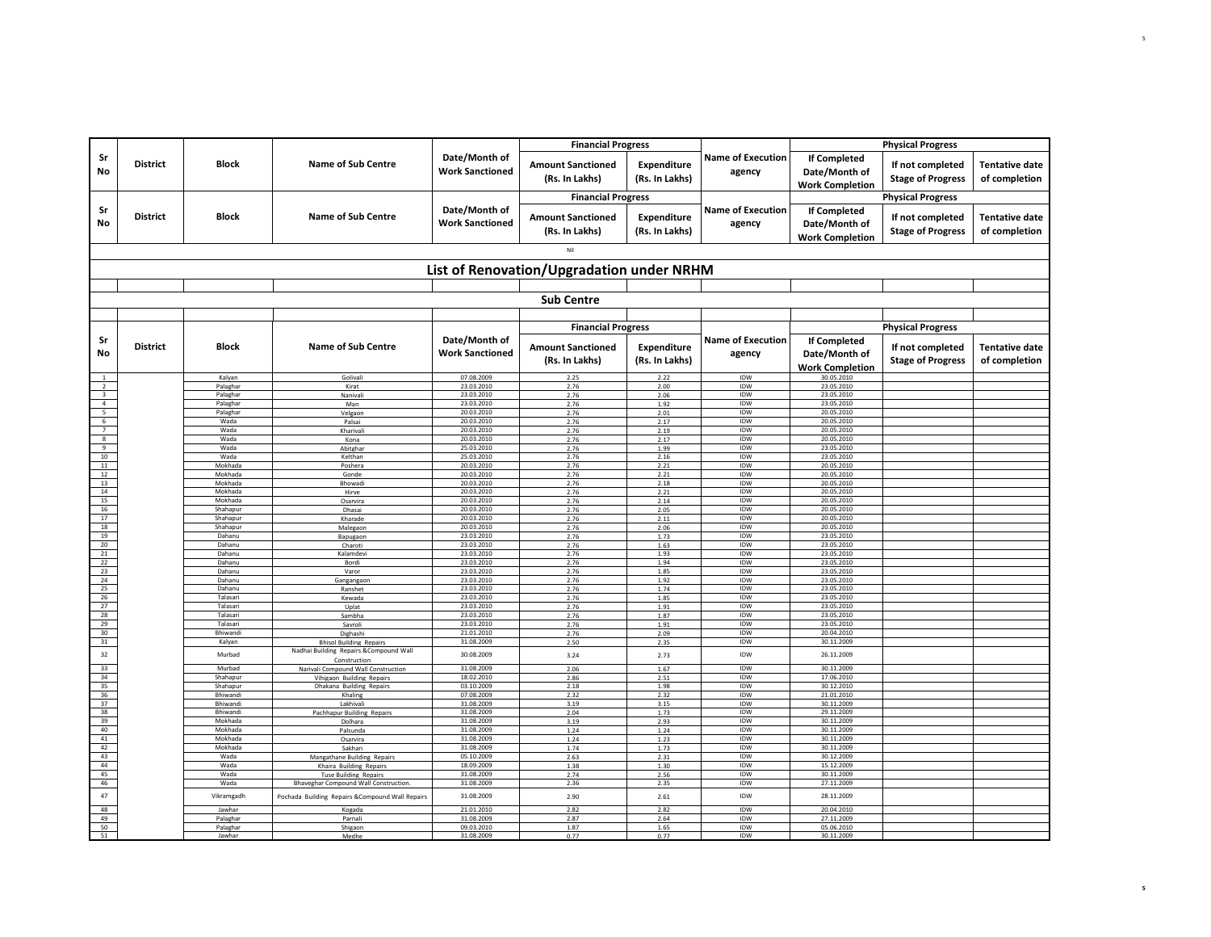| Sr No | District | Block | Name of Sub Centre | Date/Month of Work Sanctioned | Financial Progress | | Name of Execution agency | Physical Progress | | |
|---|---|---|---|---|---|---|---|---|---|---|
| | | | | | Amount Sanctioned (Rs. In Lakhs) | Expenditure (Rs. In Lakhs) | | If Completed Date/Month of Work Completion | If not completed Stage of Progress | Tentative date of completion |

| Sr No | District | Block | Name of Sub Centre | Date/Month of Work Sanctioned | Financial Progress | | Name of Execution agency | Physical Progress | | |
|---|---|---|---|---|---|---|---|---|---|---|
| | | | | | Amount Sanctioned (Rs. In Lakhs) | Expenditure (Rs. In Lakhs) | | If Completed Date/Month of Work Completion | If not completed Stage of Progress | Tentative date of completion |
| | | | | | Nil | | | | | |

## List of Renovation/Upgradation under NRHM

### Sub Centre

| Sr No | District | Block | Name of Sub Centre | Date/Month of Work Sanctioned | Financial Progress | | Name of Execution agency | Physical Progress | | |
|---|---|---|---|---|---|---|---|---|---|---|
| | | | | | Amount Sanctioned (Rs. In Lakhs) | Expenditure (Rs. In Lakhs) | | If Completed Date/Month of Work Completion | If not completed Stage of Progress | Tentative date of completion |
| 1 | | Kalyan | Golivali | 07.08.2009 | 2.25 | 2.22 | IDW | 30.05.2010 | | |
| 2 | | Palaghar | Kirat | 23.03.2010 | 2.76 | 2.00 | IDW | 23.05.2010 | | |
| 3 | | Palaghar | Nanivali | 23.03.2010 | 2.76 | 2.06 | IDW | 23.05.2010 | | |
| 4 | | Palaghar | Man | 23.03.2010 | 2.76 | 1.92 | IDW | 23.05.2010 | | |
| 5 | | Palaghar | Velgaon | 20.03.2010 | 2.76 | 2.01 | IDW | 20.05.2010 | | |
| 6 | | Wada | Palsai | 20.03.2010 | 2.76 | 2.17 | IDW | 20.05.2010 | | |
| 7 | | Wada | Kharivali | 20.03.2010 | 2.76 | 2.19 | IDW | 20.05.2010 | | |
| 8 | | Wada | Kona | 20.03.2010 | 2.76 | 2.17 | IDW | 20.05.2010 | | |
| 9 | | Wada | Abitghar | 25.03.2010 | 2.76 | 1.99 | IDW | 23.05.2010 | | |
| 10 | | Wada | Kelthan | 25.03.2010 | 2.76 | 2.16 | IDW | 23.05.2010 | | |
| 11 | | Mokhada | Poshera | 20.03.2010 | 2.76 | 2.21 | IDW | 20.05.2010 | | |
| 12 | | Mokhada | Gonde | 20.03.2010 | 2.76 | 2.21 | IDW | 20.05.2010 | | |
| 13 | | Mokhada | Bhowadi | 20.03.2010 | 2.76 | 2.18 | IDW | 20.05.2010 | | |
| 14 | | Mokhada | Hirve | 20.03.2010 | 2.76 | 2.21 | IDW | 20.05.2010 | | |
| 15 | | Mokhada | Osarvira | 20.03.2010 | 2.76 | 2.14 | IDW | 20.05.2010 | | |
| 16 | | Shahapur | Dhasai | 20.03.2010 | 2.76 | 2.05 | IDW | 20.05.2010 | | |
| 17 | | Shahapur | Kharade | 20.03.2010 | 2.76 | 2.11 | IDW | 20.05.2010 | | |
| 18 | | Shahapur | Malegaon | 20.03.2010 | 2.76 | 2.06 | IDW | 20.05.2010 | | |
| 19 | | Dahanu | Bapugaon | 23.03.2010 | 2.76 | 1.73 | IDW | 23.05.2010 | | |
| 20 | | Dahanu | Charoti | 23.03.2010 | 2.76 | 1.63 | IDW | 23.05.2010 | | |
| 21 | | Dahanu | Kalamdevi | 23.03.2010 | 2.76 | 1.93 | IDW | 23.05.2010 | | |
| 22 | | Dahanu | Bordi | 23.03.2010 | 2.76 | 1.94 | IDW | 23.05.2010 | | |
| 23 | | Dahanu | Varor | 23.03.2010 | 2.76 | 1.85 | IDW | 23.05.2010 | | |
| 24 | | Dahanu | Gangangaon | 23.03.2010 | 2.76 | 1.92 | IDW | 23.05.2010 | | |
| 25 | | Dahanu | Ranshet | 23.03.2010 | 2.76 | 1.74 | IDW | 23.05.2010 | | |
| 26 | | Talasari | Kewada | 23.03.2010 | 2.76 | 1.85 | IDW | 23.05.2010 | | |
| 27 | | Talasari | Uplat | 23.03.2010 | 2.76 | 1.91 | IDW | 23.05.2010 | | |
| 28 | | Talasari | Sambha | 23.03.2010 | 2.76 | 1.87 | IDW | 23.05.2010 | | |
| 29 | | Talasari | Savroli | 23.03.2010 | 2.76 | 1.91 | IDW | 23.05.2010 | | |
| 30 | | Bhiwandi | Dighashi | 21.01.2010 | 2.76 | 2.09 | IDW | 20.04.2010 | | |
| 31 | | Kalyan | Bhisol Building Repairs | 31.08.2009 | 2.50 | 2.35 | IDW | 30.11.2009 | | |
| 32 | | Murbad | Nadhai Building Repairs &Compound Wall Construction | 30.08.2009 | 3.24 | 2.73 | IDW | 26.11.2009 | | |
| 33 | | Murbad | Narivali Compound Wall Construction | 31.08.2009 | 2.06 | 1.67 | IDW | 30.11.2009 | | |
| 34 | | Shahapur | Vihigaon Building Repairs | 18.02.2010 | 2.86 | 2.51 | IDW | 17.06.2010 | | |
| 35 | | Shahapur | Dhakana Building Repairs | 03.10.2009 | 2.18 | 1.98 | IDW | 30.12.2010 | | |
| 36 | | Bhiwandi | Khaling | 07.08.2009 | 2.32 | 2.32 | IDW | 21.01.2010 | | |
| 37 | | Bhiwandi | Lakhivali | 31.08.2009 | 3.19 | 3.15 | IDW | 30.11.2009 | | |
| 38 | | Bhiwandi | Pachhapur Building Repairs | 31.08.2009 | 2.04 | 1.73 | IDW | 29.11.2009 | | |
| 39 | | Mokhada | Dolhara | 31.08.2009 | 3.19 | 2.93 | IDW | 30.11.2009 | | |
| 40 | | Mokhada | Palsunda | 31.08.2009 | 1.24 | 1.24 | IDW | 30.11.2009 | | |
| 41 | | Mokhada | Osarvira | 31.08.2009 | 1.24 | 1.23 | IDW | 30.11.2009 | | |
| 42 | | Mokhada | Sakhari | 31.08.2009 | 1.74 | 1.73 | IDW | 30.11.2009 | | |
| 43 | | Wada | Mangathane Building Repairs | 05.10.2009 | 2.63 | 2.31 | IDW | 30.12.2009 | | |
| 44 | | Wada | Khaira Building Repairs | 18.09.2009 | 1.38 | 1.30 | IDW | 15.12.2009 | | |
| 45 | | Wada | Tuse Building Repairs | 31.08.2009 | 2.74 | 2.56 | IDW | 30.11.2009 | | |
| 46 | | Wada | Bhaveghar Compound Wall Construction. | 31.08.2009 | 2.36 | 2.35 | IDW | 27.11.2009 | | |
| 47 | | Vikramgadh | Pochada Building Repairs &Compound Wall Repairs | 31.08.2009 | 2.90 | 2.61 | IDW | 28.11.2009 | | |
| 48 | | Jawhar | Kogada | 21.01.2010 | 2.82 | 2.82 | IDW | 20.04.2010 | | |
| 49 | | Palaghar | Parnali | 31.08.2009 | 2.87 | 2.64 | IDW | 27.11.2009 | | |
| 50 | | Palaghar | Shigaon | 09.03.2010 | 1.87 | 1.65 | IDW | 05.06.2010 | | |
| 51 | | Jawhar | Medhe | 31.08.2009 | 0.77 | 0.77 | IDW | 30.11.2009 | | |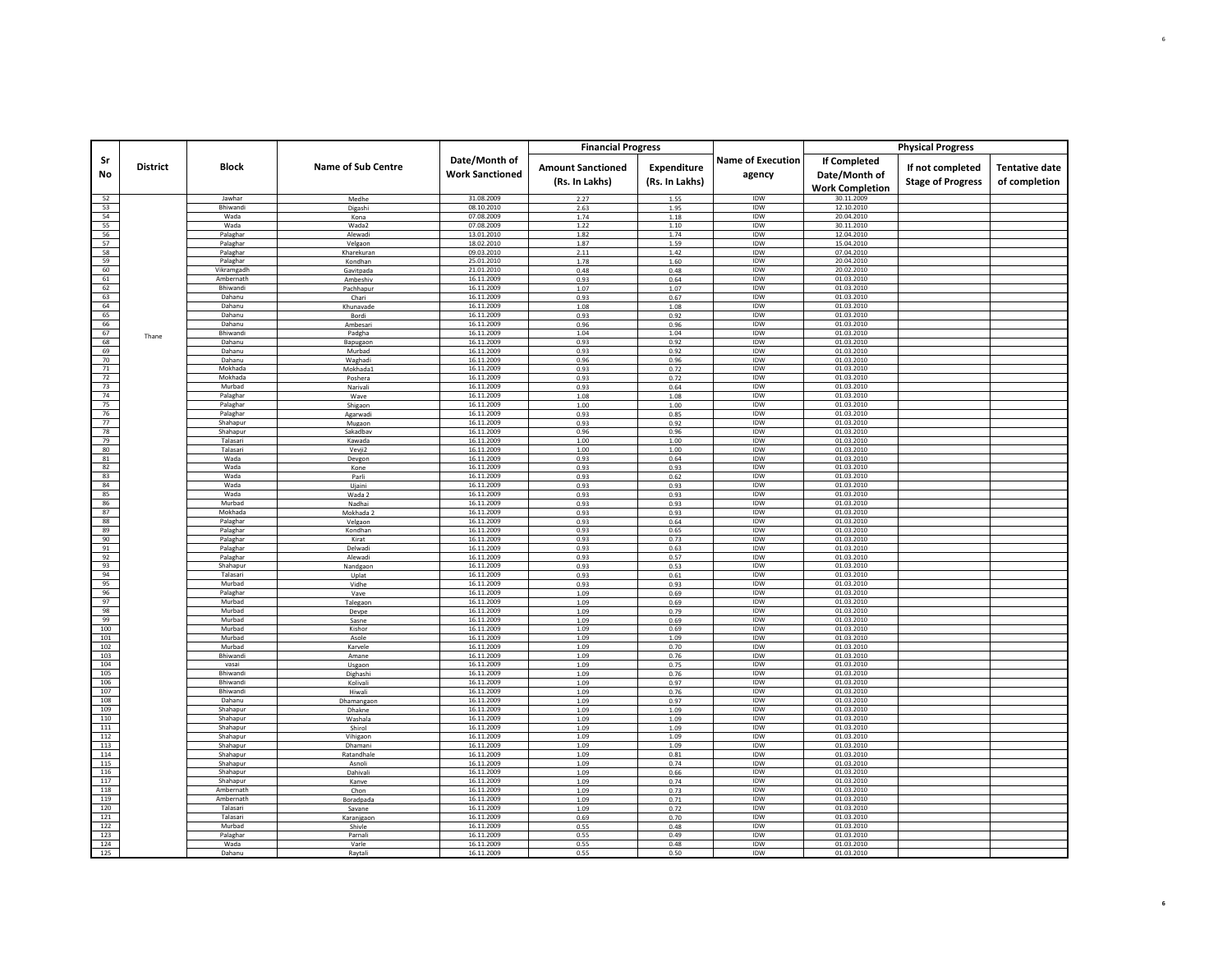| Sr No | District | Block | Name of Sub Centre | Date/Month of Work Sanctioned | Financial Progress | | Name of Execution agency | Physical Progress | | |
|---|---|---|---|---|---|---|---|---|---|---|
| | | | | | Amount Sanctioned (Rs. In Lakhs) | Expenditure (Rs. In Lakhs) | | If Completed Date/Month of Work Completion | If not completed Stage of Progress | Tentative date of completion |
| 52 | Thane | Jawhar | Medhe | 31.08.2009 | 2.27 | 1.55 | IDW | 30.11.2009 | | |
| 53 | | Bhiwandi | Digashi | 08.10.2010 | 2.63 | 1.95 | IDW | 12.10.2010 | | |
| 54 | | Wada | Kona | 07.08.2009 | 1.74 | 1.18 | IDW | 20.04.2010 | | |
| 55 | | Wada | Wada2 | 07.08.2009 | 1.22 | 1.10 | IDW | 30.11.2010 | | |
| 56 | | Palaghar | Alewadi | 13.01.2010 | 1.82 | 1.74 | IDW | 12.04.2010 | | |
| 57 | | Palaghar | Velgaon | 18.02.2010 | 1.87 | 1.59 | IDW | 15.04.2010 | | |
| 58 | | Palaghar | Kharekuran | 09.03.2010 | 2.11 | 1.42 | IDW | 07.04.2010 | | |
| 59 | | Palaghar | Kondhan | 25.01.2010 | 1.78 | 1.60 | IDW | 20.04.2010 | | |
| 60 | | Vikramgadh | Gavitpada | 21.01.2010 | 0.48 | 0.48 | IDW | 20.02.2010 | | |
| 61 | | Ambernath | Ambeshiv | 16.11.2009 | 0.93 | 0.64 | IDW | 01.03.2010 | | |
| 62 | | Bhiwandi | Pachhapur | 16.11.2009 | 1.07 | 1.07 | IDW | 01.03.2010 | | |
| 63 | | Dahanu | Chari | 16.11.2009 | 0.93 | 0.67 | IDW | 01.03.2010 | | |
| 64 | | Dahanu | Khunavade | 16.11.2009 | 1.08 | 1.08 | IDW | 01.03.2010 | | |
| 65 | | Dahanu | Bordi | 16.11.2009 | 0.93 | 0.92 | IDW | 01.03.2010 | | |
| 66 | | Dahanu | Ambesari | 16.11.2009 | 0.96 | 0.96 | IDW | 01.03.2010 | | |
| 67 | | Bhiwandi | Padgha | 16.11.2009 | 1.04 | 1.04 | IDW | 01.03.2010 | | |
| 68 | | Dahanu | Bapugaon | 16.11.2009 | 0.93 | 0.92 | IDW | 01.03.2010 | | |
| 69 | | Dahanu | Murbad | 16.11.2009 | 0.93 | 0.92 | IDW | 01.03.2010 | | |
| 70 | | Dahanu | Waghadi | 16.11.2009 | 0.96 | 0.96 | IDW | 01.03.2010 | | |
| 71 | | Mokhada | Mokhada1 | 16.11.2009 | 0.93 | 0.72 | IDW | 01.03.2010 | | |
| 72 | | Mokhada | Poshera | 16.11.2009 | 0.93 | 0.72 | IDW | 01.03.2010 | | |
| 73 | | Murbad | Narivali | 16.11.2009 | 0.93 | 0.64 | IDW | 01.03.2010 | | |
| 74 | | Palaghar | Wave | 16.11.2009 | 1.08 | 1.08 | IDW | 01.03.2010 | | |
| 75 | | Palaghar | Shigaon | 16.11.2009 | 1.00 | 1.00 | IDW | 01.03.2010 | | |
| 76 | | Palaghar | Agarwadi | 16.11.2009 | 0.93 | 0.85 | IDW | 01.03.2010 | | |
| 77 | | Shahapur | Mugaon | 16.11.2009 | 0.93 | 0.92 | IDW | 01.03.2010 | | |
| 78 | | Shahapur | Sakadbav | 16.11.2009 | 0.96 | 0.96 | IDW | 01.03.2010 | | |
| 79 | | Talasari | Kawada | 16.11.2009 | 1.00 | 1.00 | IDW | 01.03.2010 | | |
| 80 | | Talasari | Vevji2 | 16.11.2009 | 1.00 | 1.00 | IDW | 01.03.2010 | | |
| 81 | | Wada | Devgon | 16.11.2009 | 0.93 | 0.64 | IDW | 01.03.2010 | | |
| 82 | | Wada | Kone | 16.11.2009 | 0.93 | 0.93 | IDW | 01.03.2010 | | |
| 83 | | Wada | Parli | 16.11.2009 | 0.93 | 0.62 | IDW | 01.03.2010 | | |
| 84 | | Wada | Ujaini | 16.11.2009 | 0.93 | 0.93 | IDW | 01.03.2010 | | |
| 85 | | Wada | Wada 2 | 16.11.2009 | 0.93 | 0.93 | IDW | 01.03.2010 | | |
| 86 | | Murbad | Nadhai | 16.11.2009 | 0.93 | 0.93 | IDW | 01.03.2010 | | |
| 87 | | Mokhada | Mokhada 2 | 16.11.2009 | 0.93 | 0.93 | IDW | 01.03.2010 | | |
| 88 | | Palaghar | Velgaon | 16.11.2009 | 0.93 | 0.64 | IDW | 01.03.2010 | | |
| 89 | | Palaghar | Kondhan | 16.11.2009 | 0.93 | 0.65 | IDW | 01.03.2010 | | |
| 90 | | Palaghar | Kirat | 16.11.2009 | 0.93 | 0.73 | IDW | 01.03.2010 | | |
| 91 | | Palaghar | Delwadi | 16.11.2009 | 0.93 | 0.63 | IDW | 01.03.2010 | | |
| 92 | | Palaghar | Alewadi | 16.11.2009 | 0.93 | 0.57 | IDW | 01.03.2010 | | |
| 93 | | Shahapur | Nandgaon | 16.11.2009 | 0.93 | 0.53 | IDW | 01.03.2010 | | |
| 94 | | Talasari | Uplat | 16.11.2009 | 0.93 | 0.61 | IDW | 01.03.2010 | | |
| 95 | | Murbad | Vidhe | 16.11.2009 | 0.93 | 0.93 | IDW | 01.03.2010 | | |
| 96 | | Palaghar | Vave | 16.11.2009 | 1.09 | 0.69 | IDW | 01.03.2010 | | |
| 97 | | Murbad | Talegaon | 16.11.2009 | 1.09 | 0.69 | IDW | 01.03.2010 | | |
| 98 | | Murbad | Devpe | 16.11.2009 | 1.09 | 0.79 | IDW | 01.03.2010 | | |
| 99 | | Murbad | Sasne | 16.11.2009 | 1.09 | 0.69 | IDW | 01.03.2010 | | |
| 100 | | Murbad | Kishor | 16.11.2009 | 1.09 | 0.69 | IDW | 01.03.2010 | | |
| 101 | | Murbad | Asole | 16.11.2009 | 1.09 | 1.09 | IDW | 01.03.2010 | | |
| 102 | | Murbad | Karvele | 16.11.2009 | 1.09 | 0.70 | IDW | 01.03.2010 | | |
| 103 | | Bhiwandi | Amane | 16.11.2009 | 1.09 | 0.76 | IDW | 01.03.2010 | | |
| 104 | | vasai | Usgaon | 16.11.2009 | 1.09 | 0.75 | IDW | 01.03.2010 | | |
| 105 | | Bhiwandi | Dighashi | 16.11.2009 | 1.09 | 0.76 | IDW | 01.03.2010 | | |
| 106 | | Bhiwandi | Kolivali | 16.11.2009 | 1.09 | 0.97 | IDW | 01.03.2010 | | |
| 107 | | Bhiwandi | Hiwali | 16.11.2009 | 1.09 | 0.76 | IDW | 01.03.2010 | | |
| 108 | | Dahanu | Dhamangaon | 16.11.2009 | 1.09 | 0.97 | IDW | 01.03.2010 | | |
| 109 | | Shahapur | Dhakne | 16.11.2009 | 1.09 | 1.09 | IDW | 01.03.2010 | | |
| 110 | | Shahapur | Washala | 16.11.2009 | 1.09 | 1.09 | IDW | 01.03.2010 | | |
| 111 | | Shahapur | Shirol | 16.11.2009 | 1.09 | 1.09 | IDW | 01.03.2010 | | |
| 112 | | Shahapur | Vihigaon | 16.11.2009 | 1.09 | 1.09 | IDW | 01.03.2010 | | |
| 113 | | Shahapur | Dhamani | 16.11.2009 | 1.09 | 1.09 | IDW | 01.03.2010 | | |
| 114 | | Shahapur | Ratandhale | 16.11.2009 | 1.09 | 0.81 | IDW | 01.03.2010 | | |
| 115 | | Shahapur | Asnoli | 16.11.2009 | 1.09 | 0.74 | IDW | 01.03.2010 | | |
| 116 | | Shahapur | Dahivali | 16.11.2009 | 1.09 | 0.66 | IDW | 01.03.2010 | | |
| 117 | | Shahapur | Kanve | 16.11.2009 | 1.09 | 0.74 | IDW | 01.03.2010 | | |
| 118 | | Ambernath | Chon | 16.11.2009 | 1.09 | 0.73 | IDW | 01.03.2010 | | |
| 119 | | Ambernath | Boradpada | 16.11.2009 | 1.09 | 0.71 | IDW | 01.03.2010 | | |
| 120 | | Talasari | Savane | 16.11.2009 | 1.09 | 0.72 | IDW | 01.03.2010 | | |
| 121 | | Talasari | Karanjgaon | 16.11.2009 | 0.69 | 0.70 | IDW | 01.03.2010 | | |
| 122 | | Murbad | Shivle | 16.11.2009 | 0.55 | 0.48 | IDW | 01.03.2010 | | |
| 123 | | Palaghar | Parnali | 16.11.2009 | 0.55 | 0.49 | IDW | 01.03.2010 | | |
| 124 | | Wada | Varle | 16.11.2009 | 0.55 | 0.48 | IDW | 01.03.2010 | | |
| 125 | | Dahanu | Raytali | 16.11.2009 | 0.55 | 0.50 | IDW | 01.03.2010 | | |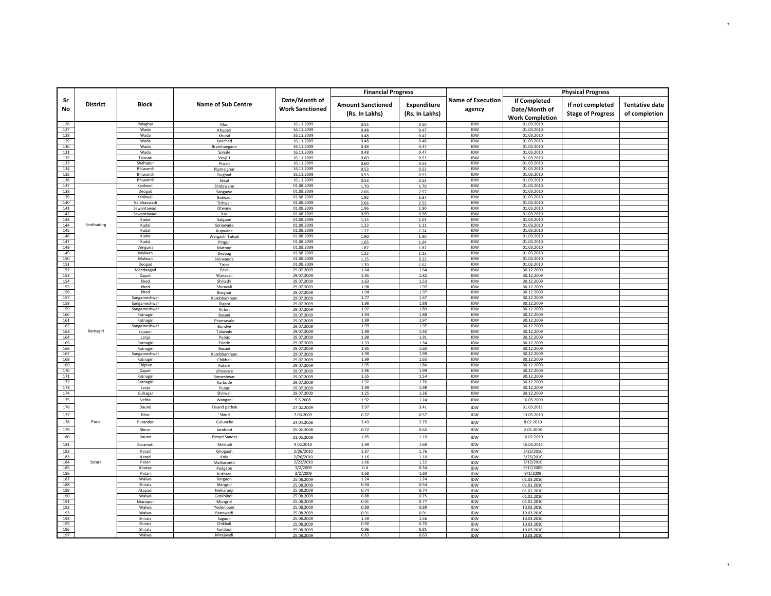| Sr No | District | Block | Name of Sub Centre | Date/Month of Work Sanctioned | Financial Progress | | Name of Execution agency | Physical Progress | | |
|---|---|---|---|---|---|---|---|---|---|---|
| | | | | | Amount Sanctioned (Rs. In Lakhs) | Expenditure (Rs. In Lakhs) | | If Completed Date/Month of Work Completion | If not completed Stage of Progress | Tentative date of completion |
| 126 | | Palaghar | Man | 16.11.2009 | 0.55 | 0.50 | IDW | 01.03.2010 | | |
| 127 | | Wada | Khupari | 16.11.2009 | 0.48 | 0.47 | IDW | 01.03.2010 | | |
| 128 | | Wada | Khutal | 16.11.2009 | 0.48 | 0.47 | IDW | 01.03.2010 | | |
| 129 | | Wada | Kanchad | 16.11.2009 | 0.48 | 0.48 | IDW | 01.03.2010 | | |
| 130 | | Wada | Bramhangaon | 16.11.2009 | 0.48 | 0.47 | IDW | 01.03.2010 | | |
| 131 | | Wada | Sonale | 16.11.2009 | 0.48 | 0.47 | IDW | 01.03.2010 | | |
| 132 | | Talasari | Vevji 1 | 16.11.2009 | 0.60 | 0.53 | IDW | 01.03.2010 | | |
| 133 | | Shahapur | Piwali | 16.11.2009 | 0.60 | 0.53 | IDW | 01.03.2010 | | |
| 134 | | Bhiwandi | Pipmalghar | 16.11.2009 | 0.53 | 0.53 | IDW | 01.03.2010 | | |
| 135 | | Bhiwandi | Dughad | 16.11.2009 | 0.53 | 0.53 | IDW | 01.03.2010 | | |
| 136 | | Bhiwandi | Eksal | 16.11.2009 | 0.53 | 0.53 | IDW | 01.03.2010 | | |
| 137 | Sindhudurg | Kankwali | Shidawane | 01.08.2009 | 1.70 | 1.70 | IDW | 01.03.2010 | | |
| 138 | | Deogad | Sangawe | 01.08.2009 | 2.66 | 2.57 | IDW | 01.03.2010 | | |
| 139 | | Kankwali | Bidwadi | 01.08.2009 | 1.92 | 1.87 | IDW | 01.03.2010 | | |
| 140 | | Vaibhavwadi | Tithwali | 01.08.2009 | 2.66 | 2.52 | IDW | 01.03.2010 | | |
| 141 | | Sawantawadi | Otwane | 01.08.2009 | 1.96 | 1.90 | IDW | 01.03.2010 | | |
| 142 | | Sawantawadi | Kas | 01.08.2009 | 0.99 | 0.98 | IDW | 01.03.2010 | | |
| 143 | | Kudal | Salgaon | 01.08.2009 | 1.14 | 1.01 | IDW | 01.03.2010 | | |
| 144 | | Kudal | Sonawade | 01.08.2009 | 1.23 | 1.11 | IDW | 01.03.2010 | | |
| 145 | | Kudal | Kupwade | 01.08.2009 | 1.27 | 2.24 | IDW | 01.03.2010 | | |
| 146 | | Kudal | Wargachi Tulsuli | 01.08.2009 | 1.90 | 1.90 | IDW | 01.03.2010 | | |
| 147 | | Kudal | Pinguli | 01.08.2009 | 1.65 | 1.64 | IDW | 01.03.2010 | | |
| 148 | | Vengurla | Matond | 01.08.2009 | 1.87 | 1.87 | IDW | 01.03.2010 | | |
| 149 | | Malwan | Devbag | 01.08.2009 | 1.22 | 1.15 | IDW | 01.03.2010 | | |
| 150 | | Malwan | Shirwande | 01.08.2009 | 1.15 | 9.22 | IDW | 01.03.2010 | | |
| 151 | | Deogad | Tirlot | 01.08.2009 | 1.70 | 1.62 | IDW | 01.03.2010 | | |
| 152 | Ratnagiri | Mandangad | Peve | 29.07.2009 | 1.64 | 1.64 | IDW | 30.12.2009 | | |
| 153 | | Dapoli | Wakavali | 29.07.2009 | 1.95 | 1.82 | IDW | 30.12.2009 | | |
| 154 | | khed | Shirashi | 29.07.2009 | 1.63 | 1.53 | IDW | 30.12.2009 | | |
| 155 | | khed | Shiravali | 29.07.2009 | 1.98 | 1.97 | IDW | 30.12.2009 | | |
| 156 | | khed | Borghar | 29.07.2009 | 1.94 | 1.97 | IDW | 30.12.2009 | | |
| 157 | | Sangameshwar | Kumbharkhani | 29.07.2009 | 1.77 | 1.67 | IDW | 30.12.2009 | | |
| 158 | | Sangameshwar | Digani | 29.07.2009 | 1.98 | 1.88 | IDW | 30.12.2009 | | |
| 159 | | Sangameshwar | Kirbet | 29.07.2009 | 1.92 | 1.89 | IDW | 30.12.2009 | | |
| 160 | | Ratnagiri | Basani | 29.07.2009 | 1.94 | 1.88 | IDW | 30.12.2009 | | |
| 161 | | Ratnagiri | Phansavale | 29.07.2009 | 1.99 | 1.97 | IDW | 30.12.2009 | | |
| 162 | | Sangameshwar | Bondye | 29.07.2009 | 1.99 | 1.97 | IDW | 30.12.2009 | | |
| 163 | | rajapur | Talavade | 29.07.2009 | 1.99 | 1.92 | IDW | 30.12.2009 | | |
| 164 | | Lanja | Punas | 29.07.2009 | 1.98 | 1.91 | IDW | 30.12.2009 | | |
| 165 | | Ratnagiri | Tonde | 29.07.2009 | 1.33 | 1.34 | IDW | 30.12.2009 | | |
| 166 | | Ratnagiri | Basani | 29.07.2009 | 1.95 | 1.60 | IDW | 30.12.2009 | | |
| 167 | | Sangameshwar | Kumbharkhani | 29.07.2009 | 1.99 | 1.99 | IDW | 30.12.2009 | | |
| 168 | | Ratnagiri | Chikhali | 29.07.2009 | 1.99 | 1.65 | IDW | 30.12.2009 | | |
| 169 | | Chiplun | Kutare | 29.07.2009 | 1.95 | 1.80 | IDW | 30.12.2009 | | |
| 170 | | Dapoli | Uhnavare | 29.07.2009 | 1.96 | 1.99 | IDW | 30.12.2009 | | |
| 171 | | Ratnagiri | Someshwar | 29.07.2009 | 1.55 | 1.54 | IDW | 30.12.2009 | | |
| 172 | | Ratnagiri | Karbude | 29.07.2009 | 1.92 | 1.76 | IDW | 30.12.2009 | | |
| 173 | | Lanja | Punas | 29.07.2009 | 1.99 | 1.98 | IDW | 30.12.2009 | | |
| 174 | | Guhagar | Shirwali | 29.07.2009 | 1.25 | 1.26 | IDW | 30.12.2009 | | |
| 175 | Pune | Velha | Wangani | 9.5.2008 | 1.92 | 1.24 | IDW | 16.05.2009 | | |
| 176 | | Daund | Daund pathak | 27.02.2009 | 3.97 | 3.41 | IDW | 31.03.2011 | | |
| 177 | | Bhor | Shind | 7.03.2009 | 0.57 | 0.57 | IDW | 13.05.2010 | | |
| 178 | | Purandar | Gulunche | 24.04.2008 | 3.43 | 2.75 | IDW | 8.02.2010 | | |
| 179 | | Shirur | Jamboot | 25.02.2008 | 0.72 | 0.62 | IDW | 2.05.2008 | | |
| 180 | | Daund | Pimpri Sandas | 31.05.2008 | 1.65 | 1.10 | IDW | 10.02.2010 | | |
| 181 | | Baramati | Mekhali | 9.02.2010 | 1.99 | 1.69 | IDW | 15.03.2011 | | |
| 182 | Satara | Karad | Ghogaon | 2/26/2010 | 1.97 | 1.76 | IDW | 3/25/2010 | | |
| 183 | | Karad | Kole | 2/26/2010 | 1.16 | 1.10 | IDW | 3/25/2010 | | |
| 184 | | Patan | Malharpeth | 2/22/2010 | 1.66 | 1.22 | IDW | 7/12/2010 | | |
| 185 | | Khatav | Pedgaon | 3/2/2009 | 0.4 | 0.34 | IDW | 9/17/2009 | | |
| 186 | | Patan | Kuthare | 3/2/2009 | 1.68 | 1.60 | IDW | 9/1/2009 | | |
| 187 | | Walwa | Borgaon | 25.08.2009 | 1.24 | 1.24 | IDW | 01.03.2010 | | |
| 188 | | Shirala | Mangrul | 25.08.2009 | 0.94 | 0.54 | IDW | 01.01.2010 | | |
| 189 | | Atapadi | Nelkaranji | 25.08.2009 | 0.74 | 0.74 | IDW | 01.01.2010 | | |
| 190 | | Walwa | Gotkhindi | 25.08.2009 | 0.88 | 0.75 | IDW | 01.02.2010 | | |
| 191 | | khanapur | Mungrul | 25.08.2009 | 0.91 | 0.77 | IDW | 01.01.2010 | | |
| 192 | | Walwa | Yedenipani | 25.08.2009 | 0.89 | 0.89 | IDW | 10.03.2010 | | |
| 193 | | Walwa | Banewadi | 25.08.2009 | 0.91 | 0.91 | IDW | 10.03.2010 | | |
| 194 | | Shirala | Sagaon | 25.08.2009 | 1.59 | 1.56 | IDW | 10.03.2010 | | |
| 195 | | Shirala | Chikhali | 25.08.2009 | 0.90 | 0.70 | IDW | 10.03.2010 | | |
| 196 | | Shirala | Kandoor | 25.08.2009 | 0.96 | 0.81 | IDW | 10.03.2010 | | |
| 197 | | Walwa | Mirajwadi | 25.08.2009 | 0.63 | 0.63 | IDW | 10.03.2010 | | |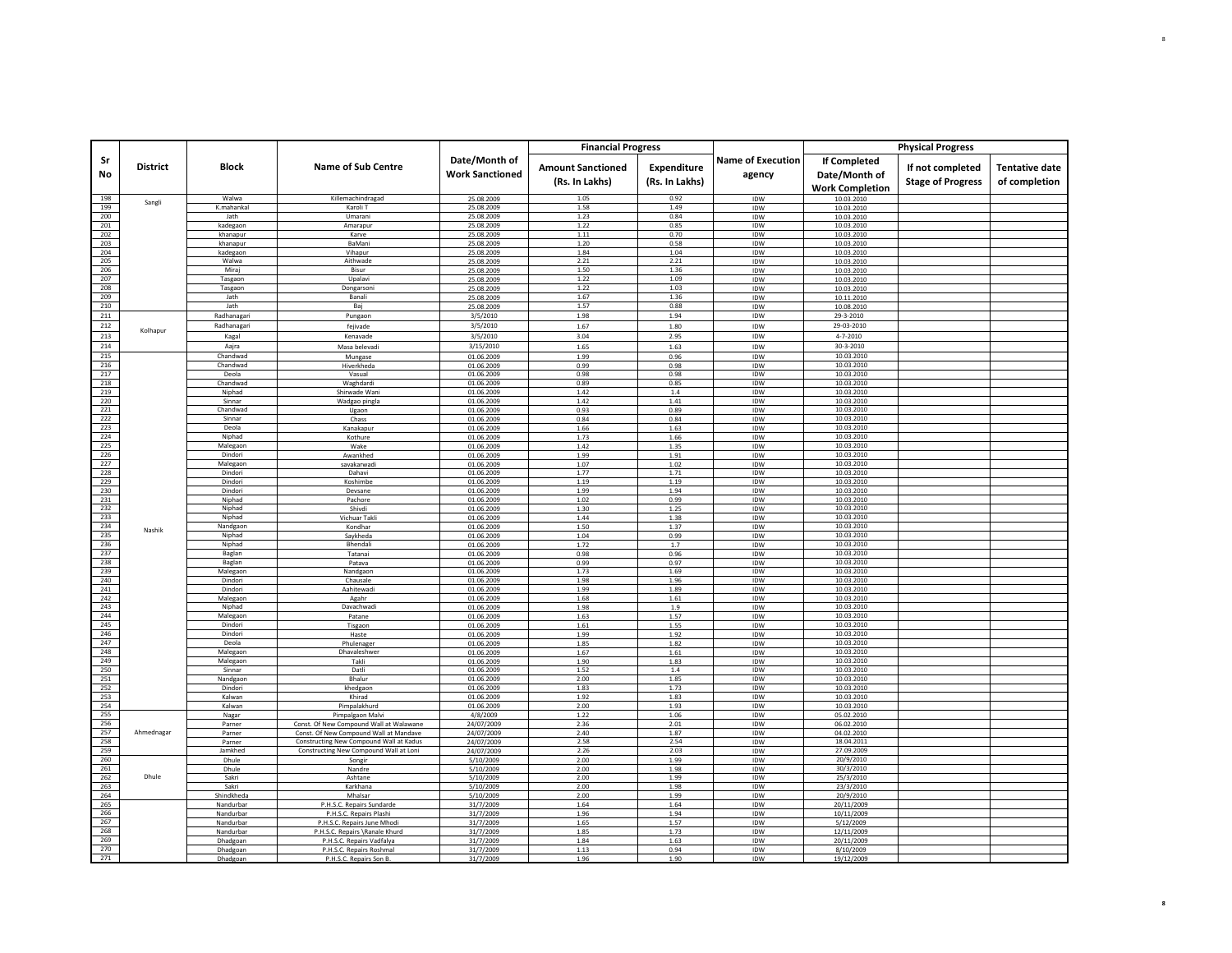| Sr No | District | Block | Name of Sub Centre | Date/Month of Work Sanctioned | Financial Progress | | Name of Execution agency | Physical Progress | | |
|---|---|---|---|---|---|---|---|---|---|---|
| | | | | | Amount Sanctioned (Rs. In Lakhs) | Expenditure (Rs. In Lakhs) | | If Completed Date/Month of Work Completion | If not completed Stage of Progress | Tentative date of completion |
| 198 | Sangli | Walwa | Killemachindragad | 25.08.2009 | 1.05 | 0.92 | IDW | 10.03.2010 | | |
| 199 | | K.mahankal | Karoli T | 25.08.2009 | 1.58 | 1.49 | IDW | 10.03.2010 | | |
| 200 | | Jath | Umarani | 25.08.2009 | 1.23 | 0.84 | IDW | 10.03.2010 | | |
| 201 | | kadegaon | Amarapur | 25.08.2009 | 1.22 | 0.85 | IDW | 10.03.2010 | | |
| 202 | | khanapur | Karve | 25.08.2009 | 1.11 | 0.70 | IDW | 10.03.2010 | | |
| 203 | | khanapur | BaMani | 25.08.2009 | 1.20 | 0.58 | IDW | 10.03.2010 | | |
| 204 | | kadegaon | Vihapur | 25.08.2009 | 1.84 | 1.04 | IDW | 10.03.2010 | | |
| 205 | | Walwa | Aithwade | 25.08.2009 | 2.21 | 2.21 | IDW | 10.03.2010 | | |
| 206 | | Miraj | Bisur | 25.08.2009 | 1.50 | 1.36 | IDW | 10.03.2010 | | |
| 207 | | Tasgaon | Upalavi | 25.08.2009 | 1.22 | 1.09 | IDW | 10.03.2010 | | |
| 208 | | Tasgaon | Dongarsoni | 25.08.2009 | 1.22 | 1.03 | IDW | 10.03.2010 | | |
| 209 | | Jath | Banali | 25.08.2009 | 1.67 | 1.36 | IDW | 10.11.2010 | | |
| 210 | | Jath | Baj | 25.08.2009 | 1.57 | 0.88 | IDW | 10.08.2010 | | |
| 211 | Kolhapur | Radhanagari | Pungaon | 3/5/2010 | 1.98 | 1.94 | IDW | 29-3-2010 | | |
| 212 | | Radhanagari | fejivade | 3/5/2010 | 1.67 | 1.80 | IDW | 29-03-2010 | | |
| 213 | | Kagal | Kenavade | 3/5/2010 | 3.04 | 2.95 | IDW | 4-7-2010 | | |
| 214 | | Aajra | Masa belevadi | 3/15/2010 | 1.65 | 1.63 | IDW | 30-3-2010 | | |
| 215 | Nashik | Chandwad | Mungase | 01.06.2009 | 1.99 | 0.96 | IDW | 10.03.2010 | | |
| 216 | | Chandwad | Hiverkheda | 01.06.2009 | 0.99 | 0.98 | IDW | 10.03.2010 | | |
| 217 | | Deola | Vasual | 01.06.2009 | 0.98 | 0.98 | IDW | 10.03.2010 | | |
| 218 | | Chandwad | Waghdardi | 01.06.2009 | 0.89 | 0.85 | IDW | 10.03.2010 | | |
| 219 | | Niphad | Shirwade Wani | 01.06.2009 | 1.42 | 1.4 | IDW | 10.03.2010 | | |
| 220 | | Sinnar | Wadgao pingla | 01.06.2009 | 1.42 | 1.41 | IDW | 10.03.2010 | | |
| 221 | | Chandwad | Ugaon | 01.06.2009 | 0.93 | 0.89 | IDW | 10.03.2010 | | |
| 222 | | Sinnar | Chass | 01.06.2009 | 0.84 | 0.84 | IDW | 10.03.2010 | | |
| 223 | | Deola | Kanakapur | 01.06.2009 | 1.66 | 1.63 | IDW | 10.03.2010 | | |
| 224 | | Niphad | Kothure | 01.06.2009 | 1.73 | 1.66 | IDW | 10.03.2010 | | |
| 225 | | Malegaon | Wake | 01.06.2009 | 1.42 | 1.35 | IDW | 10.03.2010 | | |
| 226 | | Dindori | Awankhed | 01.06.2009 | 1.99 | 1.91 | IDW | 10.03.2010 | | |
| 227 | | Malegaon | savakarwadi | 01.06.2009 | 1.07 | 1.02 | IDW | 10.03.2010 | | |
| 228 | | Dindori | Dahavi | 01.06.2009 | 1.77 | 1.71 | IDW | 10.03.2010 | | |
| 229 | | Dindori | Koshimbe | 01.06.2009 | 1.19 | 1.19 | IDW | 10.03.2010 | | |
| 230 | | Dindori | Devsane | 01.06.2009 | 1.99 | 1.94 | IDW | 10.03.2010 | | |
| 231 | | Niphad | Pachore | 01.06.2009 | 1.02 | 0.99 | IDW | 10.03.2010 | | |
| 232 | | Niphad | Shivdi | 01.06.2009 | 1.30 | 1.25 | IDW | 10.03.2010 | | |
| 233 | | Niphad | Vichuar Takli | 01.06.2009 | 1.44 | 1.38 | IDW | 10.03.2010 | | |
| 234 | | Nandgaon | Kondhar | 01.06.2009 | 1.50 | 1.37 | IDW | 10.03.2010 | | |
| 235 | | Niphad | Saykheda | 01.06.2009 | 1.04 | 0.99 | IDW | 10.03.2010 | | |
| 236 | | Niphad | Bhendali | 01.06.2009 | 1.72 | 1.7 | IDW | 10.03.2010 | | |
| 237 | | Baglan | Tatanai | 01.06.2009 | 0.98 | 0.96 | IDW | 10.03.2010 | | |
| 238 | | Baglan | Patava | 01.06.2009 | 0.99 | 0.97 | IDW | 10.03.2010 | | |
| 239 | | Malegaon | Nandgaon | 01.06.2009 | 1.73 | 1.69 | IDW | 10.03.2010 | | |
| 240 | | Dindori | Chausale | 01.06.2009 | 1.98 | 1.96 | IDW | 10.03.2010 | | |
| 241 | | Dindori | Aahitewadi | 01.06.2009 | 1.99 | 1.89 | IDW | 10.03.2010 | | |
| 242 | | Malegaon | Agahr | 01.06.2009 | 1.68 | 1.61 | IDW | 10.03.2010 | | |
| 243 | | Niphad | Davachwadi | 01.06.2009 | 1.98 | 1.9 | IDW | 10.03.2010 | | |
| 244 | | Malegaon | Patane | 01.06.2009 | 1.63 | 1.57 | IDW | 10.03.2010 | | |
| 245 | | Dindori | Tisgaon | 01.06.2009 | 1.61 | 1.55 | IDW | 10.03.2010 | | |
| 246 | | Dindori | Haste | 01.06.2009 | 1.99 | 1.92 | IDW | 10.03.2010 | | |
| 247 | | Deola | Phulenager | 01.06.2009 | 1.85 | 1.82 | IDW | 10.03.2010 | | |
| 248 | | Malegaon | Dhavaleshwer | 01.06.2009 | 1.67 | 1.61 | IDW | 10.03.2010 | | |
| 249 | | Malegaon | Takli | 01.06.2009 | 1.90 | 1.83 | IDW | 10.03.2010 | | |
| 250 | | Sinnar | Datli | 01.06.2009 | 1.52 | 1.4 | IDW | 10.03.2010 | | |
| 251 | | Nandgaon | Bhalur | 01.06.2009 | 2.00 | 1.85 | IDW | 10.03.2010 | | |
| 252 | | Dindori | khedgaon | 01.06.2009 | 1.83 | 1.73 | IDW | 10.03.2010 | | |
| 253 | | Kalwan | Khirad | 01.06.2009 | 1.92 | 1.83 | IDW | 10.03.2010 | | |
| 254 | | Kalwan | Pimpalakhurd | 01.06.2009 | 2.00 | 1.93 | IDW | 10.03.2010 | | |
| 255 | Ahmednagar | Nagar | Pimpalgaon Malvi | 4/8/2009 | 1.22 | 1.06 | IDW | 05.02.2010 | | |
| 256 | | Parner | Const. Of New Compound Wall at Walawane | 24/07/2009 | 2.36 | 2.01 | IDW | 06.02.2010 | | |
| 257 | | Parner | Const. Of New Compound Wall at Mandave | 24/07/2009 | 2.40 | 1.87 | IDW | 04.02.2010 | | |
| 258 | | Parner | Constructing New Compound Wall at Kadus | 24/07/2009 | 2.58 | 2.54 | IDW | 18.04.2011 | | |
| 259 | | Jamkhed | Constructing New Compound Wall at Loni | 24/07/2009 | 2.26 | 2.03 | IDW | 27.09.2009 | | |
| 260 | Dhule | Dhule | Songir | 5/10/2009 | 2.00 | 1.99 | IDW | 20/9/2010 | | |
| 261 | | Dhule | Nandre | 5/10/2009 | 2.00 | 1.98 | IDW | 30/3/2010 | | |
| 262 | | Sakri | Ashtane | 5/10/2009 | 2.00 | 1.99 | IDW | 25/3/2010 | | |
| 263 | | Sakri | Karkhana | 5/10/2009 | 2.00 | 1.98 | IDW | 23/3/2010 | | |
| 264 | | Shindkheda | Mhalsar | 5/10/2009 | 2.00 | 1.99 | IDW | 20/9/2010 | | |
| 265 | | Nandurbar | P.H.S.C. Repairs Sundarde | 31/7/2009 | 1.64 | 1.64 | IDW | 20/11/2009 | | |
| 266 | | Nandurbar | P.H.S.C. Repairs Plashi | 31/7/2009 | 1.96 | 1.94 | IDW | 10/11/2009 | | |
| 267 | | Nandurbar | P.H.S.C. Repairs June Mhodi | 31/7/2009 | 1.65 | 1.57 | IDW | 5/12/2009 | | |
| 268 | | Nandurbar | P.H.S.C. Repairs \Ranale Khurd | 31/7/2009 | 1.85 | 1.73 | IDW | 12/11/2009 | | |
| 269 | | Dhadgoan | P.H.S.C. Repairs Vadfalya | 31/7/2009 | 1.84 | 1.63 | IDW | 20/11/2009 | | |
| 270 | | Dhadgoan | P.H.S.C. Repairs Roshmal | 31/7/2009 | 1.13 | 0.94 | IDW | 8/10/2009 | | |
| 271 | | Dhadgoan | P.H.S.C. Repairs Son B. | 31/7/2009 | 1.96 | 1.90 | IDW | 19/12/2009 | | |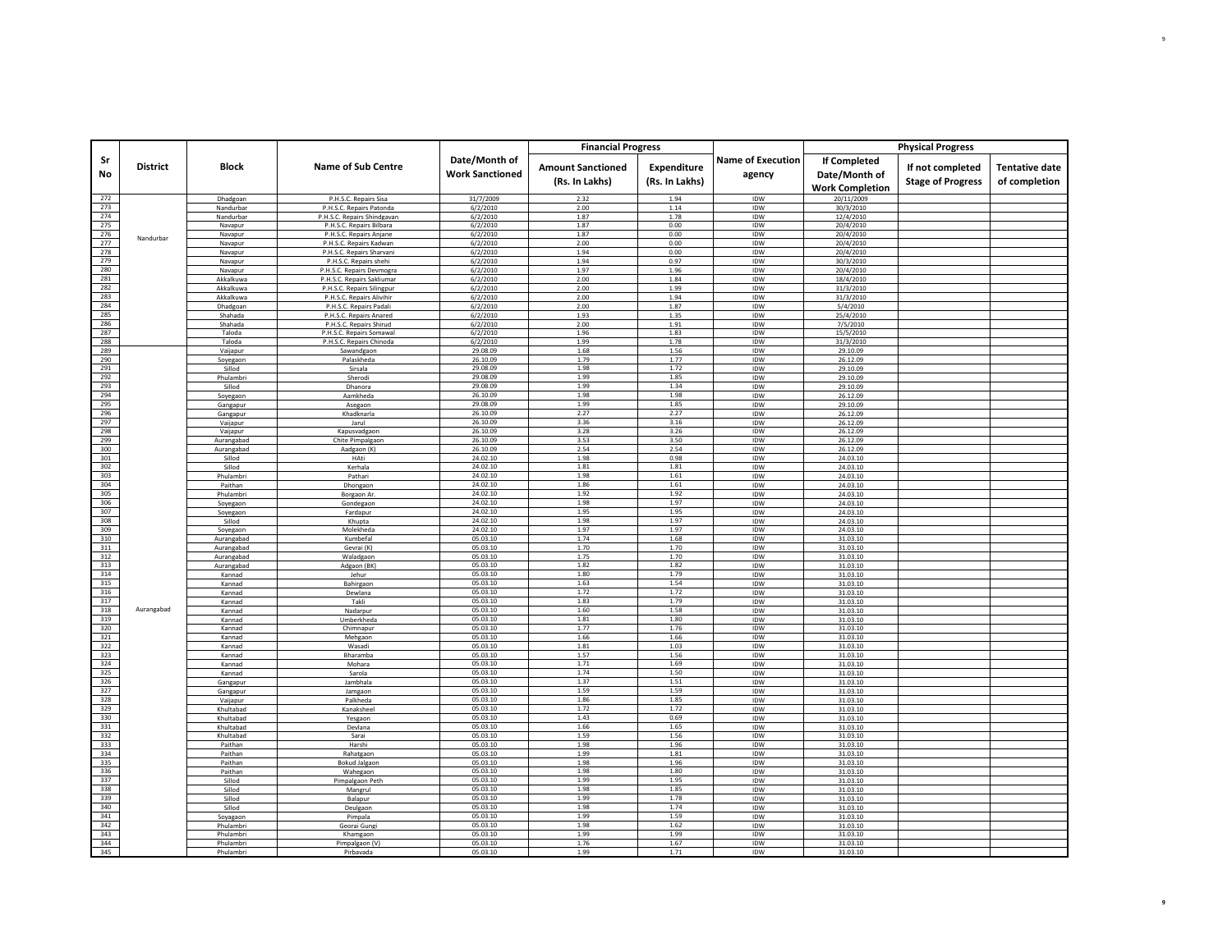| Sr No | District | Block | Name of Sub Centre | Date/Month of Work Sanctioned | Financial Progress | | Name of Execution agency | Physical Progress | | |
|---|---|---|---|---|---|---|---|---|---|---|
| | | | | | Amount Sanctioned (Rs. In Lakhs) | Expenditure (Rs. In Lakhs) | | If Completed Date/Month of Work Completion | If not completed Stage of Progress | Tentative date of completion |
| 272 | Nandurbar | Dhadgoan | P.H.S.C. Repairs Sisa | 31/7/2009 | 2.32 | 1.94 | IDW | 20/11/2009 | | |
| 273 | | Nandurbar | P.H.S.C. Repairs Patonda | 6/2/2010 | 2.00 | 1.14 | IDW | 30/3/2010 | | |
| 274 | | Nandurbar | P.H.S.C. Repairs Shindgavan | 6/2/2010 | 1.87 | 1.78 | IDW | 12/4/2010 | | |
| 275 | | Navapur | P.H.S.C. Repairs Bilbara | 6/2/2010 | 1.87 | 0.00 | IDW | 20/4/2010 | | |
| 276 | | Navapur | P.H.S.C. Repairs Anjane | 6/2/2010 | 1.87 | 0.00 | IDW | 20/4/2010 | | |
| 277 | | Navapur | P.H.S.C. Repairs Kadwan | 6/2/2010 | 2.00 | 0.00 | IDW | 20/4/2010 | | |
| 278 | | Navapur | P.H.S.C. Repairs Sharvani | 6/2/2010 | 1.94 | 0.00 | IDW | 20/4/2010 | | |
| 279 | | Navapur | P.H.S.C. Repairs shehi | 6/2/2010 | 1.94 | 0.97 | IDW | 30/3/2010 | | |
| 280 | | Navapur | P.H.S.C. Repairs Devmogra | 6/2/2010 | 1.97 | 1.96 | IDW | 20/4/2010 | | |
| 281 | | Akkalkuwa | P.H.S.C. Repairs Sakliumar | 6/2/2010 | 2.00 | 1.84 | IDW | 18/4/2010 | | |
| 282 | | Akkalkuwa | P.H.S.C. Repairs Silingpur | 6/2/2010 | 2.00 | 1.99 | IDW | 31/3/2010 | | |
| 283 | | Akkalkuwa | P.H.S.C. Repairs Alivihir | 6/2/2010 | 2.00 | 1.94 | IDW | 31/3/2010 | | |
| 284 | | Dhadgoan | P.H.S.C. Repairs Padali | 6/2/2010 | 2.00 | 1.87 | IDW | 5/4/2010 | | |
| 285 | | Shahada | P.H.S.C. Repairs Anared | 6/2/2010 | 1.93 | 1.35 | IDW | 25/4/2010 | | |
| 286 | | Shahada | P.H.S.C. Repairs Shirud | 6/2/2010 | 2.00 | 1.91 | IDW | 7/5/2010 | | |
| 287 | | Taloda | P.H.S.C. Repairs Somawal | 6/2/2010 | 1.96 | 1.83 | IDW | 15/5/2010 | | |
| 288 | | Taloda | P.H.S.C. Repairs Chinoda | 6/2/2010 | 1.99 | 1.78 | IDW | 31/3/2010 | | |
| 289 | Aurangabad | Vaijapur | Sawandgaon | 29.08.09 | 1.68 | 1.56 | IDW | 29.10.09 | | |
| 290 | | Soyegaon | Palaskheda | 26.10.09 | 1.79 | 1.77 | IDW | 26.12.09 | | |
| 291 | | Sillod | Sirsala | 29.08.09 | 1.98 | 1.72 | IDW | 29.10.09 | | |
| 292 | | Phulambri | Sherodi | 29.08.09 | 1.99 | 1.85 | IDW | 29.10.09 | | |
| 293 | | Sillod | Dhanora | 29.08.09 | 1.99 | 1.34 | IDW | 29.10.09 | | |
| 294 | | Soyegaon | Aamkheda | 26.10.09 | 1.98 | 1.98 | IDW | 26.12.09 | | |
| 295 | | Gangapur | Asegaon | 29.08.09 | 1.99 | 1.85 | IDW | 29.10.09 | | |
| 296 | | Gangapur | Khadknarla | 26.10.09 | 2.27 | 2.27 | IDW | 26.12.09 | | |
| 297 | | Vaijapur | Jarul | 26.10.09 | 3.36 | 3.16 | IDW | 26.12.09 | | |
| 298 | | Vaijapur | Kapusvadgaon | 26.10.09 | 3.28 | 3.26 | IDW | 26.12.09 | | |
| 299 | | Aurangabad | Chite Pimpalgaon | 26.10.09 | 3.53 | 3.50 | IDW | 26.12.09 | | |
| 300 | | Aurangabad | Aadgaon (K) | 26.10.09 | 2.54 | 2.54 | IDW | 26.12.09 | | |
| 301 | | Sillod | HAti | 24.02.10 | 1.98 | 0.98 | IDW | 24.03.10 | | |
| 302 | | Sillod | Kerhala | 24.02.10 | 1.81 | 1.81 | IDW | 24.03.10 | | |
| 303 | | Phulambri | Pathari | 24.02.10 | 1.98 | 1.61 | IDW | 24.03.10 | | |
| 304 | | Paithan | Dhongaon | 24.02.10 | 1.86 | 1.61 | IDW | 24.03.10 | | |
| 305 | | Phulambri | Borgaon Ar. | 24.02.10 | 1.92 | 1.92 | IDW | 24.03.10 | | |
| 306 | | Soyegaon | Gondegaon | 24.02.10 | 1.98 | 1.97 | IDW | 24.03.10 | | |
| 307 | | Soyegaon | Fardapur | 24.02.10 | 1.95 | 1.95 | IDW | 24.03.10 | | |
| 308 | | Sillod | Khupta | 24.02.10 | 1.98 | 1.97 | IDW | 24.03.10 | | |
| 309 | | Soyegaon | Molekheda | 24.02.10 | 1.97 | 1.97 | IDW | 24.03.10 | | |
| 310 | | Aurangabad | Kumbefal | 05.03.10 | 1.74 | 1.68 | IDW | 31.03.10 | | |
| 311 | | Aurangabad | Gevrai (K) | 05.03.10 | 1.70 | 1.70 | IDW | 31.03.10 | | |
| 312 | | Aurangabad | Waladgaon | 05.03.10 | 1.75 | 1.70 | IDW | 31.03.10 | | |
| 313 | | Aurangabad | Adgaon (BK) | 05.03.10 | 1.82 | 1.82 | IDW | 31.03.10 | | |
| 314 | | Kannad | Jehur | 05.03.10 | 1.80 | 1.79 | IDW | 31.03.10 | | |
| 315 | | Kannad | Bahirgaon | 05.03.10 | 1.63 | 1.54 | IDW | 31.03.10 | | |
| 316 | | Kannad | Dewlana | 05.03.10 | 1.72 | 1.72 | IDW | 31.03.10 | | |
| 317 | | Kannad | Takli | 05.03.10 | 1.83 | 1.79 | IDW | 31.03.10 | | |
| 318 | | Kannad | Nadarpur | 05.03.10 | 1.60 | 1.58 | IDW | 31.03.10 | | |
| 319 | | Kannad | Umberkheda | 05.03.10 | 1.81 | 1.80 | IDW | 31.03.10 | | |
| 320 | | Kannad | Chimnapur | 05.03.10 | 1.77 | 1.76 | IDW | 31.03.10 | | |
| 321 | | Kannad | Mehgaon | 05.03.10 | 1.66 | 1.66 | IDW | 31.03.10 | | |
| 322 | | Kannad | Wasadi | 05.03.10 | 1.81 | 1.03 | IDW | 31.03.10 | | |
| 323 | | Kannad | Bharamba | 05.03.10 | 1.57 | 1.56 | IDW | 31.03.10 | | |
| 324 | | Kannad | Mohara | 05.03.10 | 1.71 | 1.69 | IDW | 31.03.10 | | |
| 325 | | Kannad | Sarola | 05.03.10 | 1.74 | 1.50 | IDW | 31.03.10 | | |
| 326 | | Gangapur | Jambhala | 05.03.10 | 1.37 | 1.51 | IDW | 31.03.10 | | |
| 327 | | Gangapur | Jamgaon | 05.03.10 | 1.59 | 1.59 | IDW | 31.03.10 | | |
| 328 | | Vaijapur | Palkheda | 05.03.10 | 1.86 | 1.85 | IDW | 31.03.10 | | |
| 329 | | Khultabad | Kanaksheel | 05.03.10 | 1.72 | 1.72 | IDW | 31.03.10 | | |
| 330 | | Khultabad | Yesgaon | 05.03.10 | 1.43 | 0.69 | IDW | 31.03.10 | | |
| 331 | | Khultabad | Devlana | 05.03.10 | 1.66 | 1.65 | IDW | 31.03.10 | | |
| 332 | | Khultabad | Sarai | 05.03.10 | 1.59 | 1.56 | IDW | 31.03.10 | | |
| 333 | | Paithan | Harshi | 05.03.10 | 1.98 | 1.96 | IDW | 31.03.10 | | |
| 334 | | Paithan | Rahatgaon | 05.03.10 | 1.99 | 1.81 | IDW | 31.03.10 | | |
| 335 | | Paithan | Bokud Jalgaon | 05.03.10 | 1.98 | 1.96 | IDW | 31.03.10 | | |
| 336 | | Paithan | Wahegaon | 05.03.10 | 1.98 | 1.80 | IDW | 31.03.10 | | |
| 337 | | Sillod | Pimpalgaon Peth | 05.03.10 | 1.99 | 1.95 | IDW | 31.03.10 | | |
| 338 | | Sillod | Mangrul | 05.03.10 | 1.98 | 1.85 | IDW | 31.03.10 | | |
| 339 | | Sillod | Balapur | 05.03.10 | 1.99 | 1.78 | IDW | 31.03.10 | | |
| 340 | | Sillod | Deulgaon | 05.03.10 | 1.98 | 1.74 | IDW | 31.03.10 | | |
| 341 | | Soyagaon | Pimpala | 05.03.10 | 1.99 | 1.59 | IDW | 31.03.10 | | |
| 342 | | Phulambri | Georai Gungi | 05.03.10 | 1.98 | 1.62 | IDW | 31.03.10 | | |
| 343 | | Phulambri | Khamgaon | 05.03.10 | 1.99 | 1.99 | IDW | 31.03.10 | | |
| 344 | | Phulambri | Pimpalgaon (V) | 05.03.10 | 1.76 | 1.67 | IDW | 31.03.10 | | |
| 345 | | Phulambri | Pirbavada | 05.03.10 | 1.99 | 1.71 | IDW | 31.03.10 | | |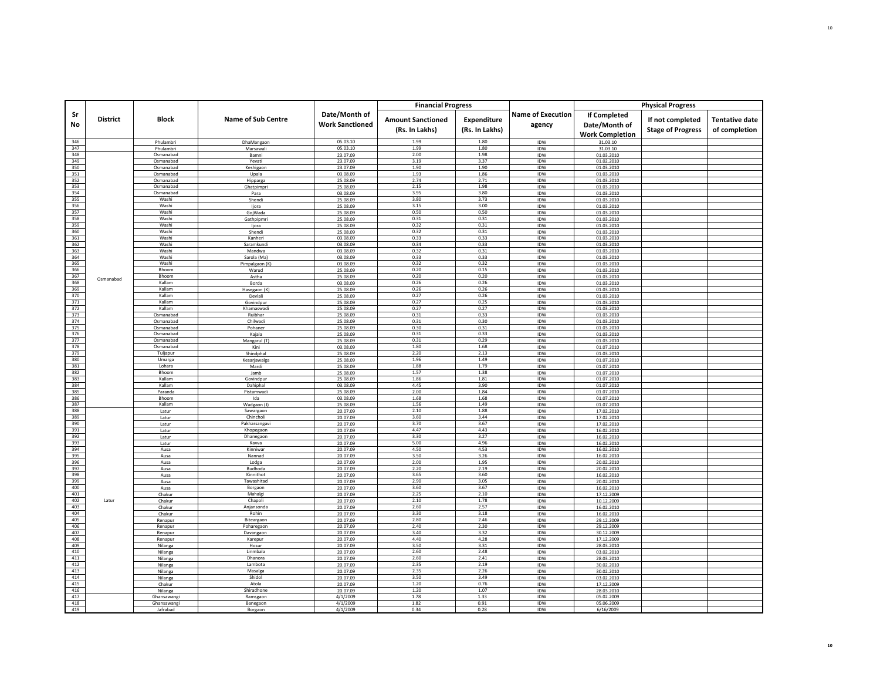| Sr No | District | Block | Name of Sub Centre | Date/Month of Work Sanctioned | Financial Progress | | Name of Execution agency | Physical Progress | | |
|---|---|---|---|---|---|---|---|---|---|---|
| | | | | | Amount Sanctioned (Rs. In Lakhs) | Expenditure (Rs. In Lakhs) | | If Completed Date/Month of Work Completion | If not completed Stage of Progress | Tentative date of completion |
| 346 | | Phulambri | DhaMangaon | 05.03.10 | 1.99 | 1.80 | IDW | 31.03.10 | | |
| 347 | | Phulambri | Marsawali | 05.03.10 | 1.99 | 1.80 | IDW | 31.03.10 | | |
| 348 | Osmanabad | Osmanabad | Bamni | 23.07.09 | 2.00 | 1.98 | IDW | 01.03.2010 | | |
| 349 | | Osmanabad | Yevati | 23.07.09 | 3.19 | 3.37 | IDW | 01.02.2010 | | |
| 350 | | Osmanabad | Keshigaon | 23.07.09 | 1.90 | 1.90 | IDW | 01.03.2010 | | |
| 351 | | Osmanabad | Upala | 03.08.09 | 1.93 | 1.86 | IDW | 01.03.2010 | | |
| 352 | | Osmanabad | Hipparga | 25.08.09 | 2.74 | 2.71 | IDW | 01.03.2010 | | |
| 353 | | Osmanabad | Ghatpimpri | 25.08.09 | 2.15 | 1.98 | IDW | 01.03.2010 | | |
| 354 | | Osmanabad | Para | 03.08.09 | 3.95 | 3.80 | IDW | 01.03.2010 | | |
| 355 | | Washi | Shendi | 25.08.09 | 3.80 | 3.73 | IDW | 01.03.2010 | | |
| 356 | | Washi | Ijora | 25.08.09 | 3.15 | 3.00 | IDW | 01.03.2010 | | |
| 357 | | Washi | GojWada | 25.08.09 | 0.50 | 0.50 | IDW | 01.03.2010 | | |
| 358 | | Washi | Gathpipmri | 25.08.09 | 0.31 | 0.31 | IDW | 01.03.2010 | | |
| 359 | | Washi | Ijora | 25.08.09 | 0.32 | 0.31 | IDW | 01.03.2010 | | |
| 360 | | Washi | Shendi | 25.08.09 | 0.32 | 0.31 | IDW | 01.03.2010 | | |
| 361 | | Washi | Kanheri | 03.08.09 | 0.33 | 0.33 | IDW | 01.03.2010 | | |
| 362 | | Washi | Saramkundi | 03.08.09 | 0.34 | 0.33 | IDW | 01.03.2010 | | |
| 363 | | Washi | Mandwa | 03.08.09 | 0.32 | 0.31 | IDW | 01.03.2010 | | |
| 364 | | Washi | Sarola (Ma) | 03.08.09 | 0.33 | 0.33 | IDW | 01.03.2010 | | |
| 365 | | Washi | Pimpalgaon (K) | 03.08.09 | 0.32 | 0.32 | IDW | 01.03.2010 | | |
| 366 | | Bhoom | Warud | 25.08.09 | 0.20 | 0.15 | IDW | 01.03.2010 | | |
| 367 | | Bhoom | Astha | 25.08.09 | 0.20 | 0.20 | IDW | 01.03.2010 | | |
| 368 | | Kallam | Borda | 03.08.09 | 0.26 | 0.26 | IDW | 01.03.2010 | | |
| 369 | | Kallam | Hasegaon (K) | 25.08.09 | 0.26 | 0.26 | IDW | 01.03.2010 | | |
| 370 | | Kallam | Devlali | 25.08.09 | 0.27 | 0.26 | IDW | 01.03.2010 | | |
| 371 | | Kallam | Govindpur | 25.08.09 | 0.27 | 0.25 | IDW | 01.03.2010 | | |
| 372 | | Kallam | Khamaswadi | 25.08.09 | 0.27 | 0.27 | IDW | 01.03.2010 | | |
| 373 | | Osmanabad | Ruibhar | 25.08.09 | 0.31 | 0.33 | IDW | 01.03.2010 | | |
| 374 | | Osmanabad | Chilwadi | 25.08.09 | 0.31 | 0.30 | IDW | 01.03.2010 | | |
| 375 | | Osmanabad | Pohaner | 25.08.09 | 0.30 | 0.31 | IDW | 01.03.2010 | | |
| 376 | | Osmanabad | Kajala | 25.08.09 | 0.31 | 0.33 | IDW | 01.03.2010 | | |
| 377 | | Osmanabad | Mangarul (T) | 25.08.09 | 0.31 | 0.29 | IDW | 01.03.2010 | | |
| 378 | | Osmanabad | Kini | 03.08.09 | 1.80 | 1.68 | IDW | 01.07.2010 | | |
| 379 | | Tuljapur | Shindphal | 25.08.09 | 2.20 | 2.13 | IDW | 01.03.2010 | | |
| 380 | | Umarga | Kesarjawalga | 25.08.09 | 1.96 | 1.49 | IDW | 01.07.2010 | | |
| 381 | | Lohara | Mardi | 25.08.09 | 1.88 | 1.79 | IDW | 01.07.2010 | | |
| 382 | | Bhoom | Jamb | 25.08.09 | 1.57 | 1.38 | IDW | 01.07.2010 | | |
| 383 | | Kallam | Govindpur | 25.08.09 | 1.86 | 1.81 | IDW | 01.07.2010 | | |
| 384 | | Kallam | Dahiphal | 03.08.09 | 4.45 | 3.90 | IDW | 01.07.2010 | | |
| 385 | | Paranda | Pistamwadi | 25.08.09 | 2.00 | 1.84 | IDW | 01.07.2010 | | |
| 386 | | Bhoom | Ida | 03.08.09 | 1.68 | 1.68 | IDW | 01.07.2010 | | |
| 387 | | Kallam | Wadgaon (J) | 25.08.09 | 1.56 | 1.49 | IDW | 01.07.2010 | | |
| 388 | Latur | Latur | Sawargaon | 20.07.09 | 2.10 | 1.88 | IDW | 17.02.2010 | | |
| 389 | | Latur | Chincholi | 20.07.09 | 3.60 | 3.44 | IDW | 17.02.2010 | | |
| 390 | | Latur | Pakharsangavi | 20.07.09 | 3.70 | 3.67 | IDW | 17.02.2010 | | |
| 391 | | Latur | Khopegaon | 20.07.09 | 4.47 | 4.43 | IDW | 16.02.2010 | | |
| 392 | | Latur | Dhanegaon | 20.07.09 | 3.30 | 3.27 | IDW | 16.02.2010 | | |
| 393 | | Latur | Kavva | 20.07.09 | 5.00 | 4.96 | IDW | 16.02.2010 | | |
| 394 | | Ausa | Kinniwar | 20.07.09 | 4.50 | 4.53 | IDW | 16.02.2010 | | |
| 395 | | Ausa | Nannad | 20.07.09 | 3.50 | 3.26 | IDW | 16.02.2010 | | |
| 396 | | Ausa | Lodga | 20.07.09 | 2.00 | 1.95 | IDW | 20.02.2010 | | |
| 397 | | Ausa | Budhoda | 20.07.09 | 2.20 | 2.19 | IDW | 20.02.2010 | | |
| 398 | | Ausa | Kinnithot | 20.07.09 | 3.65 | 3.60 | IDW | 16.02.2010 | | |
| 399 | | Ausa | Tawashitad | 20.07.09 | 2.90 | 3.05 | IDW | 20.02.2010 | | |
| 400 | | Ausa | Borgaon | 20.07.09 | 3.60 | 3.67 | IDW | 16.02.2010 | | |
| 401 | | Chakur | Mahalgi | 20.07.09 | 2.25 | 2.10 | IDW | 17.12.2009 | | |
| 402 | | Chakur | Chapoli | 20.07.09 | 2.10 | 1.78 | IDW | 10.12.2009 | | |
| 403 | | Chakur | Anjansonda | 20.07.09 | 2.60 | 2.57 | IDW | 16.02.2010 | | |
| 404 | | Chakur | Rohin | 20.07.09 | 3.30 | 3.18 | IDW | 16.02.2010 | | |
| 405 | | Renapur | Biteargaon | 20.07.09 | 2.80 | 2.46 | IDW | 29.12.2009 | | |
| 406 | | Renapur | Poharegaon | 20.07.09 | 2.40 | 2.30 | IDW | 29.12.2009 | | |
| 407 | | Renapur | Davangaon | 20.07.09 | 3.40 | 3.32 | IDW | 30.12.2009 | | |
| 408 | | Renapur | Karepur | 20.07.09 | 4.40 | 4.28 | IDW | 17.12.2009 | | |
| 409 | | Nilanga | Hosur | 20.07.09 | 3.50 | 3.31 | IDW | 28.03.2010 | | |
| 410 | | Nilanga | Linmbala | 20.07.09 | 2.60 | 2.48 | IDW | 03.02.2010 | | |
| 411 | | Nilanga | Dhanora | 20.07.09 | 2.60 | 2.41 | IDW | 28.03.2010 | | |
| 412 | | Nilanga | Lambota | 20.07.09 | 2.35 | 2.19 | IDW | 30.02.2010 | | |
| 413 | | Nilanga | Masalga | 20.07.09 | 2.35 | 2.26 | IDW | 30.02.2010 | | |
| 414 | | Nilanga | Shidol | 20.07.09 | 3.50 | 3.49 | IDW | 03.02.2010 | | |
| 415 | | Chakur | Atola | 20.07.09 | 1.20 | 0.76 | IDW | 17.12.2009 | | |
| 416 | | Nilanga | Shiradhone | 20.07.09 | 1.20 | 1.07 | IDW | 28.03.2010 | | |
| 417 | | Ghansawangi | Ramsgaon | 4/1/2009 | 1.78 | 1.33 | IDW | 05.02.2009 | | |
| 418 | | Ghansawangi | Banegaon | 4/1/2009 | 1.82 | 0.91 | IDW | 05.06.2009 | | |
| 419 | | Jafrabad | Borgaon | 4/1/2009 | 0.34 | 0.28 | IDW | 6/16/2009 | | |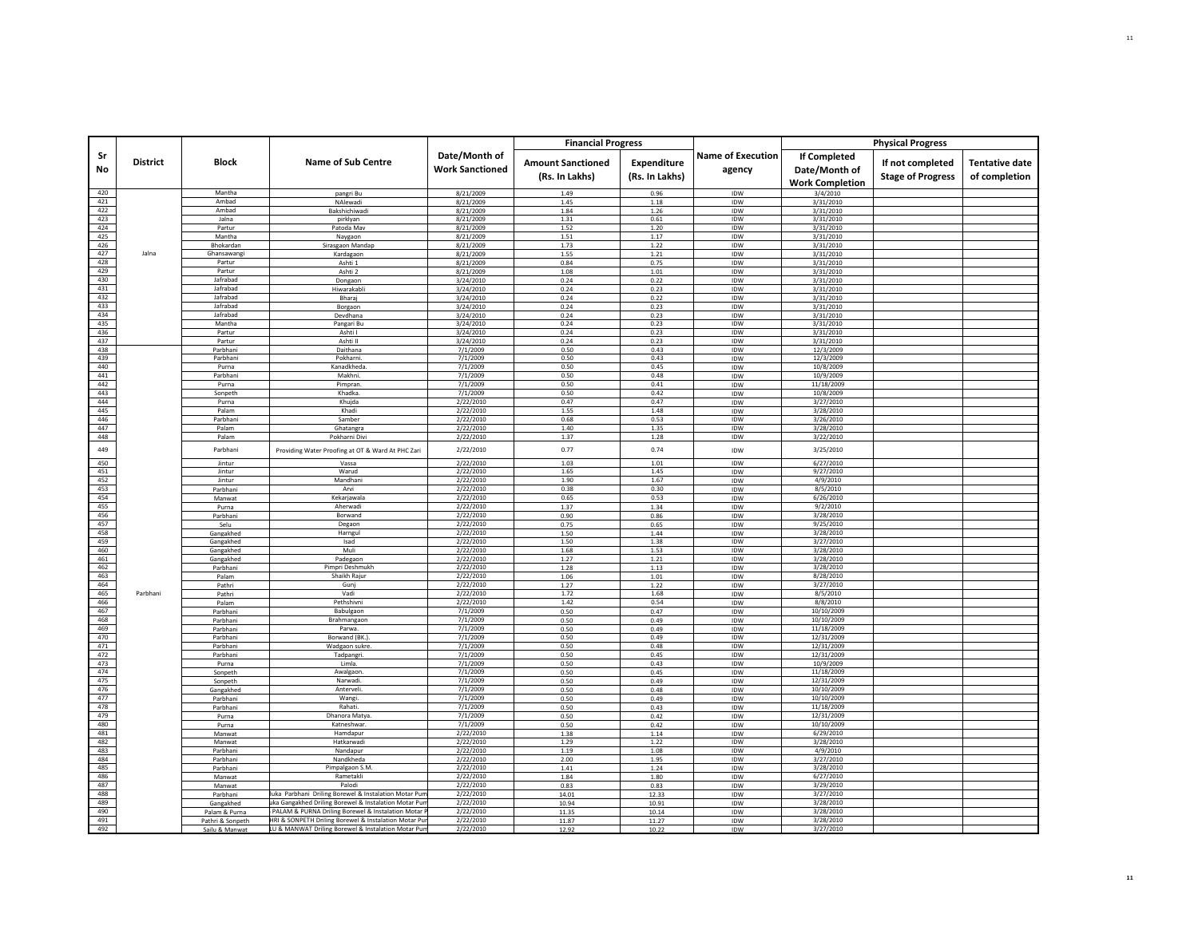| Sr No | District | Block | Name of Sub Centre | Date/Month of Work Sanctioned | Financial Progress | | Name of Execution agency | Physical Progress | | |
|---|---|---|---|---|---|---|---|---|---|---|
| | | | | | Amount Sanctioned (Rs. In Lakhs) | Expenditure (Rs. In Lakhs) | | If Completed Date/Month of Work Completion | If not completed Stage of Progress | Tentative date of completion |
| 420 | Jalna | Mantha | pangri Bu | 8/21/2009 | 1.49 | 0.96 | IDW | 3/4/2010 | | |
| 421 | | Ambad | NAlewadi | 8/21/2009 | 1.45 | 1.18 | IDW | 3/31/2010 | | |
| 422 | | Ambad | Bakshichiwadi | 8/21/2009 | 1.84 | 1.26 | IDW | 3/31/2010 | | |
| 423 | | Jalna | pirklyan | 8/21/2009 | 1.31 | 0.61 | IDW | 3/31/2010 | | |
| 424 | | Partur | Patoda Mav | 8/21/2009 | 1.52 | 1.20 | IDW | 3/31/2010 | | |
| 425 | | Mantha | Naygaon | 8/21/2009 | 1.51 | 1.17 | IDW | 3/31/2010 | | |
| 426 | | Bhokardan | Sirasgaon Mandap | 8/21/2009 | 1.73 | 1.22 | IDW | 3/31/2010 | | |
| 427 | | Ghansawangi | Kardagaon | 8/21/2009 | 1.55 | 1.21 | IDW | 3/31/2010 | | |
| 428 | | Partur | Ashti 1 | 8/21/2009 | 0.84 | 0.75 | IDW | 3/31/2010 | | |
| 429 | | Partur | Ashti 2 | 8/21/2009 | 1.08 | 1.01 | IDW | 3/31/2010 | | |
| 430 | | Jafrabad | Dongaon | 3/24/2010 | 0.24 | 0.22 | IDW | 3/31/2010 | | |
| 431 | | Jafrabad | Hiwarakabli | 3/24/2010 | 0.24 | 0.23 | IDW | 3/31/2010 | | |
| 432 | | Jafrabad | Bharaj | 3/24/2010 | 0.24 | 0.22 | IDW | 3/31/2010 | | |
| 433 | | Jafrabad | Borgaon | 3/24/2010 | 0.24 | 0.23 | IDW | 3/31/2010 | | |
| 434 | | Jafrabad | Devdhana | 3/24/2010 | 0.24 | 0.23 | IDW | 3/31/2010 | | |
| 435 | | Mantha | Pangari Bu | 3/24/2010 | 0.24 | 0.23 | IDW | 3/31/2010 | | |
| 436 | | Partur | Ashti I | 3/24/2010 | 0.24 | 0.23 | IDW | 3/31/2010 | | |
| 437 | | Partur | Ashti II | 3/24/2010 | 0.24 | 0.23 | IDW | 3/31/2010 | | |
| 438 | Parbhani | Parbhani | Daithana | 7/1/2009 | 0.50 | 0.43 | IDW | 12/3/2009 | | |
| 439 | | Parbhani | Pokharni. | 7/1/2009 | 0.50 | 0.43 | IDW | 12/3/2009 | | |
| 440 | | Purna | Kanadkheda. | 7/1/2009 | 0.50 | 0.45 | IDW | 10/8/2009 | | |
| 441 | | Parbhani | Makhni. | 7/1/2009 | 0.50 | 0.48 | IDW | 10/9/2009 | | |
| 442 | | Purna | Pimpran. | 7/1/2009 | 0.50 | 0.41 | IDW | 11/18/2009 | | |
| 443 | | Sonpeth | Khadka. | 7/1/2009 | 0.50 | 0.42 | IDW | 10/8/2009 | | |
| 444 | | Purna | Khujda | 2/22/2010 | 0.47 | 0.47 | IDW | 3/27/2010 | | |
| 445 | | Palam | Khadi | 2/22/2010 | 1.55 | 1.48 | IDW | 3/28/2010 | | |
| 446 | | Parbhani | Samber | 2/22/2010 | 0.68 | 0.53 | IDW | 3/26/2010 | | |
| 447 | | Palam | Ghatangra | 2/22/2010 | 1.40 | 1.35 | IDW | 3/28/2010 | | |
| 448 | | Palam | Pokharni Divi | 2/22/2010 | 1.37 | 1.28 | IDW | 3/22/2010 | | |
| 449 | | Parbhani | Providing Water Proofing at OT & Ward At PHC Zari | 2/22/2010 | 0.77 | 0.74 | IDW | 3/25/2010 | | |
| 450 | | Jintur | Vassa | 2/22/2010 | 1.03 | 1.01 | IDW | 6/27/2010 | | |
| 451 | | Jintur | Warud | 2/22/2010 | 1.65 | 1.45 | IDW | 9/27/2010 | | |
| 452 | | Jintur | Mandhani | 2/22/2010 | 1.90 | 1.67 | IDW | 4/9/2010 | | |
| 453 | | Parbhani | Arvi | 2/22/2010 | 0.38 | 0.30 | IDW | 8/5/2010 | | |
| 454 | | Manwat | Kekarjawala | 2/22/2010 | 0.65 | 0.53 | IDW | 6/26/2010 | | |
| 455 | | Purna | Aherwadi | 2/22/2010 | 1.37 | 1.34 | IDW | 9/2/2010 | | |
| 456 | | Parbhani | Borwand | 2/22/2010 | 0.90 | 0.86 | IDW | 3/28/2010 | | |
| 457 | | Selu | Degaon | 2/22/2010 | 0.75 | 0.65 | IDW | 9/25/2010 | | |
| 458 | | Gangakhed | Harngul | 2/22/2010 | 1.50 | 1.44 | IDW | 3/28/2010 | | |
| 459 | | Gangakhed | Isad | 2/22/2010 | 1.50 | 1.38 | IDW | 3/27/2010 | | |
| 460 | | Gangakhed | Muli | 2/22/2010 | 1.68 | 1.53 | IDW | 3/28/2010 | | |
| 461 | | Gangakhed | Padegaon | 2/22/2010 | 1.27 | 1.21 | IDW | 3/28/2010 | | |
| 462 | | Parbhani | Pimpri Deshmukh | 2/22/2010 | 1.28 | 1.13 | IDW | 3/28/2010 | | |
| 463 | | Palam | Shaikh Rajur | 2/22/2010 | 1.06 | 1.01 | IDW | 8/28/2010 | | |
| 464 | | Pathri | Gunj | 2/22/2010 | 1.27 | 1.22 | IDW | 3/27/2010 | | |
| 465 | | Pathri | Vadi | 2/22/2010 | 1.72 | 1.68 | IDW | 8/5/2010 | | |
| 466 | | Palam | Pethshivni | 2/22/2010 | 1.42 | 0.54 | IDW | 8/8/2010 | | |
| 467 | | Parbhani | Babulgaon | 7/1/2009 | 0.50 | 0.47 | IDW | 10/10/2009 | | |
| 468 | | Parbhani | Brahmangaon | 7/1/2009 | 0.50 | 0.49 | IDW | 10/10/2009 | | |
| 469 | | Parbhani | Parwa. | 7/1/2009 | 0.50 | 0.49 | IDW | 11/18/2009 | | |
| 470 | | Parbhani | Borwand (BK.). | 7/1/2009 | 0.50 | 0.49 | IDW | 12/31/2009 | | |
| 471 | | Parbhani | Wadgaon sukre. | 7/1/2009 | 0.50 | 0.48 | IDW | 12/31/2009 | | |
| 472 | | Parbhani | Tadpangri. | 7/1/2009 | 0.50 | 0.45 | IDW | 12/31/2009 | | |
| 473 | | Purna | Limla. | 7/1/2009 | 0.50 | 0.43 | IDW | 10/9/2009 | | |
| 474 | | Sonpeth | Awalgaon. | 7/1/2009 | 0.50 | 0.45 | IDW | 11/18/2009 | | |
| 475 | | Sonpeth | Narwadi. | 7/1/2009 | 0.50 | 0.49 | IDW | 12/31/2009 | | |
| 476 | | Gangakhed | Anterveli. | 7/1/2009 | 0.50 | 0.48 | IDW | 10/10/2009 | | |
| 477 | | Parbhani | Wangi. | 7/1/2009 | 0.50 | 0.49 | IDW | 10/10/2009 | | |
| 478 | | Parbhani | Rahati. | 7/1/2009 | 0.50 | 0.43 | IDW | 11/18/2009 | | |
| 479 | | Purna | Dhanora Matya. | 7/1/2009 | 0.50 | 0.42 | IDW | 12/31/2009 | | |
| 480 | | Purna | Katneshwar. | 7/1/2009 | 0.50 | 0.42 | IDW | 10/10/2009 | | |
| 481 | | Manwat | Hamdapur | 2/22/2010 | 1.38 | 1.14 | IDW | 6/29/2010 | | |
| 482 | | Manwat | Hatkarwadi | 2/22/2010 | 1.29 | 1.22 | IDW | 3/28/2010 | | |
| 483 | | Parbhani | Nandapur | 2/22/2010 | 1.19 | 1.08 | IDW | 4/9/2010 | | |
| 484 | | Parbhani | Nandkheda | 2/22/2010 | 2.00 | 1.95 | IDW | 3/27/2010 | | |
| 485 | | Parbhani | Pimpalgaon S.M. | 2/22/2010 | 1.41 | 1.24 | IDW | 3/28/2010 | | |
| 486 | | Manwat | Rametakli | 2/22/2010 | 1.84 | 1.80 | IDW | 6/27/2010 | | |
| 487 | | Manwat | Palodi | 2/22/2010 | 0.83 | 0.83 | IDW | 3/29/2010 | | |
| 488 | | Parbhani | luka Parbhani Driling Borewel & Instalation Motar Pum | 2/22/2010 | 14.01 | 12.33 | IDW | 3/27/2010 | | |
| 489 | | Gangakhed | uka Gangakhed Driling Borewel & Instalation Motar Pum | 2/22/2010 | 10.94 | 10.91 | IDW | 3/28/2010 | | |
| 490 | | Palam & Purna | PALAM & PURNA Driling Borewel & Instalation Motar P | 2/22/2010 | 11.35 | 10.14 | IDW | 3/28/2010 | | |
| 491 | | Pathri & Sonpeth | HRI & SONPETH Driling Borewel & Instalation Motar Pu | 2/22/2010 | 11.87 | 11.27 | IDW | 3/28/2010 | | |
| 492 | | Sailu & Manwat | LU & MANWAT Driling Borewel & Instalation Motar Pum | 2/22/2010 | 12.92 | 10.22 | IDW | 3/27/2010 | | |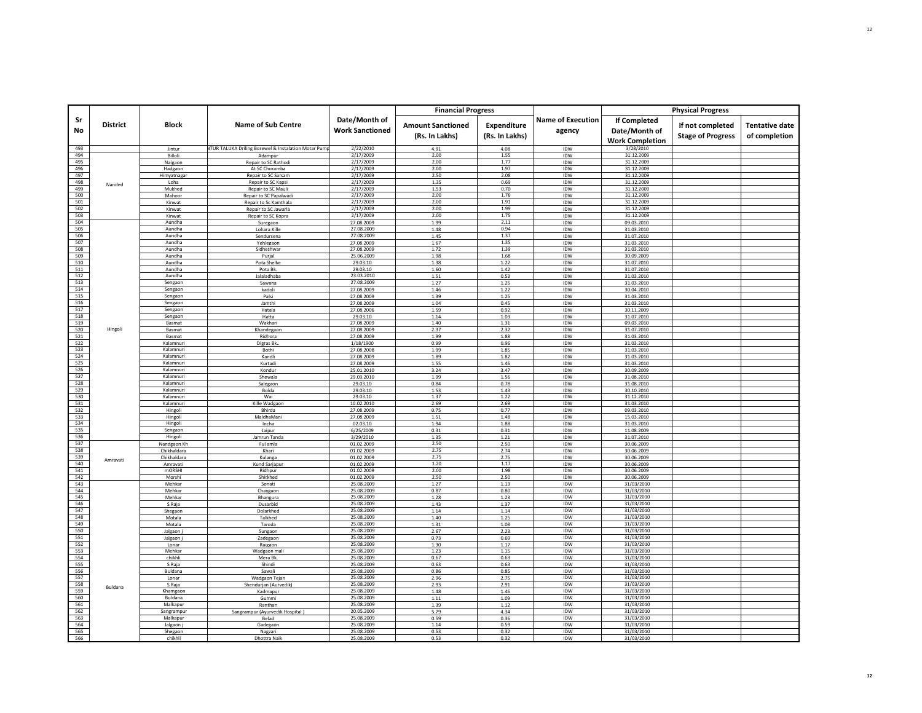| Sr No | District | Block | Name of Sub Centre | Date/Month of Work Sanctioned | Financial Progress | | Name of Execution agency | Physical Progress | | |
|---|---|---|---|---|---|---|---|---|---|---|
| | | | | | Amount Sanctioned (Rs. In Lakhs) | Expenditure (Rs. In Lakhs) | | If Completed Date/Month of Work Completion | If not completed Stage of Progress | Tentative date of completion |
| 493 | | Jintur | NTUR TALUKA Driling Borewel & Instalation Motar Pump | 2/22/2010 | 4.91 | 4.08 | IDW | 3/28/2010 | | |
| 494 | Nanded | Billoli | Adampur | 2/17/2009 | 2.00 | 1.55 | IDW | 31.12.2009 | | |
| 495 | | Naigaon | Repair to SC Rathodi | 2/17/2009 | 2.00 | 1.77 | IDW | 31.12.2009 | | |
| 496 | | Hadgaon | At SC Choramba | 2/17/2009 | 2.00 | 1.97 | IDW | 31.12.2009 | | |
| 497 | | Himyatnagar | Repair to SC Sarsam | 2/17/2009 | 2.50 | 2.08 | IDW | 31.12.2009 | | |
| 498 | | Loha | Repair to SC Kapsi | 2/17/2009 | 1.35 | 0.69 | IDW | 31.12.2009 | | |
| 499 | | Mukhed | Repair to SC Mauli | 2/17/2009 | 1.53 | 0.70 | IDW | 31.12.2009 | | |
| 500 | | Mahoor | Repair to SC Papalwadi | 2/17/2009 | 2.00 | 1.76 | IDW | 31.12.2009 | | |
| 501 | | Kinwat | Repair to Sc Kamthala | 2/17/2009 | 2.00 | 1.91 | IDW | 31.12.2009 | | |
| 502 | | Kinwat | Repair to SC Jawarla | 2/17/2009 | 2.00 | 1.99 | IDW | 31.12.2009 | | |
| 503 | | Kinwat | Repair to SC Kopra | 2/17/2009 | 2.00 | 1.75 | IDW | 31.12.2009 | | |
| 504 | Hingoli | Aundha | Suregaon | 27.08.2009 | 1.99 | 2.11 | IDW | 09.03.2010 | | |
| 505 | | Aundha | Lohara Kille | 27.08.2009 | 1.48 | 0.94 | IDW | 31.03.2010 | | |
| 506 | | Aundha | Sendursena | 27.08.2009 | 1.45 | 1.37 | IDW | 31.07.2010 | | |
| 507 | | Aundha | Yehlegaon | 27.08.2009 | 1.67 | 1.35 | IDW | 31.03.2010 | | |
| 508 | | Aundha | Sidheshwar | 27.08.2009 | 1.72 | 1.39 | IDW | 31.03.2010 | | |
| 509 | | Aundha | Purjal | 25.06.2009 | 1.98 | 1.68 | IDW | 30.09.2009 | | |
| 510 | | Aundha | Pota Shelke | 29.03.10 | 1.38 | 1.22 | IDW | 31.07.2010 | | |
| 511 | | Aundha | Pota Bk. | 29.03.10 | 1.60 | 1.42 | IDW | 31.07.2010 | | |
| 512 | | Aundha | Jalaladhaba | 23.03.2010 | 1.51 | 0.53 | IDW | 31.03.2010 | | |
| 513 | | Sengaon | Sawana | 27.08.2009 | 1.27 | 1.25 | IDW | 31.03.2010 | | |
| 514 | | Sengaon | kadoli | 27.08.2009 | 1.46 | 1.22 | IDW | 30.04.2010 | | |
| 515 | | Sengaon | Palsi | 27.08.2009 | 1.39 | 1.25 | IDW | 31.03.2010 | | |
| 516 | | Sengaon | Jamthi | 27.08.2009 | 1.04 | 0.45 | IDW | 31.03.2010 | | |
| 517 | | Sengaon | Hatala | 27.08.2006 | 1.59 | 0.92 | IDW | 30.11.2009 | | |
| 518 | | Sengaon | Hatta | 29.03.10 | 1.14 | 1.03 | IDW | 31.07.2010 | | |
| 519 | | Basmat | Wakhari | 27.08.2009 | 1.40 | 1.31 | IDW | 09.03.2010 | | |
| 520 | | Basmat | Khandegaon | 27.08.2009 | 2.37 | 2.32 | IDW | 31.07.2010 | | |
| 521 | | Basmat | Ridhora | 27.08.2009 | 1.99 | 1.88 | IDW | 31.03.2010 | | |
| 522 | | Kalamnuri | Digras Bk.. | 1/18/1900 | 0.99 | 0.96 | IDW | 31.03.2010 | | |
| 523 | | Kalamnuri | Bothi | 27.08.2008 | 1.99 | 1.85 | IDW | 31.03.2010 | | |
| 524 | | Kalamnuri | Kandli | 27.08.2009 | 1.89 | 1.82 | IDW | 31.03.2010 | | |
| 525 | | Kalamnuri | Kurtadi | 27.08.2009 | 1.55 | 1.46 | IDW | 31.03.2010 | | |
| 526 | | Kalamnuri | Kondur | 25.01.2010 | 3.24 | 3.47 | IDW | 30.09.2009 | | |
| 527 | | Kalamnuri | Shewala | 29.03.2010 | 1.99 | 1.56 | IDW | 31.08.2010 | | |
| 528 | | Kalamnuri | Salegaon | 29.03.10 | 0.84 | 0.78 | IDW | 31.08.2010 | | |
| 529 | | Kalamnuri | Bolda | 29.03.10 | 1.53 | 1.43 | IDW | 30.10.2010 | | |
| 530 | | Kalamnuri | Wai | 29.03.10 | 1.37 | 1.22 | IDW | 31.12.2010 | | |
| 531 | | Kalamnuri | Kille Wadgaon | 10.02.2010 | 2.69 | 2.69 | IDW | 31.03.2010 | | |
| 532 | | Hingoli | Bhirda | 27.08.2009 | 0.75 | 0.77 | IDW | 09.03.2010 | | |
| 533 | | Hingoli | MaldhaMani | 27.08.2009 | 1.51 | 1.48 | IDW | 15.03.2010 | | |
| 534 | | Hingoli | Incha | 02.03.10 | 1.94 | 1.88 | IDW | 31.03.2010 | | |
| 535 | | Sengaon | Jaipur | 6/25/2009 | 0.31 | 0.31 | IDW | 11.08.2009 | | |
| 536 | | Hingoli | Jamrun Tanda | 3/29/2010 | 1.35 | 1.21 | IDW | 31.07.2010 | | |
| 537 | Amravati | Nandgaon Kh | Ful amla | 01.02.2009 | 2.50 | 2.50 | IDW | 30.06.2009 | | |
| 538 | | Chikhaldara | Khari | 01.02.2009 | 2.75 | 2.74 | IDW | 30.06.2009 | | |
| 539 | | Chikhaldara | Kulanga | 01.02.2009 | 2.75 | 2.75 | IDW | 30.06.2009 | | |
| 540 | | Amravati | Kund Sarjapur | 01.02.2009 | 1.20 | 1.17 | IDW | 30.06.2009 | | |
| 541 | | mORSHI | Ridhpur | 01.02.2009 | 2.00 | 1.98 | IDW | 30.06.2009 | | |
| 542 | | Morshi | Shirkhed | 01.02.2009 | 2.50 | 2.50 | IDW | 30.06.2009 | | |
| 543 | Buldana | Mehkar | Sonati | 25.08.2009 | 1.27 | 1.13 | IDW | 31/03/2010 | | |
| 544 | | Mehkar | Chaygaon | 25.08.2009 | 0.87 | 0.80 | IDW | 31/03/2010 | | |
| 545 | | Mehkar | Bhangura | 25.08.2009 | 1.28 | 1.23 | IDW | 31/03/2010 | | |
| 546 | | S.Raja | Dusarbid | 25.08.2009 | 1.43 | 1.37 | IDW | 31/03/2010 | | |
| 547 | | Shegaon | Dolarkhed | 25.08.2009 | 1.14 | 1.14 | IDW | 31/03/2010 | | |
| 548 | | Motala | Talkhed | 25.08.2009 | 1.40 | 1.25 | IDW | 31/03/2010 | | |
| 549 | | Motala | Taroda | 25.08.2009 | 1.31 | 1.08 | IDW | 31/03/2010 | | |
| 550 | | Jalgaon j | Sungaon | 25.08.2009 | 2.67 | 2.23 | IDW | 31/03/2010 | | |
| 551 | | Jalgaon j | Zadegaon | 25.08.2009 | 0.73 | 0.69 | IDW | 31/03/2010 | | |
| 552 | | Lonar | Raigaon | 25.08.2009 | 1.30 | 1.17 | IDW | 31/03/2010 | | |
| 553 | | Mehkar | Wadgaon mali | 25.08.2009 | 1.23 | 1.15 | IDW | 31/03/2010 | | |
| 554 | | chikhli | Mera Bk. | 25.08.2009 | 0.67 | 0.63 | IDW | 31/03/2010 | | |
| 555 | | S.Raja | Shindi | 25.08.2009 | 0.63 | 0.63 | IDW | 31/03/2010 | | |
| 556 | | Buldana | Sawali | 25.08.2009 | 0.86 | 0.85 | IDW | 31/03/2010 | | |
| 557 | | Lonar | Wadgaon Tejan | 25.08.2009 | 2.96 | 2.75 | IDW | 31/03/2010 | | |
| 558 | | S.Raja | Shendurjan (Aurvedik) | 25.08.2009 | 2.93 | 2.91 | IDW | 31/03/2010 | | |
| 559 | | Khamgaon | Kadmapur | 25.08.2009 | 1.48 | 1.46 | IDW | 31/03/2010 | | |
| 560 | | Buldana | Gummi | 25.08.2009 | 1.11 | 1.09 | IDW | 31/03/2010 | | |
| 561 | | Malkapur | Ranthan | 25.08.2009 | 1.39 | 1.12 | IDW | 31/03/2010 | | |
| 562 | | Sangrampur | Sangrampur (Ayurvedik Hospital ) | 20.05.2009 | 5.79 | 4.34 | IDW | 31/03/2010 | | |
| 563 | | Malkapur | Belad | 25.08.2009 | 0.59 | 0.36 | IDW | 31/03/2010 | | |
| 564 | | Jalgaon j | Gadegaon | 25.08.2009 | 1.14 | 0.59 | IDW | 31/03/2010 | | |
| 565 | | Shegaon | Nagzari | 25.08.2009 | 0.53 | 0.32 | IDW | 31/03/2010 | | |
| 566 | | chikhli | Dhottra Naik | 25.08.2009 | 0.53 | 0.32 | IDW | 31/03/2010 | | |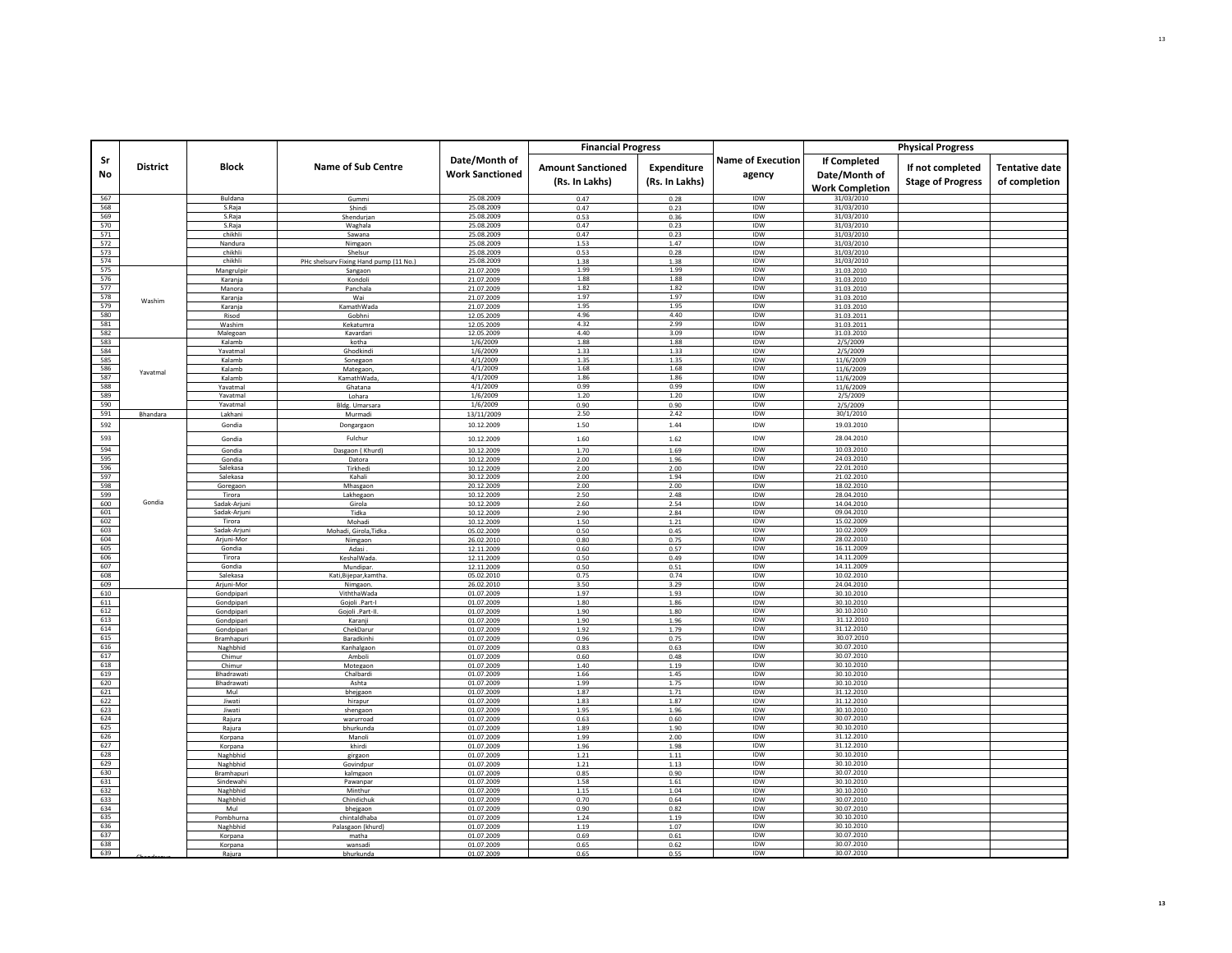| Sr No | District | Block | Name of Sub Centre | Date/Month of Work Sanctioned | Financial Progress | | Name of Execution agency | Physical Progress | | |
|---|---|---|---|---|---|---|---|---|---|---|
| | | | | | Amount Sanctioned (Rs. In Lakhs) | Expenditure (Rs. In Lakhs) | | If Completed Date/Month of Work Completion | If not completed Stage of Progress | Tentative date of completion |
| 567 | | Buldana | Gummi | 25.08.2009 | 0.47 | 0.28 | IDW | 31/03/2010 | | |
| 568 | | S.Raja | Shindi | 25.08.2009 | 0.47 | 0.23 | IDW | 31/03/2010 | | |
| 569 | | S.Raja | Shendurjan | 25.08.2009 | 0.53 | 0.36 | IDW | 31/03/2010 | | |
| 570 | | S.Raja | Waghala | 25.08.2009 | 0.47 | 0.23 | IDW | 31/03/2010 | | |
| 571 | | chikhli | Sawana | 25.08.2009 | 0.47 | 0.23 | IDW | 31/03/2010 | | |
| 572 | | Nandura | Nimgaon | 25.08.2009 | 1.53 | 1.47 | IDW | 31/03/2010 | | |
| 573 | | chikhli | Shelsur | 25.08.2009 | 0.53 | 0.28 | IDW | 31/03/2010 | | |
| 574 | | chikhli | PHc shelsurv Fixing Hand pump (11 No.) | 25.08.2009 | 1.38 | 1.38 | IDW | 31/03/2010 | | |
| 575 | Washim | Mangrulpir | Sangaon | 21.07.2009 | 1.99 | 1.99 | IDW | 31.03.2010 | | |
| 576 | | Karanja | Kondoli | 21.07.2009 | 1.88 | 1.88 | IDW | 31.03.2010 | | |
| 577 | | Manora | Panchala | 21.07.2009 | 1.82 | 1.82 | IDW | 31.03.2010 | | |
| 578 | | Karanja | Wai | 21.07.2009 | 1.97 | 1.97 | IDW | 31.03.2010 | | |
| 579 | | Karanja | KamathWada | 21.07.2009 | 1.95 | 1.95 | IDW | 31.03.2010 | | |
| 580 | | Risod | Gobhni | 12.05.2009 | 4.96 | 4.40 | IDW | 31.03.2011 | | |
| 581 | | Washim | Kekatumra | 12.05.2009 | 4.32 | 2.99 | IDW | 31.03.2011 | | |
| 582 | | Malegoan | Kavardari | 12.05.2009 | 4.40 | 3.09 | IDW | 31.03.2010 | | |
| 583 | Yavatmal | Kalamb | kotha | 1/6/2009 | 1.88 | 1.88 | IDW | 2/5/2009 | | |
| 584 | | Yavatmal | Ghodkindi | 1/6/2009 | 1.33 | 1.33 | IDW | 2/5/2009 | | |
| 585 | | Kalamb | Sonegaon | 4/1/2009 | 1.35 | 1.35 | IDW | 11/6/2009 | | |
| 586 | | Kalamb | Mategaon, | 4/1/2009 | 1.68 | 1.68 | IDW | 11/6/2009 | | |
| 587 | | Kalamb | KamathWada, | 4/1/2009 | 1.86 | 1.86 | IDW | 11/6/2009 | | |
| 588 | | Yavatmal | Ghatana | 4/1/2009 | 0.99 | 0.99 | IDW | 11/6/2009 | | |
| 589 | | Yavatmal | Lohara | 1/6/2009 | 1.20 | 1.20 | IDW | 2/5/2009 | | |
| 590 | | Yavatmal | Bldg. Umarsara | 1/6/2009 | 0.90 | 0.90 | IDW | 2/5/2009 | | |
| 591 | Bhandara | Lakhani | Murmadi | 13/11/2009 | 2.50 | 2.42 | IDW | 30/1/2010 | | |
| 592 | Gondia | Gondia | Dongargaon | 10.12.2009 | 1.50 | 1.44 | IDW | 19.03.2010 | | |
| 593 | | Gondia | Fulchur | 10.12.2009 | 1.60 | 1.62 | IDW | 28.04.2010 | | |
| 594 | | Gondia | Dasgaon ( Khurd) | 10.12.2009 | 1.70 | 1.69 | IDW | 10.03.2010 | | |
| 595 | | Gondia | Datora | 10.12.2009 | 2.00 | 1.96 | IDW | 24.03.2010 | | |
| 596 | | Salekasa | Tirkhedi | 10.12.2009 | 2.00 | 2.00 | IDW | 22.01.2010 | | |
| 597 | | Salekasa | Kahali | 30.12.2009 | 2.00 | 1.94 | IDW | 21.02.2010 | | |
| 598 | | Goregaon | Mhasgaon | 20.12.2009 | 2.00 | 2.00 | IDW | 18.02.2010 | | |
| 599 | | Tirora | Lakhegaon | 10.12.2009 | 2.50 | 2.48 | IDW | 28.04.2010 | | |
| 600 | | Sadak-Arjuni | Girola | 10.12.2009 | 2.60 | 2.54 | IDW | 14.04.2010 | | |
| 601 | | Sadak-Arjuni | Tidka | 10.12.2009 | 2.90 | 2.84 | IDW | 09.04.2010 | | |
| 602 | | Tirora | Mohadi | 10.12.2009 | 1.50 | 1.21 | IDW | 15.02.2009 | | |
| 603 | | Sadak-Arjuni | Mohadi, Girola,Tidka . | 05.02.2009 | 0.50 | 0.45 | IDW | 10.02.2009 | | |
| 604 | | Arjuni-Mor | Nimgaon | 26.02.2010 | 0.80 | 0.75 | IDW | 28.02.2010 | | |
| 605 | | Gondia | Adasi . | 12.11.2009 | 0.60 | 0.57 | IDW | 16.11.2009 | | |
| 606 | | Tirora | KeshalWada. | 12.11.2009 | 0.50 | 0.49 | IDW | 14.11.2009 | | |
| 607 | | Gondia | Mundipar. | 12.11.2009 | 0.50 | 0.51 | IDW | 14.11.2009 | | |
| 608 | | Salekasa | Kati,Bijepar,kamtha. | 05.02.2010 | 0.75 | 0.74 | IDW | 10.02.2010 | | |
| 609 | | Arjuni-Mor | Nimgaon. | 26.02.2010 | 3.50 | 3.29 | IDW | 24.04.2010 | | |
| 610 | Chandrapur | Gondpipari | ViththaWada | 01.07.2009 | 1.97 | 1.93 | IDW | 30.10.2010 | | |
| 611 | | Gondpipari | Gojoli .Part-I | 01.07.2009 | 1.80 | 1.86 | IDW | 30.10.2010 | | |
| 612 | | Gondpipari | Gojoli .Part-II. | 01.07.2009 | 1.90 | 1.80 | IDW | 30.10.2010 | | |
| 613 | | Gondpipari | Karanji | 01.07.2009 | 1.90 | 1.96 | IDW | 31.12.2010 | | |
| 614 | | Gondpipari | ChekDarur | 01.07.2009 | 1.92 | 1.79 | IDW | 31.12.2010 | | |
| 615 | | Bramhapuri | Baradkinhi | 01.07.2009 | 0.96 | 0.75 | IDW | 30.07.2010 | | |
| 616 | | Naghbhid | Kanhalgaon | 01.07.2009 | 0.83 | 0.63 | IDW | 30.07.2010 | | |
| 617 | | Chimur | Amboli | 01.07.2009 | 0.60 | 0.48 | IDW | 30.07.2010 | | |
| 618 | | Chimur | Motegaon | 01.07.2009 | 1.40 | 1.19 | IDW | 30.10.2010 | | |
| 619 | | Bhadrawati | Chalbardi | 01.07.2009 | 1.66 | 1.45 | IDW | 30.10.2010 | | |
| 620 | | Bhadrawati | Ashta | 01.07.2009 | 1.99 | 1.75 | IDW | 30.10.2010 | | |
| 621 | | Mul | bhejgaon | 01.07.2009 | 1.87 | 1.71 | IDW | 31.12.2010 | | |
| 622 | | Jiwati | hirapur | 01.07.2009 | 1.83 | 1.87 | IDW | 31.12.2010 | | |
| 623 | | Jiwati | shengaon | 01.07.2009 | 1.95 | 1.96 | IDW | 30.10.2010 | | |
| 624 | | Rajura | warurroad | 01.07.2009 | 0.63 | 0.60 | IDW | 30.07.2010 | | |
| 625 | | Rajura | bhurkunda | 01.07.2009 | 1.89 | 1.90 | IDW | 30.10.2010 | | |
| 626 | | Korpana | Manoli | 01.07.2009 | 1.99 | 2.00 | IDW | 31.12.2010 | | |
| 627 | | Korpana | khirdi | 01.07.2009 | 1.96 | 1.98 | IDW | 31.12.2010 | | |
| 628 | | Naghbhid | girgaon | 01.07.2009 | 1.21 | 1.11 | IDW | 30.10.2010 | | |
| 629 | | Naghbhid | Govindpur | 01.07.2009 | 1.21 | 1.13 | IDW | 30.10.2010 | | |
| 630 | | Bramhapuri | kalmgaon | 01.07.2009 | 0.85 | 0.90 | IDW | 30.07.2010 | | |
| 631 | | Sindewahi | Pawanpar | 01.07.2009 | 1.58 | 1.61 | IDW | 30.10.2010 | | |
| 632 | | Naghbhid | Minthur | 01.07.2009 | 1.15 | 1.04 | IDW | 30.10.2010 | | |
| 633 | | Naghbhid | Chindichuk | 01.07.2009 | 0.70 | 0.64 | IDW | 30.07.2010 | | |
| 634 | | Mul | bhejgaon | 01.07.2009 | 0.90 | 0.82 | IDW | 30.07.2010 | | |
| 635 | | Pombhurna | chintaldhaba | 01.07.2009 | 1.24 | 1.19 | IDW | 30.10.2010 | | |
| 636 | | Naghbhid | Palasgaon (khurd) | 01.07.2009 | 1.19 | 1.07 | IDW | 30.10.2010 | | |
| 637 | | Korpana | matha | 01.07.2009 | 0.69 | 0.61 | IDW | 30.07.2010 | | |
| 638 | | Korpana | wansadi | 01.07.2009 | 0.65 | 0.62 | IDW | 30.07.2010 | | |
| 639 | | Rajura | bhurkunda | 01.07.2009 | 0.65 | 0.55 | IDW | 30.07.2010 | | |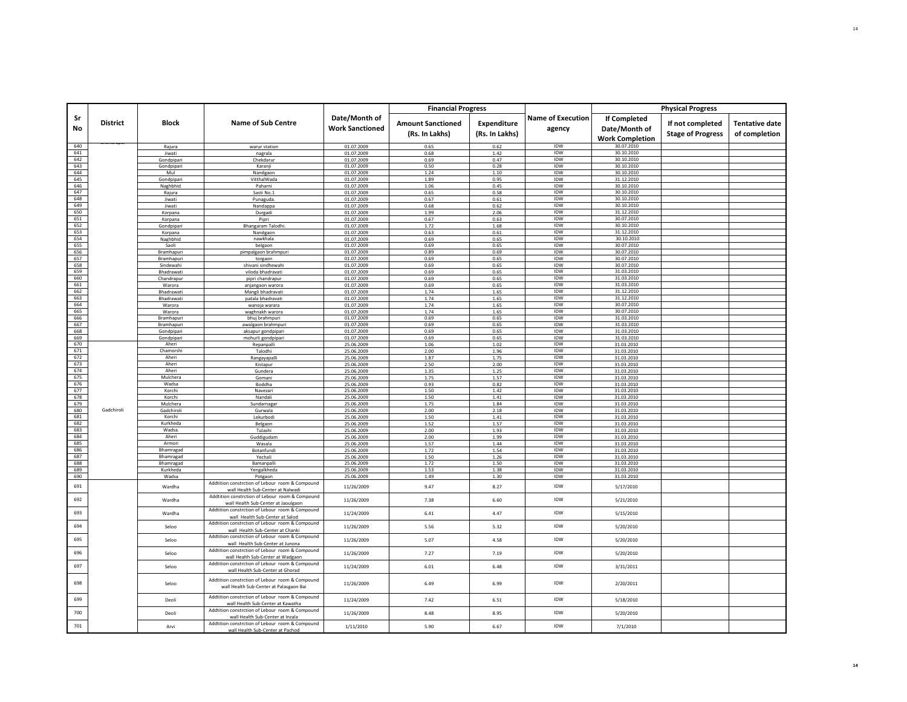| Sr No | District | Block | Name of Sub Centre | Date/Month of Work Sanctioned | Financial Progress | | Name of Execution agency | Physical Progress | | |
|---|---|---|---|---|---|---|---|---|---|---|
| | | | | | Amount Sanctioned (Rs. In Lakhs) | Expenditure (Rs. In Lakhs) | | If Completed Date/Month of Work Completion | If not completed Stage of Progress | Tentative date of completion |
| 640 | Chandrapur | Rajura | warur station | 01.07.2009 | 0.65 | 0.62 | IDW | 30.07.2010 | | |
| 641 | | Jiwati | nagrala | 01.07.2009 | 0.68 | 1.42 | IDW | 30.10.2010 | | |
| 642 | | Gondpipari | Chekdarur | 01.07.2009 | 0.69 | 0.47 | IDW | 30.10.2010 | | |
| 643 | | Gondpipari | Karanji | 01.07.2009 | 0.50 | 0.28 | IDW | 30.10.2010 | | |
| 644 | | Mul | Nandgaon | 01.07.2009 | 1.24 | 1.10 | IDW | 30.10.2010 | | |
| 645 | | Gondpipari | VitthalWada | 01.07.2009 | 1.89 | 0.95 | IDW | 31.12.2010 | | |
| 646 | | Naghbhid | Paharni | 01.07.2009 | 1.06 | 0.45 | IDW | 30.10.2010 | | |
| 647 | | Rajura | Sasti No.1 | 01.07.2009 | 0.65 | 0.58 | IDW | 30.10.2010 | | |
| 648 | | Jiwati | Punaguda. | 01.07.2009 | 0.67 | 0.61 | IDW | 30.10.2010 | | |
| 649 | | Jiwati | Nandappa | 01.07.2009 | 0.68 | 0.62 | IDW | 30.10.2010 | | |
| 650 | | Korpana | Durgadi | 01.07.2009 | 1.99 | 2.06 | IDW | 31.12.2010 | | |
| 651 | | Korpana | Pipri | 01.07.2009 | 0.67 | 0.63 | IDW | 30.07.2010 | | |
| 652 | | Gondpipari | Bhangaram Talodhi. | 01.07.2009 | 1.72 | 1.68 | IDW | 30.10.2010 | | |
| 653 | | Korpana | Nandgaon | 01.07.2009 | 0.63 | 0.61 | IDW | 31.12.2010 | | |
| 654 | | Naghbhid | nawkhala | 01.07.2009 | 0.69 | 0.65 | IDW | 30.10.2010 | | |
| 655 | | Saoli | belgaon | 01.07.2009 | 0.69 | 0.65 | IDW | 30.07.2010 | | |
| 656 | | Bramhapuri | pimpalgaon brahmpuri | 01.07.2009 | 0.89 | 0.69 | IDW | 30.07.2010 | | |
| 657 | | Bramhapuri | torgaon | 01.07.2009 | 0.69 | 0.65 | IDW | 30.07.2010 | | |
| 658 | | Sindewahi | shivani sindhewahi | 01.07.2009 | 0.69 | 0.65 | IDW | 30.07.2010 | | |
| 659 | | Bhadrawati | viloda bhadravati | 01.07.2009 | 0.69 | 0.65 | IDW | 31.03.2010 | | |
| 660 | | Chandrapur | pipri chandrapur | 01.07.2009 | 0.69 | 0.65 | IDW | 31.03.2010 | | |
| 661 | | Warora | anjangaon warora | 01.07.2009 | 0.69 | 0.65 | IDW | 31.03.2010 | | |
| 662 | | Bhadrawati | Mangli bhadravati | 01.07.2009 | 1.74 | 1.65 | IDW | 31.12.2010 | | |
| 663 | | Bhadrawati | patala bhadravati | 01.07.2009 | 1.74 | 1.65 | IDW | 31.12.2010 | | |
| 664 | | Warora | wanoja warara | 01.07.2009 | 1.74 | 1.65 | IDW | 30.07.2010 | | |
| 665 | | Warora | waghnakh warora | 01.07.2009 | 1.74 | 1.65 | IDW | 30.07.2010 | | |
| 666 | | Bramhapuri | bhuj brahmpuri | 01.07.2009 | 0.69 | 0.65 | IDW | 31.03.2010 | | |
| 667 | | Bramhapuri | awalgaon brahmpuri | 01.07.2009 | 0.69 | 0.65 | IDW | 31.03.2010 | | |
| 668 | | Gondpipari | aksapur gondpipari | 01.07.2009 | 0.69 | 0.65 | IDW | 31.03.2010 | | |
| 669 | | Gondpipari | mohurli gondpipari | 01.07.2009 | 0.69 | 0.65 | IDW | 31.03.2010 | | |
| 670 | Gadchiroli | Aheri | Repanpalli | 25.06.2009 | 1.06 | 1.02 | IDW | 31.03.2010 | | |
| 671 | | Chamorshi | Talodhi | 25.06.2009 | 2.00 | 1.96 | IDW | 31.03.2010 | | |
| 672 | | Aheri | Rangayapalli | 25.06.2009 | 1.87 | 1.75 | IDW | 31.03.2010 | | |
| 673 | | Aheri | Kistapur | 25.06.2009 | 2.50 | 2.00 | IDW | 31.03.2010 | | |
| 674 | | Aheri | Gundera | 25.06.2009 | 1.35 | 1.25 | IDW | 31.03.2010 | | |
| 675 | | Mulchera | Gomani | 25.06.2009 | 1.75 | 1.57 | IDW | 31.03.2010 | | |
| 676 | | Wadsa | Boddha | 25.06.2009 | 0.93 | 0.82 | IDW | 31.03.2010 | | |
| 677 | | Korchi | Navezari | 25.06.2009 | 1.50 | 1.42 | IDW | 31.03.2010 | | |
| 678 | | Korchi | Nandali | 25.06.2009 | 1.50 | 1.41 | IDW | 31.03.2010 | | |
| 679 | | Mulchera | Sundarnagar | 25.06.2009 | 1.75 | 1.84 | IDW | 31.03.2010 | | |
| 680 | | Gadchiroli | Gurwala | 25.06.2009 | 2.00 | 2.18 | IDW | 31.03.2010 | | |
| 681 | | Korchi | Lekurbodi | 25.06.2009 | 1.50 | 1.41 | IDW | 31.03.2010 | | |
| 682 | | Kurkheda | Belgaon | 25.06.2009 | 1.52 | 1.57 | IDW | 31.03.2010 | | |
| 683 | | Wadsa. | Tulashi | 25.06.2009 | 2.00 | 1.93 | IDW | 31.03.2010 | | |
| 684 | | Aheri | Guddigudam | 25.06.2009 | 2.00 | 1.99 | IDW | 31.03.2010 | | |
| 685 | | Armori | Wasala | 25.06.2009 | 1.57 | 1.44 | IDW | 31.03.2010 | | |
| 686 | | Bhamragad | Botanfundi | 25.06.2009 | 1.72 | 1.54 | IDW | 31.03.2010 | | |
| 687 | | Bhamragad | Yechali | 25.06.2009 | 1.50 | 1.26 | IDW | 31.03.2010 | | |
| 688 | | Bhamragad | Bamanpalli | 25.06.2009 | 1.72 | 1.50 | IDW | 31.03.2010 | | |
| 689 | | Kurkheda | Yengalkheda | 25.06.2009 | 1.53 | 1.38 | IDW | 31.03.2010 | | |
| 690 | | Wadsa | Potgaon | 25.06.2009 | 1.49 | 1.30 | IDW | 31.03.2010 | | |
| 691 | | Wardha | Addtition constrction of Lebour room & Compound wall Health Sub-Center at Nalwadi | 11/26/2009 | 9.47 | 8.27 | IDW | 5/17/2010 | | |
| 692 | | Wardha | Addtition constrction of Lebour room & Compound wall Health Sub-Center at Jaoulgaon | 11/26/2009 | 7.38 | 6.60 | IDW | 5/21/2010 | | |
| 693 | | Wardha | Addtition constrction of Lebour room & Compound wall Health Sub-Center at Salod | 11/24/2009 | 6.41 | 4.47 | IDW | 5/15/2010 | | |
| 694 | | Seloo | Addtition constrction of Lebour room & Compound wall Health Sub-Center at Chanki | 11/26/2009 | 5.56 | 5.32 | IDW | 5/20/2010 | | |
| 695 | | Seloo | Addtition constrction of Lebour room & Compound wall Health Sub-Center at Junona | 11/26/2009 | 5.07 | 4.58 | IDW | 5/20/2010 | | |
| 696 | | Seloo | Addtition constrction of Lebour room & Compound wall Health Sub-Center at Wadgaon | 11/26/2009 | 7.27 | 7.19 | IDW | 5/20/2010 | | |
| 697 | | Seloo | Addtition constrction of Lebour room & Compound wall Health Sub-Center at Ghorad | 11/24/2009 | 6.01 | 6.48 | IDW | 3/31/2011 | | |
| 698 | | Seloo | Addtition constrction of Lebour room & Compound wall Health Sub-Center at Palasgaon Bai | 11/26/2009 | 6.49 | 6.99 | IDW | 2/20/2011 | | |
| 699 | | Deoli | Addtition constrction of Lebour room & Compound wall Health Sub-Center at Kawatha | 11/24/2009 | 7.42 | 6.51 | IDW | 5/18/2010 | | |
| 700 | | Deoli | Addtition constrction of Lebour room & Compound wall Health Sub-Center at Inzala | 11/26/2009 | 8.48 | 8.95 | IDW | 5/20/2010 | | |
| 701 | | Arvi | Addtition constrction of Lebour room & Compound wall Health Sub-Center at Pachod | 1/11/2010 | 5.90 | 6.67 | IDW | 7/1/2010 | | |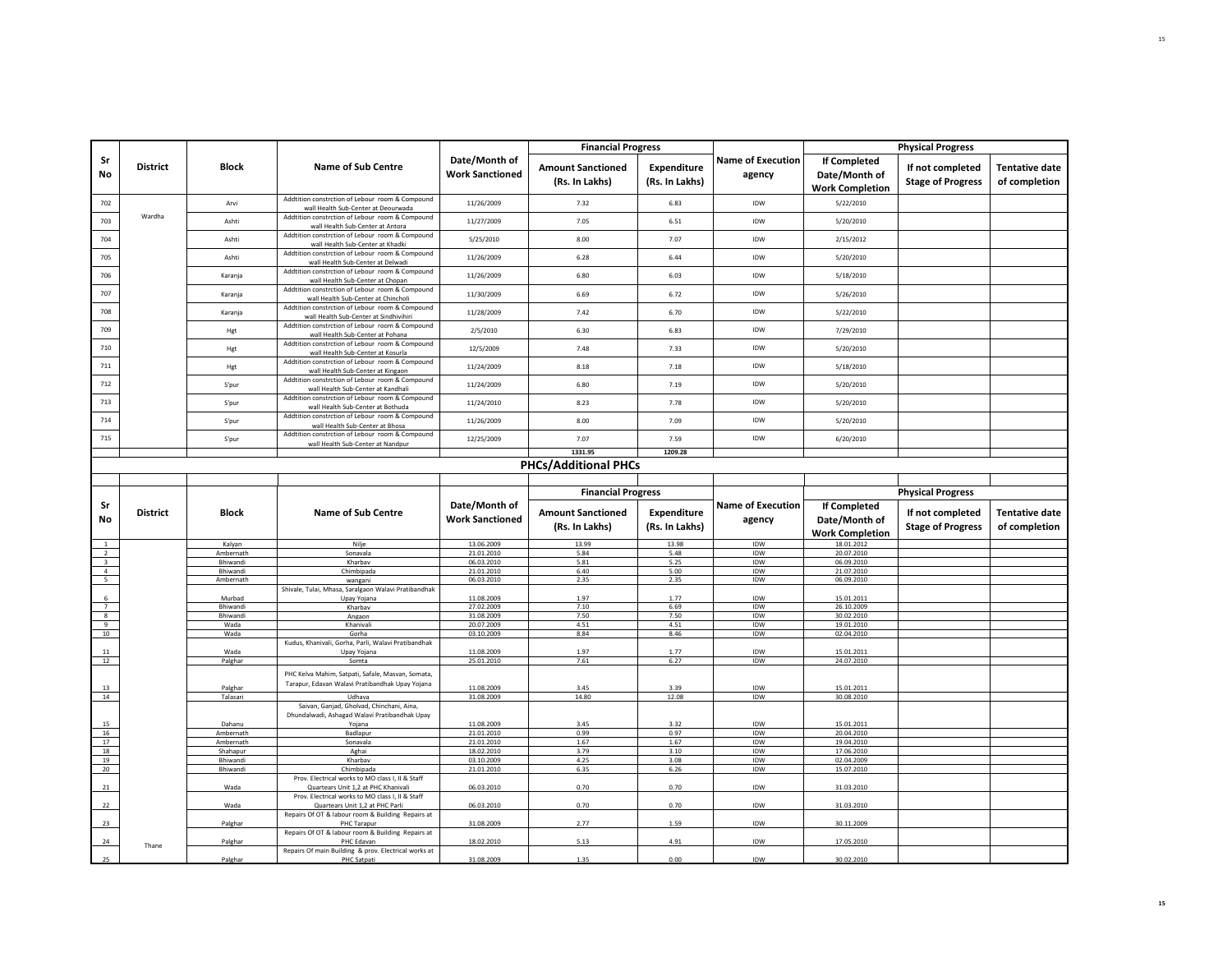| Sr No | District | Block | Name of Sub Centre | Date/Month of Work Sanctioned | Financial Progress | | Name of Execution agency | Physical Progress | | |
|---|---|---|---|---|---|---|---|---|---|---|
| | | | | | Amount Sanctioned (Rs. In Lakhs) | Expenditure (Rs. In Lakhs) | | If Completed Date/Month of Work Completion | If not completed Stage of Progress | Tentative date of completion |
| 702 | Wardha | Arvi | Addtition constrction of Lebour room & Compound wall Health Sub-Center at Deourwada | 11/26/2009 | 7.32 | 6.83 | IDW | 5/22/2010 | | |
| 703 | | Ashti | Addtition constrction of Lebour room & Compound wall Health Sub-Center at Antora | 11/27/2009 | 7.05 | 6.51 | IDW | 5/20/2010 | | |
| 704 | | Ashti | Addtition constrction of Lebour room & Compound wall Health Sub-Center at Khadki | 5/25/2010 | 8.00 | 7.07 | IDW | 2/15/2012 | | |
| 705 | | Ashti | Addtition constrction of Lebour room & Compound wall Health Sub-Center at Delwadi | 11/26/2009 | 6.28 | 6.44 | IDW | 5/20/2010 | | |
| 706 | | Karanja | Addtition constrction of Lebour room & Compound wall Health Sub-Center at Chopan | 11/26/2009 | 6.80 | 6.03 | IDW | 5/18/2010 | | |
| 707 | | Karanja | Addtition constrction of Lebour room & Compound wall Health Sub-Center at Chincholi | 11/30/2009 | 6.69 | 6.72 | IDW | 5/26/2010 | | |
| 708 | | Karanja | Addtition constrction of Lebour room & Compound wall Health Sub-Center at Sindhivihiri | 11/28/2009 | 7.42 | 6.70 | IDW | 5/22/2010 | | |
| 709 | | Hgt | Addtition constrction of Lebour room & Compound wall Health Sub-Center at Pohana | 2/5/2010 | 6.30 | 6.83 | IDW | 7/29/2010 | | |
| 710 | | Hgt | Addtition constrction of Lebour room & Compound wall Health Sub-Center at Kosurla | 12/5/2009 | 7.48 | 7.33 | IDW | 5/20/2010 | | |
| 711 | | Hgt | Addtition constrction of Lebour room & Compound wall Health Sub-Center at Kingaon | 11/24/2009 | 8.18 | 7.18 | IDW | 5/18/2010 | | |
| 712 | | S'pur | Addtition constrction of Lebour room & Compound wall Health Sub-Center at Kandhali | 11/24/2009 | 6.80 | 7.19 | IDW | 5/20/2010 | | |
| 713 | | S'pur | Addtition constrction of Lebour room & Compound wall Health Sub-Center at Bothuda | 11/24/2010 | 8.23 | 7.78 | IDW | 5/20/2010 | | |
| 714 | | S'pur | Addtition constrction of Lebour room & Compound wall Health Sub-Center at Bhosa | 11/26/2009 | 8.00 | 7.09 | IDW | 5/20/2010 | | |
| 715 | | S'pur | Addtition constrction of Lebour room & Compound wall Health Sub-Center at Nandpur | 12/25/2009 | 7.07 | 7.59 | IDW | 6/20/2010 | | |
| | | | | | **1331.95** | **1209.28** | | | | |

## PHCs/Additional PHCs

| Sr No | District | Block | Name of Sub Centre | Date/Month of Work Sanctioned | Financial Progress | | Name of Execution agency | Physical Progress | | |
|---|---|---|---|---|---|---|---|---|---|---|
| | | | | | Amount Sanctioned (Rs. In Lakhs) | Expenditure (Rs. In Lakhs) | | If Completed Date/Month of Work Completion | If not completed Stage of Progress | Tentative date of completion |
| 1 | Thane | Kalyan | Nilje | 13.06.2009 | 13.99 | 13.98 | IDW | 18.01.2012 | | |
| 2 | | Ambernath | Sonavala | 21.01.2010 | 5.84 | 5.48 | IDW | 20.07.2010 | | |
| 3 | | Bhiwandi | Kharbav | 06.03.2010 | 5.81 | 5.25 | IDW | 06.09.2010 | | |
| 4 | | Bhiwandi | Chimbipada | 21.01.2010 | 6.40 | 5.00 | IDW | 21.07.2010 | | |
| 5 | | Ambernath | wangani | 06.03.2010 | 2.35 | 2.35 | IDW | 06.09.2010 | | |
| 6 | | Murbad | Shivale, Tulai, Mhasa, Saralgaon Walavi Pratibandhak Upay Yojana | 11.08.2009 | 1.97 | 1.77 | IDW | 15.01.2011 | | |
| 7 | | Bhiwandi | Kharbav | 27.02.2009 | 7.10 | 6.69 | IDW | 26.10.2009 | | |
| 8 | | Bhiwandi | Angaon | 31.08.2009 | 7.50 | 7.50 | IDW | 30.02.2010 | | |
| 9 | | Wada | Khanivali | 20.07.2009 | 4.51 | 4.51 | IDW | 19.01.2010 | | |
| 10 | | Wada | Gorha | 03.10.2009 | 8.84 | 8.46 | IDW | 02.04.2010 | | |
| 11 | | Wada | Kudus, Khanivali, Gorha, Parli, Walavi Pratibandhak Upay Yojana | 11.08.2009 | 1.97 | 1.77 | IDW | 15.01.2011 | | |
| 12 | | Palghar | Somta | 25.01.2010 | 7.61 | 6.27 | IDW | 24.07.2010 | | |
| 13 | | Palghar | PHC Kelva Mahim, Satpati, Safale, Masvan, Somata, Tarapur, Edavan Walavi Pratibandhak Upay Yojana | 11.08.2009 | 3.45 | 3.39 | IDW | 15.01.2011 | | |
| 14 | | Talasari | Udhava | 31.08.2009 | 14.80 | 12.08 | IDW | 30.08.2010 | | |
| 15 | | Dahanu | Saivan, Ganjad, Gholvad, Chinchani, Aina, Dhundalwadi, Ashagad Walavi Pratibandhak Upay Yojana | 11.08.2009 | 3.45 | 3.32 | IDW | 15.01.2011 | | |
| 16 | | Ambernath | Badlapur | 21.01.2010 | 0.99 | 0.97 | IDW | 20.04.2010 | | |
| 17 | | Ambernath | Sonavala | 21.01.2010 | 1.67 | 1.67 | IDW | 19.04.2010 | | |
| 18 | | Shahapur | Aghai | 18.02.2010 | 3.79 | 3.10 | IDW | 17.06.2010 | | |
| 19 | | Bhiwandi | Kharbav | 03.10.2009 | 4.25 | 3.08 | IDW | 02.04.2009 | | |
| 20 | | Bhiwandi | Chimbipada | 21.01.2010 | 6.35 | 6.26 | IDW | 15.07.2010 | | |
| 21 | | Wada | Prov. Electrical works to MO class I, II & Staff Quartears Unit 1,2 at PHC Khanivali | 06.03.2010 | 0.70 | 0.70 | IDW | 31.03.2010 | | |
| 22 | | Wada | Prov. Electrical works to MO class I, II & Staff Quartears Unit 1,2 at PHC Parli | 06.03.2010 | 0.70 | 0.70 | IDW | 31.03.2010 | | |
| 23 | | Palghar | Repairs Of OT & labour room & Building Repairs at PHC Tarapur | 31.08.2009 | 2.77 | 1.59 | IDW | 30.11.2009 | | |
| 24 | | Palghar | Repairs Of OT & labour room & Building Repairs at PHC Edavan | 18.02.2010 | 5.13 | 4.91 | IDW | 17.05.2010 | | |
| 25 | | Palghar | Repairs Of main Building & prov. Electrical works at PHC Satpati | 31.08.2009 | 1.35 | 0.00 | IDW | 30.02.2010 | | |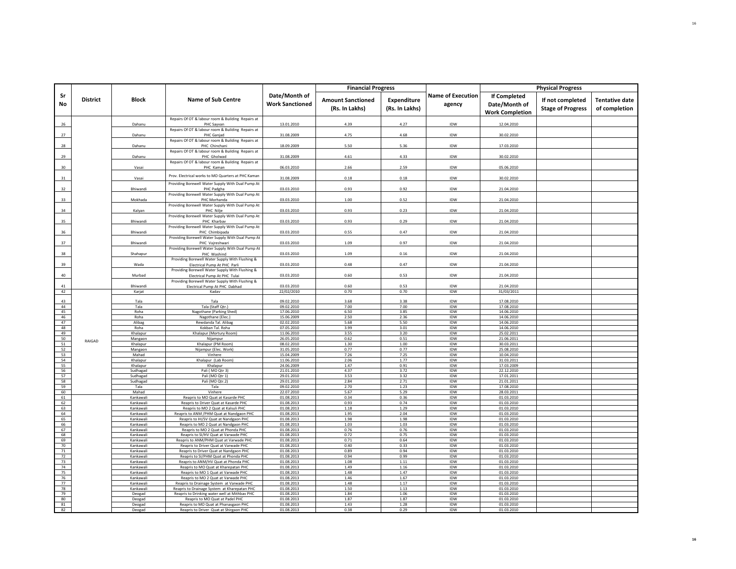| Sr No | District | Block | Name of Sub Centre | Date/Month of Work Sanctioned | Financial Progress | | Name of Execution agency | Physical Progress | | |
|---|---|---|---|---|---|---|---|---|---|---|
| | | | | | Amount Sanctioned (Rs. In Lakhs) | Expenditure (Rs. In Lakhs) | | If Completed Date/Month of Work Completion | If not completed Stage of Progress | Tentative date of completion |
| 26 | | Dahanu | Repairs Of OT & labour room & Building Repairs at PHC Sayvan | 13.01.2010 | 4.39 | 4.27 | IDW | 12.04.2010 | | |
| 27 | | Dahanu | Repairs Of OT & labour room & Building Repairs at PHC Ganjad | 31.08.2009 | 4.75 | 4.68 | IDW | 30.02.2010 | | |
| 28 | | Dahanu | Repairs Of OT & labour room & Building Repairs at PHC Chinchani | 18.09.2009 | 5.50 | 5.36 | IDW | 17.03.2010 | | |
| 29 | | Dahanu | Repairs Of OT & labour room & Building Repairs at PHC Gholwad | 31.08.2009 | 4.61 | 4.33 | IDW | 30.02.2010 | | |
| 30 | | Vasai | Repairs Of OT & labour room & Building Repairs at PHC Kaman | 06.03.2010 | 2.66 | 2.59 | IDW | 05.06.2010 | | |
| 31 | | Vasai | Prov. Electrical works to MO Quarters at PHC Kaman | 31.08.2009 | 0.18 | 0.18 | IDW | 30.02.2010 | | |
| 32 | | Bhiwandi | Providing Borewell Water Supply With Dual Pump At PHC Padgha | 03.03.2010 | 0.93 | 0.92 | IDW | 21.04.2010 | | |
| 33 | | Mokhada | Providing Borewell Water Supply With Dual Pump At PHC Morhanda | 03.03.2010 | 1.00 | 0.52 | IDW | 21.04.2010 | | |
| 34 | | Kalyan | Providing Borewell Water Supply With Dual Pump At PHC Nilje | 03.03.2010 | 0.93 | 0.23 | IDW | 21.04.2010 | | |
| 35 | | Bhiwandi | Providing Borewell Water Supply With Dual Pump At PHC Kharbav | 03.03.2010 | 0.93 | 0.29 | IDW | 21.04.2010 | | |
| 36 | | Bhiwandi | Providing Borewell Water Supply With Dual Pump At PHC Chimbipada | 03.03.2010 | 0.55 | 0.47 | IDW | 21.04.2010 | | |
| 37 | | Bhiwandi | Providing Borewell Water Supply With Dual Pump At PHC Vajreshwari | 03.03.2010 | 1.09 | 0.97 | IDW | 21.04.2010 | | |
| 38 | | Shahapur | Providing Borewell Water Supply With Dual Pump At PHC Washind | 03.03.2010 | 1.09 | 0.16 | IDW | 21.04.2010 | | |
| 39 | | Wada | Providing Borewell Water Supply With Flushing & Electrical Pump At PHC Parli | 03.03.2010 | 0.48 | 0.47 | IDW | 21.04.2010 | | |
| 40 | | Murbad | Providing Borewell Water Supply With Flushing & Electrical Pump At PHC Tulai | 03.03.2010 | 0.60 | 0.53 | IDW | 21.04.2010 | | |
| 41 | | Bhiwandi | Providing Borewell Water Supply With Flushing & Electrical Pump At PHC Dabhad | 03.03.2010 | 0.60 | 0.53 | IDW | 21.04.2010 | | |
| 42 | | Karjat | Kadav | 22/02/2010 | 0.70 | 0.70 | IDW | 31/03/2011 | | |
| 43 | RAIGAD | Tala | Tala | 09.02.2010 | 3.68 | 3.38 | IDW | 17.08.2010 | | |
| 44 | | Tala | Tala (Staff Qtr.) | 09.02.2010 | 7.00 | 7.00 | IDW | 17.08.2010 | | |
| 45 | | Roha | Nagothane (Parking Shed) | 17.06.2010 | 6.50 | 3.85 | IDW | 14.06.2010 | | |
| 46 | | Roha | Nagothane (Elec.) | 15.06.2009 | 2.50 | 2.36 | IDW | 14.06.2010 | | |
| 47 | | Alibag | Rewdanda Tal. Alibag | 02.02.2010 | 5.68 | 5.50 | IDW | 14.06.2010 | | |
| 48 | | Roha | Kokban Tal. Roha | 07.05.2010 | 3.99 | 3.01 | IDW | 14.06.2010 | | |
| 49 | | Khalapur | Khalapur (Mortury Room) | 11.06.2010 | 3.55 | 3.20 | IDW | 25.02.2011 | | |
| 50 | | Mangaon | Nijampur | 26.05.2010 | 0.62 | 0.51 | IDW | 21.06.2011 | | |
| 51 | | Khalapur | Khalapur (PM Room) | 08.02.2010 | 1.30 | 1.00 | IDW | 30.03.2011 | | |
| 52 | | Mangaon | Nijampur (Elec. Work) | 31.05.2010 | 0.77 | 0.77 | IDW | 25.08.2010 | | |
| 53 | | Mahad | Vinhere | 15.04.2009 | 7.26 | 7.25 | IDW | 10.04.2010 | | |
| 54 | | Khalapur | Khalapur (Lab Room) | 11.06.2010 | 2.06 | 1.77 | IDW | 31.03.2011 | | |
| 55 | | Khalapur | Khalapur | 24.06.2009 | 1.47 | 0.91 | IDW | 17.03.2009 | | |
| 56 | | Sudhagad | Pali ( MO Qtr 3) | 21.01.2010 | 4.37 | 3.72 | IDW | 22.12.2010 | | |
| 57 | | Sudhagad | Pali (MO Qtr 1) | 29.01.2010 | 3.53 | 3.32 | IDW | 17.01.2011 | | |
| 58 | | Sudhagad | Pali (MO Qtr.2) | 29.01.2010 | 2.84 | 2.71 | IDW | 21.01.2011 | | |
| 59 | | Tala | Tala | 09.02.2010 | 2.70 | 1.23 | IDW | 17.08.2010 | | |
| 60 | | Mahad | Vinhere | 22.07.2010 | 5.67 | 5.29 | IDW | 28.03.2011 | | |
| 61 | | Kankawali | Reapris to MO Quat at Kasarde PHC | 01.08.2013 | 0.34 | 0.36 | IDW | 01.03.2010 | | |
| 62 | | Kankawali | Reapris to Driver Quat at Kasarde PHC | 01.08.2013 | 0.93 | 0.74 | IDW | 01.03.2010 | | |
| 63 | | Kankawali | Reapris to MO 2 Quat at Kalsuli PHC | 01.08.2013 | 1.18 | 1.29 | IDW | 01.03.2010 | | |
| 64 | | Kankawali | Reapris to ANM /PHM Quat at Nandgaon PHC | 01.08.2013 | 1.95 | 2.04 | IDW | 01.03.2010 | | |
| 65 | | Kankawali | Reapris to HI/SV Quat at Nandgaon PHC | 01.08.2013 | 1.98 | 1.98 | IDW | 01.03.2010 | | |
| 66 | | Kankawali | Reapris to MO 2 Quat at Nandgaon PHC | 01.08.2013 | 1.03 | 1.03 | IDW | 01.03.2010 | | |
| 67 | | Kankawali | Reapris to MO 2 Quat at Phonda PHC | 01.08.2013 | 0.76 | 0.76 | IDW | 01.03.2010 | | |
| 68 | | Kankawali | Reapris to SI/HV Quat at Varwade PHC | 01.08.2013 | 0.72 | 0.75 | IDW | 01.03.2010 | | |
| 69 | | Kankawali | Reapris to ANM/PHM Quat at Varwade PHC | 01.08.2013 | 0.71 | 0.64 | IDW | 01.03.2010 | | |
| 70 | | Kankawali | Reapris to Driver Quat at Varwade PHC | 01.08.2013 | 0.40 | 0.33 | IDW | 01.03.2010 | | |
| 71 | | Kankawali | Reapris to Driver Quat at Nandgaon PHC | 01.08.2013 | 0.89 | 0.94 | IDW | 01.03.2010 | | |
| 72 | | Kankawali | Reapris to SI/PHM Quat at Phonda PHC | 01.08.2013 | 0.94 | 0.99 | IDW | 01.03.2010 | | |
| 73 | | Kankawali | Reapris to ANM/HV Quat at Phonda PHC | 01.08.2013 | 1.08 | 1.11 | IDW | 01.03.2010 | | |
| 74 | | Kankawali | Reapris to MO Quat at Kharepatan PHC | 01.08.2013 | 1.49 | 1.16 | IDW | 01.03.2010 | | |
| 75 | | Kankawali | Reapris to MO 1 Quat at Varwade PHC | 01.08.2013 | 1.48 | 1.47 | IDW | 01.03.2010 | | |
| 76 | | Kankawali | Reapris to MO 2 Quat at Varwade PHC | 01.08.2013 | 1.46 | 1.67 | IDW | 01.03.2010 | | |
| 77 | | Kankawali | Reapris to Drainage System at Varwade PHC | 01.08.2013 | 1.48 | 1.17 | IDW | 01.03.2010 | | |
| 78 | | Kankawali | Reapris to Drainage System at Kharepatan PHC | 01.08.2013 | 1.50 | 1.13 | IDW | 01.03.2010 | | |
| 79 | | Deogad | Reapris to Drinking water well at Mithbav PHC | 01.08.2013 | 1.84 | 1.06 | IDW | 01.03.2010 | | |
| 80 | | Deogad | Reapris to MO Quat at Padel PHC | 01.08.2013 | 1.87 | 1.87 | IDW | 01.03.2010 | | |
| 81 | | Deogad | Reapris to MO Quat at Phanasgaon PHC | 01.08.2013 | 1.43 | 1.28 | IDW | 01.03.2010 | | |
| 82 | | Deogad | Reapris to Driver Quat at Shirgaon PHC | 01.08.2013 | 0.38 | 0.29 | IDW | 01.03.2010 | | |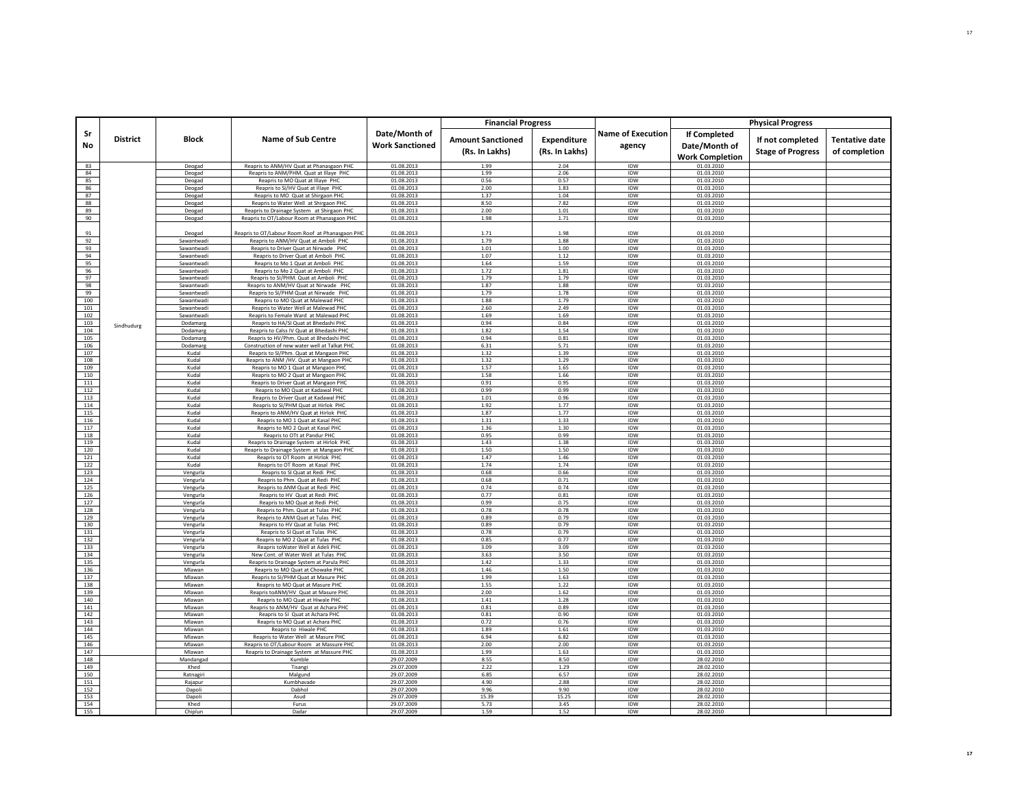| Sr No | District | Block | Name of Sub Centre | Date/Month of Work Sanctioned | Financial Progress | | Name of Execution agency | Physical Progress | | |
|---|---|---|---|---|---|---|---|---|---|---|
| | | | | | Amount Sanctioned (Rs. In Lakhs) | Expenditure (Rs. In Lakhs) | | If Completed Date/Month of Work Completion | If not completed Stage of Progress | Tentative date of completion |
| 83 | | Deogad | Reapris to ANM/HV Quat at Phanasgaon PHC | 01.08.2013 | 1.99 | 2.04 | IDW | 01.03.2010 | | |
| 84 | | Deogad | Reapris to ANM/PHM. Quat at Illaye PHC | 01.08.2013 | 1.99 | 2.06 | IDW | 01.03.2010 | | |
| 85 | | Deogad | Reapris to MO Quat at Illaye PHC | 01.08.2013 | 0.56 | 0.57 | IDW | 01.03.2010 | | |
| 86 | | Deogad | Reapris to SI/HV Quat at Illaye PHC | 01.08.2013 | 2.00 | 1.83 | IDW | 01.03.2010 | | |
| 87 | | Deogad | Reapris to MO Quat at Shirgaon PHC | 01.08.2013 | 1.37 | 1.04 | IDW | 01.03.2010 | | |
| 88 | | Deogad | Reapris to Water Well at Shirgaon PHC | 01.08.2013 | 8.50 | 7.82 | IDW | 01.03.2010 | | |
| 89 | | Deogad | Reapris to Drainage System at Shirgaon PHC | 01.08.2013 | 2.00 | 1.01 | IDW | 01.03.2010 | | |
| 90 | | Deogad | Reapris to OT/Labour Room at Phanasgaon PHC | 01.08.2013 | 1.98 | 1.71 | IDW | 01.03.2010 | | |
| 91 | | Deogad | Reapris to OT/Labour Room Roof at Phanasgaon PHC | 01.08.2013 | 1.71 | 1.98 | IDW | 01.03.2010 | | |
| 92 | | Sawantwadi | Reapris to ANM/HV Quat at Amboli PHC | 01.08.2013 | 1.79 | 1.88 | IDW | 01.03.2010 | | |
| 93 | | Sawantwadi | Reapris to Driver Quat at Nirwade PHC | 01.08.2013 | 1.01 | 1.00 | IDW | 01.03.2010 | | |
| 94 | | Sawantwadi | Reapris to Driver Quat at Amboli PHC | 01.08.2013 | 1.07 | 1.12 | IDW | 01.03.2010 | | |
| 95 | | Sawantwadi | Reapris to Mo 1 Quat at Amboli PHC | 01.08.2013 | 1.64 | 1.59 | IDW | 01.03.2010 | | |
| 96 | | Sawantwadi | Reapris to Mo 2 Quat at Amboli PHC | 01.08.2013 | 1.72 | 1.81 | IDW | 01.03.2010 | | |
| 97 | | Sawantwadi | Reapris to SI/PHM. Quat at Amboli PHC | 01.08.2013 | 1.79 | 1.79 | IDW | 01.03.2010 | | |
| 98 | | Sawantwadi | Reapris to ANM/HV Quat at Nirwade PHC | 01.08.2013 | 1.87 | 1.88 | IDW | 01.03.2010 | | |
| 99 | | Sawantwadi | Reapris to SI/PHM Quat at Nirwade PHC | 01.08.2013 | 1.79 | 1.78 | IDW | 01.03.2010 | | |
| 100 | | Sawantwadi | Reapris to MO Quat at Malewad PHC | 01.08.2013 | 1.88 | 1.79 | IDW | 01.03.2010 | | |
| 101 | | Sawantwadi | Reapris to Water Well at Malewad PHC | 01.08.2013 | 2.60 | 2.49 | IDW | 01.03.2010 | | |
| 102 | | Sawantwadi | Reapris to Female Ward at Malewad PHC | 01.08.2013 | 1.69 | 1.69 | IDW | 01.03.2010 | | |
| 103 | Sindhudurg | Dodamarg | Reapris to HA/SI Quat at Bhedashi PHC | 01.08.2013 | 0.94 | 0.84 | IDW | 01.03.2010 | | |
| 104 | | Dodamarg | Reapris to Calss IV Quat at Bhedashi PHC | 01.08.2013 | 1.82 | 1.54 | IDW | 01.03.2010 | | |
| 105 | | Dodamarg | Reapris to HV/Phm. Quat at Bhedashi PHC | 01.08.2013 | 0.94 | 0.81 | IDW | 01.03.2010 | | |
| 106 | | Dodamarg | Construction of new water well at Talkat PHC | 01.08.2013 | 6.31 | 5.71 | IDW | 01.03.2010 | | |
| 107 | | Kudal | Reapris to SI/Phm. Quat at Mangaon PHC | 01.08.2013 | 1.32 | 1.39 | IDW | 01.03.2010 | | |
| 108 | | Kudal | Reapris to ANM /HV. Quat at Mangaon PHC | 01.08.2013 | 1.32 | 1.29 | IDW | 01.03.2010 | | |
| 109 | | Kudal | Reapris to MO 1 Quat at Mangaon PHC | 01.08.2013 | 1.57 | 1.65 | IDW | 01.03.2010 | | |
| 110 | | Kudal | Reapris to MO 2 Quat at Mangaon PHC | 01.08.2013 | 1.58 | 1.66 | IDW | 01.03.2010 | | |
| 111 | | Kudal | Reapris to Driver Quat at Mangaon PHC | 01.08.2013 | 0.91 | 0.95 | IDW | 01.03.2010 | | |
| 112 | | Kudal | Reapris to MO Quat at Kadawal PHC | 01.08.2013 | 0.99 | 0.99 | IDW | 01.03.2010 | | |
| 113 | | Kudal | Reapris to Driver Quat at Kadawal PHC | 01.08.2013 | 1.01 | 0.96 | IDW | 01.03.2010 | | |
| 114 | | Kudal | Reapris to SI/PHM Quat at Hirlok PHC | 01.08.2013 | 1.92 | 1.77 | IDW | 01.03.2010 | | |
| 115 | | Kudal | Reapris to ANM/HV Quat at Hirlok PHC | 01.08.2013 | 1.87 | 1.77 | IDW | 01.03.2010 | | |
| 116 | | Kudal | Reapris to MO 1 Quat at Kasal PHC | 01.08.2013 | 1.31 | 1.33 | IDW | 01.03.2010 | | |
| 117 | | Kudal | Reapris to MO 2 Quat at Kasal PHC | 01.08.2013 | 1.36 | 1.30 | IDW | 01.03.2010 | | |
| 118 | | Kudal | Reapris to OTt at Pandur PHC | 01.08.2013 | 0.95 | 0.99 | IDW | 01.03.2010 | | |
| 119 | | Kudal | Reapris to Drainage System at Hirlok PHC | 01.08.2013 | 1.43 | 1.38 | IDW | 01.03.2010 | | |
| 120 | | Kudal | Reapris to Drainage System at Mangaon PHC | 01.08.2013 | 1.50 | 1.50 | IDW | 01.03.2010 | | |
| 121 | | Kudal | Reapris to OT Room at Hirlok PHC | 01.08.2013 | 1.47 | 1.46 | IDW | 01.03.2010 | | |
| 122 | | Kudal | Reapris to OT Room at Kasal PHC | 01.08.2013 | 1.74 | 1.74 | IDW | 01.03.2010 | | |
| 123 | | Vengurla | Reapris to SI Quat at Redi PHC | 01.08.2013 | 0.68 | 0.66 | IDW | 01.03.2010 | | |
| 124 | | Vengurla | Reapris to Phm. Quat at Redi PHC | 01.08.2013 | 0.68 | 0.71 | IDW | 01.03.2010 | | |
| 125 | | Vengurla | Reapris to ANM Quat at Redi PHC | 01.08.2013 | 0.74 | 0.74 | IDW | 01.03.2010 | | |
| 126 | | Vengurla | Reapris to HV Quat at Redi PHC | 01.08.2013 | 0.77 | 0.81 | IDW | 01.03.2010 | | |
| 127 | | Vengurla | Reapris to MO Quat at Redi PHC | 01.08.2013 | 0.99 | 0.75 | IDW | 01.03.2010 | | |
| 128 | | Vengurla | Reapris to Phm. Quat at Tulas PHC | 01.08.2013 | 0.78 | 0.78 | IDW | 01.03.2010 | | |
| 129 | | Vengurla | Reapris to ANM Quat at Tulas PHC | 01.08.2013 | 0.89 | 0.79 | IDW | 01.03.2010 | | |
| 130 | | Vengurla | Reapris to HV Quat at Tulas PHC | 01.08.2013 | 0.89 | 0.79 | IDW | 01.03.2010 | | |
| 131 | | Vengurla | Reapris to SI Quat at Tulas PHC | 01.08.2013 | 0.78 | 0.79 | IDW | 01.03.2010 | | |
| 132 | | Vengurla | Reapris to MO 2 Quat at Tulas PHC | 01.08.2013 | 0.85 | 0.77 | IDW | 01.03.2010 | | |
| 133 | | Vengurla | Reapris toWater Well at Adeli PHC | 01.08.2013 | 3.09 | 3.09 | IDW | 01.03.2010 | | |
| 134 | | Vengurla | New Cont. of Water Well at Tulas PHC | 01.08.2013 | 3.63 | 3.50 | IDW | 01.03.2010 | | |
| 135 | | Vengurla | Reapris to Drainage System at Parula PHC | 01.08.2013 | 1.42 | 1.33 | IDW | 01.03.2010 | | |
| 136 | | Mlawan | Reapris to MO Quat at Chowake PHC | 01.08.2013 | 1.46 | 1.50 | IDW | 01.03.2010 | | |
| 137 | | Mlawan | Reapris to SI/PHM Quat at Masure PHC | 01.08.2013 | 1.99 | 1.63 | IDW | 01.03.2010 | | |
| 138 | | Mlawan | Reapris to MO Quat at Masure PHC | 01.08.2013 | 1.55 | 1.22 | IDW | 01.03.2010 | | |
| 139 | | Mlawan | Reapris toANM/HV Quat at Masure PHC | 01.08.2013 | 2.00 | 1.62 | IDW | 01.03.2010 | | |
| 140 | | Mlawan | Reapris to MO Quat at Hiwale PHC | 01.08.2013 | 1.41 | 1.28 | IDW | 01.03.2010 | | |
| 141 | | Mlawan | Reapris to ANM/HV Quat at Achara PHC | 01.08.2013 | 0.81 | 0.89 | IDW | 01.03.2010 | | |
| 142 | | Mlawan | Reapris to SI Quat at Achara PHC | 01.08.2013 | 0.81 | 0.90 | IDW | 01.03.2010 | | |
| 143 | | Mlawan | Reapris to MO Quat at Achara PHC | 01.08.2013 | 0.72 | 0.76 | IDW | 01.03.2010 | | |
| 144 | | Mlawan | Reapris to Hiwale PHC | 01.08.2013 | 1.89 | 1.61 | IDW | 01.03.2010 | | |
| 145 | | Mlawan | Reapris to Water Well at Masure PHC | 01.08.2013 | 6.94 | 6.82 | IDW | 01.03.2010 | | |
| 146 | | Mlawan | Reapris to OT/Labour Room at Massure PHC | 01.08.2013 | 2.00 | 2.00 | IDW | 01.03.2010 | | |
| 147 | | Mlawan | Reapris to Drainage System at Massure PHC | 01.08.2013 | 1.99 | 1.63 | IDW | 01.03.2010 | | |
| 148 | | Mandangad | Kumble | 29.07.2009 | 8.55 | 8.50 | IDW | 28.02.2010 | | |
| 149 | | Khed | Tisangi | 29.07.2009 | 2.22 | 1.29 | IDW | 28.02.2010 | | |
| 150 | | Ratnagiri | Malgund | 29.07.2009 | 6.85 | 6.57 | IDW | 28.02.2010 | | |
| 151 | | Rajapur | Kumbhavade | 29.07.2009 | 4.90 | 2.88 | IDW | 28.02.2010 | | |
| 152 | | Dapoli | Dabhol | 29.07.2009 | 9.96 | 9.90 | IDW | 28.02.2010 | | |
| 153 | | Dapoli | Asud | 29.07.2009 | 15.39 | 15.25 | IDW | 28.02.2010 | | |
| 154 | | Khed | Furus | 29.07.2009 | 5.73 | 3.45 | IDW | 28.02.2010 | | |
| 155 | | Chiplun | Dadar | 29.07.2009 | 1.59 | 1.52 | IDW | 28.02.2010 | | |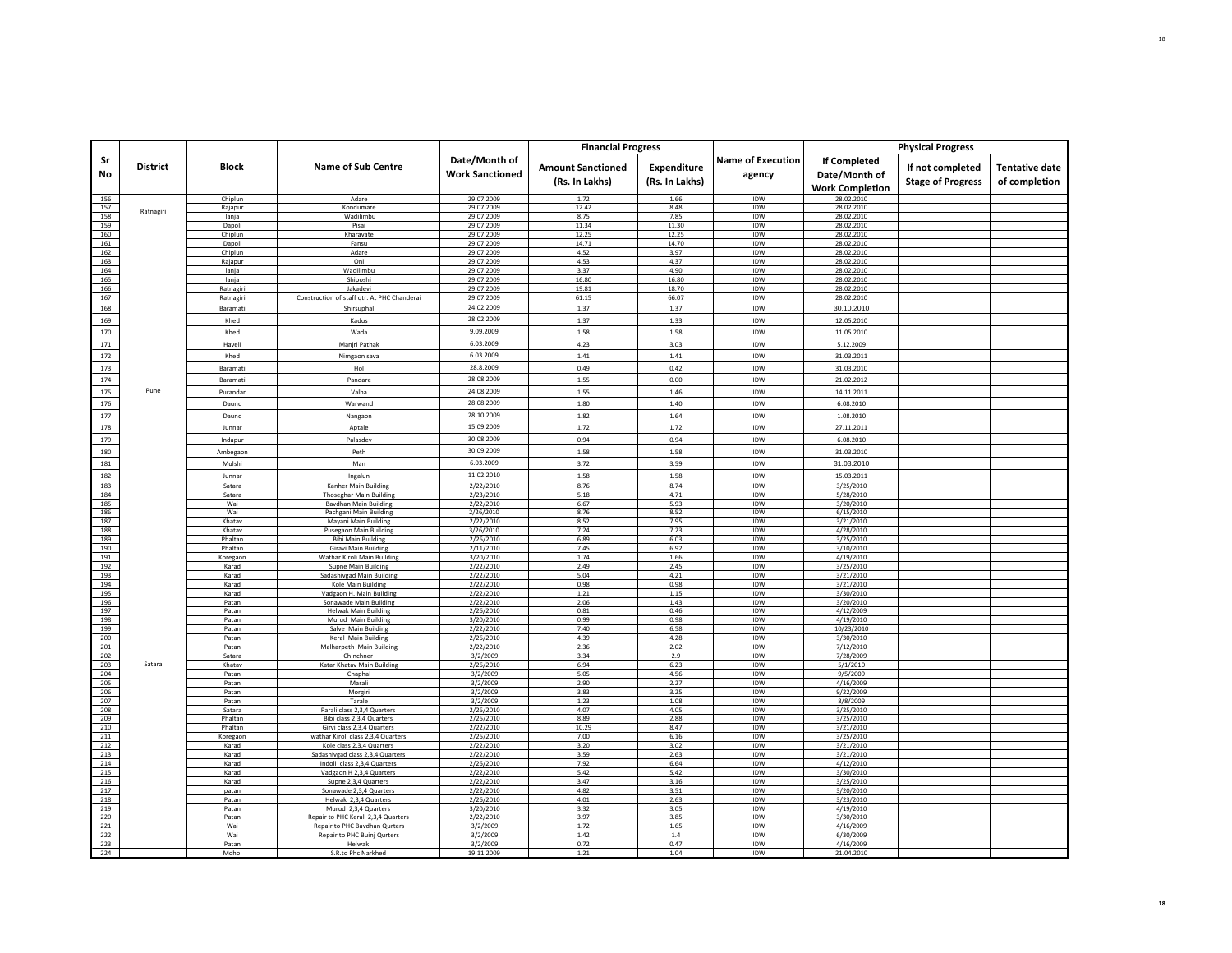| Sr No | District | Block | Name of Sub Centre | Date/Month of Work Sanctioned | Financial Progress | | Name of Execution agency | Physical Progress | | |
|---|---|---|---|---|---|---|---|---|---|---|
| | | | | | Amount Sanctioned (Rs. In Lakhs) | Expenditure (Rs. In Lakhs) | | If Completed Date/Month of Work Completion | If not completed Stage of Progress | Tentative date of completion |
| 156 | Ratnagiri | Chiplun | Adare | 29.07.2009 | 1.72 | 1.66 | IDW | 28.02.2010 | | |
| 157 | | Rajapur | Kondumare | 29.07.2009 | 12.42 | 8.48 | IDW | 28.02.2010 | | |
| 158 | | lanja | Wadilimbu | 29.07.2009 | 8.75 | 7.85 | IDW | 28.02.2010 | | |
| 159 | | Dapoli | Pisai | 29.07.2009 | 11.34 | 11.30 | IDW | 28.02.2010 | | |
| 160 | | Chiplun | Kharavate | 29.07.2009 | 12.25 | 12.25 | IDW | 28.02.2010 | | |
| 161 | | Dapoli | Fansu | 29.07.2009 | 14.71 | 14.70 | IDW | 28.02.2010 | | |
| 162 | | Chiplun | Adare | 29.07.2009 | 4.52 | 3.97 | IDW | 28.02.2010 | | |
| 163 | | Rajapur | Oni | 29.07.2009 | 4.53 | 4.37 | IDW | 28.02.2010 | | |
| 164 | | lanja | Wadilimbu | 29.07.2009 | 3.37 | 4.90 | IDW | 28.02.2010 | | |
| 165 | | lanja | Shiposhi | 29.07.2009 | 16.80 | 16.80 | IDW | 28.02.2010 | | |
| 166 | | Ratnagiri | Jakadevi | 29.07.2009 | 19.81 | 18.70 | IDW | 28.02.2010 | | |
| 167 | | Ratnagiri | Construction of staff qtr. At PHC Chanderai | 29.07.2009 | 61.15 | 66.07 | IDW | 28.02.2010 | | |
| 168 | Pune | Baramati | Shirsuphal | 24.02.2009 | 1.37 | 1.37 | IDW | 30.10.2010 | | |
| 169 | | Khed | Kadus | 28.02.2009 | 1.37 | 1.33 | IDW | 12.05.2010 | | |
| 170 | | Khed | Wada | 9.09.2009 | 1.58 | 1.58 | IDW | 11.05.2010 | | |
| 171 | | Haveli | Manjri Pathak | 6.03.2009 | 4.23 | 3.03 | IDW | 5.12.2009 | | |
| 172 | | Khed | Nimgaon sava | 6.03.2009 | 1.41 | 1.41 | IDW | 31.03.2011 | | |
| 173 | | Baramati | Hol | 28.8.2009 | 0.49 | 0.42 | IDW | 31.03.2010 | | |
| 174 | | Baramati | Pandare | 28.08.2009 | 1.55 | 0.00 | IDW | 21.02.2012 | | |
| 175 | | Purandar | Valha | 24.08.2009 | 1.55 | 1.46 | IDW | 14.11.2011 | | |
| 176 | | Daund | Warwand | 28.08.2009 | 1.80 | 1.40 | IDW | 6.08.2010 | | |
| 177 | | Daund | Nangaon | 28.10.2009 | 1.82 | 1.64 | IDW | 1.08.2010 | | |
| 178 | | Junnar | Aptale | 15.09.2009 | 1.72 | 1.72 | IDW | 27.11.2011 | | |
| 179 | | Indapur | Palasdev | 30.08.2009 | 0.94 | 0.94 | IDW | 6.08.2010 | | |
| 180 | | Ambegaon | Peth | 30.09.2009 | 1.58 | 1.58 | IDW | 31.03.2010 | | |
| 181 | | Mulshi | Man | 6.03.2009 | 3.72 | 3.59 | IDW | 31.03.2010 | | |
| 182 | | Junnar | Ingalun | 11.02.2010 | 1.58 | 1.58 | IDW | 15.03.2011 | | |
| 183 | Satara | Satara | Kanher Main Building | 2/22/2010 | 8.76 | 8.74 | IDW | 3/25/2010 | | |
| 184 | | Satara | Thoseghar Main Building | 2/23/2010 | 5.18 | 4.71 | IDW | 5/28/2010 | | |
| 185 | | Wai | Bavdhan Main Building | 2/22/2010 | 6.67 | 5.93 | IDW | 3/20/2010 | | |
| 186 | | Wai | Pachgani Main Building | 2/26/2010 | 8.76 | 8.52 | IDW | 6/15/2010 | | |
| 187 | | Khatav | Mayani Main Building | 2/22/2010 | 8.52 | 7.95 | IDW | 3/21/2010 | | |
| 188 | | Khatav | Pusegaon Main Building | 3/26/2010 | 7.24 | 7.23 | IDW | 4/28/2010 | | |
| 189 | | Phaltan | Bibi Main Building | 2/26/2010 | 6.89 | 6.03 | IDW | 3/25/2010 | | |
| 190 | | Phaltan | Giravi Main Building | 2/11/2010 | 7.45 | 6.92 | IDW | 3/10/2010 | | |
| 191 | | Koregaon | Wathar Kiroli Main Building | 3/20/2010 | 1.74 | 1.66 | IDW | 4/19/2010 | | |
| 192 | | Karad | Supne Main Building | 2/22/2010 | 2.49 | 2.45 | IDW | 3/25/2010 | | |
| 193 | | Karad | Sadashivgad Main Building | 2/22/2010 | 5.04 | 4.21 | IDW | 3/21/2010 | | |
| 194 | | Karad | Kole Main Building | 2/22/2010 | 0.98 | 0.98 | IDW | 3/21/2010 | | |
| 195 | | Karad | Vadgaon H. Main Building | 2/22/2010 | 1.21 | 1.15 | IDW | 3/30/2010 | | |
| 196 | | Patan | Sonawade Main Building | 2/22/2010 | 2.06 | 1.43 | IDW | 3/20/2010 | | |
| 197 | | Patan | Helwak Main Building | 2/26/2010 | 0.81 | 0.46 | IDW | 4/12/2009 | | |
| 198 | | Patan | Murud Main Building | 3/20/2010 | 0.99 | 0.98 | IDW | 4/19/2010 | | |
| 199 | | Patan | Salve Main Building | 2/22/2010 | 7.40 | 6.58 | IDW | 10/23/2010 | | |
| 200 | | Patan | Keral Main Building | 2/26/2010 | 4.39 | 4.28 | IDW | 3/30/2010 | | |
| 201 | | Patan | Malharpeth Main Building | 2/22/2010 | 2.36 | 2.02 | IDW | 7/12/2010 | | |
| 202 | | Satara | Chinchner | 3/2/2009 | 3.34 | 2.9 | IDW | 7/28/2009 | | |
| 203 | | Khatav | Katar Khatav Main Building | 2/26/2010 | 6.94 | 6.23 | IDW | 5/1/2010 | | |
| 204 | | Patan | Chaphal | 3/2/2009 | 5.05 | 4.56 | IDW | 9/5/2009 | | |
| 205 | | Patan | Marali | 3/2/2009 | 2.90 | 2.27 | IDW | 4/16/2009 | | |
| 206 | | Patan | Morgiri | 3/2/2009 | 3.83 | 3.25 | IDW | 9/22/2009 | | |
| 207 | | Patan | Tarale | 3/2/2009 | 1.23 | 1.08 | IDW | 8/8/2009 | | |
| 208 | | Satara | Parali class 2,3,4 Quarters | 2/26/2010 | 4.07 | 4.05 | IDW | 3/25/2010 | | |
| 209 | | Phaltan | Bibi class 2,3,4 Quarters | 2/26/2010 | 8.89 | 2.88 | IDW | 3/25/2010 | | |
| 210 | | Phaltan | Girvi class 2,3,4 Quarters | 2/22/2010 | 10.29 | 8.47 | IDW | 3/21/2010 | | |
| 211 | | Koregaon | wathar Kiroli class 2,3,4 Quarters | 2/26/2010 | 7.00 | 6.16 | IDW | 3/25/2010 | | |
| 212 | | Karad | Kole class 2,3,4 Quarters | 2/22/2010 | 3.20 | 3.02 | IDW | 3/21/2010 | | |
| 213 | | Karad | Sadashivgad class 2,3,4 Quarters | 2/22/2010 | 3.59 | 2.63 | IDW | 3/21/2010 | | |
| 214 | | Karad | Indoli class 2,3,4 Quarters | 2/26/2010 | 7.92 | 6.64 | IDW | 4/12/2010 | | |
| 215 | | Karad | Vadgaon H 2,3,4 Quarters | 2/22/2010 | 5.42 | 5.42 | IDW | 3/30/2010 | | |
| 216 | | Karad | Supne 2,3,4 Quarters | 2/22/2010 | 3.47 | 3.16 | IDW | 3/25/2010 | | |
| 217 | | patan | Sonawade 2,3,4 Quarters | 2/22/2010 | 4.82 | 3.51 | IDW | 3/20/2010 | | |
| 218 | | Patan | Helwak 2,3,4 Quarters | 2/26/2010 | 4.01 | 2.63 | IDW | 3/23/2010 | | |
| 219 | | Patan | Murud 2,3,4 Quarters | 3/20/2010 | 3.32 | 3.05 | IDW | 4/19/2010 | | |
| 220 | | Patan | Repair to PHC Keral 2,3,4 Quarters | 2/22/2010 | 3.97 | 3.85 | IDW | 3/30/2010 | | |
| 221 | | Wai | Repair to PHC Bavdhan Qurters | 3/2/2009 | 1.72 | 1.65 | IDW | 4/16/2009 | | |
| 222 | | Wai | Repair to PHC Buinj Qurters | 3/2/2009 | 1.42 | 1.4 | IDW | 6/30/2009 | | |
| 223 | | Patan | Helwak | 3/2/2009 | 0.72 | 0.47 | IDW | 4/16/2009 | | |
| 224 | | Mohol | S.R.to Phc Narkhed | 19.11.2009 | 1.21 | 1.04 | IDW | 21.04.2010 | | |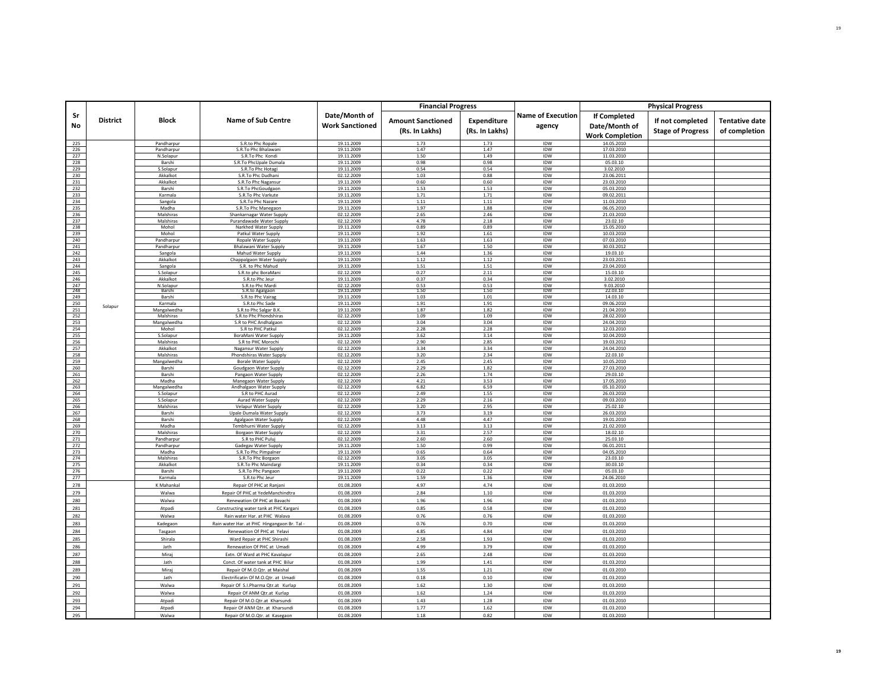| Sr No | District | Block | Name of Sub Centre | Date/Month of Work Sanctioned | Financial Progress | | Name of Execution agency | Physical Progress | | |
|---|---|---|---|---|---|---|---|---|---|---|
| | | | | | Amount Sanctioned (Rs. In Lakhs) | Expenditure (Rs. In Lakhs) | | If Completed Date/Month of Work Completion | If not completed Stage of Progress | Tentative date of completion |
| 225 | Solapur | Pandharpur | S.R.to Phc Ropale | 19.11.2009 | 1.73 | 1.73 | IDW | 14.05.2010 | | |
| 226 | | Pandharpur | S.R.To Phc Bhalawani | 19.11.2009 | 1.47 | 1.47 | IDW | 17.03.2010 | | |
| 227 | | N.Solapur | S.R.To Phc Kondi | 19.11.2009 | 1.50 | 1.49 | IDW | 11.03.2010 | | |
| 228 | | Barshi | S.R.To PhcUpale Dumala | 19.11.2009 | 0.98 | 0.98 | IDW | 05.03.10 | | |
| 229 | | S.Solapur | S.R.To Phc Hotagi | 19.11.2009 | 0.54 | 0.54 | IDW | 3.02.2010 | | |
| 230 | | Akkalkot | S.R.To Phc Dudhani | 02.12.2009 | 1.03 | 0.88 | IDW | 23.06.2011 | | |
| 231 | | Akkalkot | S.R.To Phc Nagansur | 19.11.2009 | 0.60 | 0.60 | IDW | 23.03.2010 | | |
| 232 | | Barshi | S.R.To PhcGoudgaon | 19.11.2009 | 1.53 | 1.53 | IDW | 05.03.2010 | | |
| 233 | | Karmala | S.R.To Phc Varkute | 19.11.2009 | 1.71 | 1.71 | IDW | 09.02.2011 | | |
| 234 | | Sangola | S.R.To Phc Nazare | 19.11.2009 | 1.11 | 1.11 | IDW | 11.03.2010 | | |
| 235 | | Madha | S.R.To Phc Manegaon | 19.11.2009 | 1.97 | 1.88 | IDW | 06.05.2010 | | |
| 236 | | Malshiras | Shankarnagar Water Supply | 02.12.2009 | 2.65 | 2.46 | IDW | 21.03.2010 | | |
| 237 | | Malshiras | Purandawade Water Supply | 02.12.2009 | 4.78 | 2.18 | IDW | 23.02.10 | | |
| 238 | | Mohol | Narkhed Water Supply | 19.11.2009 | 0.89 | 0.89 | IDW | 15.05.2010 | | |
| 239 | | Mohol | Patkul Water Supply | 19.11.2009 | 1.92 | 1.61 | IDW | 10.03.2010 | | |
| 240 | | Pandharpur | Ropale Water Supply | 19.11.2009 | 1.63 | 1.63 | IDW | 07.03.2010 | | |
| 241 | | Pandharpur | Bhalawani Water Supply | 19.11.2009 | 1.67 | 1.50 | IDW | 30.03.2012 | | |
| 242 | | Sangola | Mahud Water Supply | 19.11.2009 | 1.44 | 1.36 | IDW | 19.03.10 | | |
| 243 | | Akkalkot | Chappalgaon Water Supply | 19.11.2009 | 1.12 | 1.12 | IDW | 23.03.2011 | | |
| 244 | | Sangola | S.R. to Phc Mahud | 19.11.2009 | 1.51 | 1.51 | IDW | 23.04.2010 | | |
| 245 | | S.Solapur | S.R.to phc BoraMani | 02.12.2009 | 0.27 | 2.11 | IDW | 15.03.10 | | |
| 246 | | Akkalkot | S.R.to Phc Jeur | 19.11.2009 | 0.37 | 0.34 | IDW | 3.02.2010 | | |
| 247 | | N.Solapur | S.R.to Phc Mardi | 02.12.2009 | 0.53 | 0.53 | IDW | 9.03.2010 | | |
| 248 | | Barshi | S.R.to Agalgaon | 19.11.2009 | 1.50 | 1.50 | IDW | 22.03.10 | | |
| 249 | | Barshi | S.R.to Phc Vairag | 19.11.2009 | 1.03 | 1.01 | IDW | 14.03.10 | | |
| 250 | | Karmala | S.R.to Phc Sade | 19.11.2009 | 1.91 | 1.91 | IDW | 09.06.2010 | | |
| 251 | | Mangalwedha | S.R.to Phc Salgar B.K. | 19.11.2009 | 1.87 | 1.82 | IDW | 21.04.2010 | | |
| 252 | | Malshiras | S.R.to Phc Phondshiras | 02.12.2009 | 1.09 | 1.09 | IDW | 28.02.2010 | | |
| 253 | | Mangalwedha | S.R to PHC Andhalgaon | 02.12.2009 | 3.04 | 3.04 | IDW | 24.04.2010 | | |
| 254 | | Mohol | S.R to PHC Patkul | 02.12.2009 | 2.28 | 2.28 | IDW | 12.03.2010 | | |
| 255 | | S.Solapur | BoraMani Water Supply | 19.11.2009 | 3.62 | 3.14 | IDW | 10.04.2010 | | |
| 256 | | Malshiras | S.R to PHC Morochi | 02.12.2009 | 2.90 | 2.85 | IDW | 19.03.2012 | | |
| 257 | | Akkalkot | Nagansur Water Supply | 02.12.2009 | 3.34 | 3.34 | IDW | 24.04.2010 | | |
| 258 | | Malshiras | Phondshiras Water Supply | 02.12.2009 | 3.20 | 2.34 | IDW | 22.03.10 | | |
| 259 | | Mangalwedha | Borale Water Supply | 02.12.2009 | 2.45 | 2.45 | IDW | 10.05.2010 | | |
| 260 | | Barshi | Goudgaon Water Supply | 02.12.2009 | 2.29 | 1.82 | IDW | 27.03.2010 | | |
| 261 | | Barshi | Pangaon Water Supply | 02.12.2009 | 2.26 | 1.74 | IDW | 29.03.10 | | |
| 262 | | Madha | Manegaon Water Supply | 02.12.2009 | 4.21 | 3.53 | IDW | 17.05.2010 | | |
| 263 | | Mangalwedha | Andhalgaon Water Supply | 02.12.2009 | 6.82 | 6.59 | IDW | 05.10.2010 | | |
| 264 | | S.Solapur | S.R to PHC Aurad | 02.12.2009 | 2.49 | 1.55 | IDW | 26.03.2010 | | |
| 265 | | S.Solapur | Aurad Water Supply | 02.12.2009 | 2.29 | 2.16 | IDW | 09.03.2010 | | |
| 266 | | Malshiras | Velapur Water Supply | 02.12.2009 | 3.20 | 2.95 | IDW | 25.02.10 | | |
| 267 | | Barshi | Upale Dumala Water Supply | 02.12.2009 | 3.73 | 3.19 | IDW | 26.03.2010 | | |
| 268 | | Barshi | Agalgaon Water Supply | 02.12.2009 | 4.48 | 4.47 | IDW | 19.01.2010 | | |
| 269 | | Madha | Tembhurni Water Supply | 02.12.2009 | 3.13 | 3.13 | IDW | 21.02.2010 | | |
| 270 | | Malshiras | Borgaon Water Supply | 02.12.2009 | 3.31 | 2.57 | IDW | 18.02.10 | | |
| 271 | | Pandharpur | S.R to PHC Puluj | 02.12.2009 | 2.60 | 2.60 | IDW | 25.03.10 | | |
| 272 | | Pandharpur | Gadegav Water Supply | 19.11.2009 | 1.50 | 0.99 | IDW | 06.01.2011 | | |
| 273 | | Madha | S.R.To Phc Pimpalner | 19.11.2009 | 0.65 | 0.64 | IDW | 04.05.2010 | | |
| 274 | | Malshiras | S.R.To Phc Borgaon | 02.12.2009 | 3.05 | 3.05 | IDW | 23.03.10 | | |
| 275 | | Akkalkot | S.R.To Phc Maindargi | 19.11.2009 | 0.34 | 0.34 | IDW | 30.03.10 | | |
| 276 | | Barshi | S.R.To Phc Pangaon | 19.11.2009 | 0.22 | 0.22 | IDW | 05.03.10 | | |
| 277 | | Karmala | S.R.to Phc Jeur | 19.11.2009 | 1.59 | 1.36 | IDW | 24.06.2010 | | |
| 278 | | K Mahankal | Repair Of PHC at Ranjani | 01.08.2009 | 4.97 | 4.74 | IDW | 01.03.2010 | | |
| 279 | | Walwa | Repair Of PHC at YedeManchindtra | 01.08.2009 | 2.84 | 1.10 | IDW | 01.03.2010 | | |
| 280 | | Walwa | Renewation Of PHC at Bavachi | 01.08.2009 | 1.96 | 1.96 | IDW | 01.03.2010 | | |
| 281 | | Atpadi | Constructing water tank at PHC Kargani | 01.08.2009 | 0.85 | 0.58 | IDW | 01.03.2010 | | |
| 282 | | Walwa | Rain water Har. at PHC Walava | 01.08.2009 | 0.76 | 0.76 | IDW | 01.03.2010 | | |
| 283 | | Kadegaon | Rain water Har. at PHC Hingangaon Br. Tal - | 01.08.2009 | 0.76 | 0.70 | IDW | 01.03.2010 | | |
| 284 | | Tasgaon | Renewation Of PHC at Yelavi | 01.08.2009 | 4.85 | 4.84 | IDW | 01.03.2010 | | |
| 285 | | Shirala | Ward Repair at PHC Shirashi | 01.08.2009 | 2.58 | 1.93 | IDW | 01.03.2010 | | |
| 286 | | Jath | Renewation Of PHC at Umadi | 01.08.2009 | 4.99 | 3.79 | IDW | 01.03.2010 | | |
| 287 | | Miraj | Extn. Of Ward at PHC Kavalapur | 01.08.2009 | 2.65 | 2.48 | IDW | 01.03.2010 | | |
| 288 | | Jath | Conct. Of water tank at PHC Bilur | 01.08.2009 | 1.99 | 1.41 | IDW | 01.03.2010 | | |
| 289 | | Miraj | Repair Of M.O.Qtr. at Maishal | 01.08.2009 | 1.55 | 1.21 | IDW | 01.03.2010 | | |
| 290 | | Jath | Electrificatin Of M.O.Qtr. at Umadi | 01.08.2009 | 0.18 | 0.10 | IDW | 01.03.2010 | | |
| 291 | | Walwa | Repair Of S.I.Pharma Qtr.at Kurlap | 01.08.2009 | 1.62 | 1.30 | IDW | 01.03.2010 | | |
| 292 | | Walwa | Repair Of ANM Qtr.at Kurlap | 01.08.2009 | 1.62 | 1.24 | IDW | 01.03.2010 | | |
| 293 | | Atpadi | Repair Of M.O.Qtr.at Kharsundi | 01.08.2009 | 1.43 | 1.28 | IDW | 01.03.2010 | | |
| 294 | | Atpadi | Repair Of ANM Qtr. at Kharsundi | 01.08.2009 | 1.77 | 1.62 | IDW | 01.03.2010 | | |
| 295 | | Walwa | Repair Of M.O.Qtr. at Kasegaon | 01.08.2009 | 1.18 | 0.82 | IDW | 01.03.2010 | | |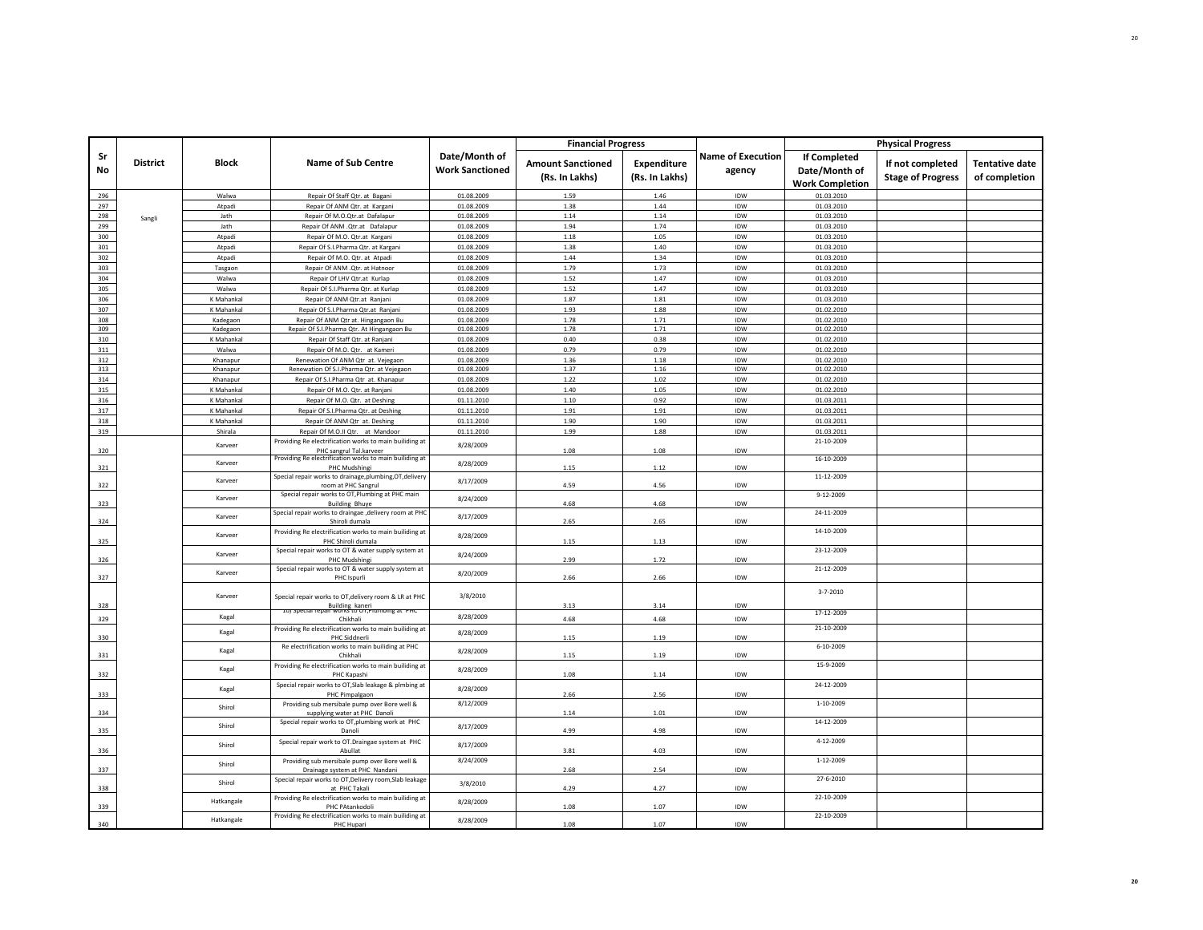| Sr No | District | Block | Name of Sub Centre | Date/Month of Work Sanctioned | Financial Progress | | Name of Execution agency | Physical Progress | | |
|---|---|---|---|---|---|---|---|---|---|---|
| | | | | | Amount Sanctioned (Rs. In Lakhs) | Expenditure (Rs. In Lakhs) | | If Completed Date/Month of Work Completion | If not completed Stage of Progress | Tentative date of completion |
| 296 | Sangli | Walwa | Repair Of Staff Qtr. at Bagani | 01.08.2009 | 1.59 | 1.46 | IDW | 01.03.2010 | | |
| 297 | | Atpadi | Repair Of ANM Qtr. at Kargani | 01.08.2009 | 1.38 | 1.44 | IDW | 01.03.2010 | | |
| 298 | | Jath | Repair Of M.O.Qtr.at Dafalapur | 01.08.2009 | 1.14 | 1.14 | IDW | 01.03.2010 | | |
| 299 | | Jath | Repair Of ANM .Qtr.at Dafalapur | 01.08.2009 | 1.94 | 1.74 | IDW | 01.03.2010 | | |
| 300 | | Atpadi | Repair Of M.O. Qtr.at Kargani | 01.08.2009 | 1.18 | 1.05 | IDW | 01.03.2010 | | |
| 301 | | Atpadi | Repair Of S.I.Pharma Qtr. at Kargani | 01.08.2009 | 1.38 | 1.40 | IDW | 01.03.2010 | | |
| 302 | | Atpadi | Repair Of M.O. Qtr. at Atpadi | 01.08.2009 | 1.44 | 1.34 | IDW | 01.03.2010 | | |
| 303 | | Tasgaon | Repair Of ANM .Qtr. at Hatnoor | 01.08.2009 | 1.79 | 1.73 | IDW | 01.03.2010 | | |
| 304 | | Walwa | Repair Of LHV Qtr.at Kurlap | 01.08.2009 | 1.52 | 1.47 | IDW | 01.03.2010 | | |
| 305 | | Walwa | Repair Of S.I.Pharma Qtr. at Kurlap | 01.08.2009 | 1.52 | 1.47 | IDW | 01.03.2010 | | |
| 306 | | K Mahankal | Repair Of ANM Qtr.at Ranjani | 01.08.2009 | 1.87 | 1.81 | IDW | 01.03.2010 | | |
| 307 | | K Mahankal | Repair Of S.I.Pharma Qtr.at Ranjani | 01.08.2009 | 1.93 | 1.88 | IDW | 01.02.2010 | | |
| 308 | | Kadegaon | Repair Of ANM Qtr at. Hingangaon Bu | 01.08.2009 | 1.78 | 1.71 | IDW | 01.02.2010 | | |
| 309 | | Kadegaon | Repair Of S.I.Pharma Qtr. At Hingangaon Bu | 01.08.2009 | 1.78 | 1.71 | IDW | 01.02.2010 | | |
| 310 | | K Mahankal | Repair Of Staff Qtr. at Ranjani | 01.08.2009 | 0.40 | 0.38 | IDW | 01.02.2010 | | |
| 311 | | Walwa | Repair Of M.O. Qtr. at Kameri | 01.08.2009 | 0.79 | 0.79 | IDW | 01.02.2010 | | |
| 312 | | Khanapur | Renewation Of ANM Qtr at. Vejegaon | 01.08.2009 | 1.36 | 1.18 | IDW | 01.02.2010 | | |
| 313 | | Khanapur | Renewation Of S.I.Pharma Qtr. at Vejegaon | 01.08.2009 | 1.37 | 1.16 | IDW | 01.02.2010 | | |
| 314 | | Khanapur | Repair Of S.I.Pharma Qtr at. Khanapur | 01.08.2009 | 1.22 | 1.02 | IDW | 01.02.2010 | | |
| 315 | | K Mahankal | Repair Of M.O. Qtr. at Ranjani | 01.08.2009 | 1.40 | 1.05 | IDW | 01.02.2010 | | |
| 316 | | K Mahankal | Repair Of M.O. Qtr. at Deshing | 01.11.2010 | 1.10 | 0.92 | IDW | 01.03.2011 | | |
| 317 | | K Mahankal | Repair Of S.I.Pharma Qtr. at Deshing | 01.11.2010 | 1.91 | 1.91 | IDW | 01.03.2011 | | |
| 318 | | K Mahankal | Repair Of ANM Qtr at. Deshing | 01.11.2010 | 1.90 | 1.90 | IDW | 01.03.2011 | | |
| 319 | | Shirala | Repair Of M.O.II Qtr. at Mandoor | 01.11.2010 | 1.99 | 1.88 | IDW | 01.03.2011 | | |
| 320 | | Karveer | Providing Re electrification works to main builiding at PHC sangrul Tal.karveer | 8/28/2009 | 1.08 | 1.08 | IDW | 21-10-2009 | | |
| 321 | | Karveer | Providing Re electrification works to main builiding at PHC Mudshingi | 8/28/2009 | 1.15 | 1.12 | IDW | 16-10-2009 | | |
| 322 | | Karveer | Special repair works to drainage,plumbing,OT,delivery room at PHC Sangrul | 8/17/2009 | 4.59 | 4.56 | IDW | 11-12-2009 | | |
| 323 | | Karveer | Special repair works to OT,Plumbing at PHC main Building Bhuye | 8/24/2009 | 4.68 | 4.68 | IDW | 9-12-2009 | | |
| 324 | | Karveer | Special repair works to draingae ,delivery room at PHC Shiroli dumala | 8/17/2009 | 2.65 | 2.65 | IDW | 24-11-2009 | | |
| 325 | | Karveer | Providing Re electrification works to main builiding at PHC Shiroli dumala | 8/28/2009 | 1.15 | 1.13 | IDW | 14-10-2009 | | |
| 326 | | Karveer | Special repair works to OT & water supply system at PHC Mudshingi | 8/24/2009 | 2.99 | 1.72 | IDW | 23-12-2009 | | |
| 327 | | Karveer | Special repair works to OT & water supply system at PHC Ispurli | 8/20/2009 | 2.66 | 2.66 | IDW | 21-12-2009 | | |
| 328 | | Karveer | Special repair works to OT,delivery room & LR at PHC Building kaneri | 3/8/2010 | 3.13 | 3.14 | IDW | 3-7-2010 | | |
| 329 | | Kagal | 10) Special repair works to OT,Plumbing at PHC Chikhali | 8/28/2009 | 4.68 | 4.68 | IDW | 17-12-2009 | | |
| 330 | | Kagal | Providing Re electrification works to main builiding at PHC Siddnerli | 8/28/2009 | 1.15 | 1.19 | IDW | 21-10-2009 | | |
| 331 | | Kagal | Re electrification works to main builiding at PHC Chikhali | 8/28/2009 | 1.15 | 1.19 | IDW | 6-10-2009 | | |
| 332 | | Kagal | Providing Re electrification works to main builiding at PHC Kapashi | 8/28/2009 | 1.08 | 1.14 | IDW | 15-9-2009 | | |
| 333 | | Kagal | Special repair works to OT,Slab leakage & plmbing at PHC Pimpalgaon | 8/28/2009 | 2.66 | 2.56 | IDW | 24-12-2009 | | |
| 334 | | Shirol | Providing sub mersibale pump over Bore well & supplying water at PHC Danoli | 8/12/2009 | 1.14 | 1.01 | IDW | 1-10-2009 | | |
| 335 | | Shirol | Special repair works to OT,plumbing work at PHC Danoli | 8/17/2009 | 4.99 | 4.98 | IDW | 14-12-2009 | | |
| 336 | | Shirol | Special repair work to OT.Draingae system at PHC Abullat | 8/17/2009 | 3.81 | 4.03 | IDW | 4-12-2009 | | |
| 337 | | Shirol | Providing sub mersibale pump over Bore well & Drainage system at PHC Nandani | 8/24/2009 | 2.68 | 2.54 | IDW | 1-12-2009 | | |
| 338 | | Shirol | Special repair works to OT,Delivery room,Slab leakage at PHC Takali | 3/8/2010 | 4.29 | 4.27 | IDW | 27-6-2010 | | |
| 339 | | Hatkangale | Providing Re electrification works to main builiding at PHC PAtankodoli | 8/28/2009 | 1.08 | 1.07 | IDW | 22-10-2009 | | |
| 340 | | Hatkangale | Providing Re electrification works to main builiding at PHC Hupari | 8/28/2009 | 1.08 | 1.07 | IDW | 22-10-2009 | | |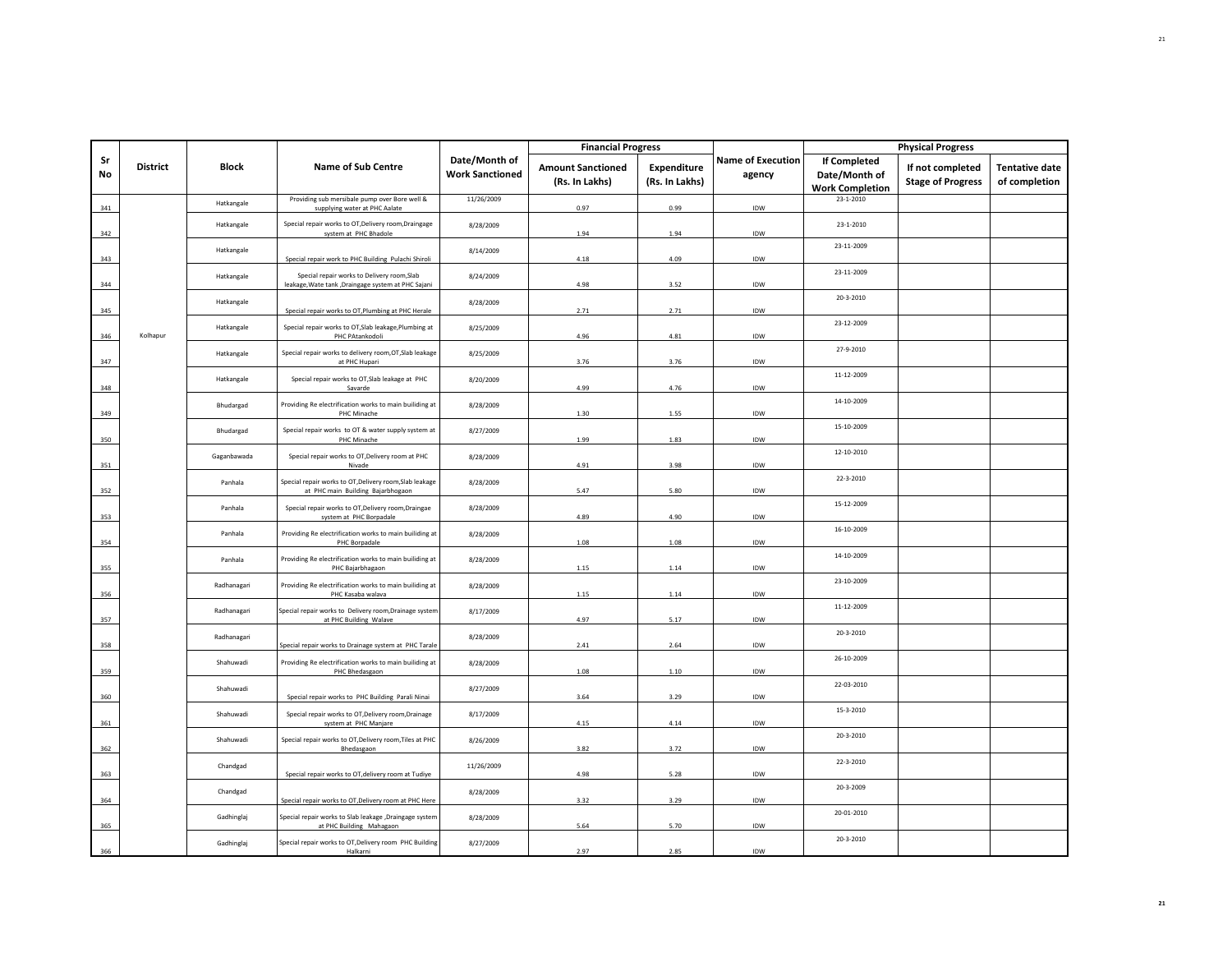| Sr No | District | Block | Name of Sub Centre | Date/Month of Work Sanctioned | Financial Progress | | Name of Execution agency | Physical Progress | | |
|---|---|---|---|---|---|---|---|---|---|---|
| | | | | | Amount Sanctioned (Rs. In Lakhs) | Expenditure (Rs. In Lakhs) | | If Completed Date/Month of Work Completion | If not completed Stage of Progress | Tentative date of completion |
| 341 | Kolhapur | Hatkangale | Providing sub mersibale pump over Bore well & supplying water at PHC Aalate | 11/26/2009 | 0.97 | 0.99 | IDW | 23-1-2010 | | |
| 342 | | Hatkangale | Special repair works to OT,Delivery room,Draingage system at PHC Bhadole | 8/28/2009 | 1.94 | 1.94 | IDW | 23-1-2010 | | |
| 343 | | Hatkangale | Special repair work to PHC Building Pulachi Shiroli | 8/14/2009 | 4.18 | 4.09 | IDW | 23-11-2009 | | |
| 344 | | Hatkangale | Special repair works to Delivery room,Slab leakage,Wate tank ,Draingage system at PHC Sajani | 8/24/2009 | 4.98 | 3.52 | IDW | 23-11-2009 | | |
| 345 | | Hatkangale | Special repair works to OT,Plumbing at PHC Herale | 8/28/2009 | 2.71 | 2.71 | IDW | 20-3-2010 | | |
| 346 | | Hatkangale | Special repair works to OT,Slab leakage,Plumbing at PHC PAtankodoli | 8/25/2009 | 4.96 | 4.81 | IDW | 23-12-2009 | | |
| 347 | | Hatkangale | Special repair works to delivery room,OT,Slab leakage at PHC Hupari | 8/25/2009 | 3.76 | 3.76 | IDW | 27-9-2010 | | |
| 348 | | Hatkangale | Special repair works to OT,Slab leakage at PHC Savarde | 8/20/2009 | 4.99 | 4.76 | IDW | 11-12-2009 | | |
| 349 | | Bhudargad | Providing Re electrification works to main builiding at PHC Minache | 8/28/2009 | 1.30 | 1.55 | IDW | 14-10-2009 | | |
| 350 | | Bhudargad | Special repair works to OT & water supply system at PHC Minache | 8/27/2009 | 1.99 | 1.83 | IDW | 15-10-2009 | | |
| 351 | | Gaganbawada | Special repair works to OT,Delivery room at PHC Nivade | 8/28/2009 | 4.91 | 3.98 | IDW | 12-10-2010 | | |
| 352 | | Panhala | Special repair works to OT,Delivery room,Slab leakage at PHC main Building Bajarbhogaon | 8/28/2009 | 5.47 | 5.80 | IDW | 22-3-2010 | | |
| 353 | | Panhala | Special repair works to OT,Delivery room,Draingae system at PHC Borpadale | 8/28/2009 | 4.89 | 4.90 | IDW | 15-12-2009 | | |
| 354 | | Panhala | Providing Re electrification works to main builiding at PHC Borpadale | 8/28/2009 | 1.08 | 1.08 | IDW | 16-10-2009 | | |
| 355 | | Panhala | Providing Re electrification works to main builiding at PHC Bajarbhagaon | 8/28/2009 | 1.15 | 1.14 | IDW | 14-10-2009 | | |
| 356 | | Radhanagari | Providing Re electrification works to main builiding at PHC Kasaba walava | 8/28/2009 | 1.15 | 1.14 | IDW | 23-10-2009 | | |
| 357 | | Radhanagari | Special repair works to Delivery room,Drainage system at PHC Building Walave | 8/17/2009 | 4.97 | 5.17 | IDW | 11-12-2009 | | |
| 358 | | Radhanagari | Special repair works to Drainage system at PHC Tarale | 8/28/2009 | 2.41 | 2.64 | IDW | 20-3-2010 | | |
| 359 | | Shahuwadi | Providing Re electrification works to main builiding at PHC Bhedasgaon | 8/28/2009 | 1.08 | 1.10 | IDW | 26-10-2009 | | |
| 360 | | Shahuwadi | Special repair works to PHC Building Parali Ninai | 8/27/2009 | 3.64 | 3.29 | IDW | 22-03-2010 | | |
| 361 | | Shahuwadi | Special repair works to OT,Delivery room,Drainage system at PHC Manjare | 8/17/2009 | 4.15 | 4.14 | IDW | 15-3-2010 | | |
| 362 | | Shahuwadi | Special repair works to OT,Delivery room,Tiles at PHC Bhedasgaon | 8/26/2009 | 3.82 | 3.72 | IDW | 20-3-2010 | | |
| 363 | | Chandgad | Special repair works to OT,delivery room at Tudiye | 11/26/2009 | 4.98 | 5.28 | IDW | 22-3-2010 | | |
| 364 | | Chandgad | Special repair works to OT,Delivery room at PHC Here | 8/28/2009 | 3.32 | 3.29 | IDW | 20-3-2009 | | |
| 365 | | Gadhinglaj | Special repair works to Slab leakage ,Draingage system at PHC Building Mahagaon | 8/28/2009 | 5.64 | 5.70 | IDW | 20-01-2010 | | |
| 366 | | Gadhinglaj | Special repair works to OT,Delivery room PHC Building Halkarni | 8/27/2009 | 2.97 | 2.85 | IDW | 20-3-2010 | | |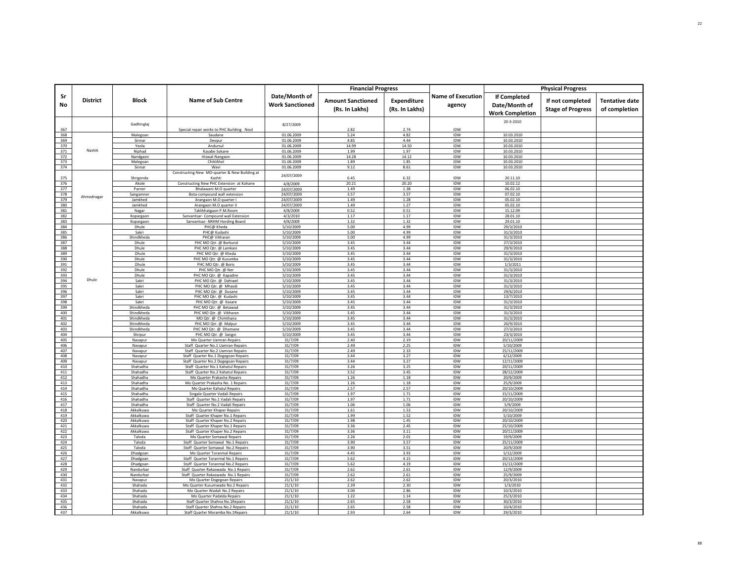| Sr No | District | Block | Name of Sub Centre | Date/Month of Work Sanctioned | Financial Progress | | Name of Execution agency | Physical Progress | | |
|---|---|---|---|---|---|---|---|---|---|---|
| | | | | | Amount Sanctioned (Rs. In Lakhs) | Expenditure (Rs. In Lakhs) | | If Completed Date/Month of Work Completion | If not completed Stage of Progress | Tentative date of completion |
| 367 | | Gadhinglaj | Special repair works to PHC Building Nool | 8/27/2009 | 2.82 | 2.74 | IDW | 20-3-2010 | | |
| 368 | Nashik | Malegoan | Saudane | 01.06.2009 | 5.24 | 4.82 | IDW | 10.03.2010 | | |
| 369 | | Sinnar | Devpur | 01.06.2009 | 4.85 | 4.44 | IDW | 10.03.2010 | | |
| 370 | | Yeola | Andursul | 01.06.2009 | 14.99 | 14.50 | IDW | 10.03.2010 | | |
| 371 | | Niphad | Kasabe Sukane | 01.06.2009 | 1.99 | 1.97 | IDW | 10.03.2010 | | |
| 372 | | Nandgaon | Hiswal-Nangaon | 01.06.2009 | 14.28 | 14.12 | IDW | 10.03.2010 | | |
| 373 | | Malegoan | ChiklAhol | 01.06.2009 | 1.89 | 1.85 | IDW | 10.03.2010 | | |
| 374 | | Sinnar | Wavi | 01.06.2009 | 9.12 | 8.61 | IDW | 10.03.2010 | | |
| 375 | Ahmednagar | Shrigonda | Constructing New MO quarter & New Building at Kashti | 24/07/2009 | 6.45 | 6.32 | IDW | 20.11.10 | | |
| 376 | | Akole | Constructing New PHC Extension at Kohane | 4/8/2009 | 20.21 | 20.20 | IDW | 10.02.12 | | |
| 377 | | Parner | Bhalawani-M.O quarter | 24/07/2009 | 1.49 | 1.38 | IDW | 06.02.10 | | |
| 378 | | Sangamner | Bota-compound wall extension | 24/07/2009 | 3.57 | 3.57 | IDW | 07.02.10 | | |
| 379 | | Jamkhed | Arangaon M.O quarter I | 24/07/2009 | 1.49 | 1.28 | IDW | 05.02.10 | | |
| 380 | | Jamkhed | Arangaon M.O quarter II | 24/07/2009 | 1.49 | 1.27 | IDW | 05.02.10 | | |
| 381 | | Nagar | Taklikhatgaon P.M.Room | 4/8/2009 | 0.52 | 0.51 | IDW | 15.12.09 | | |
| 382 | | Kopargaon | Sanvantsar- Compound wall Extension | 4/3/2010 | 1.17 | 1.17 | IDW | 28.01.10 | | |
| 383 | | Kopargaon | Sanvantsar- NRHM Hording Board | 4/8/2009 | 1.32 | 1.32 | IDW | 29.01.10 | | |
| 384 | Dhule | Dhule | PHC@ Kheda | 5/10/2009 | 5.00 | 4.99 | IDW | 29/3/2010 | | |
| 385 | | Sakri | PHC@ Kudashi | 5/10/2009 | 5.00 | 4.99 | IDW | 31/3/2010 | | |
| 386 | | Shindkheda | PHC@ Vikharan | 5/10/2009 | 5.00 | 4.99 | IDW | 31/3/2010 | | |
| 387 | | Dhule | PHC MO Qtr. @ Borkund | 5/10/2009 | 3.45 | 3.44 | IDW | 27/3/2010 | | |
| 388 | | Dhule | PHC MO Qtr. @ Lamkani | 5/10/2009 | 3.45 | 3.44 | IDW | 29/9/2010 | | |
| 389 | | Dhule | PHC MO Qtr. @ Kheda | 5/10/2009 | 3.45 | 3.44 | IDW | 31/3/2010 | | |
| 390 | | Dhule | PHC MO Qtr. @ Kusumba | 5/10/2009 | 3.45 | 3.44 | IDW | 31/3/2010 | | |
| 391 | | Dhule | PHC MO Qtr. @ Boris | 5/10/2009 | 3.45 | 3.44 | IDW | 1/3/2011 | | |
| 392 | | Dhule | PHC MO Qtr. @ Ner | 5/10/2009 | 3.45 | 3.44 | IDW | 31/3/2010 | | |
| 393 | | Dhule | PHC MO Qtr. @ Kapadne | 5/10/2009 | 3.45 | 3.44 | IDW | 31/3/2010 | | |
| 394 | | Sakri | PHC MO Qtr. @ Dahiwel | 5/10/2009 | 3.45 | 3.44 | IDW | 31/3/2010 | | |
| 395 | | Sakri | PHC MO Qtr. @ Mhasdi | 5/10/2009 | 3.45 | 3.44 | IDW | 31/3/2010 | | |
| 396 | | Sakri | PHC MO Qtr. @ Dusane | 5/10/2009 | 3.45 | 3.44 | IDW | 29/6/2010 | | |
| 397 | | Sakri | PHC MO Qtr. @ Kudashi | 5/10/2009 | 3.45 | 3.44 | IDW | 13/7/2010 | | |
| 398 | | Sakri | PHC MO Qtr. @ Kasare | 5/10/2009 | 3.45 | 3.44 | IDW | 31/3/2010 | | |
| 399 | | Shindkheda | PHC MO Qtr. @ Betawad | 5/10/2009 | 3.45 | 3.44 | IDW | 31/3/2010 | | |
| 400 | | Shindkheda | PHC MO Qtr. @ Vikharan | 5/10/2009 | 3.45 | 3.44 | IDW | 31/3/2010 | | |
| 401 | | Shindkheda | MO Qtr. @ Chimthana | 5/10/2009 | 3.45 | 3.44 | IDW | 31/3/2010 | | |
| 402 | | Shindkheda | PHC MO Qtr. @ Malpur | 5/10/2009 | 3.45 | 3.44 | IDW | 20/9/2010 | | |
| 403 | | Shindkheda | PHC MO Qtr. @ Dhamane | 5/10/2009 | 3.45 | 3.44 | IDW | 27/3/2010 | | |
| 404 | | Shirpur | PHC MO Qtr. @ Sangvi | 5/10/2009 | 3.45 | 3.44 | IDW | 23/3/2010 | | |
| 405 | | Navapur | Mo Quarter Uamran Repairs | 31/7/09 | 2.40 | 2.19 | IDW | 20/11/2009 | | |
| 406 | | Navapur | Staff Quarter No.1 Uamran Repairs | 31/7/09 | 2.49 | 2.25 | IDW | 5/10/2009 | | |
| 407 | | Navapur | Staff Quarter No.2 Uamran Repairs | 31/7/09 | 2.49 | 2.33 | IDW | 25/11/2009 | | |
| 408 | | Navapur | Staff Quarter No.1 Dogegoan Repairs | 31/7/09 | 3.44 | 3.27 | IDW | 6/12/2009 | | |
| 409 | | Navapur | Staff Quarter No.2 Dogegoan Repairs | 31/7/09 | 3.44 | 3.27 | IDW | 12/11/2009 | | |
| 410 | | Shahadha | Staff Quarter No.1 Kahatul Repairs | 31/7/09 | 3.26 | 3.25 | IDW | 20/11/2009 | | |
| 411 | | Shahadha | Staff Quarter No.2 Kahatul Repairs | 31/7/09 | 3.52 | 3.45 | IDW | 28/12/2009 | | |
| 412 | | Shahadha | Mo Quarter Prakasha Repairs | 31/7/09 | 1.26 | 1.18 | IDW | 20/9/2009 | | |
| 413 | | Shahadha | Mo Quarter Prakasha No. 1 Repairs | 31/7/09 | 1.26 | 1.18 | IDW | 25/9/2009 | | |
| 414 | | Shahadha | Mo Quarter Kahatul Repairs | 31/7/09 | 2.57 | 2.57 | IDW | 20/10/2009 | | |
| 415 | | Shahadha | Singale Quarter Vadali Repairs | 31/7/09 | 1.97 | 1.71 | IDW | 15/11/2009 | | |
| 416 | | Shahadha | Staff Quarter No.1 Vadali Repairs | 31/7/09 | 1.97 | 1.71 | IDW | 20/10/2009 | | |
| 417 | | Shahadha | Staff Quarter No.2 Vadali Repairs | 31/7/09 | 1.06 | 1.06 | IDW | 5/9/2009 | | |
| 418 | | Akkalkuwa | Mo Quarter Khaper Repairs | 31/7/09 | 1.61 | 1.53 | IDW | 20/10/2009 | | |
| 419 | | Akkalkuwa | Staff Quarter Khaper No.1 Repairs | 31/7/09 | 1.99 | 1.52 | IDW | 5/10/2009 | | |
| 420 | | Akkalkuwa | Staff Quarter Khaper No.2 Repairs | 31/7/09 | 1.98 | 1.45 | IDW | 20/10/2009 | | |
| 421 | | Akkalkuwa | Staff Quarter Khaper No.1 Repairs | 31/7/09 | 3.36 | 2.45 | IDW | 25/10/2009 | | |
| 422 | | Akkalkuwa | Staff Quarter Khaper No.2 Repairs | 31/7/09 | 3.36 | 3.11 | IDW | 20/11/2009 | | |
| 423 | | Taloda | Mo Quarter Somawal Repairs | 31/7/09 | 2.26 | 2.01 | IDW | 19/9/2009 | | |
| 424 | | Taloda | Staff Quarter Somawal No.1 Repairs | 31/7/09 | 3.90 | 3.57 | IDW | 25/11/2009 | | |
| 425 | | Taloda | Staff Quarter Somawal No.2 Repairs | 31/7/09 | 3.90 | 3.51 | IDW | 20/9/2009 | | |
| 426 | | Dhadgoan | Mo Quarter Toranmal Repairs | 31/7/09 | 4.45 | 3.93 | IDW | 5/12/2009 | | |
| 427 | | Dhadgoan | Staff Quarter Toranmal No.1 Repairs | 31/7/09 | 5.62 | 4.15 | IDW | 20/12/2009 | | |
| 428 | | Dhadgoan | Staff Quarter Toranmal No.2 Repairs | 31/7/09 | 5.62 | 4.19 | IDW | 15/12/2009 | | |
| 429 | | Nandurbar | Staff Quarter Rakaswada No.1 Repairs | 31/7/09 | 2.62 | 2.61 | IDW | 12/9/2009 | | |
| 430 | | Nandurbar | Staff Quarter Rakaswada No.1 Repairs | 31/7/09 | 2.62 | 2.61 | IDW | 25/9/2009 | | |
| 431 | | Navapur | Mo Quarter Dogegoan Repairs | 21/1/10 | 2.62 | 2.62 | IDW | 20/3/2010 | | |
| 432 | | Shahada | Mo Quarter Kusumwade No.2 Repairs | 21/1/10 | 2.39 | 2.30 | IDW | 1/3/2010 | | |
| 433 | | Shahada | Mo Quarter Wadali No.2 Repairs | 21/1/10 | 3.00 | 2.86 | IDW | 10/3/2010 | | |
| 434 | | Shahada | Mo Quarter Padalda Repairs | 21/1/10 | 1.22 | 1.14 | IDW | 25/3/2010 | | |
| 435 | | Shahada | Staff Quarter Shahna No.1Repairs | 21/1/10 | 2.65 | 2.58 | IDW | 30/3/2010 | | |
| 436 | | Shahada | Staff Quarter Shahna No.2 Repairs | 21/1/10 | 2.65 | 2.58 | IDW | 10/4/2010 | | |
| 437 | | Akkalkuwa | Staff Quarter Moramba No.1Repairs | 21/1/10 | 2.93 | 2.64 | IDW | 29/3/2010 | | |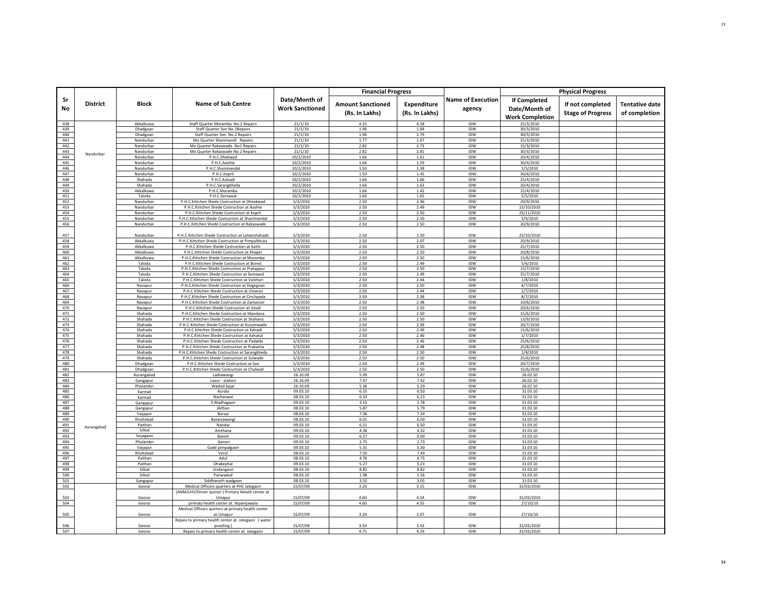| Sr No | District | Block | Name of Sub Centre | Date/Month of Work Sanctioned | Financial Progress | | Name of Execution agency | Physical Progress | | |
|---|---|---|---|---|---|---|---|---|---|---|
| | | | | | Amount Sanctioned (Rs. In Lakhs) | Expenditure (Rs. In Lakhs) | | If Completed Date/Month of Work Completion | If not completed Stage of Progress | Tentative date of completion |
| 438 | Nandurbar | Akkalkuwa | Staff Quarter Moramba No.2 Repairs | 21/1/10 | 4.35 | 4.18 | IDW | 25/3/2010 | | |
| 439 | | Dhadgoan | Staff Quarter Son No.1Repairs | 21/1/10 | 1.96 | 1.84 | IDW | 30/3/2010 | | |
| 440 | | Dhadgoan | Staff Quarter Son No.2 Repairs | 21/1/10 | 1.96 | 1.79 | IDW | 30/3/2010 | | |
| 441 | | Nandurbar | Mo Quarter Shanimandl Repairs | 21/1/10 | 1.77 | 1.67 | IDW | 25/3/2010 | | |
| 442 | | Nandurbar | Mo Quarter Rakaswade No1 Repairs | 21/1/10 | 2.82 | 2.73 | IDW | 15/3/2010 | | |
| 443 | | Nandurbar | Mo Quarter Rakaswade No.2 Repairs | 21/1/10 | 2.82 | 2.81 | IDW | 30/3/2010 | | |
| 444 | | Nandurbar | P.H.C.Dhekwad | 10/2/2010 | 1.66 | 1.61 | IDW | 20/4/2010 | | |
| 445 | | Nandurbar | P.H.C.Aashte | 10/2/2010 | 1.66 | 1.59 | IDW | 30/4/2010 | | |
| 446 | | Nandurbar | P.H.C.Shanimandal | 10/2/2010 | 1.50 | 1.38 | IDW | 1/5/2010 | | |
| 447 | | Nandurbar | P.H.C.Koprli | 10/2/2010 | 1.50 | 1.45 | IDW | 30/4/2010 | | |
| 448 | | Shahada | P.H.C.Kalsadi | 10/2/2010 | 1.66 | 1.66 | IDW | 25/4/2010 | | |
| 449 | | Shahada | P.H.C.Sarangkheda | 10/2/2010 | 1.66 | 1.63 | IDW | 20/4/2010 | | |
| 450 | | Akkalkuwa | P.H.C.Moramba | 10/2/2010 | 1.66 | 1.42 | IDW | 15/4/2010 | | |
| 451 | | Taloda | P.H.C.Somawal | 10/2/2010 | 1.66 | 1.65 | IDW | 5/5/2010 | | |
| 452 | | Nandurbar | P.H.C.Kittchen Shede Costruction at Dheakwad | 5/3/2010 | 2.50 | 2.46 | IDW | 20/9/2010 | | |
| 453 | | Nandurbar | P.H.C.Kittchen Shede Costruction at Aashte | 5/3/2010 | 2.50 | 2.49 | IDW | 15/10/2010 | | |
| 454 | | Nandurbar | P.H.C.Kittchen Shede Costruction at Koprli | 5/3/2010 | 2.50 | 2.50 | IDW | 25/11/2010 | | |
| 455 | | Nandurbar | P.H.C.Kittchen Shede Costruction at Shanimandal | 5/3/2010 | 2.50 | 2.50 | IDW | 5/9/2010 | | |
| 456 | | Nandurbar | P.H.C.Kittchen Shede Costruction at Rakaswade | 5/3/2010 | 2.50 | 2.50 | IDW | 20/9/2010 | | |
| 457 | | Nandurbar | P.H.C.Kittchen Shede Costruction at Lahanshahade | 5/3/2010 | 2.50 | 2.50 | IDW | 25/10/2010 | | |
| 458 | | Akkalkuwa | P.H.C.Kittchen Shede Costruction at Pimpalkhuta | 5/3/2010 | 2.50 | 2.07 | IDW | 20/9/2010 | | |
| 459 | | Akkalkuwa | P.H.C.Kittchen Shede Costruction at Kathi | 5/3/2010 | 2.50 | 2.50 | IDW | 25/7/2010 | | |
| 460 | | Akkalkuwa | P.H.C.Kittchen Shede Costruction at Khaper | 5/3/2010 | 2.50 | 2.50 | IDW | 20/8/2010 | | |
| 461 | | Akkalkuwa | P.H.C.Kittchen Shede Costruction at Moramba | 5/3/2010 | 2.50 | 2.50 | IDW | 15/6/2010 | | |
| 462 | | Taloda | P.H.C.Kittchen Shede Costruction at Bored | 5/3/2010 | 2.50 | 2.49 | IDW | 5/6/2010 | | |
| 463 | | Taloda | P.H.C.Kittchen Shede Costruction at Pratappur | 5/3/2010 | 2.50 | 2.50 | IDW | 15/7/2010 | | |
| 464 | | Taloda | P.H.C.Kittchen Shede Costruction at Somawal | 5/3/2010 | 2.50 | 2.49 | IDW | 25/7/2010 | | |
| 465 | | Taloda | P.H.C.Kittchen Shede Costruction at Valehari | 5/3/2010 | 2.50 | 2.44 | IDW | 1/8/2010 | | |
| 466 | | Navapur | P.H.C.Kittchen Shede Costruction at Dogegoan | 5/3/2010 | 2.50 | 2.50 | IDW | 6/7/2010 | | |
| 467 | | Navapur | P.H.C.Kittchen Shede Costruction at Umaran | 5/3/2010 | 2.50 | 2.44 | IDW | 1/7/2010 | | |
| 468 | | Navapur | P.H.C.Kittchen Shede Costruction at Cinchpada | 5/3/2010 | 2.50 | 2.38 | IDW | 8/7/2010 | | |
| 469 | | Navapur | P.H.C.Kittchen Shede Costruction at Zamanzer | 5/3/2010 | 2.50 | 2.48 | IDW | 10/6/2010 | | |
| 470 | | Navapur | P.H.C.Kittchen Shede Costruction at Vavdi | 5/3/2010 | 2.50 | 2.50 | IDW | 20/6/2010 | | |
| 471 | | Shahada | P.H.C.Kittchen Shede Costruction at Mandana | 5/3/2010 | 2.50 | 2.50 | IDW | 15/6/2010 | | |
| 472 | | Shahada | P.H.C.Kittchen Shede Costruction at Shahana | 5/3/2010 | 2.50 | 2.50 | IDW | 13/9/2010 | | |
| 473 | | Shahada | P.H.C.Kittchen Shede Costruction at Kusumwade | 5/3/2010 | 2.50 | 2.39 | IDW | 20/7/2010 | | |
| 474 | | Shahada | P.H.C.Kittchen Shede Costruction at Kalsadi | 5/3/2010 | 2.50 | 2.49 | IDW | 15/6/2010 | | |
| 475 | | Shahada | P.H.C.Kittchen Shede Costruction at Kahatul | 5/3/2010 | 2.50 | 2.46 | IDW | 1/7/2010 | | |
| 476 | | Shahada | P.H.C.Kittchen Shede Costruction at Padalda | 5/3/2010 | 2.50 | 2.46 | IDW | 25/6/2010 | | |
| 477 | | Shahada | P.H.C.Kittchen Shede Costruction at Prakasha | 5/3/2010 | 2.50 | 2.48 | IDW | 25/8/2010 | | |
| 478 | | Shahada | P.H.C.Kittchen Shede Costruction at Sarangkheda | 5/3/2010 | 2.50 | 2.50 | IDW | 1/9/2010 | | |
| 479 | | Shahada | P.H.C.Kittchen Shede Costruction at Sulwade | 5/3/2010 | 2.50 | 2.50 | IDW | 25/6/2010 | | |
| 480 | | Dhadgoan | P.H.C.Kittchen Shede Costruction at Son | 5/3/2010 | 2.50 | 2.49 | IDW | 20/7/2010 | | |
| 481 | | Dhadgoan | P.H.C.Kittchen Shede Costruction at Chulwad | 5/3/2010 | 2.50 | 2.50 | IDW | 15/6/2010 | | |
| 482 | Aurangabad | Aurangabad | Ladsawangi | 26.10.09 | 5.99 | 5.87 | IDW | 26.02.10 | | |
| 483 | | Gangapur | Lasur - station | 26.10.09 | 7.47 | 7.42 | IDW | 26.02.10 | | |
| 484 | | Phulambri | Wadod bajar | 26.10.09 | 5.36 | 5.29 | IDW | 26.02.10 | | |
| 485 | | Kannad | Aurala | 09.03.10 | 6.55 | 6.50 | IDW | 31.03.10 | | |
| 486 | | Kannad | Nachanwel | 08.03.10 | 6.33 | 6.23 | IDW | 31.03.10 | | |
| 487 | | Gangapur | S.Wadhagaon | 09.03.10 | 3.15 | 2.78 | IDW | 31.03.10 | | |
| 488 | | Gangapur | Jikthan | 08.03.10 | 5.87 | 5.79 | IDW | 31.03.10 | | |
| 489 | | Vaijapur | Borsar | 08.03.10 | 7.36 | 7.34 | IDW | 31.03.10 | | |
| 490 | | Khultabad | Bazarsawangi | 08.03.10 | 6.01 | 6.00 | IDW | 31.03.10 | | |
| 491 | | Paithan | Nandar | 09.03.10 | 6.51 | 6.50 | IDW | 31.03.10 | | |
| 492 | | Sillod | Amthana | 09.03.10 | 4.36 | 4.32 | IDW | 31.03.10 | | |
| 493 | | Soyagaon | Banoti | 09.03.10 | 6.27 | 6.00 | IDW | 31.03.10 | | |
| 494 | | Phulambri | Ganori | 09.03.10 | 2.75 | 2.73 | IDW | 31.03.10 | | |
| 495 | | Vaijapur | Gade pimpalgaon | 09.03.10 | 5.31 | 5.30 | IDW | 31.03.10 | | |
| 496 | | Khultabad | Verul | 08.03.10 | 7.50 | 7.49 | IDW | 31.03.10 | | |
| 497 | | Paithan | Adul | 08.03.10 | 4.76 | 4.75 | IDW | 31.03.10 | | |
| 498 | | Paithan | Dhakephal | 09.03.10 | 5.27 | 5.23 | IDW | 31.03.10 | | |
| 499 | | Sillod | Undangaon | 08.03.10 | 8.82 | 8.82 | IDW | 31.03.10 | | |
| 500 | | Sillod | Panwadod | 08.03.10 | 1.98 | 1.56 | IDW | 31.03.10 | | |
| 501 | | Gangapur | Siddhanath wadgaon | 08.03.10 | 3.55 | 3.05 | IDW | 31.03.10 | | |
| 502 | | Georai | Medical Officers quarters at PHC Jategaon | 15/07/09 | 3.20 | 3.15 | IDW | 31/03/2010 | | |
| 503 | | Georai | (ANM/LHV/Driver quirter ) Primary Helath center at. Umapur | 15/07/09 | 4.60 | 4.54 | IDW | 31/03/2010 | | |
| 504 | | Georai | primaty health center at. Nipanijawala | 15/07/09 | 4.60 | 4.55 | IDW | 27/10/10 | | |
| 505 | | Georai | Medical Officers quirters at primaty health center at.Umapur | 15/07/09 | 3.20 | 3.07 | IDW | 27/10/10 | | |
| 506 | | Georai | Repais to primary health center at. Jategaon ( water proofing ) | 15/07/09 | 3.50 | 3.43 | IDW | 31/03/2010 | | |
| 507 | | Georai | Repais to primary health center at. Jategaon | 15/07/09 | 4.75 | 4.19 | IDW | 31/03/2010 | | |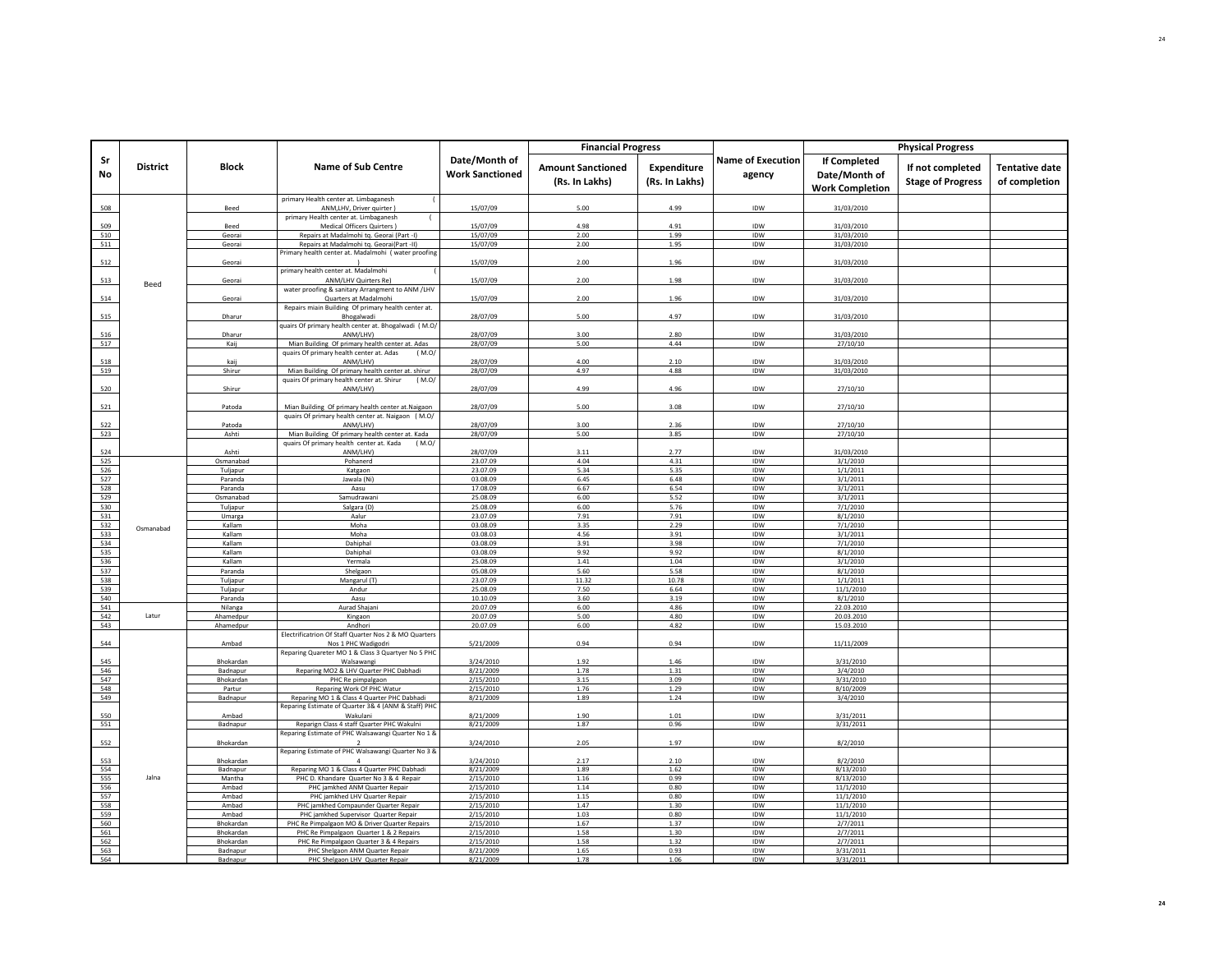| Sr No | District | Block | Name of Sub Centre | Date/Month of Work Sanctioned | Financial Progress | | Name of Execution agency | Physical Progress | | |
|---|---|---|---|---|---|---|---|---|---|---|
| | | | | | Amount Sanctioned (Rs. In Lakhs) | Expenditure (Rs. In Lakhs) | | If Completed Date/Month of Work Completion | If not completed Stage of Progress | Tentative date of completion |
| 508 | Beed | Beed | primary Health center at. Limbaganesh ( ANM,LHV, Driver quirter ) | 15/07/09 | 5.00 | 4.99 | IDW | 31/03/2010 | | |
| 509 | | Beed | primary Health center at. Limbaganesh ( Medical Officers Quirters ) | 15/07/09 | 4.98 | 4.91 | IDW | 31/03/2010 | | |
| 510 | | Georai | Repairs at Madalmohi tq. Georai (Part -I) | 15/07/09 | 2.00 | 1.99 | IDW | 31/03/2010 | | |
| 511 | | Georai | Repairs at Madalmohi tq. Georai(Part -II) | 15/07/09 | 2.00 | 1.95 | IDW | 31/03/2010 | | |
| 512 | | Georai | Primary health center at. Madalmohi ( water proofing ) | 15/07/09 | 2.00 | 1.96 | IDW | 31/03/2010 | | |
| 513 | | Georai | primary health center at. Madalmohi ( ANM/LHV Quirters Re) | 15/07/09 | 2.00 | 1.98 | IDW | 31/03/2010 | | |
| 514 | | Georai | water proofing & sanitary Arrangment to ANM /LHV Quarters at Madalmohi | 15/07/09 | 2.00 | 1.96 | IDW | 31/03/2010 | | |
| 515 | | Dharur | Repairs miain Building Of primary health center at. Bhogalwadi | 28/07/09 | 5.00 | 4.97 | IDW | 31/03/2010 | | |
| 516 | | Dharur | quairs Of primary health center at. Bhogalwadi ( M.O/ ANM/LHV) | 28/07/09 | 3.00 | 2.80 | IDW | 31/03/2010 | | |
| 517 | | Kaij | Mian Building Of primary health center at. Adas | 28/07/09 | 5.00 | 4.44 | IDW | 27/10/10 | | |
| 518 | | kaij | quairs Of primary health center at. Adas ( M.O/ ANM/LHV) | 28/07/09 | 4.00 | 2.10 | IDW | 31/03/2010 | | |
| 519 | | Shirur | Mian Building Of primary health center at. shirur | 28/07/09 | 4.97 | 4.88 | IDW | 31/03/2010 | | |
| 520 | | Shirur | quairs Of primary health center at. Shirur ( M.O/ ANM/LHV) | 28/07/09 | 4.99 | 4.96 | IDW | 27/10/10 | | |
| 521 | | Patoda | Mian Building Of primary health center at.Naigaon | 28/07/09 | 5.00 | 3.08 | IDW | 27/10/10 | | |
| 522 | | Patoda | quairs Of primary health center at. Naigaon ( M.O/ ANM/LHV) | 28/07/09 | 3.00 | 2.36 | IDW | 27/10/10 | | |
| 523 | | Ashti | Mian Building Of primary health center at. Kada | 28/07/09 | 5.00 | 3.85 | IDW | 27/10/10 | | |
| 524 | | Ashti | quairs Of primary health center at. Kada ( M.O/ ANM/LHV) | 28/07/09 | 3.11 | 2.77 | IDW | 31/03/2010 | | |
| 525 | Osmanabad | Osmanabad | Pohanerd | 23.07.09 | 4.04 | 4.31 | IDW | 3/1/2010 | | |
| 526 | | Tuljapur | Katgaon | 23.07.09 | 5.34 | 5.35 | IDW | 1/1/2011 | | |
| 527 | | Paranda | Jawala (Ni) | 03.08.09 | 6.45 | 6.48 | IDW | 3/1/2011 | | |
| 528 | | Paranda | Aasu | 17.08.09 | 6.67 | 6.54 | IDW | 3/1/2011 | | |
| 529 | | Osmanabad | Samudrawani | 25.08.09 | 6.00 | 5.52 | IDW | 3/1/2011 | | |
| 530 | | Tuljapur | Salgara (D) | 25.08.09 | 6.00 | 5.76 | IDW | 7/1/2010 | | |
| 531 | | Umarga | Aalur | 23.07.09 | 7.91 | 7.91 | IDW | 8/1/2010 | | |
| 532 | | Kallam | Moha | 03.08.09 | 3.35 | 2.29 | IDW | 7/1/2010 | | |
| 533 | | Kallam | Moha | 03.08.03 | 4.56 | 3.91 | IDW | 3/1/2011 | | |
| 534 | | Kallam | Dahiphal | 03.08.09 | 3.91 | 3.98 | IDW | 7/1/2010 | | |
| 535 | | Kallam | Dahiphal | 03.08.09 | 9.92 | 9.92 | IDW | 8/1/2010 | | |
| 536 | | Kallam | Yermala | 25.08.09 | 1.41 | 1.04 | IDW | 3/1/2010 | | |
| 537 | | Paranda | Shelgaon | 05.08.09 | 5.60 | 5.58 | IDW | 8/1/2010 | | |
| 538 | | Tuljapur | Mangarul (T) | 23.07.09 | 11.32 | 10.78 | IDW | 1/1/2011 | | |
| 539 | | Tuljapur | Andur | 25.08.09 | 7.50 | 6.64 | IDW | 11/1/2010 | | |
| 540 | | Paranda | Aasu | 10.10.09 | 3.60 | 3.19 | IDW | 8/1/2010 | | |
| 541 | Latur | Nilanga | Aurad Shajani | 20.07.09 | 6.00 | 4.86 | IDW | 22.03.2010 | | |
| 542 | | Ahamedpur | Kingaon | 20.07.09 | 5.00 | 4.80 | IDW | 20.03.2010 | | |
| 543 | | Ahamedpur | Andhori | 20.07.09 | 6.00 | 4.82 | IDW | 15.03.2010 | | |
| 544 | Jalna | Ambad | Electrificatrion Of Staff Quarter Nos 2 & MO Quarters Nos 1 PHC Wadigodri | 5/21/2009 | 0.94 | 0.94 | IDW | 11/11/2009 | | |
| 545 | | Bhokardan | Reparing Quareter MO 1 & Class 3 Quartyer No 5 PHC Walsawangi | 3/24/2010 | 1.92 | 1.46 | IDW | 3/31/2010 | | |
| 546 | | Badnapur | Reparing MO2 & LHV Quarter PHC Dabhadi | 8/21/2009 | 1.78 | 1.31 | IDW | 3/4/2010 | | |
| 547 | | Bhokardan | PHC Re pimpalgaon | 2/15/2010 | 3.15 | 3.09 | IDW | 3/31/2010 | | |
| 548 | | Partur | Reparing Work Of PHC Watur | 2/15/2010 | 1.76 | 1.29 | IDW | 8/10/2009 | | |
| 549 | | Badnapur | Reparing MO 1 & Class 4 Quarter PHC Dabhadi | 8/21/2009 | 1.89 | 1.24 | IDW | 3/4/2010 | | |
| 550 | | Ambad | Reparing Estimate of Quarter 3& 4 (ANM & Staff) PHC Wakulani | 8/21/2009 | 1.90 | 1.01 | IDW | 3/31/2011 | | |
| 551 | | Badnapur | Reparign Class 4 staff Quarter PHC Wakulni | 8/21/2009 | 1.87 | 0.96 | IDW | 3/31/2011 | | |
| 552 | | Bhokardan | Reparing Estimate of PHC Walsawangi Quarter No 1 & 2 | 3/24/2010 | 2.05 | 1.97 | IDW | 8/2/2010 | | |
| 553 | | Bhokardan | Reparing Estimate of PHC Walsawangi Quarter No 3 & 4 | 3/24/2010 | 2.17 | 2.10 | IDW | 8/2/2010 | | |
| 554 | | Badnapur | Reparing MO 1 & Class 4 Quarter PHC Dabhadi | 8/21/2009 | 1.89 | 1.62 | IDW | 8/13/2010 | | |
| 555 | | Mantha | PHC D. Khandare Quarter No 3 & 4 Repair | 2/15/2010 | 1.16 | 0.99 | IDW | 8/13/2010 | | |
| 556 | | Ambad | PHC jamkhed ANM Quarter Repair | 2/15/2010 | 1.14 | 0.80 | IDW | 11/1/2010 | | |
| 557 | | Ambad | PHC jamkhed LHV Quarter Repair | 2/15/2010 | 1.15 | 0.80 | IDW | 11/1/2010 | | |
| 558 | | Ambad | PHC jamkhed Compaunder Quarter Repair | 2/15/2010 | 1.47 | 1.30 | IDW | 11/1/2010 | | |
| 559 | | Ambad | PHC jamkhed Supervisor Quarter Repair | 2/15/2010 | 1.03 | 0.80 | IDW | 11/1/2010 | | |
| 560 | | Bhokardan | PHC Re Pimpalgaon MO & Driver Quarter Repairs | 2/15/2010 | 1.67 | 1.37 | IDW | 2/7/2011 | | |
| 561 | | Bhokardan | PHC Re Pimpalgaon Quarter 1 & 2 Repairs | 2/15/2010 | 1.58 | 1.30 | IDW | 2/7/2011 | | |
| 562 | | Bhokardan | PHC Re Pimpalgaon Quarter 3 & 4 Repairs | 2/15/2010 | 1.58 | 1.32 | IDW | 2/7/2011 | | |
| 563 | | Badnapur | PHC Shelgaon ANM Quarter Repair | 8/21/2009 | 1.65 | 0.93 | IDW | 3/31/2011 | | |
| 564 | | Badnapur | PHC Shelgaon LHV Quarter Repair | 8/21/2009 | 1.78 | 1.06 | IDW | 3/31/2011 | | |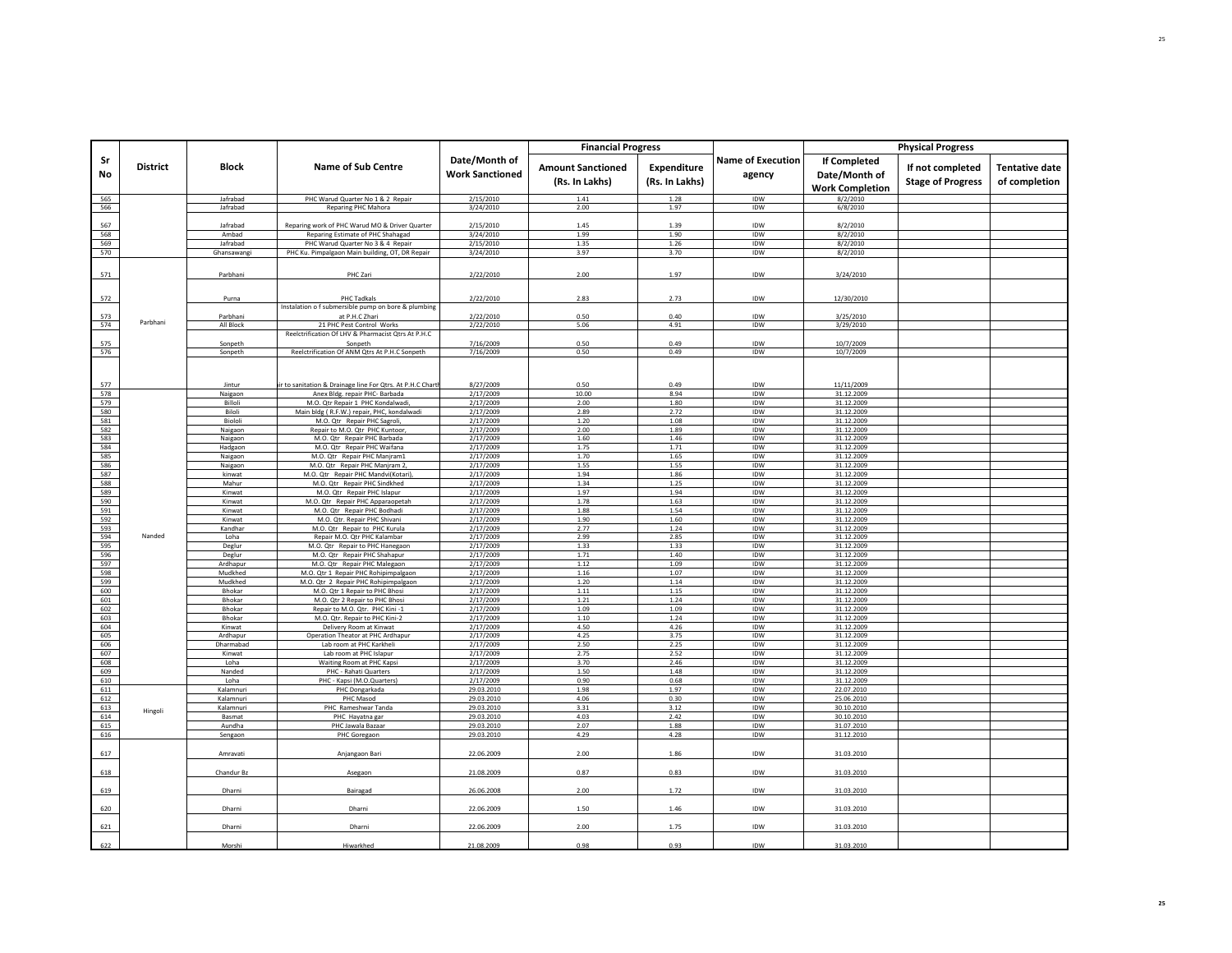| Sr No | District | Block | Name of Sub Centre | Date/Month of Work Sanctioned | Financial Progress | | Name of Execution agency | Physical Progress | | |
|---|---|---|---|---|---|---|---|---|---|---|
| | | | | | Amount Sanctioned (Rs. In Lakhs) | Expenditure (Rs. In Lakhs) | | If Completed Date/Month of Work Completion | If not completed Stage of Progress | Tentative date of completion |
| 565 | | Jafrabad | PHC Warud Quarter No 1 & 2 Repair | 2/15/2010 | 1.41 | 1.28 | IDW | 8/2/2010 | | |
| 566 | | Jafrabad | Reparing PHC Mahora | 3/24/2010 | 2.00 | 1.97 | IDW | 6/8/2010 | | |
| 567 | | Jafrabad | Reparing work of PHC Warud MO & Driver Quarter | 2/15/2010 | 1.45 | 1.39 | IDW | 8/2/2010 | | |
| 568 | | Ambad | Reparing Estimate of PHC Shahagad | 3/24/2010 | 1.99 | 1.90 | IDW | 8/2/2010 | | |
| 569 | | Jafrabad | PHC Warud Quarter No 3 & 4 Repair | 2/15/2010 | 1.35 | 1.26 | IDW | 8/2/2010 | | |
| 570 | | Ghansawangi | PHC Ku. Pimpalgaon Main building, OT, DR Repair | 3/24/2010 | 3.97 | 3.70 | IDW | 8/2/2010 | | |
| 571 | Parbhani | Parbhani | PHC Zari | 2/22/2010 | 2.00 | 1.97 | IDW | 3/24/2010 | | |
| 572 | Parbhani | Purna | PHC Tadkals | 2/22/2010 | 2.83 | 2.73 | IDW | 12/30/2010 | | |
| 573 | Parbhani | Parbhani | Instalation o f submersible pump on bore & plumbing at P.H.C Zhari | 2/22/2010 | 0.50 | 0.40 | IDW | 3/25/2010 | | |
| 574 | Parbhani | All Block | 21 PHC Pest Control Works | 2/22/2010 | 5.06 | 4.91 | IDW | 3/29/2010 | | |
| 575 | Parbhani | Sonpeth | Reelctrification Of LHV & Pharmacist Qtrs At P.H.C Sonpeth | 7/16/2009 | 0.50 | 0.49 | IDW | 10/7/2009 | | |
| 576 | Parbhani | Sonpeth | Reelctrification Of ANM Qtrs At P.H.C Sonpeth | 7/16/2009 | 0.50 | 0.49 | IDW | 10/7/2009 | | |
| 577 | Parbhani | Jintur | ir to sanitation & Drainage line For Qtrs. At P.H.C Charth | 8/27/2009 | 0.50 | 0.49 | IDW | 11/11/2009 | | |
| 578 | Nanded | Naigaon | Anex Bldg. repair PHC- Barbada | 2/17/2009 | 10.00 | 8.94 | IDW | 31.12.2009 | | |
| 579 | Nanded | Billoli | M.O. Qtr Repair 1 PHC Kondalwadi, | 2/17/2009 | 2.00 | 1.80 | IDW | 31.12.2009 | | |
| 580 | Nanded | Biloli | Main bldg ( R.F.W.) repair, PHC, kondalwadi | 2/17/2009 | 2.89 | 2.72 | IDW | 31.12.2009 | | |
| 581 | Nanded | Bioloi | M.O. Qtr Repair PHC Sagroli, | 2/17/2009 | 1.20 | 1.08 | IDW | 31.12.2009 | | |
| 582 | Nanded | Naigaon | Repair to M.O. Qtr PHC Kuntoor, | 2/17/2009 | 2.00 | 1.89 | IDW | 31.12.2009 | | |
| 583 | Nanded | Naigaon | M.O. Qtr Repair PHC Barbada | 2/17/2009 | 1.60 | 1.46 | IDW | 31.12.2009 | | |
| 584 | Nanded | Hadgaon | M.O. Qtr Repair PHC Waifana | 2/17/2009 | 1.75 | 1.71 | IDW | 31.12.2009 | | |
| 585 | Nanded | Naigaon | M.O. Qtr Repair PHC Manjram1 | 2/17/2009 | 1.70 | 1.65 | IDW | 31.12.2009 | | |
| 586 | Nanded | Naigaon | M.O. Qtr Repair PHC Manjram 2, | 2/17/2009 | 1.55 | 1.55 | IDW | 31.12.2009 | | |
| 587 | Nanded | kinwat | M.O. Qtr Repair PHC Mandvi(Kotari), | 2/17/2009 | 1.94 | 1.86 | IDW | 31.12.2009 | | |
| 588 | Nanded | Mahur | M.O. Qtr Repair PHC Sindkhed | 2/17/2009 | 1.34 | 1.25 | IDW | 31.12.2009 | | |
| 589 | Nanded | Kinwat | M.O. Qtr Repair PHC Islapur | 2/17/2009 | 1.97 | 1.94 | IDW | 31.12.2009 | | |
| 590 | Nanded | Kinwat | M.O. Qtr Repair PHC Apparaopetah | 2/17/2009 | 1.78 | 1.63 | IDW | 31.12.2009 | | |
| 591 | Nanded | Kinwat | M.O. Qtr Repair PHC Bodhadi | 2/17/2009 | 1.88 | 1.54 | IDW | 31.12.2009 | | |
| 592 | Nanded | Kinwat | M.O. Qtr Repair PHC Shivani | 2/17/2009 | 1.90 | 1.60 | IDW | 31.12.2009 | | |
| 593 | Nanded | Kandhar | M.O. Qtr Repair to PHC Kurula | 2/17/2009 | 2.77 | 1.24 | IDW | 31.12.2009 | | |
| 594 | Nanded | Loha | Repair M.O. Qtr PHC Kalambar | 2/17/2009 | 2.99 | 2.85 | IDW | 31.12.2009 | | |
| 595 | Nanded | Deglur | M.O. Qtr Repair to PHC Hanegaon | 2/17/2009 | 1.33 | 1.33 | IDW | 31.12.2009 | | |
| 596 | Nanded | Deglur | M.O. Qtr Repair PHC Shahapur | 2/17/2009 | 1.71 | 1.40 | IDW | 31.12.2009 | | |
| 597 | Nanded | Ardhapur | M.O. Qtr Repair PHC Malegaon | 2/17/2009 | 1.12 | 1.09 | IDW | 31.12.2009 | | |
| 598 | Nanded | Mudkhed | M.O. Qtr 1 Repair PHC Rohipimpalgaon | 2/17/2009 | 1.16 | 1.07 | IDW | 31.12.2009 | | |
| 599 | Nanded | Mudkhed | M.O. Qtr 2 Repair PHC Rohipimpalgaon | 2/17/2009 | 1.20 | 1.14 | IDW | 31.12.2009 | | |
| 600 | Nanded | Bhokar | M.O. Qtr 1 Repair to PHC Bhosi | 2/17/2009 | 1.11 | 1.15 | IDW | 31.12.2009 | | |
| 601 | Nanded | Bhokar | M.O. Qtr 2 Repair to PHC Bhosi | 2/17/2009 | 1.21 | 1.24 | IDW | 31.12.2009 | | |
| 602 | Nanded | Bhokar | Repair to M.O. Qtr PHC Kini -1 | 2/17/2009 | 1.09 | 1.09 | IDW | 31.12.2009 | | |
| 603 | Nanded | Bhokar | M.O. Qtr. Repair to PHC Kini-2 | 2/17/2009 | 1.10 | 1.24 | IDW | 31.12.2009 | | |
| 604 | Nanded | Kinwat | Delivery Room at Kinwat | 2/17/2009 | 4.50 | 4.26 | IDW | 31.12.2009 | | |
| 605 | Nanded | Ardhapur | Operation Theator at PHC Ardhapur | 2/17/2009 | 4.25 | 3.75 | IDW | 31.12.2009 | | |
| 606 | Nanded | Dharmabad | Lab room at PHC Karkheli | 2/17/2009 | 2.50 | 2.25 | IDW | 31.12.2009 | | |
| 607 | Nanded | Kinwat | Lab room at PHC Islapur | 2/17/2009 | 2.75 | 2.52 | IDW | 31.12.2009 | | |
| 608 | Nanded | Loha | Waiting Room at PHC Kapsi | 2/17/2009 | 3.70 | 2.46 | IDW | 31.12.2009 | | |
| 609 | Nanded | Nanded | PHC - Rahati Quarters | 2/17/2009 | 1.50 | 1.48 | IDW | 31.12.2009 | | |
| 610 | Nanded | Loha | PHC - Kapsi (M.O.Quarters) | 2/17/2009 | 0.90 | 0.68 | IDW | 31.12.2009 | | |
| 611 | Hingoli | Kalamnuri | PHC Dongarkada | 29.03.2010 | 1.98 | 1.97 | IDW | 22.07.2010 | | |
| 612 | Hingoli | Kalamnuri | PHC Masod | 29.03.2010 | 4.06 | 0.30 | IDW | 25.06.2010 | | |
| 613 | Hingoli | Kalamnuri | PHC Rameshwar Tanda | 29.03.2010 | 3.31 | 3.12 | IDW | 30.10.2010 | | |
| 614 | Hingoli | Basmat | PHC Hayatna gar | 29.03.2010 | 4.03 | 2.42 | IDW | 30.10.2010 | | |
| 615 | Hingoli | Aundha | PHC Jawala Bazaar | 29.03.2010 | 2.07 | 1.88 | IDW | 31.07.2010 | | |
| 616 | Hingoli | Sengaon | PHC Goregaon | 29.03.2010 | 4.29 | 4.28 | IDW | 31.12.2010 | | |
| 617 | | Amravati | Anjangaon Bari | 22.06.2009 | 2.00 | 1.86 | IDW | 31.03.2010 | | |
| 618 | | Chandur Bz | Asegaon | 21.08.2009 | 0.87 | 0.83 | IDW | 31.03.2010 | | |
| 619 | | Dharni | Bairagad | 26.06.2008 | 2.00 | 1.72 | IDW | 31.03.2010 | | |
| 620 | | Dharni | Dharni | 22.06.2009 | 1.50 | 1.46 | IDW | 31.03.2010 | | |
| 621 | | Dharni | Dharni | 22.06.2009 | 2.00 | 1.75 | IDW | 31.03.2010 | | |
| 622 | | Morshi | Hiwarkhed | 21.08.2009 | 0.98 | 0.93 | IDW | 31.03.2010 | | |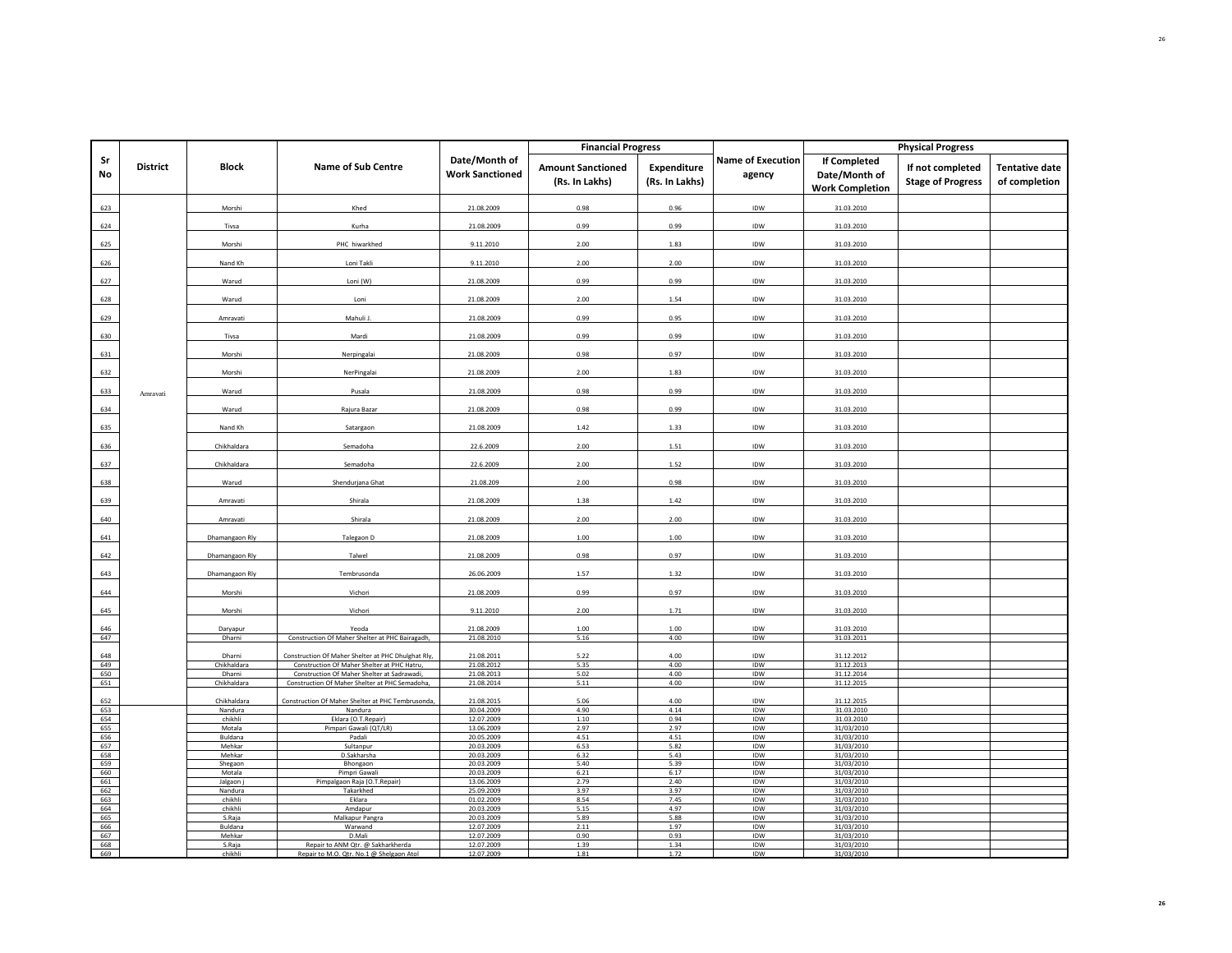| Sr No | District | Block | Name of Sub Centre | Date/Month of Work Sanctioned | Financial Progress | | Name of Execution agency | Physical Progress | | |
|---|---|---|---|---|---|---|---|---|---|---|
| | | | | | Amount Sanctioned (Rs. In Lakhs) | Expenditure (Rs. In Lakhs) | | If Completed Date/Month of Work Completion | If not completed Stage of Progress | Tentative date of completion |
| 623 | Amravati | Morshi | Khed | 21.08.2009 | 0.98 | 0.96 | IDW | 31.03.2010 | | |
| 624 | | Tivsa | Kurha | 21.08.2009 | 0.99 | 0.99 | IDW | 31.03.2010 | | |
| 625 | | Morshi | PHC hiwarkhed | 9.11.2010 | 2.00 | 1.83 | IDW | 31.03.2010 | | |
| 626 | | Nand Kh | Loni Takli | 9.11.2010 | 2.00 | 2.00 | IDW | 31.03.2010 | | |
| 627 | | Warud | Loni (W) | 21.08.2009 | 0.99 | 0.99 | IDW | 31.03.2010 | | |
| 628 | | Warud | Loni | 21.08.2009 | 2.00 | 1.54 | IDW | 31.03.2010 | | |
| 629 | | Amravati | Mahuli J. | 21.08.2009 | 0.99 | 0.95 | IDW | 31.03.2010 | | |
| 630 | | Tivsa | Mardi | 21.08.2009 | 0.99 | 0.99 | IDW | 31.03.2010 | | |
| 631 | | Morshi | Nerpingalai | 21.08.2009 | 0.98 | 0.97 | IDW | 31.03.2010 | | |
| 632 | | Morshi | NerPingalai | 21.08.2009 | 2.00 | 1.83 | IDW | 31.03.2010 | | |
| 633 | | Warud | Pusala | 21.08.2009 | 0.98 | 0.99 | IDW | 31.03.2010 | | |
| 634 | | Warud | Rajura Bazar | 21.08.2009 | 0.98 | 0.99 | IDW | 31.03.2010 | | |
| 635 | | Nand Kh | Satargaon | 21.08.2009 | 1.42 | 1.33 | IDW | 31.03.2010 | | |
| 636 | | Chikhaldara | Semadoha | 22.6.2009 | 2.00 | 1.51 | IDW | 31.03.2010 | | |
| 637 | | Chikhaldara | Semadoha | 22.6.2009 | 2.00 | 1.52 | IDW | 31.03.2010 | | |
| 638 | | Warud | Shendurjana Ghat | 21.08.209 | 2.00 | 0.98 | IDW | 31.03.2010 | | |
| 639 | | Amravati | Shirala | 21.08.2009 | 1.38 | 1.42 | IDW | 31.03.2010 | | |
| 640 | | Amravati | Shirala | 21.08.2009 | 2.00 | 2.00 | IDW | 31.03.2010 | | |
| 641 | | Dhamangaon Rly | Talegaon D | 21.08.2009 | 1.00 | 1.00 | IDW | 31.03.2010 | | |
| 642 | | Dhamangaon Rly | Talwel | 21.08.2009 | 0.98 | 0.97 | IDW | 31.03.2010 | | |
| 643 | | Dhamangaon Rly | Tembrusonda | 26.06.2009 | 1.57 | 1.32 | IDW | 31.03.2010 | | |
| 644 | | Morshi | Vichori | 21.08.2009 | 0.99 | 0.97 | IDW | 31.03.2010 | | |
| 645 | | Morshi | Vichori | 9.11.2010 | 2.00 | 1.71 | IDW | 31.03.2010 | | |
| 646 | | Daryapur | Yeoda | 21.08.2009 | 1.00 | 1.00 | IDW | 31.03.2010 | | |
| 647 | | Dharni | Construction Of Maher Shelter at PHC Bairagadh, | 21.08.2010 | 5.16 | 4.00 | IDW | 31.03.2011 | | |
| 648 | | Dharni | Construction Of Maher Shelter at PHC Dhulghat Rly, | 21.08.2011 | 5.22 | 4.00 | IDW | 31.12.2012 | | |
| 649 | | Chikhaldara | Construction Of Maher Shelter at PHC Hatru, | 21.08.2012 | 5.35 | 4.00 | IDW | 31.12.2013 | | |
| 650 | | Dharni | Construction Of Maher Shelter at Sadrawadi, | 21.08.2013 | 5.02 | 4.00 | IDW | 31.12.2014 | | |
| 651 | | Chikhaldara | Construction Of Maher Shelter at PHC Semadoha, | 21.08.2014 | 5.11 | 4.00 | IDW | 31.12.2015 | | |
| 652 | | Chikhaldara | Construction Of Maher Shelter at PHC Tembrusonda, | 21.08.2015 | 5.06 | 4.00 | IDW | 31.12.2015 | | |
| 653 | | Nandura | Nandura | 30.04.2009 | 4.90 | 4.14 | IDW | 31.03.2010 | | |
| 654 | | chikhli | Eklara (O.T.Repair) | 12.07.2009 | 1.10 | 0.94 | IDW | 31.03.2010 | | |
| 655 | | Motala | Pimpari Gawali (QT/LR) | 13.06.2009 | 2.97 | 2.97 | IDW | 31/03/2010 | | |
| 656 | | Buldana | Padali | 20.05.2009 | 4.51 | 4.51 | IDW | 31/03/2010 | | |
| 657 | | Mehkar | Sultanpur | 20.03.2009 | 6.53 | 5.82 | IDW | 31/03/2010 | | |
| 658 | | Mehkar | D.Sakharsha | 20.03.2009 | 6.32 | 5.43 | IDW | 31/03/2010 | | |
| 659 | | Shegaon | Bhongaon | 20.03.2009 | 5.40 | 5.39 | IDW | 31/03/2010 | | |
| 660 | | Motala | Pimpri Gawali | 20.03.2009 | 6.21 | 6.17 | IDW | 31/03/2010 | | |
| 661 | | Jalgaon j | Pimpalgaon Raja (O.T.Repair) | 13.06.2009 | 2.79 | 2.40 | IDW | 31/03/2010 | | |
| 662 | | Nandura | Takarkhed | 25.09.2009 | 3.97 | 3.97 | IDW | 31/03/2010 | | |
| 663 | | chikhli | Eklara | 01.02.2009 | 8.54 | 7.45 | IDW | 31/03/2010 | | |
| 664 | | chikhli | Amdapur | 20.03.2009 | 5.15 | 4.97 | IDW | 31/03/2010 | | |
| 665 | | S.Raja | Malkapur Pangra | 20.03.2009 | 5.89 | 5.88 | IDW | 31/03/2010 | | |
| 666 | | Buldana | Warwand | 12.07.2009 | 2.11 | 1.97 | IDW | 31/03/2010 | | |
| 667 | | Mehkar | D.Mali | 12.07.2009 | 0.90 | 0.93 | IDW | 31/03/2010 | | |
| 668 | | S.Raja | Repair to ANM Qtr. @ Sakharkherda | 12.07.2009 | 1.39 | 1.34 | IDW | 31/03/2010 | | |
| 669 | | chikhli | Repair to M.O. Qtr. No.1 @ Shelgaon Atol | 12.07.2009 | 1.81 | 1.72 | IDW | 31/03/2010 | | |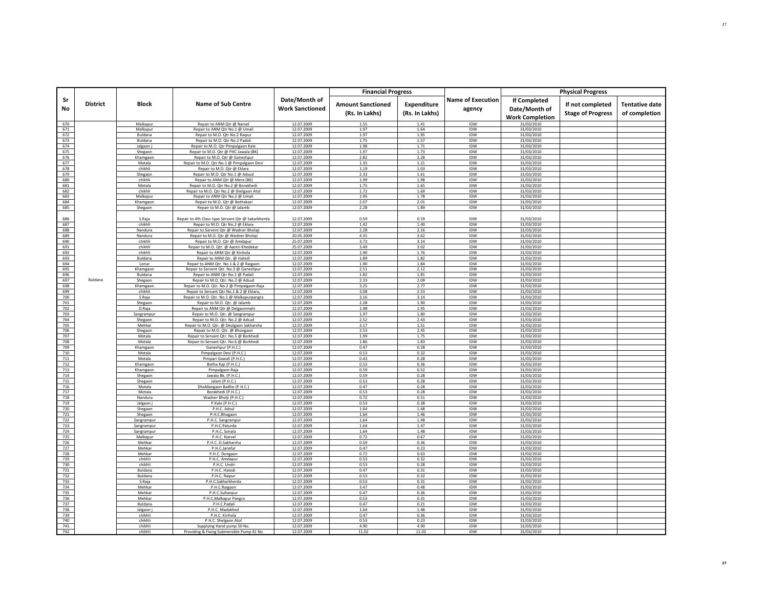| Sr No | District | Block | Name of Sub Centre | Date/Month of Work Sanctioned | Financial Progress | | Name of Execution agency | Physical Progress | | |
|---|---|---|---|---|---|---|---|---|---|---|
| | | | | | Amount Sanctioned (Rs. In Lakhs) | Expenditure (Rs. In Lakhs) | | If Completed Date/Month of Work Completion | If not completed Stage of Progress | Tentative date of completion |
| 670 | Buldana | Malkapur | Repair to ANM Qtr @ Narvel | 12.07.2009 | 1.55 | 1.41 | IDW | 31/03/2010 | | |
| 671 | | Malkapur | Repair to ANM Qtr No.1 @ Umali | 12.07.2009 | 1.97 | 1.64 | IDW | 31/03/2010 | | |
| 672 | | Buldana | Repair to M.O. Qtr No.2 Raipur | 12.07.2009 | 1.97 | 1.95 | IDW | 31/03/2010 | | |
| 673 | | Buldana | Repair to M.O. Qtr No.2 Padali | 12.07.2009 | 1.75 | 1.57 | IDW | 31/03/2010 | | |
| 674 | | Jalgaon j | Repair to M.O. Qtr Pimpalgaon Kale | 12.07.2009 | 1.98 | 1.71 | IDW | 31/03/2010 | | |
| 675 | | Shegaon | Repair to M.O. Qtr @ PHC Jawala (BK) | 12.07.2009 | 1.97 | 1.73 | IDW | 31/03/2010 | | |
| 676 | | Khamgaon | Repair to M.O. Qtr @ Ganeshpur | 12.07.2009 | 2.82 | 2.28 | IDW | 31/03/2010 | | |
| 677 | | Motala | Repair to M.O. Qtr No.1 @ Pimpalgaon Devi | 12.07.2009 | 1.35 | 1.21 | IDW | 31/03/2010 | | |
| 678 | | chikhli | Repair to M.O. Qtr @ Eklara | 12.07.2009 | 1.19 | 1.03 | IDW | 31/03/2010 | | |
| 679 | | Shegaon | Repair to M.O. Qtr No.1 @ Adsud | 12.07.2009 | 2.33 | 1.61 | IDW | 31/03/2010 | | |
| 680 | | chikhli | Repair to ANM Qtr @ Mera (BK) | 12.07.2009 | 1.99 | 1.98 | IDW | 31/03/2010 | | |
| 681 | | Motala | Repair to M.O. Qtr No.2 @ Borakhedi | 12.07.2009 | 1.75 | 1.65 | IDW | 31/03/2010 | | |
| 682 | | chikhli | Repair to M.O. Qtr No.2 @ Shelgaon Atol | 12.07.2009 | 1.72 | 1.69 | IDW | 31/03/2010 | | |
| 683 | | Malkapur | Repair to ANM Qtr No.2 @ Umali | 12.07.2009 | 1.95 | 1.78 | IDW | 31/03/2010 | | |
| 684 | | Khamgaon | Repair to M.O. Qtr @ Bothakazi | 12.07.2009 | 2.07 | 2.01 | IDW | 31/03/2010 | | |
| 685 | | Shegaon | Repair to M.O. Qtr @ Jalamb | 12.07.2009 | 2.28 | 1.89 | IDW | 31/03/2010 | | |
| 686 | | S.Raja | Repair to 4th Class type Servant Qtr @ Sakarkherda | 12.07.2009 | 0.59 | 0.59 | IDW | 31/03/2010 | | |
| 687 | | chikhli | Repair to M.O. Qtr No.2 @ Eklara | 12.07.2009 | 1.42 | 1.40 | IDW | 31/03/2010 | | |
| 688 | | Nandura | Repair to Sarvent Qtr @ Wadner Bholaji | 12.07.2009 | 2.28 | 2.16 | IDW | 31/03/2010 | | |
| 689 | | Nandura | Repair to M.O. Qtr @ Wadner Bholaji | 20.05.2009 | 4.35 | 3.62 | IDW | 31/03/2010 | | |
| 690 | | chikhli | Repair to M.O. Qtr @ Amdapur | 25.07.2009 | 3.73 | 3.14 | IDW | 31/03/2010 | | |
| 691 | | chikhli | Repair to M.O. Qtr. @ Aantri Khedekar | 25.07.2009 | 3.49 | 3.02 | IDW | 31/03/2010 | | |
| 692 | | chikhli | Repair to ANM Qtr @ Kinhola | 12.07.2009 | 1.90 | 1.76 | IDW | 31/03/2010 | | |
| 693 | | Buldana | Repair to ANM Qtr. @ Hatedi | 12.07.2009 | 1.89 | 1.82 | IDW | 31/03/2010 | | |
| 694 | | Lonar | Repair to ANM Qtr. No.1 & 2 @ Raigaon | 12.07.2009 | 1.90 | 1.84 | IDW | 31/03/2010 | | |
| 695 | | Khamgaon | Repair to Servent Qtr. No.3 @ Ganeshpur | 12.07.2009 | 2.51 | 2.12 | IDW | 31/03/2010 | | |
| 696 | | Buldana | Repair to ANM Qtr No.1 @ Padali | 12.07.2009 | 1.82 | 1.81 | IDW | 31/03/2010 | | |
| 697 | | Shegaon | Repair to M.O. Qtr. No.2 @ Adsud | 12.07.2009 | 2.33 | 2.09 | IDW | 31/03/2010 | | |
| 698 | | Khamgaon | Repair to M.O. Qtr. No.2 @ Pimpalgaon Raja | 12.07.2009 | 3.25 | 2.77 | IDW | 31/03/2010 | | |
| 699 | | chikhli | Repair to Servant Qtr.No.1 & 2 @ Eklara, | 12.07.2009 | 3.08 | 2.53 | IDW | 31/03/2010 | | |
| 700 | | S.Raja | Repair to M.O. Qtr. No.1 @ Malkapurpangra | 12.07.2009 | 3.16 | 3.14 | IDW | 31/03/2010 | | |
| 701 | | Shegaon | Repair to M.O. Qtr. @ Jalamb | 12.07.2009 | 2.28 | 1.90 | IDW | 31/03/2010 | | |
| 702 | | D.Raja | Repair to ANM Qtr @ Delgaonmahi | 12.07.2009 | 1.98 | 1.95 | IDW | 31/03/2010 | | |
| 703 | | Sangrampur | Repair to M.O. Qtr. @ Sangrampur | 12.07.2009 | 1.97 | 1.80 | IDW | 31/03/2010 | | |
| 704 | | Shegaon | Repair to M.O. Qtr. No.2 @ Adsud | 12.07.2009 | 2.52 | 2.43 | IDW | 31/03/2010 | | |
| 705 | | Mehkar | Repair to M.O. Qtr. @ Deulgaon Sakharsha | 12.07.2009 | 3.17 | 1.51 | IDW | 31/03/2010 | | |
| 706 | | Shegaon | Repair to M.O. Qtr. @ Bhongaon | 12.07.2009 | 2.53 | 2.45 | IDW | 31/03/2010 | | |
| 707 | | Motala | Repair to Servant Qtr. No.5 @ Borkhedi | 12.07.2009 | 1.99 | 1.75 | IDW | 31/03/2010 | | |
| 708 | | Motala | Repair to Servant Qtr. No.6 @ Borkhedi | 12.07.2009 | 1.86 | 1.83 | IDW | 31/03/2010 | | |
| 709 | | Khamgaon | Ganeshpur (P.H.C.) | 12.07.2009 | 0.47 | 0.28 | IDW | 31/03/2010 | | |
| 710 | | Motala | Pimpalgaon Devi (P.H.C.) | 12.07.2009 | 0.53 | 0.32 | IDW | 31/03/2010 | | |
| 711 | | Motala | Pimpari Gawali (P.H.C.) | 12.07.2009 | 0.43 | 0.28 | IDW | 31/03/2010 | | |
| 712 | | Khamgaon | Botha Kaji (P.H.C.) | 12.07.2009 | 0.53 | 0.36 | IDW | 31/03/2010 | | |
| 713 | | Khamgaon | Pimpalgaon Raja | 12.07.2009 | 0.59 | 0.52 | IDW | 31/03/2010 | | |
| 714 | | Shegaon | Jawala Bk. (P.H.C.) | 12.07.2009 | 0.59 | 0.28 | IDW | 31/03/2010 | | |
| 715 | | Shegaon | Jalam (P.H.C.) | 12.07.2009 | 0.53 | 0.28 | IDW | 31/03/2010 | | |
| 716 | | Motala | DhaMangaon Badhe (P.H.C.) | 12.07.2009 | 0.47 | 0.28 | IDW | 31/03/2010 | | |
| 717 | | Motala | Borakhedi (P.H.C.) | 12.07.2009 | 0.53 | 0.28 | IDW | 31/03/2010 | | |
| 718 | | Nandura | Wadner Bholji (P.H.C.) | 12.07.2009 | 0.72 | 0.51 | IDW | 31/03/2010 | | |
| 719 | | Jalgaon j | P.Kale (P.H.C.) | 12.07.2009 | 0.53 | 0.38 | IDW | 31/03/2010 | | |
| 720 | | Shegaon | P.H.C. Adsul | 12.07.2009 | 1.64 | 1.48 | IDW | 31/03/2010 | | |
| 721 | | Shegaon | P.H.C.Bhogaon | 12.07.2009 | 1.64 | 1.46 | IDW | 31/03/2010 | | |
| 722 | | Sangrampur | P.H.C. Sangrampur | 12.07.2009 | 1.64 | 1.48 | IDW | 31/03/2010 | | |
| 723 | | Sangrampur | P.H.C.Paturda | 12.07.2009 | 1.64 | 1.47 | IDW | 31/03/2010 | | |
| 724 | | Sangrampur | P.H.C. Sonala | 12.07.2009 | 1.64 | 1.48 | IDW | 31/03/2010 | | |
| 725 | | Malkapur | P.H.C. Narvel | 12.07.2009 | 0.72 | 0.67 | IDW | 31/03/2010 | | |
| 726 | | Mehkar | P.H.C. D.Sakharsha | 12.07.2009 | 0.59 | 0.36 | IDW | 31/03/2010 | | |
| 727 | | Mehkar | P.H.C.Janefal | 12.07.2009 | 0.47 | 0.23 | IDW | 31/03/2010 | | |
| 728 | | Mehkar | P.H.C. Dongaon | 12.07.2009 | 0.72 | 0.63 | IDW | 31/03/2010 | | |
| 729 | | chikhli | P.H.C. Amdapur | 12.07.2009 | 0.53 | 0.32 | IDW | 31/03/2010 | | |
| 730 | | chikhli | P.H.C. Undri | 12.07.2009 | 0.53 | 0.28 | IDW | 31/03/2010 | | |
| 731 | | Buldana | P.H.C. Hatedi | 12.07.2009 | 0.47 | 0.31 | IDW | 31/03/2010 | | |
| 732 | | Buldana | P.H.C. Raipur | 12.07.2009 | 0.53 | 0.32 | IDW | 31/03/2010 | | |
| 733 | | S.Raja | P.H.C.Sakharkherda | 12.07.2009 | 0.53 | 0.31 | IDW | 31/03/2010 | | |
| 734 | | Mehkar | P.H.C.Raigaon | 12.07.2009 | 3.47 | 0.48 | IDW | 31/03/2010 | | |
| 735 | | Mehkar | P.H.C.Sultanpur | 12.07.2009 | 0.47 | 0.36 | IDW | 31/03/2010 | | |
| 736 | | Mehkar | P.H.C.Malkapur Pangra | 12.07.2009 | 0.53 | 0.31 | IDW | 31/03/2010 | | |
| 737 | | Buldana | P.H.C.Padali | 12.07.2009 | 0.47 | 0.21 | IDW | 31/03/2010 | | |
| 738 | | Jalgaon j | P.H.C. Madakhed | 12.07.2009 | 1.64 | 1.48 | IDW | 31/03/2010 | | |
| 739 | | chikhli | P.H.C. Kinhola | 12.07.2009 | 0.47 | 0.36 | IDW | 31/03/2010 | | |
| 740 | | chikhli | P.H.C. Shelgaon Atol | 12.07.2009 | 0.53 | 0.23 | IDW | 31/03/2010 | | |
| 741 | | chikhli | Supplying Hand pump 50 No. | 12.07.2009 | 4.90 | 4.90 | IDW | 31/03/2010 | | |
| 742 | | chikhli | Providing & Fixing Submersible Pump 41 No | 12.07.2009 | 11.02 | 11.02 | IDW | 31/03/2010 | | |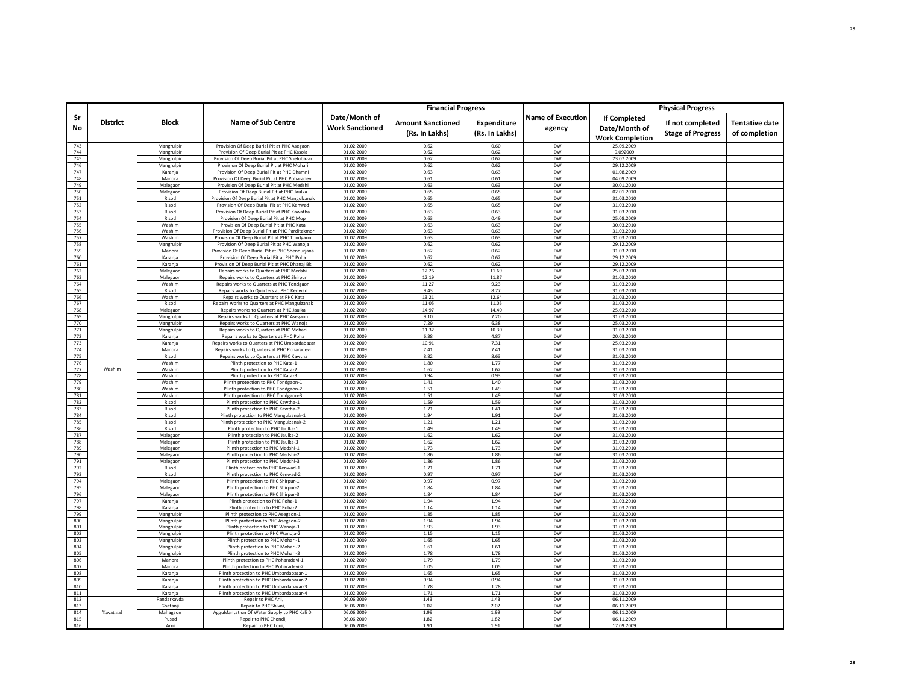| Sr No | District | Block | Name of Sub Centre | Date/Month of Work Sanctioned | Financial Progress | | Name of Execution agency | Physical Progress | | |
|---|---|---|---|---|---|---|---|---|---|---|
| | | | | | Amount Sanctioned (Rs. In Lakhs) | Expenditure (Rs. In Lakhs) | | If Completed Date/Month of Work Completion | If not completed Stage of Progress | Tentative date of completion |
| 743 | Washim | Mangrulpir | Provision Of Deep Burial Pit at PHC Asegaon | 01.02.2009 | 0.62 | 0.60 | IDW | 25.09.2009 | | |
| 744 | | Mangrulpir | Provision Of Deep Burial Pit at PHC Kasola | 01.02.2009 | 0.62 | 0.62 | IDW | 9.092009 | | |
| 745 | | Mangrulpir | Provision Of Deep Burial Pit at PHC Shelubazar | 01.02.2009 | 0.62 | 0.62 | IDW | 23.07.2009 | | |
| 746 | | Mangrulpir | Provision Of Deep Burial Pit at PHC Mohari | 01.02.2009 | 0.62 | 0.62 | IDW | 29.12.2009 | | |
| 747 | | Karanja | Provision Of Deep Burial Pit at PHC Dhamni | 01.02.2009 | 0.63 | 0.63 | IDW | 01.08.2009 | | |
| 748 | | Manora | Provision Of Deep Burial Pit at PHC Poharadevi | 01.02.2009 | 0.61 | 0.61 | IDW | 04.09.2009 | | |
| 749 | | Malegaon | Provision Of Deep Burial Pit at PHC Medshi | 01.02.2009 | 0.63 | 0.63 | IDW | 30.01.2010 | | |
| 750 | | Malegaon | Provision Of Deep Burial Pit at PHC Jaulka | 01.02.2009 | 0.65 | 0.65 | IDW | 02.01.2010 | | |
| 751 | | Risod | Provision Of Deep Burial Pit at PHC Mangulzanak | 01.02.2009 | 0.65 | 0.65 | IDW | 31.03.2010 | | |
| 752 | | Risod | Provision Of Deep Burial Pit at PHC Kenwad | 01.02.2009 | 0.65 | 0.65 | IDW | 31.03.2010 | | |
| 753 | | Risod | Provision Of Deep Burial Pit at PHC Kawatha | 01.02.2009 | 0.63 | 0.63 | IDW | 31.03.2010 | | |
| 754 | | Risod | Provision Of Deep Burial Pit at PHC Mop | 01.02.2009 | 0.63 | 0.49 | IDW | 25.08.2009 | | |
| 755 | | Washim | Provision Of Deep Burial Pit at PHC Kata | 01.02.2009 | 0.63 | 0.63 | IDW | 30.03.2010 | | |
| 756 | | Washim | Provision Of Deep Burial Pit at PHC Parditakmor | 01.02.2009 | 0.63 | 0.63 | IDW | 31.03.2010 | | |
| 757 | | Washim | Provision Of Deep Burial Pit at PHC Tondgaon | 01.02.2009 | 0.63 | 0.63 | IDW | 31.03.2010 | | |
| 758 | | Mangrulpir | Provision Of Deep Burial Pit at PHC Wanoja | 01.02.2009 | 0.62 | 0.62 | IDW | 29.12.2009 | | |
| 759 | | Manora | Provision Of Deep Burial Pit at PHC Shendurjana | 01.02.2009 | 0.62 | 0.62 | IDW | 31.03.2010 | | |
| 760 | | Karanja | Provision Of Deep Burial Pit at PHC Poha | 01.02.2009 | 0.62 | 0.62 | IDW | 29.12.2009 | | |
| 761 | | Karanja | Provision Of Deep Burial Pit at PHC Dhanaj Bk | 01.02.2009 | 0.62 | 0.62 | IDW | 29.12.2009 | | |
| 762 | | Malegaon | Repairs works to Quarters at PHC Medshi | 01.02.2009 | 12.26 | 11.69 | IDW | 25.03.2010 | | |
| 763 | | Malegaon | Repairs works to Quarters at PHC Shirpur | 01.02.2009 | 12.19 | 11.87 | IDW | 31.03.2010 | | |
| 764 | | Washim | Repairs works to Quarters at PHC Tondgaon | 01.02.2009 | 11.27 | 9.23 | IDW | 31.03.2010 | | |
| 765 | | Risod | Repairs works to Quarters at PHC Kenwad | 01.02.2009 | 9.43 | 8.77 | IDW | 31.03.2010 | | |
| 766 | | Washim | Repairs works to Quarters at PHC Kata | 01.02.2009 | 13.21 | 12.64 | IDW | 31.03.2010 | | |
| 767 | | Risod | Repairs works to Quarters at PHC Mangulzanak | 01.02.2009 | 11.05 | 11.05 | IDW | 31.03.2010 | | |
| 768 | | Malegaon | Repairs works to Quarters at PHC Jaulka | 01.02.2009 | 14.97 | 14.40 | IDW | 25.03.2010 | | |
| 769 | | Mangrulpir | Repairs works to Quarters at PHC Asegaon | 01.02.2009 | 9.10 | 7.20 | IDW | 31.03.2010 | | |
| 770 | | Mangrulpir | Repairs works to Quarters at PHC Wanoja | 01.02.2009 | 7.29 | 6.38 | IDW | 25.03.2010 | | |
| 771 | | Mangrulpir | Repairs works to Quarters at PHC Mohari | 01.02.2009 | 11.32 | 10.30 | IDW | 31.03.2010 | | |
| 772 | | Karanja | Repairs works to Quarters at PHC Poha | 01.02.2009 | 6.38 | 4.87 | IDW | 20.03.2010 | | |
| 773 | | Karanja | Repairs works to Quarters at PHC Umbardabazar | 01.02.2009 | 10.91 | 7.31 | IDW | 25.03.2010 | | |
| 774 | | Manora | Repairs works to Quarters at PHC Poharadevi | 01.02.2009 | 7.41 | 7.41 | IDW | 31.03.2010 | | |
| 775 | | Risod | Repairs works to Quarters at PHC Kawtha | 01.02.2009 | 8.82 | 8.63 | IDW | 31.03.2010 | | |
| 776 | | Washim | Plinth protection to PHC Kata-1 | 01.02.2009 | 1.80 | 1.77 | IDW | 31.03.2010 | | |
| 777 | | Washim | Plinth protection to PHC Kata-2 | 01.02.2009 | 1.62 | 1.62 | IDW | 31.03.2010 | | |
| 778 | | Washim | Plinth protection to PHC Kata-3 | 01.02.2009 | 0.94 | 0.93 | IDW | 31.03.2010 | | |
| 779 | | Washim | Plinth protection to PHC Tondgaon-1 | 01.02.2009 | 1.41 | 1.40 | IDW | 31.03.2010 | | |
| 780 | | Washim | Plinth protection to PHC Tondgaon-2 | 01.02.2009 | 1.51 | 1.49 | IDW | 31.03.2010 | | |
| 781 | | Washim | Plinth protection to PHC Tondgaon-3 | 01.02.2009 | 1.51 | 1.49 | IDW | 31.03.2010 | | |
| 782 | | Risod | Plinth protection to PHC Kawtha-1 | 01.02.2009 | 1.59 | 1.59 | IDW | 31.03.2010 | | |
| 783 | | Risod | Plinth protection to PHC Kawtha-2 | 01.02.2009 | 1.71 | 1.41 | IDW | 31.03.2010 | | |
| 784 | | Risod | Plinth protection to PHC Mangulzanak-1 | 01.02.2009 | 1.94 | 1.91 | IDW | 31.03.2010 | | |
| 785 | | Risod | Plinth protection to PHC Mangulzanak-2 | 01.02.2009 | 1.21 | 1.21 | IDW | 31.03.2010 | | |
| 786 | | Risod | Plinth protection to PHC Jaulka-1 | 01.02.2009 | 1.49 | 1.49 | IDW | 31.03.2010 | | |
| 787 | | Malegaon | Plinth protection to PHC Jaulka-2 | 01.02.2009 | 1.62 | 1.62 | IDW | 31.03.2010 | | |
| 788 | | Malegaon | Plinth protection to PHC Jaulka-3 | 01.02.2009 | 1.62 | 1.62 | IDW | 31.03.2010 | | |
| 789 | | Malegaon | Plinth protection to PHC Medshi-1 | 01.02.2009 | 1.73 | 1.73 | IDW | 31.03.2010 | | |
| 790 | | Malegaon | Plinth protection to PHC Medshi-2 | 01.02.2009 | 1.86 | 1.86 | IDW | 31.03.2010 | | |
| 791 | | Malegaon | Plinth protection to PHC Medshi-3 | 01.02.2009 | 1.86 | 1.86 | IDW | 31.03.2010 | | |
| 792 | | Risod | Plinth protection to PHC Kenwad-1 | 01.02.2009 | 1.71 | 1.71 | IDW | 31.03.2010 | | |
| 793 | | Risod | Plinth protection to PHC Kenwad-2 | 01.02.2009 | 0.97 | 0.97 | IDW | 31.03.2010 | | |
| 794 | | Malegaon | Plinth protection to PHC Shirpur-1 | 01.02.2009 | 0.97 | 0.97 | IDW | 31.03.2010 | | |
| 795 | | Malegaon | Plinth protection to PHC Shirpur-2 | 01.02.2009 | 1.84 | 1.84 | IDW | 31.03.2010 | | |
| 796 | | Malegaon | Plinth protection to PHC Shirpur-3 | 01.02.2009 | 1.84 | 1.84 | IDW | 31.03.2010 | | |
| 797 | | Karanja | Plinth protection to PHC Poha-1 | 01.02.2009 | 1.94 | 1.94 | IDW | 31.03.2010 | | |
| 798 | | Karanja | Plinth protection to PHC Poha-2 | 01.02.2009 | 1.14 | 1.14 | IDW | 31.03.2010 | | |
| 799 | | Mangrulpir | Plinth protection to PHC Asegaon-1 | 01.02.2009 | 1.85 | 1.85 | IDW | 31.03.2010 | | |
| 800 | | Mangrulpir | Plinth protection to PHC Asegaon-2 | 01.02.2009 | 1.94 | 1.94 | IDW | 31.03.2010 | | |
| 801 | | Mangrulpir | Plinth protection to PHC Wanoja-1 | 01.02.2009 | 1.93 | 1.93 | IDW | 31.03.2010 | | |
| 802 | | Mangrulpir | Plinth protection to PHC Wanoja-2 | 01.02.2009 | 1.15 | 1.15 | IDW | 31.03.2010 | | |
| 803 | | Mangrulpir | Plinth protection to PHC Mohari-1 | 01.02.2009 | 1.65 | 1.65 | IDW | 31.03.2010 | | |
| 804 | | Mangrulpir | Plinth protection to PHC Mohari-2 | 01.02.2009 | 1.61 | 1.61 | IDW | 31.03.2010 | | |
| 805 | | Mangrulpir | Plinth protection to PHC Mohari-3 | 01.02.2009 | 1.78 | 1.78 | IDW | 31.03.2010 | | |
| 806 | | Manora | Plinth protection to PHC Poharadevi-1 | 01.02.2009 | 1.79 | 1.79 | IDW | 31.03.2010 | | |
| 807 | | Manora | Plinth protection to PHC Poharadevi-2 | 01.02.2009 | 1.05 | 1.05 | IDW | 31.03.2010 | | |
| 808 | | Karanja | Plinth protection to PHC Umbardabazar-1 | 01.02.2009 | 1.65 | 1.65 | IDW | 31.03.2010 | | |
| 809 | | Karanja | Plinth protection to PHC Umbardabazar-2 | 01.02.2009 | 0.94 | 0.94 | IDW | 31.03.2010 | | |
| 810 | | Karanja | Plinth protection to PHC Umbardabazar-3 | 01.02.2009 | 1.78 | 1.78 | IDW | 31.03.2010 | | |
| 811 | | Karanja | Plinth protection to PHC Umbardabazar-4 | 01.02.2009 | 1.71 | 1.71 | IDW | 31.03.2010 | | |
| 812 | Yavatmal | Pandarkavda | Repair to PHC Arli, | 06.06.2009 | 1.43 | 1.43 | IDW | 06.11.2009 | | |
| 813 | | Ghatanji | Repair to PHC Shivni, | 06.06.2009 | 2.02 | 2.02 | IDW | 06.11.2009 | | |
| 814 | | Mahagaon | AgguMantation Of Water Supply to PHC Kali D. | 06.06.2009 | 1.99 | 1.99 | IDW | 06.11.2009 | | |
| 815 | | Pusad | Repair to PHC Chondi, | 06.06.2009 | 1.82 | 1.82 | IDW | 06.11.2009 | | |
| 816 | | Arni | Repair to PHC Loni, | 06.06.2009 | 1.91 | 1.91 | IDW | 17.09.2009 | | |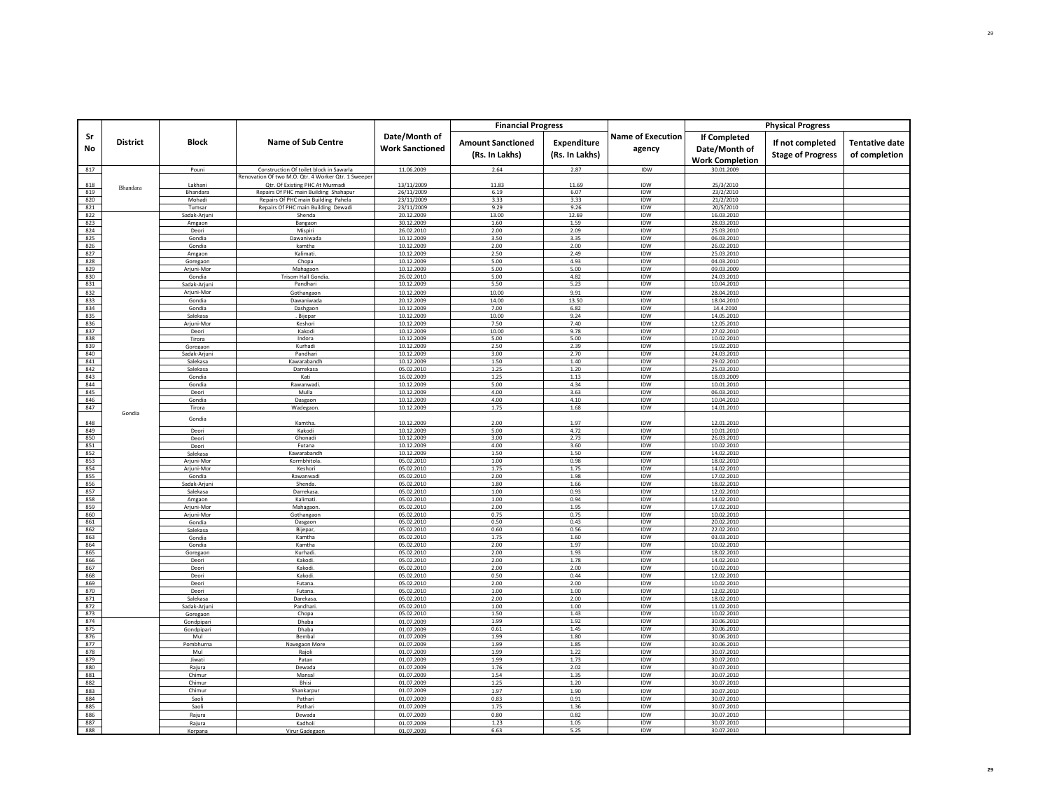| Sr No | District | Block | Name of Sub Centre | Date/Month of Work Sanctioned | Financial Progress | | Name of Execution agency | Physical Progress | | |
|---|---|---|---|---|---|---|---|---|---|---|
| | | | | | Amount Sanctioned (Rs. In Lakhs) | Expenditure (Rs. In Lakhs) | | If Completed Date/Month of Work Completion | If not completed Stage of Progress | Tentative date of completion |
| 817 | Bhandara | Pouni | Construction Of toilet block in Sawarla | 11.06.2009 | 2.64 | 2.87 | IDW | 30.01.2009 | | |
| 818 | | Lakhani | Renovation Of two M.O. Qtr. 4 Worker Qtr. 1 Sweeper Qtr. Of Existing PHC At Murmadi | 13/11/2009 | 11.83 | 11.69 | IDW | 25/3/2010 | | |
| 819 | | Bhandara | Repairs Of PHC main Building Shahapur | 26/11/2009 | 6.19 | 6.07 | IDW | 23/2/2010 | | |
| 820 | | Mohadi | Repairs Of PHC main Building Pahela | 23/11/2009 | 3.33 | 3.33 | IDW | 21/2/2010 | | |
| 821 | | Tumsar | Repairs Of PHC main Building Dewadi | 23/11/2009 | 9.29 | 9.26 | IDW | 20/5/2010 | | |
| 822 | Gondia | Sadak-Arjuni | Shenda | 20.12.2009 | 13.00 | 12.69 | IDW | 16.03.2010 | | |
| 823 | | Amgaon | Bangaon | 30.12.2009 | 1.60 | 1.59 | IDW | 28.03.2010 | | |
| 824 | | Deori | Mispiri | 26.02.2010 | 2.00 | 2.09 | IDW | 25.03.2010 | | |
| 825 | | Gondia | Dawaniwada | 10.12.2009 | 3.50 | 3.35 | IDW | 06.03.2010 | | |
| 826 | | Gondia | kamtha | 10.12.2009 | 2.00 | 2.00 | IDW | 26.02.2010 | | |
| 827 | | Amgaon | Kalimati. | 10.12.2009 | 2.50 | 2.49 | IDW | 25.03.2010 | | |
| 828 | | Goregaon | Chopa | 10.12.2009 | 5.00 | 4.93 | IDW | 04.03.2010 | | |
| 829 | | Arjuni-Mor | Mahagaon | 10.12.2009 | 5.00 | 5.00 | IDW | 09.03.2009 | | |
| 830 | | Gondia | Trisom Hall Gondia. | 26.02.2010 | 5.00 | 4.82 | IDW | 24.03.2010 | | |
| 831 | | Sadak-Arjuni | Pandhari | 10.12.2009 | 5.50 | 5.23 | IDW | 10.04.2010 | | |
| 832 | | Arjuni-Mor | Gothangaon | 10.12.2009 | 10.00 | 9.91 | IDW | 28.04.2010 | | |
| 833 | | Gondia | Dawaniwada | 20.12.2009 | 14.00 | 13.50 | IDW | 18.04.2010 | | |
| 834 | | Gondia | Dashgaon | 10.12.2009 | 7.00 | 6.82 | IDW | 14.4.2010 | | |
| 835 | | Salekasa | . Bijepar | 10.12.2009 | 10.00 | 9.24 | IDW | 14.05.2010 | | |
| 836 | | Arjuni-Mor | Keshori | 10.12.2009 | 7.50 | 7.40 | IDW | 12.05.2010 | | |
| 837 | | Deori | Kakodi | 10.12.2009 | 10.00 | 9.78 | IDW | 27.02.2010 | | |
| 838 | | Tirora | Indora | 10.12.2009 | 5.00 | 5.00 | IDW | 10.02.2010 | | |
| 839 | | Goregaon | Kurhadi | 10.12.2009 | 2.50 | 2.39 | IDW | 19.02.2010 | | |
| 840 | | Sadak-Arjuni | Pandhari | 10.12.2009 | 3.00 | 2.70 | IDW | 24.03.2010 | | |
| 841 | | Salekasa | Kawarabandh | 10.12.2009 | 1.50 | 1.40 | IDW | 29.02.2010 | | |
| 842 | | Salekasa | Darrekasa | 05.02.2010 | 1.25 | 1.20 | IDW | 25.03.2010 | | |
| 843 | | Gondia | Kati | 16.02.2009 | 1.25 | 1.13 | IDW | 18.03.2009 | | |
| 844 | | Gondia | Rawanwadi. | 10.12.2009 | 5.00 | 4.34 | IDW | 10.01.2010 | | |
| 845 | | Deori | Mulla | 10.12.2009 | 4.00 | 3.63 | IDW | 06.03.2010 | | |
| 846 | | Gondia | Dasgaon | 10.12.2009 | 4.00 | 4.10 | IDW | 10.04.2010 | | |
| 847 | | Tirora | Wadegaon. | 10.12.2009 | 1.75 | 1.68 | IDW | 14.01.2010 | | |
| 848 | | Gondia | Kamtha. | 10.12.2009 | 2.00 | 1.97 | IDW | 12.01.2010 | | |
| 849 | | Deori | Kakodi | 10.12.2009 | 5.00 | 4.72 | IDW | 10.01.2010 | | |
| 850 | | Deori | Ghonadi | 10.12.2009 | 3.00 | 2.73 | IDW | 26.03.2010 | | |
| 851 | | Deori | Futana | 10.12.2009 | 4.00 | 3.60 | IDW | 10.02.2010 | | |
| 852 | | Salekasa | Kawarabandh | 10.12.2009 | 1.50 | 1.50 | IDW | 14.02.2010 | | |
| 853 | | Arjuni-Mor | Kormbhitola. | 05.02.2010 | 1.00 | 0.98 | IDW | 18.02.2010 | | |
| 854 | | Arjuni-Mor | Keshori | 05.02.2010 | 1.75 | 1.75 | IDW | 14.02.2010 | | |
| 855 | | Gondia | Rawanwadi | 05.02.2010 | 2.00 | 1.98 | IDW | 17.02.2010 | | |
| 856 | | Sadak-Arjuni | Shenda. | 05.02.2010 | 1.80 | 1.66 | IDW | 18.02.2010 | | |
| 857 | | Salekasa | Darrekasa. | 05.02.2010 | 1.00 | 0.93 | IDW | 12.02.2010 | | |
| 858 | | Amgaon | Kalimati. | 05.02.2010 | 1.00 | 0.94 | IDW | 14.02.2010 | | |
| 859 | | Arjuni-Mor | Mahagaon. | 05.02.2010 | 2.00 | 1.95 | IDW | 17.02.2010 | | |
| 860 | | Arjuni-Mor | Gothangaon | 05.02.2010 | 0.75 | 0.75 | IDW | 10.02.2010 | | |
| 861 | | Gondia | Dasgaon | 05.02.2010 | 0.50 | 0.43 | IDW | 20.02.2010 | | |
| 862 | | Salekasa | Bijepar, | 05.02.2010 | 0.60 | 0.56 | IDW | 22.02.2010 | | |
| 863 | | Gondia | Kamtha | 05.02.2010 | 1.75 | 1.60 | IDW | 03.03.2010 | | |
| 864 | | Gondia | Kamtha | 05.02.2010 | 2.00 | 1.97 | IDW | 10.02.2010 | | |
| 865 | | Goregaon | Kurhadi. | 05.02.2010 | 2.00 | 1.93 | IDW | 18.02.2010 | | |
| 866 | | Deori | Kakodi. | 05.02.2010 | 2.00 | 1.78 | IDW | 14.02.2010 | | |
| 867 | | Deori | Kakodi. | 05.02.2010 | 2.00 | 2.00 | IDW | 10.02.2010 | | |
| 868 | | Deori | Kakodi. | 05.02.2010 | 0.50 | 0.44 | IDW | 12.02.2010 | | |
| 869 | | Deori | Futana. | 05.02.2010 | 2.00 | 2.00 | IDW | 10.02.2010 | | |
| 870 | | Deori | Futana. | 05.02.2010 | 1.00 | 1.00 | IDW | 12.02.2010 | | |
| 871 | | Salekasa | Darekasa. | 05.02.2010 | 2.00 | 2.00 | IDW | 18.02.2010 | | |
| 872 | | Sadak-Arjuni | Pandhari. | 05.02.2010 | 1.00 | 1.00 | IDW | 11.02.2010 | | |
| 873 | | Goregaon | Chopa | 05.02.2010 | 1.50 | 1.43 | IDW | 10.02.2010 | | |
| 874 | | Gondpipari | Dhaba | 01.07.2009 | 1.99 | 1.92 | IDW | 30.06.2010 | | |
| 875 | | Gondpipari | Dhaba | 01.07.2009 | 0.61 | 1.45 | IDW | 30.06.2010 | | |
| 876 | | Mul | Bembal | 01.07.2009 | 1.99 | 1.80 | IDW | 30.06.2010 | | |
| 877 | | Pombhurna | Navegaon More | 01.07.2009 | 1.99 | 1.85 | IDW | 30.06.2010 | | |
| 878 | | Mul | Rajoli | 01.07.2009 | 1.99 | 1.22 | IDW | 30.07.2010 | | |
| 879 | | Jiwati | Patan | 01.07.2009 | 1.99 | 1.73 | IDW | 30.07.2010 | | |
| 880 | | Rajura | Dewada | 01.07.2009 | 1.76 | 2.02 | IDW | 30.07.2010 | | |
| 881 | | Chimur | Mansal | 01.07.2009 | 1.54 | 1.35 | IDW | 30.07.2010 | | |
| 882 | | Chimur | Bhisi | 01.07.2009 | 1.25 | 1.20 | IDW | 30.07.2010 | | |
| 883 | | Chimur | Shankarpur | 01.07.2009 | 1.97 | 1.90 | IDW | 30.07.2010 | | |
| 884 | | Saoli | Pathari | 01.07.2009 | 0.83 | 0.91 | IDW | 30.07.2010 | | |
| 885 | | Saoli | Pathari | 01.07.2009 | 1.75 | 1.36 | IDW | 30.07.2010 | | |
| 886 | | Rajura | Dewada | 01.07.2009 | 0.80 | 0.82 | IDW | 30.07.2010 | | |
| 887 | | Rajura | Kadholi | 01.07.2009 | 1.23 | 1.05 | IDW | 30.07.2010 | | |
| 888 | | Korpana | Virur Gadegaon | 01.07.2009 | 6.63 | 5.25 | IDW | 30.07.2010 | | |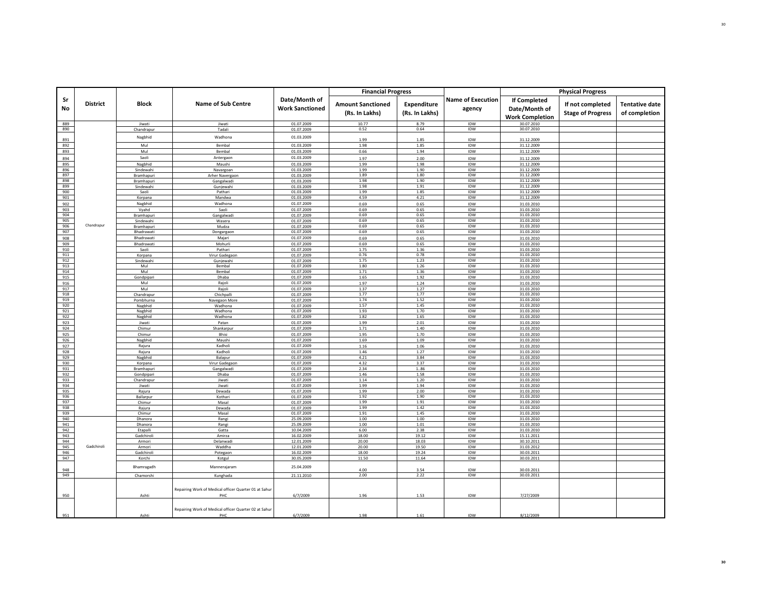| Sr No | District | Block | Name of Sub Centre | Date/Month of Work Sanctioned | Financial Progress | | Name of Execution agency | Physical Progress | | |
|---|---|---|---|---|---|---|---|---|---|---|
| | | | | | Amount Sanctioned (Rs. In Lakhs) | Expenditure (Rs. In Lakhs) | | If Completed Date/Month of Work Completion | If not completed Stage of Progress | Tentative date of completion |
| 889 | Chandrapur | Jiwati | Jiwati | 01.07.2009 | 10.77 | 8.79 | IDW | 30.07.2010 | | |
| 890 | | Chandrapur | Tadali | 01.07.2009 | 0.52 | 0.64 | IDW | 30.07.2010 | | |
| 891 | | Nagbhid | Wadhona | 01.03.2009 | 1.99 | 1.85 | IDW | 31.12.2009 | | |
| 892 | | Mul | Bembal | 01.03.2009 | 1.98 | 1.85 | IDW | 31.12.2009 | | |
| 893 | | Mul | Bembal | 01.03.2009 | 0.66 | 1.94 | IDW | 31.12.2009 | | |
| 894 | | Saoli | Antergaon | 01.03.2009 | 1.97 | 2.00 | IDW | 31.12.2009 | | |
| 895 | | Nagbhid | Maushi | 01.03.2009 | 1.99 | 1.98 | IDW | 31.12.2009 | | |
| 896 | | Sindewahi | Navargoan | 01.03.2009 | 1.99 | 1.90 | IDW | 31.12.2009 | | |
| 897 | | Bramhapuri | Arher Navergaon | 01.03.2009 | 1.89 | 1.80 | IDW | 31.12.2009 | | |
| 898 | | Bramhapuri | Gangalwadi | 01.03.2009 | 1.98 | 1.90 | IDW | 31.12.2009 | | |
| 899 | | Sindewahi | Gunjewahi | 01.03.2009 | 1.98 | 1.91 | IDW | 31.12.2009 | | |
| 900 | | Saoli | Pathari | 01.03.2009 | 1.99 | 1.85 | IDW | 31.12.2009 | | |
| 901 | | Korpana | Mandwa | 01.03.2009 | 4.59 | 4.21 | IDW | 31.12.2009 | | |
| 902 | | Nagbhid | Wadhona | 01.07.2009 | 0.69 | 0.65 | IDW | 31.03.2010 | | |
| 903 | | Vyahd | Saoli | 01.07.2009 | 0.69 | 0.65 | IDW | 31.03.2010 | | |
| 904 | | Bramhapuri | Gangalwadi | 01.07.2009 | 0.69 | 0.65 | IDW | 31.03.2010 | | |
| 905 | | Sindewahi | Wasera | 01.07.2009 | 0.69 | 0.65 | IDW | 31.03.2010 | | |
| 906 | | Bramhapuri | Mudza | 01.07.2009 | 0.69 | 0.65 | IDW | 31.03.2010 | | |
| 907 | | Bhadrawati | Dongargaon | 01.07.2009 | 0.69 | 0.65 | IDW | 31.03.2010 | | |
| 908 | | Bhadrawati | Majari | 01.07.2009 | 0.69 | 0.65 | IDW | 31.03.2010 | | |
| 909 | | Bhadrawati | Mohurli | 01.07.2009 | 0.69 | 0.65 | IDW | 31.03.2010 | | |
| 910 | | Saoli | Pathari | 01.07.2009 | 1.75 | 1.36 | IDW | 31.03.2010 | | |
| 911 | | Korpana | Virur Gadegaon | 01.07.2009 | 0.76 | 0.78 | IDW | 31.03.2010 | | |
| 912 | | Sindewahi | Gunjewahi | 01.07.2009 | 1.75 | 1.23 | IDW | 31.03.2010 | | |
| 913 | | Mul | Bembal | 01.07.2009 | 1.80 | 1.26 | IDW | 31.03.2010 | | |
| 914 | | Mul | Bembal | 01.07.2009 | 1.71 | 1.36 | IDW | 31.03.2010 | | |
| 915 | | Gondpipari | Dhaba | 01.07.2009 | 1.65 | 1.92 | IDW | 31.03.2010 | | |
| 916 | | Mul | Rajoli | 01.07.2009 | 1.97 | 1.24 | IDW | 31.03.2010 | | |
| 917 | | Mul | Rajoli | 01.07.2009 | 1.37 | 1.27 | IDW | 31.03.2010 | | |
| 918 | | Chandrapur | Chichpalli | 01.07.2009 | 1.77 | 1.77 | IDW | 31.03.2010 | | |
| 919 | | Pombhurna | Navegaon More | 01.07.2009 | 1.74 | 1.52 | IDW | 31.03.2010 | | |
| 920 | | Nagbhid | Wadhona | 01.07.2009 | 1.57 | 1.45 | IDW | 31.03.2010 | | |
| 921 | | Nagbhid | Wadhona | 01.07.2009 | 1.93 | 1.70 | IDW | 31.03.2010 | | |
| 922 | | Nagbhid | Wadhona | 01.07.2009 | 1.82 | 1.65 | IDW | 31.03.2010 | | |
| 923 | | Jiwati | Patan | 01.07.2009 | 1.99 | 2.01 | IDW | 31.03.2010 | | |
| 924 | | Chimur | Shankarpur | 01.07.2009 | 1.71 | 1.40 | IDW | 31.03.2010 | | |
| 925 | | Chimur | Bhisi | 01.07.2009 | 1.95 | 1.70 | IDW | 31.03.2010 | | |
| 926 | | Nagbhid | Maushi | 01.07.2009 | 1.69 | 1.09 | IDW | 31.03.2010 | | |
| 927 | | Rajura | Kadholi | 01.07.2009 | 1.16 | 1.06 | IDW | 31.03.2010 | | |
| 928 | | Rajura | Kadholi | 01.07.2009 | 1.46 | 1.27 | IDW | 31.03.2010 | | |
| 929 | | Nagbhid | Balapur | 01.07.2009 | 4.21 | 3.84 | IDW | 31.03.2010 | | |
| 930 | | Korpana | Virur Gadegaon | 01.07.2009 | 4.32 | 3.37 | IDW | 31.03.2010 | | |
| 931 | | Bramhapuri | Gangalwadi | 01.07.2009 | 2.34 | 1..86 | IDW | 31.03.2010 | | |
| 932 | | Gondpipari | Dhaba | 01.07.2009 | 1.46 | 1.58 | IDW | 31.03.2010 | | |
| 933 | | Chandrapur | Jiwati | 01.07.2009 | 1.14 | 1.20 | IDW | 31.03.2010 | | |
| 934 | | Jiwati | Jiwati | 01.07.2009 | 1.99 | 1.94 | IDW | 31.03.2010 | | |
| 935 | | Rajura | Dewada | 01.07.2009 | 1.99 | 2.00 | IDW | 31.03.2010 | | |
| 936 | | Ballarpur | Kothari | 01.07.2009 | 1.92 | 1.90 | IDW | 31.03.2010 | | |
| 937 | | Chimur | Masal | 01.07.2009 | 1.99 | 1.91 | IDW | 31.03.2010 | | |
| 938 | | Rajura | Dewada | 01.07.2009 | 1.99 | 1.42 | IDW | 31.03.2010 | | |
| 939 | | Chimur | Masal | 01.07.2009 | 1.91 | 1.45 | IDW | 31.03.2010 | | |
| 940 | Gadchiroli | Dhanora | Rangi | 25.09.2009 | 1.00 | 1.00 | IDW | 31.03.2010 | | |
| 941 | | Dhanora | Rangi | 25.09.2009 | 1.00 | 1.01 | IDW | 31.03.2010 | | |
| 942 | | Etapalli | Gatta | 10.04.2009 | 6.00 | 2.38 | IDW | 31.03.2010 | | |
| 943 | | Gadchiroli | Amirza | 16.02.2009 | 18.00 | 19.12 | IDW | 15.11.2011 | | |
| 944 | | Armori | Delanwadi | 12.01.2009 | 20.00 | 18.03 | IDW | 30.10.2011 | | |
| 945 | | Armori | Waddha | 12.01.2009 | 20.00 | 19.50 | IDW | 31.03.2012 | | |
| 946 | | Gadchiroli | Potegaon | 16.02.2009 | 18.00 | 19.24 | IDW | 30.03.2011 | | |
| 947 | | Korchi | Kotgul | 30.05.2009 | 11.50 | 11.64 | IDW | 30.03.2011 | | |
| 948 | | Bhamragadh | Mannerajaram | 25.04.2009 | 4.00 | 3.54 | IDW | 30.03.2011 | | |
| 949 | | Chamorshi | Kunghada | 21.11.2010 | 2.00 | 2.22 | IDW | 30.03.2011 | | |
| 950 | | Ashti | Repairing Work of Medical officer Quarter 01 at Sahur PHC | 6/7/2009 | 1.96 | 1.53 | IDW | 7/27/2009 | | |
| 951 | | Ashti | Repairing Work of Medical officer Quarter 02 at Sahur PHC | 6/7/2009 | 1.98 | 1.61 | IDW | 8/12/2009 | | |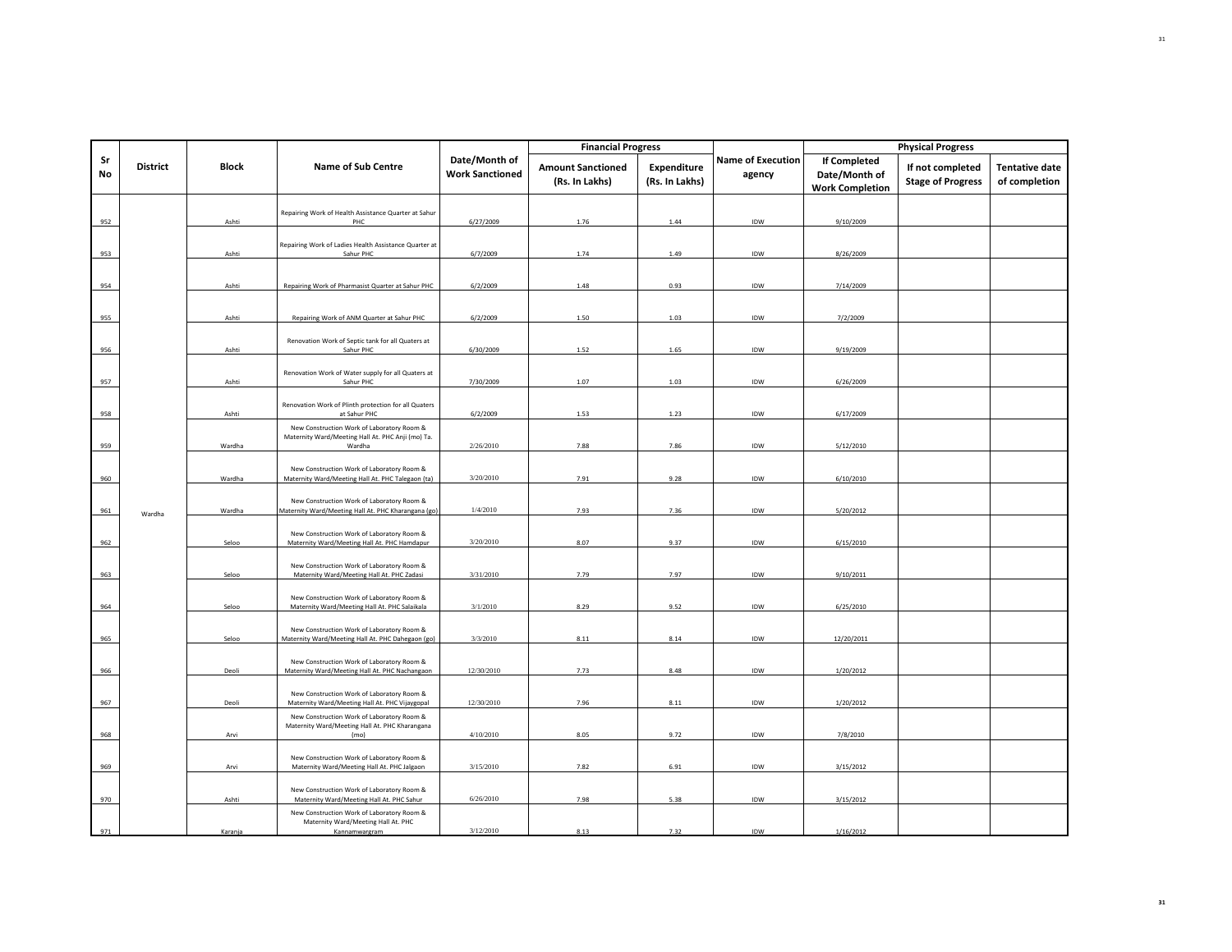| Sr No | District | Block | Name of Sub Centre | Date/Month of Work Sanctioned | Financial Progress | | Name of Execution agency | Physical Progress | | |
|---|---|---|---|---|---|---|---|---|---|---|
| | | | | | Amount Sanctioned (Rs. In Lakhs) | Expenditure (Rs. In Lakhs) | | If Completed Date/Month of Work Completion | If not completed Stage of Progress | Tentative date of completion |
| 952 | Wardha | Ashti | Repairing Work of Health Assistance Quarter at Sahur PHC | 6/27/2009 | 1.76 | 1.44 | IDW | 9/10/2009 | | |
| 953 | | Ashti | Repairing Work of Ladies Health Assistance Quarter at Sahur PHC | 6/7/2009 | 1.74 | 1.49 | IDW | 8/26/2009 | | |
| 954 | | Ashti | Repairing Work of Pharmasist Quarter at Sahur PHC | 6/2/2009 | 1.48 | 0.93 | IDW | 7/14/2009 | | |
| 955 | | Ashti | Repairing Work of ANM Quarter at Sahur PHC | 6/2/2009 | 1.50 | 1.03 | IDW | 7/2/2009 | | |
| 956 | | Ashti | Renovation Work of Septic tank for all Quaters at Sahur PHC | 6/30/2009 | 1.52 | 1.65 | IDW | 9/19/2009 | | |
| 957 | | Ashti | Renovation Work of Water supply for all Quaters at Sahur PHC | 7/30/2009 | 1.07 | 1.03 | IDW | 6/26/2009 | | |
| 958 | | Ashti | Renovation Work of Plinth protection for all Quaters at Sahur PHC | 6/2/2009 | 1.53 | 1.23 | IDW | 6/17/2009 | | |
| 959 | | Wardha | New Construction Work of Laboratory Room & Maternity Ward/Meeting Hall At. PHC Anji (mo) Ta. Wardha | 2/26/2010 | 7.88 | 7.86 | IDW | 5/12/2010 | | |
| 960 | | Wardha | New Construction Work of Laboratory Room & Maternity Ward/Meeting Hall At. PHC Talegaon (ta) | 3/20/2010 | 7.91 | 9.28 | IDW | 6/10/2010 | | |
| 961 | | Wardha | New Construction Work of Laboratory Room & Maternity Ward/Meeting Hall At. PHC Kharangana (go) | 1/4/2010 | 7.93 | 7.36 | IDW | 5/20/2012 | | |
| 962 | | Seloo | New Construction Work of Laboratory Room & Maternity Ward/Meeting Hall At. PHC Hamdapur | 3/20/2010 | 8.07 | 9.37 | IDW | 6/15/2010 | | |
| 963 | | Seloo | New Construction Work of Laboratory Room & Maternity Ward/Meeting Hall At. PHC Zadasi | 3/31/2010 | 7.79 | 7.97 | IDW | 9/10/2011 | | |
| 964 | | Seloo | New Construction Work of Laboratory Room & Maternity Ward/Meeting Hall At. PHC Salaikala | 3/1/2010 | 8.29 | 9.52 | IDW | 6/25/2010 | | |
| 965 | | Seloo | New Construction Work of Laboratory Room & Maternity Ward/Meeting Hall At. PHC Dahegaon (go) | 3/3/2010 | 8.11 | 8.14 | IDW | 12/20/2011 | | |
| 966 | | Deoli | New Construction Work of Laboratory Room & Maternity Ward/Meeting Hall At. PHC Nachangaon | 12/30/2010 | 7.73 | 8.48 | IDW | 1/20/2012 | | |
| 967 | | Deoli | New Construction Work of Laboratory Room & Maternity Ward/Meeting Hall At. PHC Vijaygopal | 12/30/2010 | 7.96 | 8.11 | IDW | 1/20/2012 | | |
| 968 | | Arvi | New Construction Work of Laboratory Room & Maternity Ward/Meeting Hall At. PHC Kharangana (mo) | 4/10/2010 | 8.05 | 9.72 | IDW | 7/8/2010 | | |
| 969 | | Arvi | New Construction Work of Laboratory Room & Maternity Ward/Meeting Hall At. PHC Jalgaon | 3/15/2010 | 7.82 | 6.91 | IDW | 3/15/2012 | | |
| 970 | | Ashti | New Construction Work of Laboratory Room & Maternity Ward/Meeting Hall At. PHC Sahur | 6/26/2010 | 7.98 | 5.38 | IDW | 3/15/2012 | | |
| 971 | | Karanja | New Construction Work of Laboratory Room & Maternity Ward/Meeting Hall At. PHC Kannamwargram | 3/12/2010 | 8.13 | 7.32 | IDW | 1/16/2012 | | |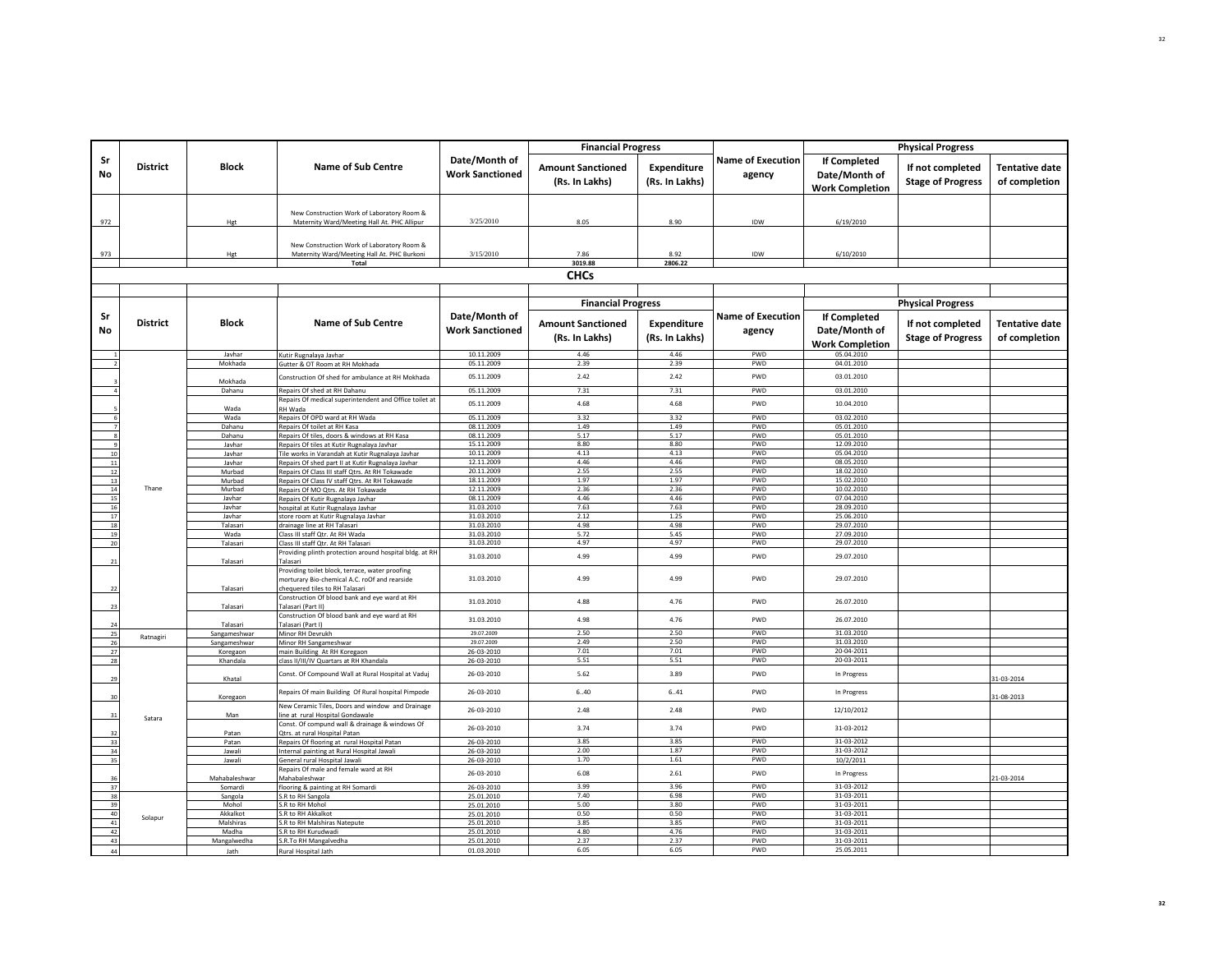| Sr No | District | Block | Name of Sub Centre | Date/Month of Work Sanctioned | Financial Progress | | Name of Execution agency | Physical Progress | | |
|---|---|---|---|---|---|---|---|---|---|---|
| | | | | | Amount Sanctioned (Rs. In Lakhs) | Expenditure (Rs. In Lakhs) | | If Completed Date/Month of Work Completion | If not completed Stage of Progress | Tentative date of completion |
| 972 | | Hgt | New Construction Work of Laboratory Room & Maternity Ward/Meeting Hall At. PHC Allipur | 3/25/2010 | 8.05 | 8.90 | IDW | 6/19/2010 | | |
| 973 | | Hgt | New Construction Work of Laboratory Room & Maternity Ward/Meeting Hall At. PHC Burkoni | 3/15/2010 | 7.86 | 8.92 | IDW | 6/10/2010 | | |
| | | | Total | | 3019.88 | 2806.22 | | | | |

## CHCs

| Sr No | District | Block | Name of Sub Centre | Date/Month of Work Sanctioned | Financial Progress | | Name of Execution agency | Physical Progress | | |
|---|---|---|---|---|---|---|---|---|---|---|
| | | | | | Amount Sanctioned (Rs. In Lakhs) | Expenditure (Rs. In Lakhs) | | If Completed Date/Month of Work Completion | If not completed Stage of Progress | Tentative date of completion |
| 1 | Thane | Javhar | Kutir Rugnalaya Javhar | 10.11.2009 | 4.46 | 4.46 | PWD | 05.04.2010 | | |
| 2 | | Mokhada | Gutter & OT Room at RH Mokhada | 05.11.2009 | 2.39 | 2.39 | PWD | 04.01.2010 | | |
| 3 | | Mokhada | Construction Of shed for ambulance at RH Mokhada | 05.11.2009 | 2.42 | 2.42 | PWD | 03.01.2010 | | |
| 4 | | Dahanu | Repairs Of shed at RH Dahanu | 05.11.2009 | 7.31 | 7.31 | PWD | 03.01.2010 | | |
| 5 | | Wada | Repairs Of medical superintendent and Office toilet at RH Wada | 05.11.2009 | 4.68 | 4.68 | PWD | 10.04.2010 | | |
| 6 | | Wada | Repairs Of OPD ward at RH Wada | 05.11.2009 | 3.32 | 3.32 | PWD | 03.02.2010 | | |
| 7 | | Dahanu | Repairs Of toilet at RH Kasa | 08.11.2009 | 1.49 | 1.49 | PWD | 05.01.2010 | | |
| 8 | | Dahanu | Repairs Of tiles, doors & windows at RH Kasa | 08.11.2009 | 5.17 | 5.17 | PWD | 05.01.2010 | | |
| 9 | | Javhar | Repairs Of tiles at Kutir Rugnalaya Javhar | 15.11.2009 | 8.80 | 8.80 | PWD | 12.09.2010 | | |
| 10 | | Javhar | Tile works in Varandah at Kutir Rugnalaya Javhar | 10.11.2009 | 4.13 | 4.13 | PWD | 05.04.2010 | | |
| 11 | | Javhar | Repairs Of shed part II at Kutir Rugnalaya Javhar | 12.11.2009 | 4.46 | 4.46 | PWD | 08.05.2010 | | |
| 12 | | Murbad | Repairs Of Class III staff Qtrs. At RH Tokawade | 20.11.2009 | 2.55 | 2.55 | PWD | 18.02.2010 | | |
| 13 | | Murbad | Repairs Of Class IV staff Qtrs. At RH Tokawade | 18.11.2009 | 1.97 | 1.97 | PWD | 15.02.2010 | | |
| 14 | | Murbad | Repairs Of MO Qtrs. At RH Tokawade | 12.11.2009 | 2.36 | 2.36 | PWD | 10.02.2010 | | |
| 15 | | Javhar | Repairs Of Kutir Rugnalaya Javhar | 08.11.2009 | 4.46 | 4.46 | PWD | 07.04.2010 | | |
| 16 | | Javhar | hospital at Kutir Rugnalaya Javhar | 31.03.2010 | 7.63 | 7.63 | PWD | 28.09.2010 | | |
| 17 | | Javhar | store room at Kutir Rugnalaya Javhar | 31.03.2010 | 2.12 | 1.25 | PWD | 25.06.2010 | | |
| 18 | | Talasari | drainage line at RH Talasari | 31.03.2010 | 4.98 | 4.98 | PWD | 29.07.2010 | | |
| 19 | | Wada | Class III staff Qtr. At RH Wada | 31.03.2010 | 5.72 | 5.45 | PWD | 27.09.2010 | | |
| 20 | | Talasari | Class III staff Qtr. At RH Talasari | 31.03.2010 | 4.97 | 4.97 | PWD | 29.07.2010 | | |
| 21 | | Talasari | Providing plinth protection around hospital bldg. at RH Talasari | 31.03.2010 | 4.99 | 4.99 | PWD | 29.07.2010 | | |
| 22 | | Talasari | Providing toilet block, terrace, water proofing morturary Bio-chemical A.C. roOf and rearside chequered tiles to RH Talasari | 31.03.2010 | 4.99 | 4.99 | PWD | 29.07.2010 | | |
| 23 | | Talasari | Construction Of blood bank and eye ward at RH Talasari (Part II) | 31.03.2010 | 4.88 | 4.76 | PWD | 26.07.2010 | | |
| 24 | | Talasari | Construction Of blood bank and eye ward at RH Talasari (Part I) | 31.03.2010 | 4.98 | 4.76 | PWD | 26.07.2010 | | |
| 25 | Ratnagiri | Sangameshwar | Minor RH Devrukh | 29.07.2009 | 2.50 | 2.50 | PWD | 31.03.2010 | | |
| 26 | | Sangameshwar | Minor RH Sangameshwar | 29.07.2009 | 2.49 | 2.50 | PWD | 31.03.2010 | | |
| 27 | Satara | Koregaon | main Building At RH Koregaon | 26-03-2010 | 7.01 | 7.01 | PWD | 20-04-2011 | | |
| 28 | | Khandala | class II/III/IV Quartars at RH Khandala | 26-03-2010 | 5.51 | 5.51 | PWD | 20-03-2011 | | |
| 29 | | Khatal | Const. Of Compound Wall at Rural Hospital at Vaduj | 26-03-2010 | 5.62 | 3.89 | PWD | In Progress | | 31-03-2014 |
| 30 | | Koregaon | Repairs Of main Building Of Rural hospital Pimpode | 26-03-2010 | 6..40 | 6..41 | PWD | In Progress | | 31-08-2013 |
| 31 | | Man | New Ceramic Tiles, Doors and window and Drainage line at rural Hospital Gondawale | 26-03-2010 | 2.48 | 2.48 | PWD | 12/10/2012 | | |
| 32 | | Patan | Const. Of compund wall & drainage & windows Of Qtrs. at rural Hospital Patan | 26-03-2010 | 3.74 | 3.74 | PWD | 31-03-2012 | | |
| 33 | | Patan | Repairs Of flooring at rural Hospital Patan | 26-03-2010 | 3.85 | 3.85 | PWD | 31-03-2012 | | |
| 34 | | Jawali | Internal painting at Rural Hospital Jawali | 26-03-2010 | 2.00 | 1.87 | PWD | 31-03-2012 | | |
| 35 | | Jawali | General rural Hospital Jawali | 26-03-2010 | 1.70 | 1.61 | PWD | 10/2/2011 | | |
| 36 | | Mahabaleshwar | Repairs Of male and female ward at RH Mahabaleshwar | 26-03-2010 | 6.08 | 2.61 | PWD | In Progress | | 21-03-2014 |
| 37 | | Somardi | Flooring & painting at RH Somardi | 26-03-2010 | 3.99 | 3.96 | PWD | 31-03-2012 | | |
| 38 | Solapur | Sangola | S.R to RH Sangola | 25.01.2010 | 7.40 | 6.98 | PWD | 31-03-2011 | | |
| 39 | | Mohol | S.R to RH Mohol | 25.01.2010 | 5.00 | 3.80 | PWD | 31-03-2011 | | |
| 40 | | Akkalkot | S.R to RH Akkalkot | 25.01.2010 | 0.50 | 0.50 | PWD | 31-03-2011 | | |
| 41 | | Malshiras | S.R to RH Malshiras Natepute | 25.01.2010 | 3.85 | 3.85 | PWD | 31-03-2011 | | |
| 42 | | Madha | S.R to RH Kurudwadi | 25.01.2010 | 4.80 | 4.76 | PWD | 31-03-2011 | | |
| 43 | | Mangalwedha | S.R.To RH Mangalvedha | 25.01.2010 | 2.37 | 2.37 | PWD | 31-03-2011 | | |
| 44 | | Jath | Rural Hospital Jath | 01.03.2010 | 6.05 | 6.05 | PWD | 25.05.2011 | | |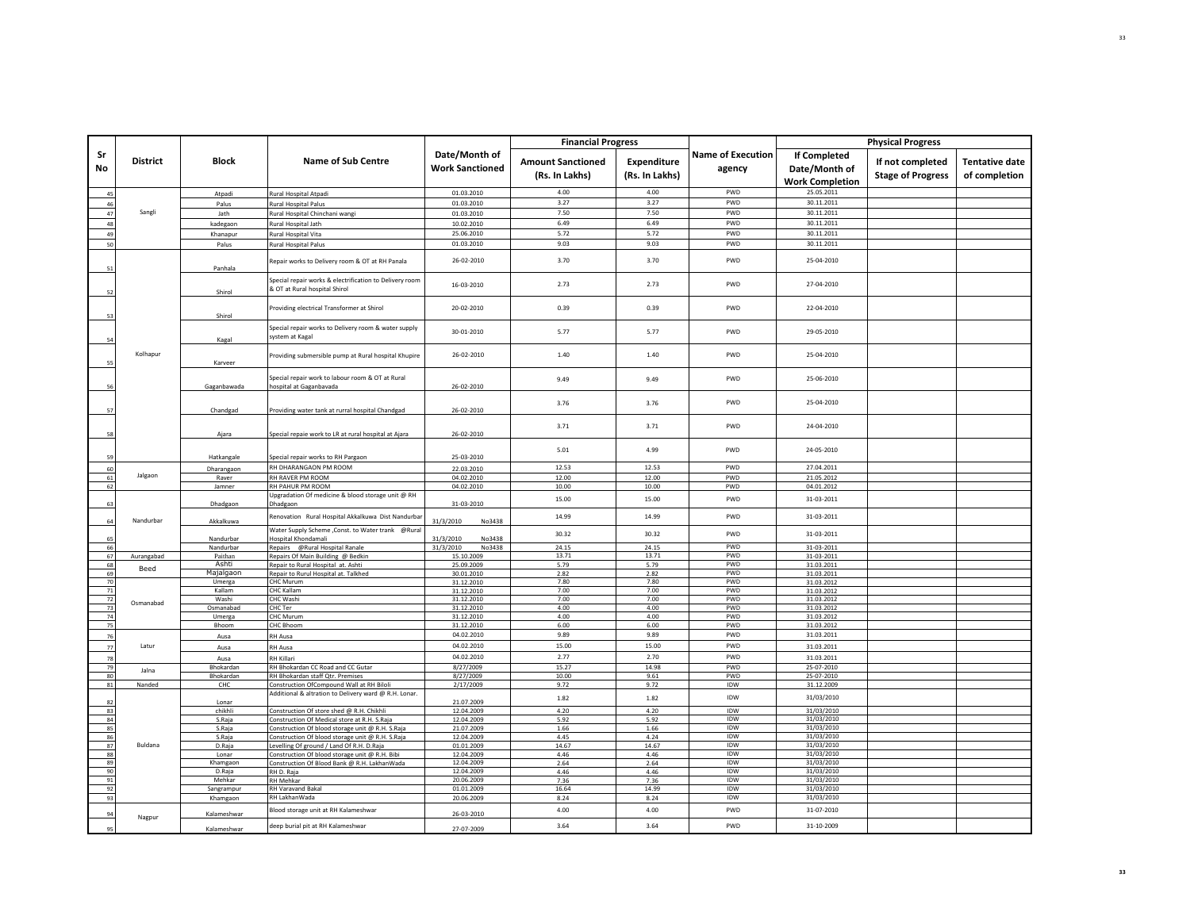| Sr No | District | Block | Name of Sub Centre | Date/Month of Work Sanctioned | Financial Progress | | Name of Execution agency | Physical Progress | | |
|---|---|---|---|---|---|---|---|---|---|---|
| | | | | | Amount Sanctioned (Rs. In Lakhs) | Expenditure (Rs. In Lakhs) | | If Completed Date/Month of Work Completion | If not completed Stage of Progress | Tentative date of completion |
| 45 | Sangli | Atpadi | Rural Hospital Atpadi | 01.03.2010 | 4.00 | 4.00 | PWD | 25.05.2011 | | |
| 46 | | Palus | Rural Hospital Palus | 01.03.2010 | 3.27 | 3.27 | PWD | 30.11.2011 | | |
| 47 | | Jath | Rural Hospital Chinchani wangi | 01.03.2010 | 7.50 | 7.50 | PWD | 30.11.2011 | | |
| 48 | | kadegaon | Rural Hospital Jath | 10.02.2010 | 6.49 | 6.49 | PWD | 30.11.2011 | | |
| 49 | | Khanapur | Rural Hospital Vita | 25.06.2010 | 5.72 | 5.72 | PWD | 30.11.2011 | | |
| 50 | | Palus | Rural Hospital Palus | 01.03.2010 | 9.03 | 9.03 | PWD | 30.11.2011 | | |
| 51 | Kolhapur | Panhala | Repair works to Delivery room & OT at RH Panala | 26-02-2010 | 3.70 | 3.70 | PWD | 25-04-2010 | | |
| 52 | | Shirol | Special repair works & electrification to Delivery room & OT at Rural hospital Shirol | 16-03-2010 | 2.73 | 2.73 | PWD | 27-04-2010 | | |
| 53 | | Shirol | Providing electrical Transformer at Shirol | 20-02-2010 | 0.39 | 0.39 | PWD | 22-04-2010 | | |
| 54 | | Kagal | Special repair works to Delivery room & water supply system at Kagal | 30-01-2010 | 5.77 | 5.77 | PWD | 29-05-2010 | | |
| 55 | | Karveer | Providing submersible pump at Rural hospital Khupire | 26-02-2010 | 1.40 | 1.40 | PWD | 25-04-2010 | | |
| 56 | | Gaganbawada | Special repair work to labour room & OT at Rural hospital at Gaganbavada | 26-02-2010 | 9.49 | 9.49 | PWD | 25-06-2010 | | |
| 57 | | Chandgad | Providing water tank at rurral hospital Chandgad | 26-02-2010 | 3.76 | 3.76 | PWD | 25-04-2010 | | |
| 58 | | Ajara | Special repaie work to LR at rural hospital at Ajara | 26-02-2010 | 3.71 | 3.71 | PWD | 24-04-2010 | | |
| 59 | | Hatkangale | Special repair works to RH Pargaon | 25-03-2010 | 5.01 | 4.99 | PWD | 24-05-2010 | | |
| 60 | Jalgaon | Dharangaon | RH DHARANGAON PM ROOM | 22.03.2010 | 12.53 | 12.53 | PWD | 27.04.2011 | | |
| 61 | | Raver | RH RAVER PM ROOM | 04.02.2010 | 12.00 | 12.00 | PWD | 21.05.2012 | | |
| 62 | | Jamner | RH PAHUR PM ROOM | 04.02.2010 | 10.00 | 10.00 | PWD | 04.01.2012 | | |
| 63 | Nandurbar | Dhadgaon | Upgradation Of medicine & blood storage unit @ RH Dhadgaon | 31-03-2010 | 15.00 | 15.00 | PWD | 31-03-2011 | | |
| 64 | | Akkalkuwa | Renovation Rural Hospital Akkalkuwa Dist Nandurbar | 31/3/2010 No3438 | 14.99 | 14.99 | PWD | 31-03-2011 | | |
| 65 | | Nandurbar | Water Supply Scheme ,Const. to Water trank @Rural Hospital Khondamali | 31/3/2010 No3438 | 30.32 | 30.32 | PWD | 31-03-2011 | | |
| 66 | | Nandurbar | Repairs @Rural Hospital Ranale | 31/3/2010 No3438 | 24.15 | 24.15 | PWD | 31-03-2011 | | |
| 67 | Aurangabad | Paithan | Repairs Of Main Building @ Bedkin | 15.10.2009 | 13.71 | 13.71 | PWD | 31-03-2011 | | |
| 68 | Beed | Ashti | Repair to Rural Hospital at. Ashti | 25.09.2009 | 5.79 | 5.79 | PWD | 31.03.2011 | | |
| 69 | | Majalgaon | Repair to Rurul Hospital at. Talkhed | 30.01.2010 | 2.82 | 2.82 | PWD | 31.03.2011 | | |
| 70 | Osmanabad | Umerga | CHC Murum | 31.12.2010 | 7.80 | 7.80 | PWD | 31.03.2012 | | |
| 71 | | Kallam | CHC Kallam | 31.12.2010 | 7.00 | 7.00 | PWD | 31.03.2012 | | |
| 72 | | Washi | CHC Washi | 31.12.2010 | 7.00 | 7.00 | PWD | 31.03.2012 | | |
| 73 | | Osmanabad | CHC Ter | 31.12.2010 | 4.00 | 4.00 | PWD | 31.03.2012 | | |
| 74 | | Umerga | CHC Murum | 31.12.2010 | 4.00 | 4.00 | PWD | 31.03.2012 | | |
| 75 | | Bhoom | CHC Bhoom | 31.12.2010 | 6.00 | 6.00 | PWD | 31.03.2012 | | |
| 76 | Latur | Ausa | RH Ausa | 04.02.2010 | 9.89 | 9.89 | PWD | 31.03.2011 | | |
| 77 | | Ausa | RH Ausa | 04.02.2010 | 15.00 | 15.00 | PWD | 31.03.2011 | | |
| 78 | | Ausa | RH Killari | 04.02.2010 | 2.77 | 2.70 | PWD | 31.03.2011 | | |
| 79 | Jalna | Bhokardan | RH Bhokardan CC Road and CC Gutar | 8/27/2009 | 15.27 | 14.98 | PWD | 25-07-2010 | | |
| 80 | | Bhokardan | RH Bhokardan staff Qtr. Premises | 8/27/2009 | 10.00 | 9.61 | PWD | 25-07-2010 | | |
| 81 | Nanded | CHC | Construction OfCompound Wall at RH Biloli | 2/17/2009 | 9.72 | 9.72 | IDW | 31.12.2009 | | |
| 82 | Buldana | Lonar | Additional & altration to Delivery ward @ R.H. Lonar. | 21.07.2009 | 1.82 | 1.82 | IDW | 31/03/2010 | | |
| 83 | | chikhli | Construction Of store shed @ R.H. Chikhli | 12.04.2009 | 4.20 | 4.20 | IDW | 31/03/2010 | | |
| 84 | | S.Raja | Construction Of Medical store at R.H. S.Raja | 12.04.2009 | 5.92 | 5.92 | IDW | 31/03/2010 | | |
| 85 | | S.Raja | Construction Of blood storage unit @ R.H. S.Raja | 21.07.2009 | 1.66 | 1.66 | IDW | 31/03/2010 | | |
| 86 | | S.Raja | Construction Of blood storage unit @ R.H. S.Raja | 12.04.2009 | 4.45 | 4.24 | IDW | 31/03/2010 | | |
| 87 | | D.Raja | Levelling Of ground / Land Of R.H. D.Raja | 01.01.2009 | 14.67 | 14.67 | IDW | 31/03/2010 | | |
| 88 | | Lonar | Construction Of blood storage unit @ R.H. Bibi | 12.04.2009 | 4.46 | 4.46 | IDW | 31/03/2010 | | |
| 89 | | Khamgaon | Construction Of Blood Bank @ R.H. LakhanWada | 12.04.2009 | 2.64 | 2.64 | IDW | 31/03/2010 | | |
| 90 | | D.Raja | RH D. Raja | 12.04.2009 | 4.46 | 4.46 | IDW | 31/03/2010 | | |
| 91 | | Mehkar | RH Mehkar | 20.06.2009 | 7.36 | 7.36 | IDW | 31/03/2010 | | |
| 92 | | Sangrampur | RH Varavand Bakal | 01.01.2009 | 16.64 | 14.99 | IDW | 31/03/2010 | | |
| 93 | | Khamgaon | RH LakhanWada | 20.06.2009 | 8.24 | 8.24 | IDW | 31/03/2010 | | |
| 94 | Nagpur | Kalameshwar | Blood storage unit at RH Kalameshwar | 26-03-2010 | 4.00 | 4.00 | PWD | 31-07-2010 | | |
| 95 | | Kalameshwar | deep burial pit at RH Kalameshwar | 27-07-2009 | 3.64 | 3.64 | PWD | 31-10-2009 | | |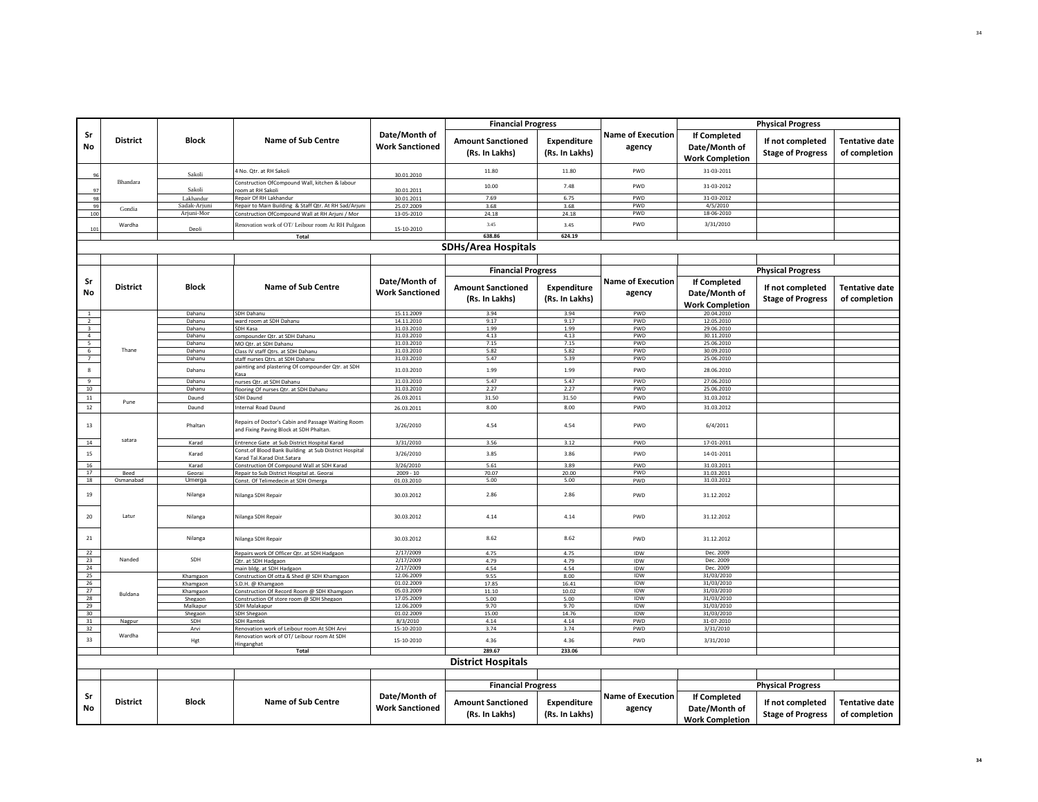| Sr No | District | Block | Name of Sub Centre | Date/Month of Work Sanctioned | Financial Progress | | Name of Execution agency | Physical Progress | | |
|---|---|---|---|---|---|---|---|---|---|---|
| | | | | | Amount Sanctioned (Rs. In Lakhs) | Expenditure (Rs. In Lakhs) | | If Completed Date/Month of Work Completion | If not completed Stage of Progress | Tentative date of completion |
| 96 | Bhandara | Sakoli | 4 No. Qtr. at RH Sakoli | 30.01.2010 | 11.80 | 11.80 | PWD | 31-03-2011 | | |
| 97 | | Sakoli | Construction OfCompound Wall, kitchen & labour room at RH Sakoli | 30.01.2011 | 10.00 | 7.48 | PWD | 31-03-2012 | | |
| 98 | | Lakhandur | Repair Of RH Lakhandur | 30.01.2011 | 7.69 | 6.75 | PWD | 31-03-2012 | | |
| 99 | Gondia | Sadak-Arjuni | Repair to Main Building & Staff Qtr. At RH Sad/Arjuni | 25.07.2009 | 3.68 | 3.68 | PWD | 4/5/2010 | | |
| 100 | | Arjuni-Mor | Construction OfCompound Wall at RH Arjuni / Mor | 13-05-2010 | 24.18 | 24.18 | PWD | 18-06-2010 | | |
| 101 | Wardha | Deoli | Renovation work of OT/ Leibour room At RH Pulgaon | 15-10-2010 | 3.45 | 3.45 | PWD | 3/31/2010 | | |
| | | | Total | | 638.86 | 624.19 | | | | |

## SDHs/Area Hospitals

| Sr No | District | Block | Name of Sub Centre | Date/Month of Work Sanctioned | Financial Progress | | Name of Execution agency | Physical Progress | | |
|---|---|---|---|---|---|---|---|---|---|---|
| | | | | | Amount Sanctioned (Rs. In Lakhs) | Expenditure (Rs. In Lakhs) | | If Completed Date/Month of Work Completion | If not completed Stage of Progress | Tentative date of completion |
| 1 | Thane | Dahanu | SDH Dahanu | 15.11.2009 | 3.94 | 3.94 | PWD | 20.04.2010 | | |
| 2 | | Dahanu | ward room at SDH Dahanu | 14.11.2010 | 9.17 | 9.17 | PWD | 12.05.2010 | | |
| 3 | | Dahanu | SDH Kasa | 31.03.2010 | 1.99 | 1.99 | PWD | 29.06.2010 | | |
| 4 | | Dahanu | compounder Qtr. at SDH Dahanu | 31.03.2010 | 4.13 | 4.13 | PWD | 30.11.2010 | | |
| 5 | | Dahanu | MO Qtr. at SDH Dahanu | 31.03.2010 | 7.15 | 7.15 | PWD | 25.06.2010 | | |
| 6 | | Dahanu | Class IV staff Qtrs. at SDH Dahanu | 31.03.2010 | 5.82 | 5.82 | PWD | 30.09.2010 | | |
| 7 | | Dahanu | staff nurses Qtrs. at SDH Dahanu | 31.03.2010 | 5.47 | 5.39 | PWD | 25.06.2010 | | |
| 8 | | Dahanu | painting and plastering Of compounder Qtr. at SDH Kasa | 31.03.2010 | 1.99 | 1.99 | PWD | 28.06.2010 | | |
| 9 | | Dahanu | nurses Qtr. at SDH Dahanu | 31.03.2010 | 5.47 | 5.47 | PWD | 27.06.2010 | | |
| 10 | | Dahanu | flooring Of nurses Qtr. at SDH Dahanu | 31.03.2010 | 2.27 | 2.27 | PWD | 25.06.2010 | | |
| 11 | Pune | Daund | SDH Daund | 26.03.2011 | 31.50 | 31.50 | PWD | 31.03.2012 | | |
| 12 | | Daund | Internal Road Daund | 26.03.2011 | 8.00 | 8.00 | PWD | 31.03.2012 | | |
| 13 | satara | Phaltan | Repairs of Doctor's Cabin and Passage Waiting Room and Fixing Paving Block at SDH Phaltan. | 3/26/2010 | 4.54 | 4.54 | PWD | 6/4/2011 | | |
| 14 | | Karad | Entrence Gate at Sub District Hospital Karad | 3/31/2010 | 3.56 | 3.12 | PWD | 17-01-2011 | | |
| 15 | | Karad | Const.of Blood Bank Building at Sub District Hospital Karad Tal.Karad Dist.Satara | 3/26/2010 | 3.85 | 3.86 | PWD | 14-01-2011 | | |
| 16 | | Karad | Construction Of Compound Wall at SDH Karad | 3/26/2010 | 5.61 | 3.89 | PWD | 31.03.2011 | | |
| 17 | Beed | Georai | Repair to Sub District Hospital at. Georai | 2009 - 10 | 70.07 | 20.00 | PWD | 31.03.2011 | | |
| 18 | Osmanabad | Umerga | Const. Of Telimedecin at SDH Omerga | 01.03.2010 | 5.00 | 5.00 | PWD | 31.03.2012 | | |
| 19 | Latur | Nilanga | Nilanga SDH Repair | 30.03.2012 | 2.86 | 2.86 | PWD | 31.12.2012 | | |
| 20 | | Nilanga | Nilanga SDH Repair | 30.03.2012 | 4.14 | 4.14 | PWD | 31.12.2012 | | |
| 21 | | Nilanga | Nilanga SDH Repair | 30.03.2012 | 8.62 | 8.62 | PWD | 31.12.2012 | | |
| 22 | Nanded | SDH | Repairs work Of Officer Qtr. at SDH Hadgaon | 2/17/2009 | 4.75 | 4.75 | IDW | Dec. 2009 | | |
| 23 | | | Qtr. at SDH Hadgaon | 2/17/2009 | 4.79 | 4.79 | IDW | Dec. 2009 | | |
| 24 | | | main bldg. at SDH Hadgaon | 2/17/2009 | 4.54 | 4.54 | IDW | Dec. 2009 | | |
| 25 | Buldana | Khamgaon | Construction Of otta & Shed @ SDH Khamgaon | 12.06.2009 | 9.55 | 8.00 | IDW | 31/03/2010 | | |
| 26 | | Khamgaon | S.D.H. @ Khamgaon | 01.02.2009 | 17.85 | 16.41 | IDW | 31/03/2010 | | |
| 27 | | Khamgaon | Construction Of Record Room @ SDH Khamgaon | 05.03.2009 | 11.10 | 10.02 | IDW | 31/03/2010 | | |
| 28 | | Shegaon | Construction Of store room @ SDH Shegaon | 17.05.2009 | 5.00 | 5.00 | IDW | 31/03/2010 | | |
| 29 | | Malkapur | SDH Malakapur | 12.06.2009 | 9.70 | 9.70 | IDW | 31/03/2010 | | |
| 30 | | Shegaon | SDH Shegaon | 01.02.2009 | 15.00 | 14.76 | IDW | 31/03/2010 | | |
| 31 | Nagpur | SDH | SDH Ramtek | 8/3/2010 | 4.14 | 4.14 | PWD | 31-07-2010 | | |
| 32 | Wardha | Arvi | Renovation work of Leibour room At SDH Arvi | 15-10-2010 | 3.74 | 3.74 | PWD | 3/31/2010 | | |
| 33 | | Hgt | Renovation work of OT/ Leibour room At SDH Hinganghat | 15-10-2010 | 4.36 | 4.36 | PWD | 3/31/2010 | | |
| | | | Total | | 289.67 | 233.06 | | | | |

## District Hospitals

| Sr No | District | Block | Name of Sub Centre | Date/Month of Work Sanctioned | Financial Progress | | Name of Execution agency | Physical Progress | | |
|---|---|---|---|---|---|---|---|---|---|---|
| | | | | | Amount Sanctioned (Rs. In Lakhs) | Expenditure (Rs. In Lakhs) | | If Completed Date/Month of Work Completion | If not completed Stage of Progress | Tentative date of completion |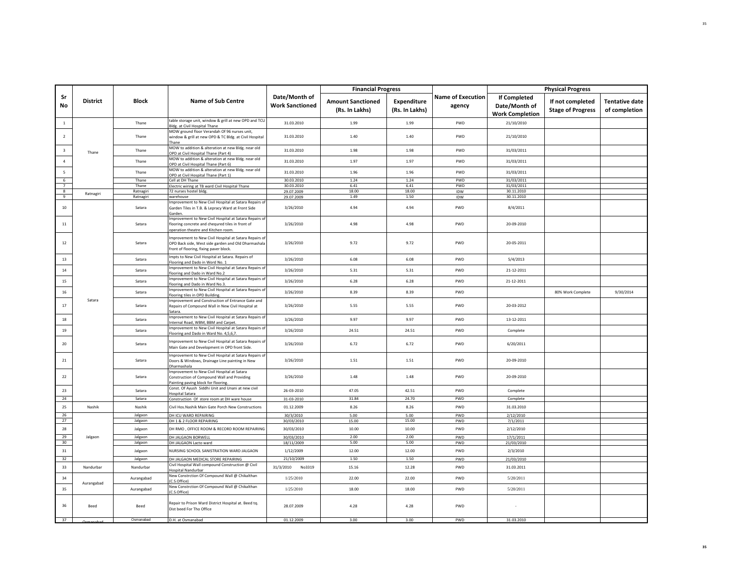| Sr No | District | Block | Name of Sub Centre | Date/Month of Work Sanctioned | Financial Progress | | Name of Execution agency | Physical Progress | | |
|---|---|---|---|---|---|---|---|---|---|---|
| | | | | | Amount Sanctioned (Rs. In Lakhs) | Expenditure (Rs. In Lakhs) | | If Completed Date/Month of Work Completion | If not completed Stage of Progress | Tentative date of completion |
| 1 | Thane | Thane | table storage unit, window & grill at new OPD and TCU Bldg. at Civil Hospital Thane | 31.03.2010 | 1.99 | 1.99 | PWD | 21/10/2010 | | |
| 2 | | Thane | MOW ground floor Verandah Of 96 nurses unit, window & grill at new OPD & TC Bldg. at Civil Hospital Thane | 31.03.2010 | 1.40 | 1.40 | PWD | 21/10/2010 | | |
| 3 | | Thane | MOW to addition & alteration at new Bldg. near old OPD at Civil Hospital Thane (Part 4) | 31.03.2010 | 1.98 | 1.98 | PWD | 31/03/2011 | | |
| 4 | | Thane | MOW to addition & alteration at new Bldg. near old OPD at Civil Hospital Thane (Part 6) | 31.03.2010 | 1.97 | 1.97 | PWD | 31/03/2011 | | |
| 5 | | Thane | MOW to addition & alteration at new Bldg. near old OPD at Civil Hospital Thane (Part 1) | 31.03.2010 | 1.96 | 1.96 | PWD | 31/03/2011 | | |
| 6 | | Thane | Cell at DH Thane | 30.03.2010 | 1.24 | 1.24 | PWD | 31/03/2011 | | |
| 7 | | Thane | Electric wiring at TB ward Civil Hospital Thane | 30.03.2010 | 6.41 | 6.41 | PWD | 31/03/2011 | | |
| 8 | Ratnagiri | Ratnagiri | 72 nurses hostel bldg. | 29.07.2009 | 18.00 | 18.00 | IDW | 30.11.2010 | | |
| 9 | | Ratnagiri | warehouse | 29.07.2009 | 1.49 | 1.50 | IDW | 30.11.2010 | | |
| 10 | Satara | Satara | Improvement to New Civil Hospital at Satara Repairs of Garden Tiles in T.B. & Lepracy Ward at Front Side Garden. | 3/26/2010 | 4.94 | 4.94 | PWD | 8/4/2011 | | |
| 11 | | Satara | Improvement to New Civil Hospital at Satara Repairs of flooring concrete and chequred tiles in front of operation theatre and Kitchen room. | 3/26/2010 | 4.98 | 4.98 | PWD | 20-09-2010 | | |
| 12 | | Satara | Improvement to New Civil Hospital at Satara Repairs of OPD Back side, West side garden and Old Dharmashala front of flooring, fixing paver block. | 3/26/2010 | 9.72 | 9.72 | PWD | 20-05-2011 | | |
| 13 | | Satara | Impts to New Civil Hospital at Satara. Repairs of Flooring and Dado in Word No. 1 | 3/26/2010 | 6.08 | 6.08 | PWD | 5/4/2013 | | |
| 14 | | Satara | Improvement to New Civil Hospital at Satara Repairs of flooring and Dado in Ward No.2 | 3/26/2010 | 5.31 | 5.31 | PWD | 21-12-2011 | | |
| 15 | | Satara | Improvement to New Civil Hospital at Satara Repairs of Flooring and Dado in Ward No.3. | 3/26/2010 | 6.28 | 6.28 | PWD | 21-12-2011 | | |
| 16 | | Satara | Improvement to New Civil Hospital at Satara Repairs of flooring tiles in OPD Building. | 3/26/2010 | 8.39 | 8.39 | PWD | | 80% Work Complete | 9/30/2014 |
| 17 | | Satara | Improvement and Construction of Entrance Gate and Repairs of Compound Wall in New Civil Hospital at Satara. | 3/26/2010 | 5.55 | 5.55 | PWD | 20-03-2012 | | |
| 18 | | Satara | Improvement to New Civil Hospital at Satara Repairs of Internal Road, WBM, BBM and Carpet. | 3/26/2010 | 9.97 | 9.97 | PWD | 13-12-2011 | | |
| 19 | | Satara | Improvement to New Civil Hospital at Satara Repairs of Flooring and Dado in Ward No. 4,5,6,7. | 3/26/2010 | 24.51 | 24.51 | PWD | Complete | | |
| 20 | | Satara | Improvement to New Civil Hospital at Satara Repairs of Main Gate and Development in OPD front Side. | 3/26/2010 | 6.72 | 6.72 | PWD | 6/20/2011 | | |
| 21 | | Satara | Improvement to New Civil Hospital at Satara Repairs of Doors & Windows, Drainage Line painting in New Dharmashala | 3/26/2010 | 1.51 | 1.51 | PWD | 20-09-2010 | | |
| 22 | | Satara | Improvement to New Civil Hospital at Satara Construction of Compound Wall and Providing Painting paving block for flooring. | 3/26/2010 | 1.48 | 1.48 | PWD | 20-09-2010 | | |
| 23 | | Satara | Const. Of Ayush Siddhi Unit and Unani at new civil Hospital Satara | 26-03-2010 | 47.05 | 42.51 | PWD | Complete | | |
| 24 | | Satara | Construction Of store room at DH ware house | 31-03-2010 | 31.84 | 24.70 | PWD | Complete | | |
| 25 | Nashik | Nashik | Civil Hos.Nashik Main Gate Porch New Constructions | 01.12.2009 | 8.26 | 8.26 | PWD | 31.03.2010 | | |
| 26 | Jalgaon | Jalgaon | DH ICU WARD REPAIRING | 30/3/2010 | 5.00 | 5.00 | PWD | 2/12/2010 | | |
| 27 | | Jalgaon | DH 1 & 2 FLOOR REPAIRING | 30/03/2010 | 15.00 | 15.00 | PWD | 7/1/2011 | | |
| 28 | | Jalgaon | DH RMO , OFFICE ROOM & RECORD ROOM REPAIRING | 30/03/2010 | 10.00 | 10.00 | PWD | 2/12/2010 | | |
| 29 | | Jalgaon | DH JALGAON BORWELL | 30/03/2010 | 2.00 | 2.00 | PWD | 17/1/2011 | | |
| 30 | | Jalgaon | DH JALGAON Lacto ward | 18/11/2009 | 5.00 | 5.00 | PWD | 21/03/2010 | | |
| 31 | | Jalgaon | NURSING SCHOOL SANISTRATION WARD JALGAON | 1/12/2009 | 12.00 | 12.00 | PWD | 2/3/2010 | | |
| 32 | | Jalgaon | DH JALGAON MEDICAL STORE REPAIRING | 21/10/2009 | 1.50 | 1.50 | PWD | 21/03/2010 | | |
| 33 | Nandurbar | Nandurbar | Civil Hospital Wall compound Construction @ Civil Hospital Nandurbar | 31/3/2010 No3319 | 15.16 | 12.28 | PWD | 31.03.2011 | | |
| 34 | Aurangabad | Aurangabad | New Constrction Of Compound Wall @ Chikalthan (C.S.Office) | 1/25/2010 | 22.00 | 22.00 | PWD | 5/20/2011 | | |
| 35 | | Aurangabad | New Constrction Of Compound Wall @ Chikalthan (C.S.Office) | 1/25/2010 | 18.00 | 18.00 | PWD | 5/20/2011 | | |
| 36 | Beed | Beed | Repair to Prison Ward District Hospital at. Beed tq. Dist beed For Tho Office | 28.07.2009 | 4.28 | 4.28 | PWD | - | | |
| 37 | Osmanabad | Osmanabad | D.H. at Osmanabad | 01.12.2009 | 3.00 | 3.00 | PWD | 31.03.2010 | | |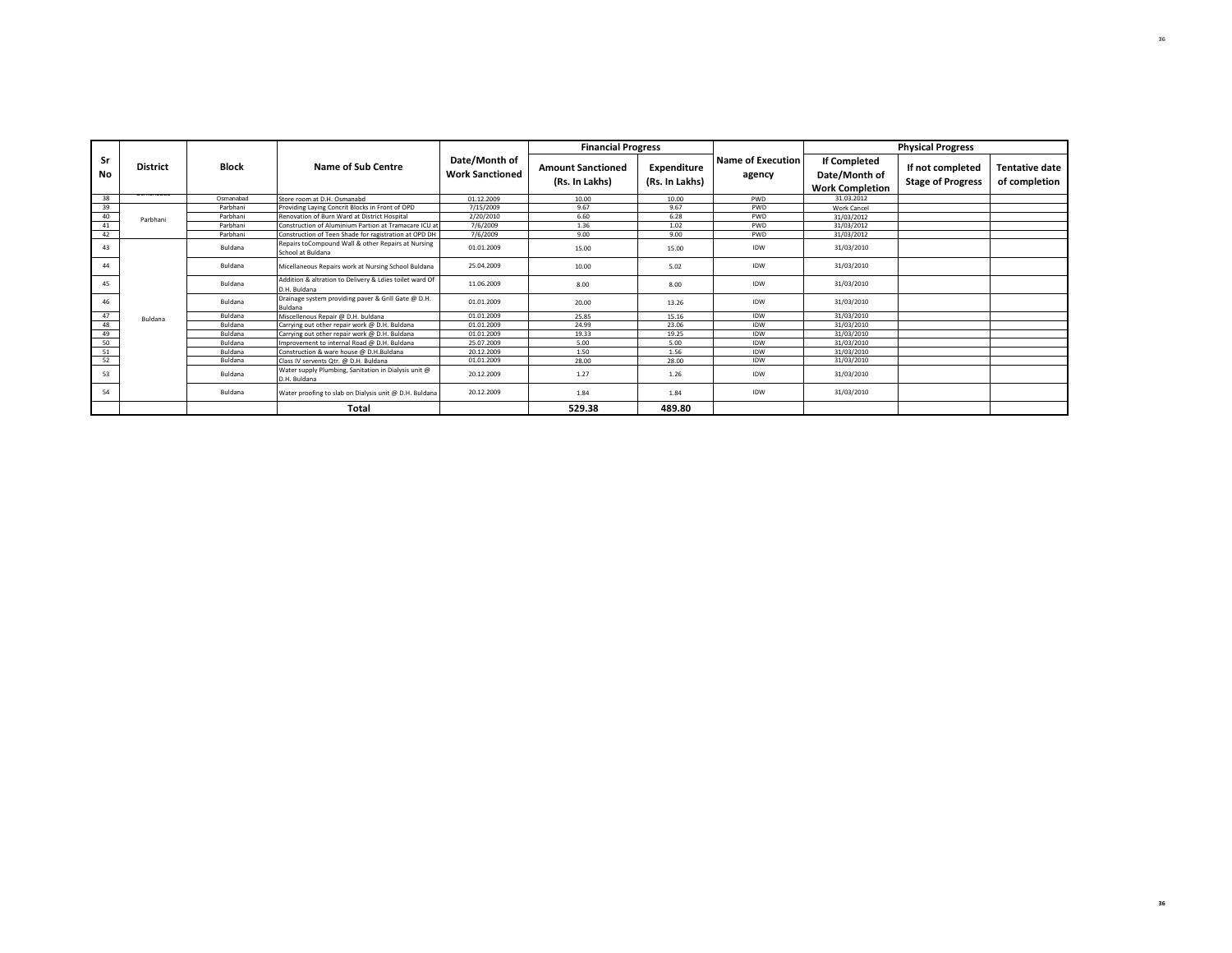| Sr No | District | Block | Name of Sub Centre | Date/Month of Work Sanctioned | Financial Progress | | Name of Execution agency | Physical Progress | | |
|---|---|---|---|---|---|---|---|---|---|---|
| | | | | | Amount Sanctioned (Rs. In Lakhs) | Expenditure (Rs. In Lakhs) | | If Completed Date/Month of Work Completion | If not completed Stage of Progress | Tentative date of completion |
| 38 | | Osmanabad | Store room at D.H. Osmanabd | 01.12.2009 | 10.00 | 10.00 | PWD | 31.03.2012 | | |
| 39 | Parbhani | Parbhani | Providing Laying Concrit Blocks in Front of OPD | 7/15/2009 | 9.67 | 9.67 | PWD | Work Cancel | | |
| 40 | | Parbhani | Renovation of Burn Ward at District Hospital | 2/20/2010 | 6.60 | 6.28 | PWD | 31/03/2012 | | |
| 41 | | Parbhani | Construction of Aluminium Partion at Tramacare ICU at | 7/6/2009 | 1.36 | 1.02 | PWD | 31/03/2012 | | |
| 42 | | Parbhani | Construction of Teen Shade for ragistration at OPD DH | 7/6/2009 | 9.00 | 9.00 | PWD | 31/03/2012 | | |
| 43 | Buldana | Buldana | Repairs toCompound Wall & other Repairs at Nursing School at Buldana | 01.01.2009 | 15.00 | 15.00 | IDW | 31/03/2010 | | |
| 44 | | Buldana | Micellaneous Repairs work at Nursing School Buldana | 25.04.2009 | 10.00 | 5.02 | IDW | 31/03/2010 | | |
| 45 | | Buldana | Addition & altration to Delivery & Ldies toilet ward Of D.H. Buldana | 11.06.2009 | 8.00 | 8.00 | IDW | 31/03/2010 | | |
| 46 | | Buldana | Drainage system providing paver & Grill Gate @ D.H. Buldana | 01.01.2009 | 20.00 | 13.26 | IDW | 31/03/2010 | | |
| 47 | | Buldana | Miscellenous Repair @ D.H. buldana | 01.01.2009 | 25.85 | 15.16 | IDW | 31/03/2010 | | |
| 48 | | Buldana | Carrying out other repair work @ D.H. Buldana | 01.01.2009 | 24.99 | 23.06 | IDW | 31/03/2010 | | |
| 49 | | Buldana | Carrying out other repair work @ D.H. Buldana | 01.01.2009 | 19.33 | 19.25 | IDW | 31/03/2010 | | |
| 50 | | Buldana | Improvement to internal Road @ D.H. Buldana | 25.07.2009 | 5.00 | 5.00 | IDW | 31/03/2010 | | |
| 51 | | Buldana | Construction & ware house @ D.H.Buldana | 20.12.2009 | 1.50 | 1.56 | IDW | 31/03/2010 | | |
| 52 | | Buldana | Class IV servents Qtr. @ D.H. Buldana | 01.01.2009 | 28.00 | 28.00 | IDW | 31/03/2010 | | |
| 53 | | Buldana | Water supply Plumbing, Sanitation in Dialysis unit @ D.H. Buldana | 20.12.2009 | 1.27 | 1.26 | IDW | 31/03/2010 | | |
| 54 | | Buldana | Water proofing to slab on Dialysis unit @ D.H. Buldana | 20.12.2009 | 1.84 | 1.84 | IDW | 31/03/2010 | | |
| | | | **Total** | | **529.38** | **489.80** | | | | |